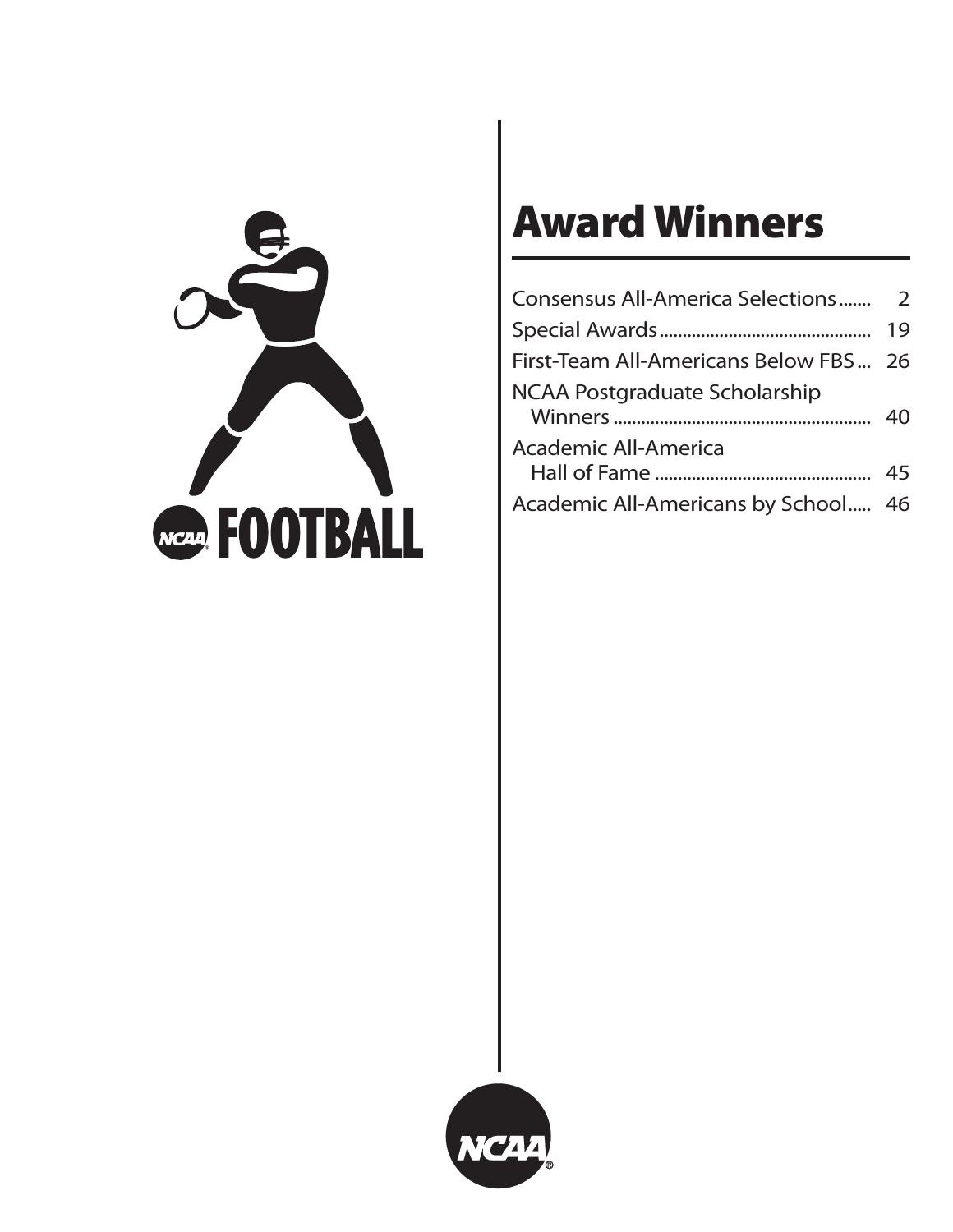# Award Winners

- Consensus All-America Selections ....... 2
- Special Awards ............................................. 19
- First-Team All-Americans Below FBS ... 26
- NCAA Postgraduate Scholarship Winners ........................................................ 40
- Academic All-America Hall of Fame ............................................... 45
- Academic All-Americans by School..... 46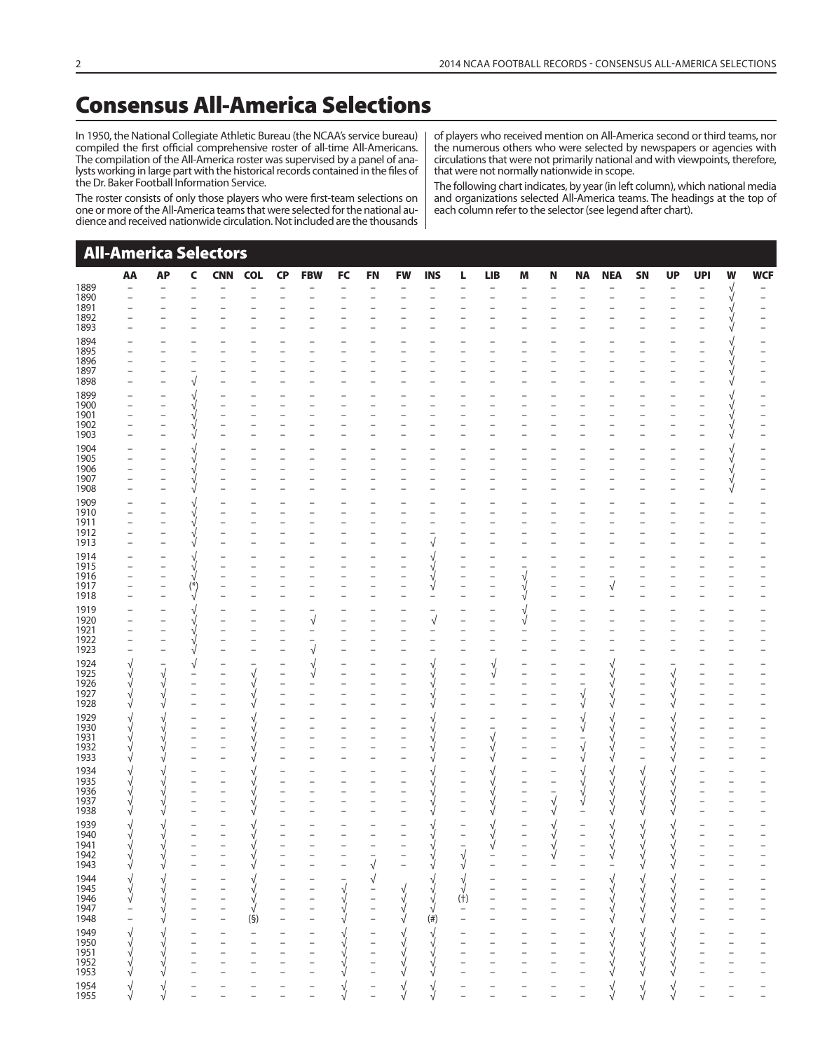# Consensus All-America Selections

In 1950, the National Collegiate Athletic Bureau (the NCAA's service bureau) compiled the first official comprehensive roster of all-time All-Americans. The compilation of the All-America roster was supervised by a panel of analysts working in large part with the historical records contained in the files of the Dr. Baker Football Information Service.

The roster consists of only those players who were first-team selections on one or more of the All-America teams that were selected for the national audience and received nationwide circulation. Not included are the thousands of players who received mention on All-America second or third teams, nor the numerous others who were selected by newspapers or agencies with circulations that were not primarily national and with viewpoints, therefore, that were not normally nationwide in scope.

The following chart indicates, by year (in left column), which national media and organizations selected All-America teams. The headings at the top of each column refer to the selector (see legend after chart).

## All-America Selectors

| | AA | AP | C | CNN | COL | CP | FBW | FC | FN | FW | INS | L | LIB | M | N | NA | NEA | SN | UP | UPI | W | WCF |
|---|---|---|---|---|---|---|---|---|---|---|---|---|---|---|---|---|---|---|---|---|---|---|
| 1889 | – | – | – | – | – | – | – | – | – | – | – | – | – | – | – | – | – | – | – | – | √ | – |
| 1890 | – | – | – | – | – | – | – | – | – | – | – | – | – | – | – | – | – | – | – | – | √ | – |
| 1891 | – | – | – | – | – | – | – | – | – | – | – | – | – | – | – | – | – | – | – | – | √ | – |
| 1892 | – | – | – | – | – | – | – | – | – | – | – | – | – | – | – | – | – | – | – | – | √ | – |
| 1893 | – | – | – | – | – | – | – | – | – | – | – | – | – | – | – | – | – | – | – | – | √ | – |
| 1894 | – | – | – | – | – | – | – | – | – | – | – | – | – | – | – | – | – | – | – | – | √ | – |
| 1895 | – | – | – | – | – | – | – | – | – | – | – | – | – | – | – | – | – | – | – | – | √ | – |
| 1896 | – | – | – | – | – | – | – | – | – | – | – | – | – | – | – | – | – | – | – | – | √ | – |
| 1897 | – | – | – | – | – | – | – | – | – | – | – | – | – | – | – | – | – | – | – | – | √ | – |
| 1898 | – | – | √ | – | – | – | – | – | – | – | – | – | – | – | – | – | – | – | – | – | √ | – |
| 1899 | – | – | √ | – | – | – | – | – | – | – | – | – | – | – | – | – | – | – | – | – | √ | – |
| 1900 | – | – | √ | – | – | – | – | – | – | – | – | – | – | – | – | – | – | – | – | – | √ | – |
| 1901 | – | – | √ | – | – | – | – | – | – | – | – | – | – | – | – | – | – | – | – | – | √ | – |
| 1902 | – | – | √ | – | – | – | – | – | – | – | – | – | – | – | – | – | – | – | – | – | √ | – |
| 1903 | – | – | √ | – | – | – | – | – | – | – | – | – | – | – | – | – | – | – | – | – | √ | – |
| 1904 | – | – | √ | – | – | – | – | – | – | – | – | – | – | – | – | – | – | – | – | – | √ | – |
| 1905 | – | – | √ | – | – | – | – | – | – | – | – | – | – | – | – | – | – | – | – | – | √ | – |
| 1906 | – | – | √ | – | – | – | – | – | – | – | – | – | – | – | – | – | – | – | – | – | √ | – |
| 1907 | – | – | √ | – | – | – | – | – | – | – | – | – | – | – | – | – | – | – | – | – | √ | – |
| 1908 | – | – | √ | – | – | – | – | – | – | – | – | – | – | – | – | – | – | – | – | – | √ | – |
| 1909 | – | – | √ | – | – | – | – | – | – | – | – | – | – | – | – | – | – | – | – | – | – | – |
| 1910 | – | – | √ | – | – | – | – | – | – | – | – | – | – | – | – | – | – | – | – | – | – | – |
| 1911 | – | – | √ | – | – | – | – | – | – | – | – | – | – | – | – | – | – | – | – | – | – | – |
| 1912 | – | – | √ | – | – | – | – | – | – | – | – | – | – | – | – | – | – | – | – | – | – | – |
| 1913 | – | – | √ | – | – | – | – | – | – | – | √ | – | – | – | – | – | – | – | – | – | – | – |
| 1914 | – | – | √ | – | – | – | – | – | – | – | √ | – | – | – | – | – | – | – | – | – | – | – |
| 1915 | – | – | √ | – | – | – | – | – | – | – | √ | – | – | – | – | – | – | – | – | – | – | – |
| 1916 | – | – | √ | – | – | – | – | – | – | – | √ | – | – | √ | – | – | – | – | – | – | – | – |
| 1917 | – | – | (*) | – | – | – | – | – | – | – | √ | – | – | √ | – | – | √ | – | – | – | – | – |
| 1918 | – | – | √ | – | – | – | – | – | – | – | – | – | – | √ | – | – | – | – | – | – | – | – |
| 1919 | – | – | √ | – | – | – | – | – | – | – | – | – | – | √ | – | – | – | – | – | – | – | – |
| 1920 | – | – | √ | – | – | – | √ | – | – | – | √ | – | – | √ | – | – | – | – | – | – | – | – |
| 1921 | – | – | √ | – | – | – | – | – | – | – | – | – | – | – | – | – | – | – | – | – | – | – |
| 1922 | – | – | √ | – | – | – | – | – | – | – | – | – | – | – | – | – | – | – | – | – | – | – |
| 1923 | – | – | √ | – | – | – | √ | – | – | – | – | – | – | – | – | – | – | – | – | – | – | – |
| 1924 | √ | – | √ | – | – | – | √ | – | – | – | √ | – | √ | – | – | – | √ | – | – | – | – | – |
| 1925 | √ | √ | – | – | √ | – | √ | – | – | – | √ | – | √ | – | – | – | √ | – | √ | – | – | – |
| 1926 | √ | √ | – | – | √ | – | – | – | – | – | √ | – | – | – | – | – | √ | – | √ | – | – | – |
| 1927 | √ | √ | – | – | √ | – | – | – | – | – | √ | – | – | – | – | √ | √ | – | √ | – | – | – |
| 1928 | √ | √ | – | – | √ | – | – | – | – | – | √ | – | – | – | – | √ | √ | – | √ | – | – | – |
| 1929 | √ | √ | – | – | √ | – | – | – | – | – | √ | – | – | – | – | √ | √ | – | √ | – | – | – |
| 1930 | √ | √ | – | – | √ | – | – | – | – | – | √ | – | – | – | – | √ | √ | – | √ | – | – | – |
| 1931 | √ | √ | – | – | √ | – | – | – | – | – | √ | – | √ | – | – | – | √ | – | √ | – | – | – |
| 1932 | √ | √ | – | – | √ | – | – | – | – | – | √ | – | √ | – | – | √ | √ | – | √ | – | – | – |
| 1933 | √ | √ | – | – | √ | – | – | – | – | – | √ | – | √ | – | – | √ | √ | – | √ | – | – | – |
| 1934 | √ | √ | – | – | √ | – | – | – | – | – | √ | – | √ | – | – | √ | √ | √ | √ | – | – | – |
| 1935 | √ | √ | – | – | √ | – | – | – | – | – | √ | – | √ | – | – | √ | √ | √ | √ | – | – | – |
| 1936 | √ | √ | – | – | √ | – | – | – | – | – | √ | – | √ | – | – | √ | √ | √ | √ | – | – | – |
| 1937 | √ | √ | – | – | √ | – | – | – | – | – | √ | – | √ | – | √ | √ | √ | √ | √ | – | – | – |
| 1938 | √ | √ | – | – | √ | – | – | – | – | – | √ | – | √ | – | √ | – | √ | √ | √ | – | – | – |
| 1939 | √ | √ | – | – | √ | – | – | – | – | – | √ | – | √ | – | √ | – | √ | √ | √ | – | – | – |
| 1940 | √ | √ | – | – | √ | – | – | – | – | – | √ | – | √ | – | √ | – | √ | √ | √ | – | – | – |
| 1941 | √ | √ | – | – | √ | – | – | – | – | – | √ | – | √ | – | √ | – | √ | √ | √ | – | – | – |
| 1942 | √ | √ | – | – | √ | – | – | – | – | – | √ | √ | – | – | √ | – | √ | √ | √ | – | – | – |
| 1943 | √ | √ | – | – | √ | – | – | – | √ | – | √ | √ | – | – | – | – | – | √ | √ | – | – | – |
| 1944 | √ | √ | – | – | √ | – | – | – | √ | – | √ | √ | – | – | – | – | √ | √ | √ | – | – | – |
| 1945 | √ | √ | – | – | √ | – | – | √ | – | √ | √ | √ | – | – | – | – | √ | √ | √ | – | – | – |
| 1946 | √ | √ | – | – | √ | – | – | √ | – | √ | √ | (†) | – | – | – | – | √ | √ | √ | – | – | – |
| 1947 | – | √ | – | – | √ | – | – | √ | – | √ | √ | – | – | – | – | – | √ | √ | √ | – | – | – |
| 1948 | – | √ | – | – | (§) | – | – | √ | – | √ | (#) | – | – | – | – | – | √ | √ | √ | – | – | – |
| 1949 | √ | √ | – | – | – | – | – | √ | – | √ | √ | – | – | – | – | – | √ | √ | √ | – | – | – |
| 1950 | √ | √ | – | – | – | – | – | √ | – | √ | √ | – | – | – | – | – | √ | √ | √ | – | – | – |
| 1951 | √ | √ | – | – | – | – | – | √ | – | √ | √ | – | – | – | – | – | √ | √ | √ | – | – | – |
| 1952 | √ | √ | – | – | – | – | – | √ | – | √ | √ | – | – | – | – | – | √ | √ | √ | – | – | – |
| 1953 | √ | √ | – | – | – | – | – | √ | – | √ | √ | – | – | – | – | – | √ | √ | √ | – | – | – |
| 1954 | √ | √ | – | – | – | – | – | √ | – | √ | √ | – | – | – | – | – | √ | √ | √ | – | – | – |
| 1955 | √ | √ | – | – | – | – | – | √ | – | √ | √ | – | – | – | – | – | √ | √ | √ | – | – | – |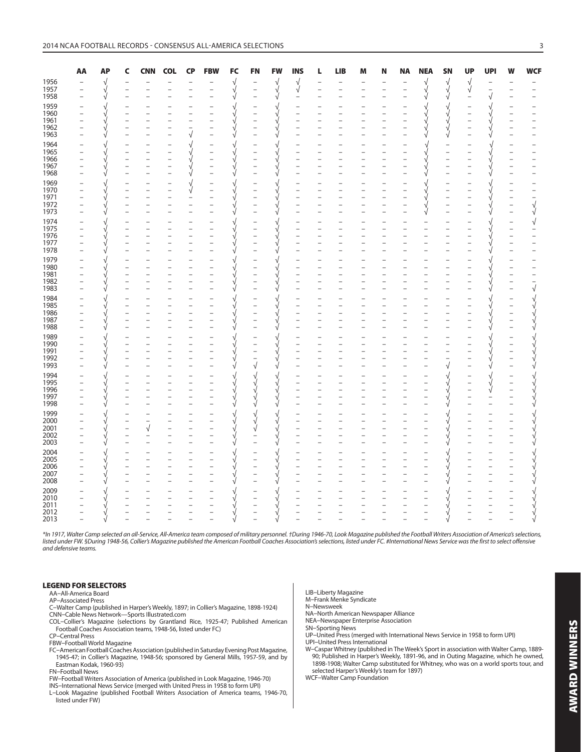| | AA | AP | C | CNN | COL | CP | FBW | FC | FN | FW | INS | L | LIB | M | N | NA | NEA | SN | UP | UPI | W | WCF |
|---|---|---|---|---|---|---|---|---|---|---|---|---|---|---|---|---|---|---|---|---|---|---|
| 1956 | – | √ | – | – | – | – | – | √ | – | √ | √ | – | – | – | – | – | √ | √ | √ | – | – | – |
| 1957 | – | √ | – | – | – | – | – | √ | – | √ | √ | – | – | – | – | – | √ | √ | √ | – | – | – |
| 1958 | – | √ | – | – | – | – | – | √ | – | √ | – | – | – | – | – | – | √ | √ | – | √ | – | – |
| 1959 | – | √ | – | – | – | – | – | √ | – | √ | – | – | – | – | – | – | √ | √ | – | √ | – | – |
| 1960 | – | √ | – | – | – | – | – | √ | – | √ | – | – | – | – | – | – | √ | √ | – | √ | – | – |
| 1961 | – | √ | – | – | – | – | – | √ | – | √ | – | – | – | – | – | – | √ | √ | – | √ | – | – |
| 1962 | – | √ | – | – | – | – | – | √ | – | √ | – | – | – | – | – | – | √ | √ | – | √ | – | – |
| 1963 | – | √ | – | – | – | √ | – | √ | – | √ | – | – | – | – | – | – | √ | √ | – | √ | – | – |
| 1964 | – | √ | – | – | – | √ | – | √ | – | √ | – | – | – | – | – | – | √ | – | – | √ | – | – |
| 1965 | – | √ | – | – | – | √ | – | √ | – | √ | – | – | – | – | – | – | √ | – | – | √ | – | – |
| 1966 | – | √ | – | – | – | √ | – | √ | – | √ | – | – | – | – | – | – | √ | – | – | √ | – | – |
| 1967 | – | √ | – | – | – | √ | – | √ | – | √ | – | – | – | – | – | – | √ | – | – | √ | – | – |
| 1968 | – | √ | – | – | – | √ | – | √ | – | √ | – | – | – | – | – | – | √ | – | – | √ | – | – |
| 1969 | – | √ | – | – | – | √ | – | √ | – | √ | – | – | – | – | – | – | √ | – | – | √ | – | – |
| 1970 | – | √ | – | – | – | √ | – | √ | – | √ | – | – | – | – | – | – | √ | – | – | √ | – | – |
| 1971 | – | √ | – | – | – | – | – | √ | – | √ | – | – | – | – | – | – | √ | – | – | √ | – | – |
| 1972 | – | √ | – | – | – | – | – | √ | – | √ | – | – | – | – | – | – | √ | – | – | √ | – | √ |
| 1973 | – | √ | – | – | – | – | – | √ | – | √ | – | – | – | – | – | – | √ | – | – | √ | – | √ |
| 1974 | – | √ | – | – | – | – | – | √ | – | √ | – | – | – | – | – | – | – | – | – | √ | – | √ |
| 1975 | – | √ | – | – | – | – | – | √ | – | √ | – | – | – | – | – | – | – | – | – | √ | – | – |
| 1976 | – | √ | – | – | – | – | – | √ | – | √ | – | – | – | – | – | – | – | – | – | √ | – | – |
| 1977 | – | √ | – | – | – | – | – | √ | – | √ | – | – | – | – | – | – | – | – | – | √ | – | – |
| 1978 | – | √ | – | – | – | – | – | √ | – | √ | – | – | – | – | – | – | – | – | – | √ | – | – |
| 1979 | – | √ | – | – | – | – | – | √ | – | √ | – | – | – | – | – | – | – | – | – | √ | – | – |
| 1980 | – | √ | – | – | – | – | – | √ | – | √ | – | – | – | – | – | – | – | – | – | √ | – | – |
| 1981 | – | √ | – | – | – | – | – | √ | – | √ | – | – | – | – | – | – | – | – | – | √ | – | – |
| 1982 | – | √ | – | – | – | – | – | √ | – | √ | – | – | – | – | – | – | – | – | – | √ | – | – |
| 1983 | – | √ | – | – | – | – | – | √ | – | √ | – | – | – | – | – | – | – | – | – | √ | – | √ |
| 1984 | – | √ | – | – | – | – | – | √ | – | √ | – | – | – | – | – | – | – | – | – | √ | – | √ |
| 1985 | – | √ | – | – | – | – | – | √ | – | √ | – | – | – | – | – | – | – | – | – | √ | – | √ |
| 1986 | – | √ | – | – | – | – | – | √ | – | √ | – | – | – | – | – | – | – | – | – | √ | – | √ |
| 1987 | – | √ | – | – | – | – | – | √ | – | √ | – | – | – | – | – | – | – | – | – | √ | – | √ |
| 1988 | – | √ | – | – | – | – | – | √ | – | √ | – | – | – | – | – | – | – | – | – | √ | – | √ |
| 1989 | – | √ | – | – | – | – | – | √ | – | √ | – | – | – | – | – | – | – | – | – | √ | – | √ |
| 1990 | – | √ | – | – | – | – | – | √ | – | √ | – | – | – | – | – | – | – | – | – | √ | – | √ |
| 1991 | – | √ | – | – | – | – | – | √ | – | √ | – | – | – | – | – | – | – | – | – | √ | – | √ |
| 1992 | – | √ | – | – | – | – | – | √ | – | √ | – | – | – | – | – | – | – | – | – | √ | – | √ |
| 1993 | – | √ | – | – | – | – | – | √ | √ | √ | – | – | – | – | – | – | – | √ | – | √ | – | √ |
| 1994 | – | √ | – | – | – | – | – | √ | √ | √ | – | – | – | – | – | – | – | √ | – | √ | – | √ |
| 1995 | – | √ | – | – | – | – | – | √ | √ | √ | – | – | – | – | – | – | – | √ | – | √ | – | √ |
| 1996 | – | √ | – | – | – | – | – | √ | √ | √ | – | – | – | – | – | – | – | √ | – | √ | – | √ |
| 1997 | – | √ | – | – | – | – | – | √ | √ | √ | – | – | – | – | – | – | – | √ | – | – | – | √ |
| 1998 | – | √ | – | – | – | – | – | √ | √ | √ | – | – | – | – | – | – | – | √ | – | – | – | √ |
| 1999 | – | √ | – | – | – | – | – | √ | √ | √ | – | – | – | – | – | – | – | √ | – | – | – | √ |
| 2000 | – | √ | – | – | – | – | – | √ | √ | √ | – | – | – | – | – | – | – | √ | – | – | – | √ |
| 2001 | – | √ | – | √ | – | – | – | √ | √ | √ | – | – | – | – | – | – | – | √ | – | – | – | √ |
| 2002 | – | √ | – | – | – | – | – | √ | – | √ | – | – | – | – | – | – | – | √ | – | – | – | √ |
| 2003 | – | √ | – | – | – | – | – | √ | – | √ | – | – | – | – | – | – | – | √ | – | – | – | √ |
| 2004 | – | √ | – | – | – | – | – | √ | – | √ | – | – | – | – | – | – | – | √ | – | – | – | √ |
| 2005 | – | √ | – | – | – | – | – | √ | – | √ | – | – | – | – | – | – | – | √ | – | – | – | √ |
| 2006 | – | √ | – | – | – | – | – | √ | – | √ | – | – | – | – | – | – | – | √ | – | – | – | √ |
| 2007 | – | √ | – | – | – | – | – | √ | – | √ | – | – | – | – | – | – | – | √ | – | – | – | √ |
| 2008 | – | √ | – | – | – | – | – | √ | – | √ | – | – | – | – | – | – | – | √ | – | – | – | √ |
| 2009 | – | √ | – | – | – | – | – | √ | – | √ | – | – | – | – | – | – | – | √ | – | – | – | √ |
| 2010 | – | √ | – | – | – | – | – | √ | – | √ | – | – | – | – | – | – | – | √ | – | – | – | √ |
| 2011 | – | √ | – | – | – | – | – | √ | – | √ | – | – | – | – | – | – | – | √ | – | – | – | √ |
| 2012 | – | √ | – | – | – | – | – | √ | – | √ | – | – | – | – | – | – | – | √ | – | – | – | √ |
| 2013 | – | √ | – | – | – | – | – | √ | – | √ | – | – | – | – | – | – | – | √ | – | – | – | √ |

*\*In 1917, Walter Camp selected an all-Service, All-America team composed of military personnel. †During 1946-70, Look Magazine published the Football Writers Association of America's selections, listed under FW. §During 1948-56, Collier's Magazine published the American Football Coaches Association's selections, listed under FC. #International News Service was the first to select offensive and defensive teams.*

### LEGEND FOR SELECTORS

- AA–All-America Board
- AP–Associated Press
- C–Walter Camp (published in Harper's Weekly, 1897; in Collier's Magazine, 1898-1924)
- CNN–Cable News Network—Sports Illustrated.com
- COL–Collier's Magazine (selections by Grantland Rice, 1925-47; Published American Football Coaches Association teams, 1948-56, listed under FC)
- CP–Central Press
- FBW–Football World Magazine
- FC–American Football Coaches Association (published in Saturday Evening Post Magazine, 1945-47; in Collier's Magazine, 1948-56; sponsored by General Mills, 1957-59, and by Eastman Kodak, 1960-93)
- FN–Football News
- FW–Football Writers Association of America (published in Look Magazine, 1946-70)
- INS–International News Service (merged with United Press in 1958 to form UPI)
- L–Look Magazine (published Football Writers Association of America teams, 1946-70, listed under FW)
- LIB–Liberty Magazine
- M–Frank Menke Syndicate
- N–Newsweek
- NA–North American Newspaper Alliance
- NEA–Newspaper Enterprise Association
- SN–Sporting News
- UP–United Press (merged with International News Service in 1958 to form UPI)
- UPI–United Press International
- W–Caspar Whitney (published in The Week's Sport in association with Walter Camp, 1889-90; Published in Harper's Weekly, 1891-96, and in Outing Magazine, which he owned, 1898-1908; Walter Camp substituted for Whitney, who was on a world sports tour, and selected Harper's Weekly's team for 1897)
- WCF–Walter Camp Foundation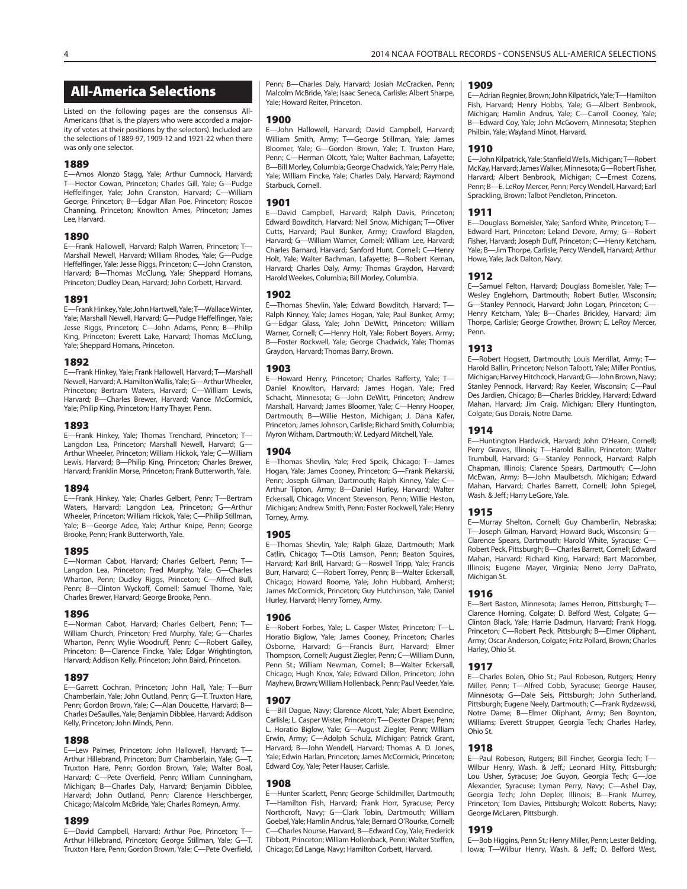## All-America Selections

Listed on the following pages are the consensus All-Americans (that is, the players who were accorded a majority of votes at their positions by the selectors). Included are the selections of 1889-97, 1909-12 and 1921-22 when there was only one selector.

### 1889

E—Amos Alonzo Stagg, Yale; Arthur Cumnock, Harvard; T—Hector Cowan, Princeton; Charles Gill, Yale; G—Pudge Heffelfinger, Yale; John Cranston, Harvard; C—William George, Princeton; B—Edgar Allan Poe, Princeton; Roscoe Channing, Princeton; Knowlton Ames, Princeton; James Lee, Harvard.

### 1890

E—Frank Hallowell, Harvard; Ralph Warren, Princeton; T—Marshall Newell, Harvard; William Rhodes, Yale; G—Pudge Heffelfinger, Yale; Jesse Riggs, Princeton; C—John Cranston, Harvard; B—Thomas McClung, Yale; Sheppard Homans, Princeton; Dudley Dean, Harvard; John Corbett, Harvard.

### 1891

E—Frank Hinkey, Yale; John Hartwell, Yale; T—Wallace Winter, Yale; Marshall Newell, Harvard; G—Pudge Heffelfinger, Yale; Jesse Riggs, Princeton; C—John Adams, Penn; B—Philip King, Princeton; Everett Lake, Harvard; Thomas McClung, Yale; Sheppard Homans, Princeton.

### 1892

E—Frank Hinkey, Yale; Frank Hallowell, Harvard; T—Marshall Newell, Harvard; A. Hamilton Wallis, Yale; G—Arthur Wheeler, Princeton; Bertram Waters, Harvard; C—William Lewis, Harvard; B—Charles Brewer, Harvard; Vance McCormick, Yale; Philip King, Princeton; Harry Thayer, Penn.

### 1893

E—Frank Hinkey, Yale; Thomas Trenchard, Princeton; T—Langdon Lea, Princeton; Marshall Newell, Harvard; G—Arthur Wheeler, Princeton; William Hickok, Yale; C—William Lewis, Harvard; B—Philip King, Princeton; Charles Brewer, Harvard; Franklin Morse, Princeton; Frank Butterworth, Yale.

### 1894

E—Frank Hinkey, Yale; Charles Gelbert, Penn; T—Bertram Waters, Harvard; Langdon Lea, Princeton; G—Arthur Wheeler, Princeton; William Hickok, Yale; C—Philip Stillman, Yale; B—George Adee, Yale; Arthur Knipe, Penn; George Brooke, Penn; Frank Butterworth, Yale.

### 1895

E—Norman Cabot, Harvard; Charles Gelbert, Penn; T—Langdon Lea, Princeton; Fred Murphy, Yale; G—Charles Wharton, Penn; Dudley Riggs, Princeton; C—Alfred Bull, Penn; B—Clinton Wyckoff, Cornell; Samuel Thorne, Yale; Charles Brewer, Harvard; George Brooke, Penn.

### 1896

E—Norman Cabot, Harvard; Charles Gelbert, Penn; T—William Church, Princeton; Fred Murphy, Yale; G—Charles Wharton, Penn; Wylie Woodruff, Penn; C—Robert Gailey, Princeton; B—Clarence Fincke, Yale; Edgar Wrightington, Harvard; Addison Kelly, Princeton; John Baird, Princeton.

### 1897

E—Garrett Cochran, Princeton; John Hall, Yale; T—Burr Chamberlain, Yale; John Outland, Penn; G—T. Truxton Hare, Penn; Gordon Brown, Yale; C—Alan Doucette, Harvard; B—Charles DeSaulles, Yale; Benjamin Dibblee, Harvard; Addison Kelly, Princeton; John Minds, Penn.

### 1898

E—Lew Palmer, Princeton; John Hallowell, Harvard; T—Arthur Hillebrand, Princeton; Burr Chamberlain, Yale; G—T. Truxton Hare, Penn; Gordon Brown, Yale; Walter Boal, Harvard; C—Pete Overfield, Penn; William Cunningham, Michigan; B—Charles Daly, Harvard; Benjamin Dibblee, Harvard; John Outland, Penn; Clarence Herschberger, Chicago; Malcolm McBride, Yale; Charles Romeyn, Army.

### 1899

E—David Campbell, Harvard; Arthur Poe, Princeton; T—Arthur Hillebrand, Princeton; George Stillman, Yale; G—T. Truxton Hare, Penn; Gordon Brown, Yale; C—Pete Overfield, Penn; B—Charles Daly, Harvard; Josiah McCracken, Penn; Malcolm McBride, Yale; Isaac Seneca, Carlisle; Albert Sharpe, Yale; Howard Reiter, Princeton.

### 1900

E—John Hallowell, Harvard; David Campbell, Harvard; William Smith, Army; T—George Stillman, Yale; James Bloomer, Yale; G—Gordon Brown, Yale; T. Truxton Hare, Penn; C—Herman Olcott, Yale; Walter Bachman, Lafayette; B—Bill Morley, Columbia; George Chadwick, Yale; Perry Hale, Yale; William Fincke, Yale; Charles Daly, Harvard; Raymond Starbuck, Cornell.

### 1901

E—David Campbell, Harvard; Ralph Davis, Princeton; Edward Bowditch, Harvard; Neil Snow, Michigan; T—Oliver Cutts, Harvard; Paul Bunker, Army; Crawford Blagden, Harvard; G—William Warner, Cornell; William Lee, Harvard; Charles Barnard, Harvard; Sanford Hunt, Cornell; C—Henry Holt, Yale; Walter Bachman, Lafayette; B—Robert Kernan, Harvard; Charles Daly, Army; Thomas Graydon, Harvard; Harold Weekes, Columbia; Bill Morley, Columbia.

### 1902

E—Thomas Shevlin, Yale; Edward Bowditch, Harvard; T—Ralph Kinney, Yale; James Hogan, Yale; Paul Bunker, Army; G—Edgar Glass, Yale; John DeWitt, Princeton; William Warner, Cornell; C—Henry Holt, Yale; Robert Boyers, Army; B—Foster Rockwell, Yale; George Chadwick, Yale; Thomas Graydon, Harvard; Thomas Barry, Brown.

### 1903

E—Howard Henry, Princeton; Charles Rafferty, Yale; T—Daniel Knowlton, Harvard; James Hogan, Yale; Fred Schacht, Minnesota; G—John DeWitt, Princeton; Andrew Marshall, Harvard; James Bloomer, Yale; C—Henry Hooper, Dartmouth; B—Willie Heston, Michigan; J. Dana Kafer, Princeton; James Johnson, Carlisle; Richard Smith, Columbia; Myron Witham, Dartmouth; W. Ledyard Mitchell, Yale.

### 1904

E—Thomas Shevlin, Yale; Fred Speik, Chicago; T—James Hogan, Yale; James Cooney, Princeton; G—Frank Piekarski, Penn; Joseph Gilman, Dartmouth; Ralph Kinney, Yale; C—Arthur Tipton, Army; B—Daniel Hurley, Harvard; Walter Eckersall, Chicago; Vincent Stevenson, Penn; Willie Heston, Michigan; Andrew Smith, Penn; Foster Rockwell, Yale; Henry Torney, Army.

### 1905

E—Thomas Shevlin, Yale; Ralph Glaze, Dartmouth; Mark Catlin, Chicago; T—Otis Lamson, Penn; Beaton Squires, Harvard; Karl Brill, Harvard; G—Roswell Tripp, Yale; Francis Burr, Harvard; C—Robert Torrey, Penn; B—Walter Eckersall, Chicago; Howard Roome, Yale; John Hubbard, Amherst; James McCormick, Princeton; Guy Hutchinson, Yale; Daniel Hurley, Harvard; Henry Torney, Army.

### 1906

E—Robert Forbes, Yale; L. Casper Wister, Princeton; T—L. Horatio Biglow, Yale; James Cooney, Princeton; Charles Osborne, Harvard; G—Francis Burr, Harvard; Elmer Thompson, Cornell; August Ziegler, Penn; C—William Dunn, Penn St.; William Newman, Cornell; B—Walter Eckersall, Chicago; Hugh Knox, Yale; Edward Dillon, Princeton; John Mayhew, Brown; William Hollenback, Penn; Paul Veeder, Yale.

### 1907

E—Bill Dague, Navy; Clarence Alcott, Yale; Albert Exendine, Carlisle; L. Casper Wister, Princeton; T—Dexter Draper, Penn; L. Horatio Biglow, Yale; G—August Ziegler, Penn; William Erwin, Army; C—Adolph Schulz, Michigan; Patrick Grant, Harvard; B—John Wendell, Harvard; Thomas A. D. Jones, Yale; Edwin Harlan, Princeton; James McCormick, Princeton; Edward Coy, Yale; Peter Hauser, Carlisle.

### 1908

E—Hunter Scarlett, Penn; George Schildmiller, Dartmouth; T—Hamilton Fish, Harvard; Frank Horr, Syracuse; Percy Northcroft, Navy; G—Clark Tobin, Dartmouth; William Goebel, Yale; Hamlin Andrus, Yale; Bernard O'Rourke, Cornell; C—Charles Nourse, Harvard; B—Edward Coy, Yale; Frederick Tibbott, Princeton; William Hollenback, Penn; Walter Steffen, Chicago; Ed Lange, Navy; Hamilton Corbett, Harvard.

### 1909

E—Adrian Regnier, Brown; John Kilpatrick, Yale; T—Hamilton Fish, Harvard; Henry Hobbs, Yale; G—Albert Benbrook, Michigan; Hamlin Andrus, Yale; C—Carroll Cooney, Yale; B—Edward Coy, Yale; John McGovern, Minnesota; Stephen Philbin, Yale; Wayland Minot, Harvard.

### 1910

E—John Kilpatrick, Yale; Stanfield Wells, Michigan; T—Robert McKay, Harvard; James Walker, Minnesota; G—Robert Fisher, Harvard; Albert Benbrook, Michigan; C—Ernest Cozens, Penn; B—E. LeRoy Mercer, Penn; Percy Wendell, Harvard; Earl Sprackling, Brown; Talbot Pendleton, Princeton.

### 1911

E—Douglass Bomeisler, Yale; Sanford White, Princeton; T—Edward Hart, Princeton; Leland Devore, Army; G—Robert Fisher, Harvard; Joseph Duff, Princeton; C—Henry Ketcham, Yale; B—Jim Thorpe, Carlisle; Percy Wendell, Harvard; Arthur Howe, Yale; Jack Dalton, Navy.

### 1912

E—Samuel Felton, Harvard; Douglass Bomeisler, Yale; T—Wesley Englehorn, Dartmouth; Robert Butler, Wisconsin; G—Stanley Pennock, Harvard; John Logan, Princeton; C—Henry Ketcham, Yale; B—Charles Brickley, Harvard; Jim Thorpe, Carlisle; George Crowther, Brown; E. LeRoy Mercer, Penn.

### 1913

E—Robert Hogsett, Dartmouth; Louis Merrillat, Army; T—Harold Ballin, Princeton; Nelson Talbott, Yale; Miller Pontius, Michigan; Harvey Hitchcock, Harvard; G—John Brown, Navy; Stanley Pennock, Harvard; Ray Keeler, Wisconsin; C—Paul Des Jardien, Chicago; B—Charles Brickley, Harvard; Edward Mahan, Harvard; Jim Craig, Michigan; Ellery Huntington, Colgate; Gus Dorais, Notre Dame.

### 1914

E—Huntington Hardwick, Harvard; John O'Hearn, Cornell; Perry Graves, Illinois; T—Harold Ballin, Princeton; Walter Trumbull, Harvard; G—Stanley Pennock, Harvard; Ralph Chapman, Illinois; Clarence Spears, Dartmouth; C—John McEwan, Army; B—John Maulbetsch, Michigan; Edward Mahan, Harvard; Charles Barrett, Cornell; John Spiegel, Wash. & Jeff.; Harry LeGore, Yale.

### 1915

E—Murray Shelton, Cornell; Guy Chamberlin, Nebraska; T—Joseph Gilman, Harvard; Howard Buck, Wisconsin; G—Clarence Spears, Dartmouth; Harold White, Syracuse; C—Robert Peck, Pittsburgh; B—Charles Barrett, Cornell; Edward Mahan, Harvard; Richard King, Harvard; Bart Macomber, Illinois; Eugene Mayer, Virginia; Neno Jerry DaPrato, Michigan St.

### 1916

E—Bert Baston, Minnesota; James Herron, Pittsburgh; T—Clarence Horning, Colgate; D. Belford West, Colgate; G—Clinton Black, Yale; Harrie Dadmun, Harvard; Frank Hogg, Princeton; C—Robert Peck, Pittsburgh; B—Elmer Oliphant, Army; Oscar Anderson, Colgate; Fritz Pollard, Brown; Charles Harley, Ohio St.

### 1917

E—Charles Bolen, Ohio St.; Paul Robeson, Rutgers; Henry Miller, Penn; T—Alfred Cobb, Syracuse; George Hauser, Minnesota; G—Dale Seis, Pittsburgh; John Sutherland, Pittsburgh; Eugene Neely, Dartmouth; C—Frank Rydzewski, Notre Dame; B—Elmer Oliphant, Army; Ben Boynton, Williams; Everett Strupper, Georgia Tech; Charles Harley, Ohio St.

### 1918

E—Paul Robeson, Rutgers; Bill Fincher, Georgia Tech; T—Wilbur Henry, Wash. & Jeff.; Leonard Hilty, Pittsburgh; Lou Usher, Syracuse; Joe Guyon, Georgia Tech; G—Joe Alexander, Syracuse; Lyman Perry, Navy; C—Ashel Day, Georgia Tech; John Depler, Illinois; B—Frank Murrey, Princeton; Tom Davies, Pittsburgh; Wolcott Roberts, Navy; George McLaren, Pittsburgh.

### 1919

E—Bob Higgins, Penn St.; Henry Miller, Penn; Lester Belding, Iowa; T—Wilbur Henry, Wash. & Jeff.; D. Belford West,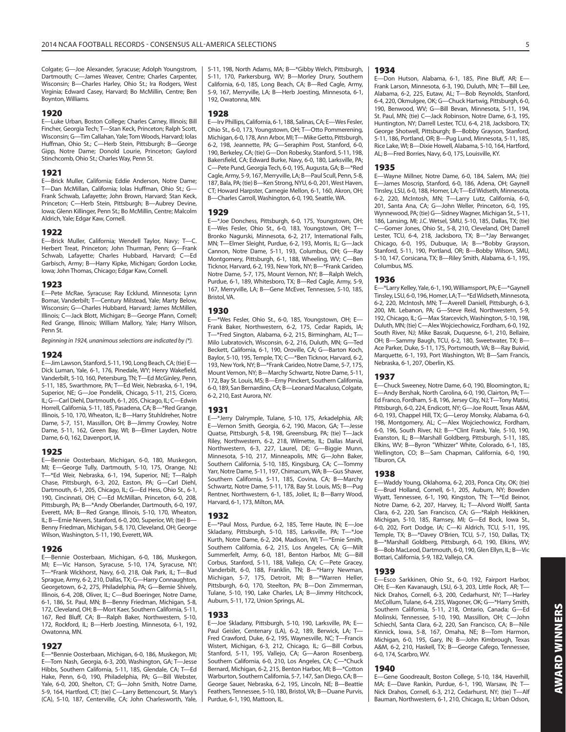Colgate; G—Joe Alexander, Syracuse; Adolph Youngstrom, Dartmouth; C—James Weaver, Centre; Charles Carpenter, Wisconsin; B—Charles Harley, Ohio St.; Ira Rodgers, West Virginia; Edward Casey, Harvard; Bo McMillin, Centre; Ben Boynton, Williams.

## 1920

E—Luke Urban, Boston College; Charles Carney, Illinois; Bill Fincher, Georgia Tech; T—Stan Keck, Princeton; Ralph Scott, Wisconsin; G—Tim Callahan, Yale; Tom Woods, Harvard; Iolas Huffman, Ohio St.; C—Herb Stein, Pittsburgh; B—George Gipp, Notre Dame; Donold Lourie, Princeton; Gaylord Stinchcomb, Ohio St.; Charles Way, Penn St.

## 1921

E—Brick Muller, California; Eddie Anderson, Notre Dame; T—Dan McMillan, California; Iolas Huffman, Ohio St.; G—Frank Schwab, Lafayette; John Brown, Harvard; Stan Keck, Princeton; C—Herb Stein, Pittsburgh; B—Aubrey Devine, Iowa; Glenn Killinger, Penn St.; Bo McMillin, Centre; Malcolm Aldrich, Yale; Edgar Kaw, Cornell.

## 1922

E—Brick Muller, California; Wendell Taylor, Navy; T—C. Herbert Treat, Princeton; John Thurman, Penn; G—Frank Schwab, Lafayette; Charles Hubbard, Harvard; C—Ed Garbisch, Army; B—Harry Kipke, Michigan; Gordon Locke, Iowa; John Thomas, Chicago; Edgar Kaw, Cornell.

## 1923

E—Pete McRae, Syracuse; Ray Ecklund, Minnesota; Lynn Bomar, Vanderbilt; T—Century Milstead, Yale; Marty Below, Wisconsin; G—Charles Hubbard, Harvard; James McMillen, Illinois; C—Jack Blott, Michigan; B—George Pfann, Cornell; Red Grange, Illinois; William Mallory, Yale; Harry Wilson, Penn St.

*Beginning in 1924, unanimous selections are indicated by (\*).*

## 1924

E—Jim Lawson, Stanford, 5-11, 190, Long Beach, CA; (tie) E—Dick Luman, Yale, 6-1, 176, Pinedale, WY; Henry Wakefield, Vanderbilt, 5-10, 160, Petersburg, TN; T—Ed McGinley, Penn, 5-11, 185, Swarthmore, PA; T—Ed Weir, Nebraska, 6-1, 194, Superior, NE; G—Joe Pondelik, Chicago, 5-11, 215, Cicero, IL; G—Carl Diehl, Dartmouth, 6-1, 205, Chicago, IL; C—Edwin Horrell, California, 5-11, 185, Pasadena, CA; B—*Red Grange, Illinois, 5-10, 170, Wheaton, IL; B—Harry Stuhldreher, Notre Dame, 5-7, 151, Massillon, OH; B—Jimmy Crowley, Notre Dame, 5-11, 162, Green Bay, WI; B—Elmer Layden, Notre Dame, 6-0, 162, Davenport, IA.

## 1925

E—Bennie Oosterbaan, Michigan, 6-0, 180, Muskegon, MI; E—George Tully, Dartmouth, 5-10, 175, Orange, NJ; T—*Ed Weir, Nebraska, 6-1, 194, Superior, NE; T—Ralph Chase, Pittsburgh, 6-3, 202, Easton, PA; G—Carl Diehl, Dartmouth, 6-1, 205, Chicago, IL; G—Ed Hess, Ohio St., 6-1, 190, Cincinnati, OH; C—Ed McMillan, Princeton, 6-0, 208, Pittsburgh, PA; B—*Andy Oberlander, Dartmouth, 6-0, 197, Everett, MA; B—Red Grange, Illinois, 5-10, 170, Wheaton, IL; B—Ernie Nevers, Stanford, 6-0, 200, Superior, WI; (tie) B—Benny Friedman, Michigan, 5-8, 170, Cleveland, OH; George Wilson, Washington, 5-11, 190, Everett, WA.

## 1926

E—Bennie Oosterbaan, Michigan, 6-0, 186, Muskegon, MI; E—Vic Hanson, Syracuse, 5-10, 174, Syracuse, NY; T—*Frank Wickhorst, Navy, 6-0, 218, Oak Park, IL; T—Bud Sprague, Army, 6-2, 210, Dallas, TX; G—Harry Connaughton, Georgetown, 6-2, 275, Philadelphia, PA; G—Bernie Shively, Illinois, 6-4, 208, Oliver, IL; C—Bud Boeringer, Notre Dame, 6-1, 186, St. Paul, MN; B—Benny Friedman, Michigan, 5-8, 172, Cleveland, OH; B—Mort Kaer, Southern California, 5-11, 167, Red Bluff, CA; B—Ralph Baker, Northwestern, 5-10, 172, Rockford, IL; B—Herb Joesting, Minnesota, 6-1, 192, Owatonna, MN.

## 1927

E—*Bennie Oosterbaan, Michigan, 6-0, 186, Muskegon, MI; E—Tom Nash, Georgia, 6-3, 200, Washington, GA; T—Jesse Hibbs, Southern California, 5-11, 185, Glendale, CA; T—Ed Hake, Penn, 6-0, 190, Philadelphia, PA; G—Bill Webster, Yale, 6-0, 200, Shelton, CT; G—John Smith, Notre Dame, 5-9, 164, Hartford, CT; (tie) C—Larry Bettencourt, St. Mary's (CA), 5-10, 187, Centerville, CA; John Charlesworth, Yale, 5-11, 198, North Adams, MA; B—*Gibby Welch, Pittsburgh, 5-11, 170, Parkersburg, WV; B—Morley Drury, Southern California, 6-0, 185, Long Beach, CA; B—Red Cagle, Army, 5-9, 167, Merryville, LA; B—Herb Joesting, Minnesota, 6-1, 192, Owatonna, MN.

## 1928

E—Irv Phillips, California, 6-1, 188, Salinas, CA; E—Wes Fesler, Ohio St., 6-0, 173, Youngstown, OH; T—Otto Pommerening, Michigan, 6-0, 178, Ann Arbor, MI; T—Mike Getto, Pittsburgh, 6-2, 198, Jeannette, PA; G—Seraphim Post, Stanford, 6-0, 190, Berkeley, CA; (tie) G—Don Robesky, Stanford, 5-11, 198, Bakersfield, CA; Edward Burke, Navy, 6-0, 180, Larksville, PA; C—Pete Pund, Georgia Tech, 6-0, 195, Augusta, GA; B—*Red Cagle, Army, 5-9, 167, Merryville, LA; B—Paul Scull, Penn, 5-8, 187, Bala, PA; (tie) B—Ken Strong, NYU, 6-0, 201, West Haven, CT; Howard Harpster, Carnegie Mellon, 6-1, 160, Akron, OH; B—Charles Carroll, Washington, 6-0, 190, Seattle, WA.

## 1929

E—*Joe Donchess, Pittsburgh, 6-0, 175, Youngstown, OH; E—Wes Fesler, Ohio St., 6-0, 183, Youngstown, OH; T—Bronko Nagurski, Minnesota, 6-2, 217, International Falls, MN; T—Elmer Sleight, Purdue, 6-2, 193, Morris, IL; G—Jack Cannon, Notre Dame, 5-11, 193, Columbus, OH; G—Ray Montgomery, Pittsburgh, 6-1, 188, Wheeling, WV; C—Ben Ticknor, Harvard, 6-2, 193, New York, NY; B—*Frank Carideo, Notre Dame, 5-7, 175, Mount Vernon, NY; B—Ralph Welch, Purdue, 6-1, 189, Whitesboro, TX; B—Red Cagle, Army, 5-9, 167, Merryville, LA; B—Gene McEver, Tennessee, 5-10, 185, Bristol, VA.

## 1930

E—*Wes Fesler, Ohio St., 6-0, 185, Youngstown, OH; E—Frank Baker, Northwestern, 6-2, 175, Cedar Rapids, IA; T—*Fred Sington, Alabama, 6-2, 215, Birmingham, AL; T—Milo Lubratovich, Wisconsin, 6-2, 216, Duluth, MN; G—Ted Beckett, California, 6-1, 190, Oroville, CA; G—Barton Koch, Baylor, 5-10, 195, Temple, TX; C—*Ben Ticknor, Harvard, 6-2, 193, New York, NY; B—*Frank Carideo, Notre Dame, 5-7, 175, Mount Vernon, NY; B—Marchy Schwartz, Notre Dame, 5-11, 172, Bay St. Louis, MS; B—Erny Pinckert, Southern California, 6-0, 189, San Bernardino, CA; B—Leonard Macaluso, Colgate, 6-2, 210, East Aurora, NY.

## 1931

E—*Jerry Dalrymple, Tulane, 5-10, 175, Arkadelphia, AR; E—Vernon Smith, Georgia, 6-2, 190, Macon, GA; T—Jesse Quatse, Pittsburgh, 5-8, 198, Greensburg, PA; (tie) T—Jack Riley, Northwestern, 6-2, 218, Wilmette, IL; Dallas Marvil, Northwestern, 6-3, 227, Laurel, DE; G—Biggie Munn, Minnesota, 5-10, 217, Minneapolis, MN; G—John Baker, Southern California, 5-10, 185, Kingsburg, CA; C—Tommy Yarr, Notre Dame, 5-11, 197, Chimacum, WA; B—Gus Shaver, Southern California, 5-11, 185, Covina, CA; B—Marchy Schwartz, Notre Dame, 5-11, 178, Bay St. Louis, MS; B—Pug Rentner, Northwestern, 6-1, 185, Joliet, IL; B—Barry Wood, Harvard, 6-1, 173, Milton, MA.

## 1932

E—*Paul Moss, Purdue, 6-2, 185, Terre Haute, IN; E—Joe Skladany, Pittsburgh, 5-10, 185, Larksville, PA; T—*Joe Kurth, Notre Dame, 6-2, 204, Madison, WI; T—*Ernie Smith, Southern California, 6-2, 215, Los Angeles, CA; G—Milt Summerfelt, Army, 6-0, 181, Benton Harbor, MI; G—Bill Corbus, Stanford, 5-11, 188, Vallejo, CA; C—Pete Gracey, Vanderbilt, 6-0, 188, Franklin, TN; B—*Harry Newman, Michigan, 5-7, 175, Detroit, MI; B—*Warren Heller, Pittsburgh, 6-0, 170, Steelton, PA; B—Don Zimmerman, Tulane, 5-10, 190, Lake Charles, LA; B—Jimmy Hitchcock, Auburn, 5-11, 172, Union Springs, AL.

## 1933

E—Joe Skladany, Pittsburgh, 5-10, 190, Larksville, PA; E—Paul Geisler, Centenary (LA), 6-2, 189, Berwick, LA; T—Fred Crawford, Duke, 6-2, 195, Waynesville, NC; T—Francis Wistert, Michigan, 6-3, 212, Chicago, IL; G—Bill Corbus, Stanford, 5-11, 195, Vallejo, CA; G—Aaron Rosenberg, Southern California, 6-0, 210, Los Angeles, CA; C—*Chuck Bernard, Michigan, 6-2, 215, Benton Harbor, MI; B—*Cotton Warburton, Southern California, 5-7, 147, San Diego, CA; B—George Sauer, Nebraska, 6-2, 195, Lincoln, NE; B—Beattie Feathers, Tennessee, 5-10, 180, Bristol, VA; B—Duane Purvis, Purdue, 6-1, 190, Mattoon, IL.

## 1934

E—Don Hutson, Alabama, 6-1, 185, Pine Bluff, AR; E—Frank Larson, Minnesota, 6-3, 190, Duluth, MN; T—Bill Lee, Alabama, 6-2, 225, Eutaw, AL; T—Bob Reynolds, Stanford, 6-4, 220, Okmulgee, OK; G—Chuck Hartwig, Pittsburgh, 6-0, 190, Benwood, WV; G—Bill Bevan, Minnesota, 5-11, 194, St. Paul, MN; (tie) C—Jack Robinson, Notre Dame, 6-3, 195, Huntington, NY; Darrell Lester, TCU, 6-4, 218, Jacksboro, TX; George Shotwell, Pittsburgh; B—Bobby Grayson, Stanford, 5-11, 186, Portland, OR; B—Pug Lund, Minnesota, 5-11, 185, Rice Lake, WI; B—Dixie Howell, Alabama, 5-10, 164, Hartford, AL; B—Fred Borries, Navy, 6-0, 175, Louisville, KY.

## 1935

E—Wayne Millner, Notre Dame, 6-0, 184, Salem, MA; (tie) E—James Moscrip, Stanford, 6-0, 186, Adena, OH; Gaynell Tinsley, LSU, 6-0, 188, Homer, LA; T—Ed Widseth, Minnesota, 6-2, 220, McIntosh, MN; T—Larry Lutz, California, 6-0, 201, Santa Ana, CA; G—John Weller, Princeton, 6-0, 195, Wynnewood, PA; (tie) G—Sidney Wagner, Michigan St., 5-11, 186, Lansing, MI; J.C. Wetsel, SMU, 5-10, 185, Dallas, TX; (tie) C—Gomer Jones, Ohio St., 5-8, 210, Cleveland, OH; Darrell Lester, TCU, 6-4, 218, Jacksboro, TX; B—*Jay Berwanger, Chicago, 6-0, 195, Dubuque, IA; B—*Bobby Grayson, Stanford, 5-11, 190, Portland, OR; B—Bobby Wilson, SMU, 5-10, 147, Corsicana, TX; B—Riley Smith, Alabama, 6-1, 195, Columbus, MS.

## 1936

E—*Larry Kelley, Yale, 6-1, 190, Williamsport, PA; E—*Gaynell Tinsley, LSU, 6-0, 196, Homer, LA; T—*Ed Widseth, Minnesota, 6-2, 220, McIntosh, MN; T—Averell Daniell, Pittsburgh, 6-3, 200, Mt. Lebanon, PA; G—Steve Reid, Northwestern, 5-9, 192, Chicago, IL; G—Max Starcevich, Washington, 5-10, 198, Duluth, MN; (tie) C—Alex Wojciechowicz, Fordham, 6-0, 192, South River, NJ; Mike Basrak, Duquesne, 6-1, 210, Bellaire, OH; B—Sammy Baugh, TCU, 6-2, 180, Sweetwater, TX; B—Ace Parker, Duke, 5-11, 175, Portsmouth, VA; B—Ray Buivid, Marquette, 6-1, 193, Port Washington, WI; B—Sam Francis, Nebraska, 6-1, 207, Oberlin, KS.

## 1937

E—Chuck Sweeney, Notre Dame, 6-0, 190, Bloomington, IL; E—Andy Bershak, North Carolina, 6-0, 190, Clairton, PA; T—Ed Franco, Fordham, 5-8, 196, Jersey City, NJ; T—Tony Matisi, Pittsburgh, 6-0, 224, Endicott, NY; G—Joe Routt, Texas A&M, 6-0, 193, Chappel Hill, TX; G—Leroy Monsky, Alabama, 6-0, 198, Montgomery, AL; C—Alex Wojciechowicz, Fordham, 6-0, 196, South River, NJ; B—*Clint Frank, Yale, 5-10, 190, Evanston, IL; B—Marshall Goldberg, Pittsburgh, 5-11, 185, Elkins, WV; B—Byron "Whizzer" White, Colorado, 6-1, 185, Wellington, CO; B—Sam Chapman, California, 6-0, 190, Tiburon, CA.

## 1938

E—Waddy Young, Oklahoma, 6-2, 203, Ponca City, OK; (tie) E—Brud Holland, Cornell, 6-1, 205, Auburn, NY; Bowden Wyatt, Tennessee, 6-1, 190, Kingston, TN; T—*Ed Beinor, Notre Dame, 6-2, 207, Harvey, IL; T—Alvord Wolff, Santa Clara, 6-2, 220, San Francisco, CA; G—*Ralph Heikkinen, Michigan, 5-10, 185, Ramsey, MI; G—Ed Bock, Iowa St., 6-0, 202, Fort Dodge, IA; C—Ki Aldrich, TCU, 5-11, 195, Temple, TX; B—*Davey O'Brien, TCU, 5-7, 150, Dallas, TX; B—*Marshall Goldberg, Pittsburgh, 6-0, 190, Elkins, WV; B—Bob MacLeod, Dartmouth, 6-0, 190, Glen Ellyn, IL; B—Vic Bottari, California, 5-9, 182, Vallejo, CA.

## 1939

E—Esco Sarkkinen, Ohio St., 6-0, 192, Fairport Harbor, OH; E—Ken Kavanaugh, LSU, 6-3, 203, Little Rock, AR; T—Nick Drahos, Cornell, 6-3, 200, Cedarhurst, NY; T—Harley McCollum, Tulane, 6-4, 235, Wagoner, OK; G—*Harry Smith, Southern California, 5-11, 218, Ontario, Canada; G—Ed Molinski, Tennessee, 5-10, 190, Massillon, OH; C—John Schiechl, Santa Clara, 6-2, 220, San Francisco, CA; B—Nile Kinnick, Iowa, 5-8, 167, Omaha, NE; B—Tom Harmon, Michigan, 6-0, 195, Gary, IN; B—John Kimbrough, Texas A&M, 6-2, 210, Haskell, TX; B—George Cafego, Tennessee, 6-0, 174, Scarbro, WV.

## 1940

E—Gene Goodreault, Boston College, 5-10, 184, Haverhill, MA; E—Dave Rankin, Purdue, 6-1, 190, Warsaw, IN; T—Nick Drahos, Cornell, 6-3, 212, Cedarhurst, NY; (tie) T—Alf Bauman, Northwestern, 6-1, 210, Chicago, IL; Urban Odson,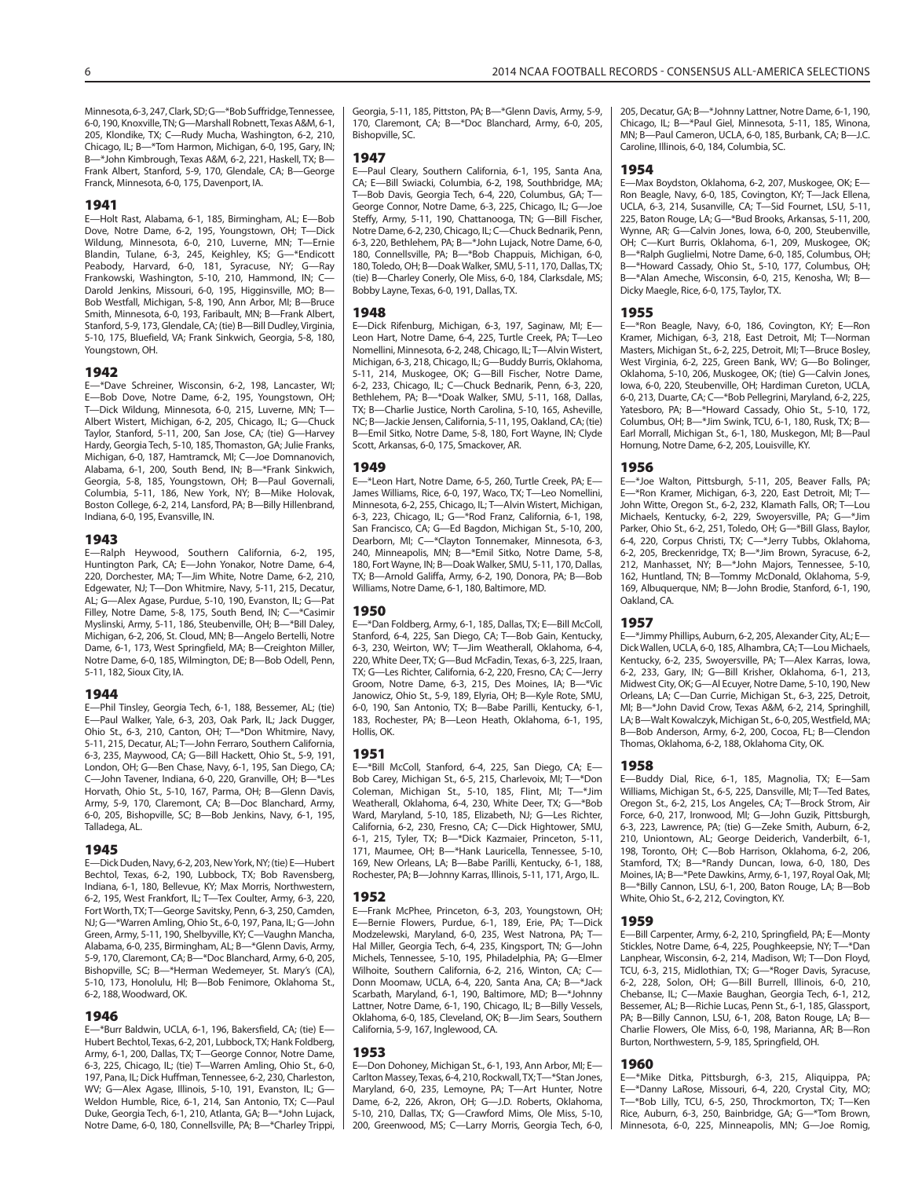Minnesota, 6-3, 247, Clark, SD; G—*Bob Suffridge, Tennessee, 6-0, 190, Knoxville, TN; G—Marshall Robnett, Texas A&M, 6-1, 205, Klondike, TX; C—Rudy Mucha, Washington, 6-2, 210, Chicago, IL; B—*Tom Harmon, Michigan, 6-0, 195, Gary, IN; B—*John Kimbrough, Texas A&M, 6-2, 221, Haskell, TX; B—Frank Albert, Stanford, 5-9, 170, Glendale, CA; B—George Franck, Minnesota, 6-0, 175, Davenport, IA.

### 1941

E—Holt Rast, Alabama, 6-1, 185, Birmingham, AL; E—Bob Dove, Notre Dame, 6-2, 195, Youngstown, OH; T—Dick Wildung, Minnesota, 6-0, 210, Luverne, MN; T—Ernie Blandin, Tulane, 6-3, 245, Keighley, KS; G—*Endicott Peabody, Harvard, 6-0, 181, Syracuse, NY; G—Ray Frankowski, Washington, 5-10, 210, Hammond, IN; C—Darold Jenkins, Missouri, 6-0, 195, Higginsville, MO; B—Bob Westfall, Michigan, 5-8, 190, Ann Arbor, MI; B—Bruce Smith, Minnesota, 6-0, 193, Faribault, MN; B—Frank Albert, Stanford, 5-9, 173, Glendale, CA; (tie) B—Bill Dudley, Virginia, 5-10, 175, Bluefield, VA; Frank Sinkwich, Georgia, 5-8, 180, Youngstown, OH.

### 1942

E—*Dave Schreiner, Wisconsin, 6-2, 198, Lancaster, WI; E—Bob Dove, Notre Dame, 6-2, 195, Youngstown, OH; T—Dick Wildung, Minnesota, 6-0, 215, Luverne, MN; T—Albert Wistert, Michigan, 6-2, 205, Chicago, IL; G—Chuck Taylor, Stanford, 5-11, 200, San Jose, CA; (tie) G—Harvey Hardy, Georgia Tech, 5-10, 185, Thomaston, GA; Julie Franks, Michigan, 6-0, 187, Hamtramck, MI; C—Joe Domnanovich, Alabama, 6-1, 200, South Bend, IN; B—*Frank Sinkwich, Georgia, 5-8, 185, Youngstown, OH; B—Paul Governali, Columbia, 5-11, 186, New York, NY; B—Mike Holovak, Boston College, 6-2, 214, Lansford, PA; B—Billy Hillenbrand, Indiana, 6-0, 195, Evansville, IN.

### 1943

E—Ralph Heywood, Southern California, 6-2, 195, Huntington Park, CA; E—John Yonakor, Notre Dame, 6-4, 220, Dorchester, MA; T—Jim White, Notre Dame, 6-2, 210, Edgewater, NJ; T—Don Whitmire, Navy, 5-11, 215, Decatur, AL; G—Alex Agase, Purdue, 5-10, 190, Evanston, IL; G—Pat Filley, Notre Dame, 5-8, 175, South Bend, IN; C—*Casimir Myslinski, Army, 5-11, 186, Steubenville, OH; B—*Bill Daley, Michigan, 6-2, 206, St. Cloud, MN; B—Angelo Bertelli, Notre Dame, 6-1, 173, West Springfield, MA; B—Creighton Miller, Notre Dame, 6-0, 185, Wilmington, DE; B—Bob Odell, Penn, 5-11, 182, Sioux City, IA.

### 1944

E—Phil Tinsley, Georgia Tech, 6-1, 188, Bessemer, AL; (tie) E—Paul Walker, Yale, 6-3, 203, Oak Park, IL; Jack Dugger, Ohio St., 6-3, 210, Canton, OH; T—*Don Whitmire, Navy, 5-11, 215, Decatur, AL; T—John Ferraro, Southern California, 6-3, 235, Maywood, CA; G—Bill Hackett, Ohio St., 5-9, 191, London, OH; G—Ben Chase, Navy, 6-1, 195, San Diego, CA; C—John Tavener, Indiana, 6-0, 220, Granville, OH; B—*Les Horvath, Ohio St., 5-10, 167, Parma, OH; B—Glenn Davis, Army, 5-9, 170, Claremont, CA; B—Doc Blanchard, Army, 6-0, 205, Bishopville, SC; B—Bob Jenkins, Navy, 6-1, 195, Talladega, AL.

### 1945

E—Dick Duden, Navy, 6-2, 203, New York, NY; (tie) E—Hubert Bechtol, Texas, 6-2, 190, Lubbock, TX; Bob Ravensberg, Indiana, 6-1, 180, Bellevue, KY; Max Morris, Northwestern, 6-2, 195, West Frankfort, IL; T—Tex Coulter, Army, 6-3, 220, Fort Worth, TX; T—George Savitsky, Penn, 6-3, 250, Camden, NJ; G—*Warren Amling, Ohio St., 6-0, 197, Pana, IL; G—John Green, Army, 5-11, 190, Shelbyville, KY; C—Vaughn Mancha, Alabama, 6-0, 235, Birmingham, AL; B—*Glenn Davis, Army, 5-9, 170, Claremont, CA; B—*Doc Blanchard, Army, 6-0, 205, Bishopville, SC; B—*Herman Wedemeyer, St. Mary's (CA), 5-10, 173, Honolulu, HI; B—Bob Fenimore, Oklahoma St., 6-2, 188, Woodward, OK.

### 1946

E—*Burr Baldwin, UCLA, 6-1, 196, Bakersfield, CA; (tie) E—Hubert Bechtol, Texas, 6-2, 201, Lubbock, TX; Hank Foldberg, Army, 6-1, 200, Dallas, TX; T—George Connor, Notre Dame, 6-3, 225, Chicago, IL; (tie) T—Warren Amling, Ohio St., 6-0, 197, Pana, IL; Dick Huffman, Tennessee, 6-2, 230, Charleston, WV; G—Alex Agase, Illinois, 5-10, 191, Evanston, IL; G—Weldon Humble, Rice, 6-1, 214, San Antonio, TX; C—Paul Duke, Georgia Tech, 6-1, 210, Atlanta, GA; B—*John Lujack, Notre Dame, 6-0, 180, Connellsville, PA; B—*Charley Trippi, Georgia, 5-11, 185, Pittston, PA; B—*Glenn Davis, Army, 5-9, 170, Claremont, CA; B—*Doc Blanchard, Army, 6-0, 205, Bishopville, SC.

### 1947

E—Paul Cleary, Southern California, 6-1, 195, Santa Ana, CA; E—Bill Swiacki, Columbia, 6-2, 198, Southbridge, MA; T—Bob Davis, Georgia Tech, 6-4, 220, Columbus, GA; T—George Connor, Notre Dame, 6-3, 225, Chicago, IL; G—Joe Steffy, Army, 5-11, 190, Chattanooga, TN; G—Bill Fischer, Notre Dame, 6-2, 230, Chicago, IL; C—Chuck Bednarik, Penn, 6-3, 220, Bethlehem, PA; B—*John Lujack, Notre Dame, 6-0, 180, Connellsville, PA; B—*Bob Chappuis, Michigan, 6-0, 180, Toledo, OH; B—Doak Walker, SMU, 5-11, 170, Dallas, TX; (tie) B—Charley Conerly, Ole Miss, 6-0, 184, Clarksdale, MS; Bobby Layne, Texas, 6-0, 191, Dallas, TX.

### 1948

E—Dick Rifenburg, Michigan, 6-3, 197, Saginaw, MI; E—Leon Hart, Notre Dame, 6-4, 225, Turtle Creek, PA; T—Leo Nomellini, Minnesota, 6-2, 248, Chicago, IL; T—Alvin Wistert, Michigan, 6-3, 218, Chicago, IL; G—Buddy Burris, Oklahoma, 5-11, 214, Muskogee, OK; G—Bill Fischer, Notre Dame, 6-2, 233, Chicago, IL; C—Chuck Bednarik, Penn, 6-3, 220, Bethlehem, PA; B—*Doak Walker, SMU, 5-11, 168, Dallas, TX; B—Charlie Justice, North Carolina, 5-10, 165, Asheville, NC; B—Jackie Jensen, California, 5-11, 195, Oakland, CA; (tie) B—Emil Sitko, Notre Dame, 5-8, 180, Fort Wayne, IN; Clyde Scott, Arkansas, 6-0, 175, Smackover, AR.

### 1949

E—*Leon Hart, Notre Dame, 6-5, 260, Turtle Creek, PA; E—James Williams, Rice, 6-0, 197, Waco, TX; T—Leo Nomellini, Minnesota, 6-2, 255, Chicago, IL; T—Alvin Wistert, Michigan, 6-3, 223, Chicago, IL; G—*Rod Franz, California, 6-1, 198, San Francisco, CA; G—Ed Bagdon, Michigan St., 5-10, 200, Dearborn, MI; C—*Clayton Tonnemaker, Minnesota, 6-3, 240, Minneapolis, MN; B—*Emil Sitko, Notre Dame, 5-8, 180, Fort Wayne, IN; B—Doak Walker, SMU, 5-11, 170, Dallas, TX; B—Arnold Galiffa, Army, 6-2, 190, Donora, PA; B—Bob Williams, Notre Dame, 6-1, 180, Baltimore, MD.

### 1950

E—*Dan Foldberg, Army, 6-1, 185, Dallas, TX; E—Bill McColl, Stanford, 6-4, 225, San Diego, CA; T—Bob Gain, Kentucky, 6-3, 230, Weirton, WV; T—Jim Weatherall, Oklahoma, 6-4, 220, White Deer, TX; G—Bud McFadin, Texas, 6-3, 225, Iraan, TX; G—Les Richter, California, 6-2, 220, Fresno, CA; C—Jerry Groom, Notre Dame, 6-3, 215, Des Moines, IA; B—*Vic Janowicz, Ohio St., 5-9, 189, Elyria, OH; B—Kyle Rote, SMU, 6-0, 190, San Antonio, TX; B—Babe Parilli, Kentucky, 6-1, 183, Rochester, PA; B—Leon Heath, Oklahoma, 6-1, 195, Hollis, OK.

### 1951

E—*Bill McColl, Stanford, 6-4, 225, San Diego, CA; E—Bob Carey, Michigan St., 6-5, 215, Charlevoix, MI; T—*Don Coleman, Michigan St., 5-10, 185, Flint, MI; T—*Jim Weatherall, Oklahoma, 6-4, 230, White Deer, TX; G—*Bob Ward, Maryland, 5-10, 185, Elizabeth, NJ; G—Les Richter, California, 6-2, 230, Fresno, CA; C—Dick Hightower, SMU, 6-1, 215, Tyler, TX; B—*Dick Kazmaier, Princeton, 5-11, 171, Maumee, OH; B—*Hank Lauricella, Tennessee, 5-10, 169, New Orleans, LA; B—Babe Parilli, Kentucky, 6-1, 188, Rochester, PA; B—Johnny Karras, Illinois, 5-11, 171, Argo, IL.

### 1952

E—Frank McPhee, Princeton, 6-3, 203, Youngstown, OH; E—Bernie Flowers, Purdue, 6-1, 189, Erie, PA; T—Dick Modzelewski, Maryland, 6-0, 235, West Natrona, PA; T—Hal Miller, Georgia Tech, 6-4, 235, Kingsport, TN; G—John Michels, Tennessee, 5-10, 195, Philadelphia, PA; G—Elmer Wilhoite, Southern California, 6-2, 216, Winton, CA; C—Donn Moomaw, UCLA, 6-4, 220, Santa Ana, CA; B—*Jack Scarbath, Maryland, 6-1, 190, Baltimore, MD; B—*Johnny Lattner, Notre Dame, 6-1, 190, Chicago, IL; B—Billy Vessels, Oklahoma, 6-0, 185, Cleveland, OK; B—Jim Sears, Southern California, 5-9, 167, Inglewood, CA.

### 1953

E—Don Dohoney, Michigan St., 6-1, 193, Ann Arbor, MI; E—Carlton Massey, Texas, 6-4, 210, Rockwall, TX; T—*Stan Jones, Maryland, 6-0, 235, Lemoyne, PA; T—Art Hunter, Notre Dame, 6-2, 226, Akron, OH; G—J.D. Roberts, Oklahoma, 5-10, 210, Dallas, TX; G—Crawford Mims, Ole Miss, 5-10, 200, Greenwood, MS; C—Larry Morris, Georgia Tech, 6-0, 205, Decatur, GA; B—*Johnny Lattner, Notre Dame, 6-1, 190, Chicago, IL; B—*Paul Giel, Minnesota, 5-11, 185, Winona, MN; B—Paul Cameron, UCLA, 6-0, 185, Burbank, CA; B—J.C. Caroline, Illinois, 6-0, 184, Columbia, SC.

### 1954

E—Max Boydston, Oklahoma, 6-2, 207, Muskogee, OK; E—Ron Beagle, Navy, 6-0, 185, Covington, KY; T—Jack Ellena, UCLA, 6-3, 214, Susanville, CA; T—Sid Fournet, LSU, 5-11, 225, Baton Rouge, LA; G—*Bud Brooks, Arkansas, 5-11, 200, Wynne, AR; G—Calvin Jones, Iowa, 6-0, 200, Steubenville, OH; C—Kurt Burris, Oklahoma, 6-1, 209, Muskogee, OK; B—*Ralph Guglielmi, Notre Dame, 6-0, 185, Columbus, OH; B—*Howard Cassady, Ohio St., 5-10, 177, Columbus, OH; B—*Alan Ameche, Wisconsin, 6-0, 215, Kenosha, WI; B—Dicky Maegle, Rice, 6-0, 175, Taylor, TX.

### 1955

E—*Ron Beagle, Navy, 6-0, 186, Covington, KY; E—Ron Kramer, Michigan, 6-3, 218, East Detroit, MI; T—Norman Masters, Michigan St., 6-2, 225, Detroit, MI; T—Bruce Bosley, West Virginia, 6-2, 225, Green Bank, WV; G—Bo Bolinger, Oklahoma, 5-10, 206, Muskogee, OK; (tie) G—Calvin Jones, Iowa, 6-0, 220, Steubenville, OH; Hardiman Cureton, UCLA, 6-0, 213, Duarte, CA; C—*Bob Pellegrini, Maryland, 6-2, 225, Yatesboro, PA; B—*Howard Cassady, Ohio St., 5-10, 172, Columbus, OH; B—*Jim Swink, TCU, 6-1, 180, Rusk, TX; B—Earl Morrall, Michigan St., 6-1, 180, Muskegon, MI; B—Paul Hornung, Notre Dame, 6-2, 205, Louisville, KY.

### 1956

E—*Joe Walton, Pittsburgh, 5-11, 205, Beaver Falls, PA; E—*Ron Kramer, Michigan, 6-3, 220, East Detroit, MI; T—John Witte, Oregon St., 6-2, 232, Klamath Falls, OR; T—Lou Michaels, Kentucky, 6-2, 229, Swoyersville, PA; G—*Jim Parker, Ohio St., 6-2, 251, Toledo, OH; G—*Bill Glass, Baylor, 6-4, 220, Corpus Christi, TX; C—*Jerry Tubbs, Oklahoma, 6-2, 205, Breckenridge, TX; B—*Jim Brown, Syracuse, 6-2, 212, Manhasset, NY; B—*John Majors, Tennessee, 5-10, 162, Huntland, TN; B—Tommy McDonald, Oklahoma, 5-9, 169, Albuquerque, NM; B—John Brodie, Stanford, 6-1, 190, Oakland, CA.

### 1957

E—*Jimmy Phillips, Auburn, 6-2, 205, Alexander City, AL; E—Dick Wallen, UCLA, 6-0, 185, Alhambra, CA; T—Lou Michaels, Kentucky, 6-2, 235, Swoyersville, PA; T—Alex Karras, Iowa, 6-2, 233, Gary, IN; G—Bill Krisher, Oklahoma, 6-1, 213, Midwest City, OK; G—Al Ecuyer, Notre Dame, 5-10, 190, New Orleans, LA; C—Dan Currie, Michigan St., 6-3, 225, Detroit, MI; B—*John David Crow, Texas A&M, 6-2, 214, Springhill, LA; B—Walt Kowalczyk, Michigan St., 6-0, 205, Westfield, MA; B—Bob Anderson, Army, 6-2, 200, Cocoa, FL; B—Clendon Thomas, Oklahoma, 6-2, 188, Oklahoma City, OK.

### 1958

E—Buddy Dial, Rice, 6-1, 185, Magnolia, TX; E—Sam Williams, Michigan St., 6-5, 225, Dansville, MI; T—Ted Bates, Oregon St., 6-2, 215, Los Angeles, CA; T—Brock Strom, Air Force, 6-0, 217, Ironwood, MI; G—John Guzik, Pittsburgh, 6-3, 223, Lawrence, PA; (tie) G—Zeke Smith, Auburn, 6-2, 210, Uniontown, AL; George Deiderich, Vanderbilt, 6-1, 198, Toronto, OH; C—Bob Harrison, Oklahoma, 6-2, 206, Stamford, TX; B—*Randy Duncan, Iowa, 6-0, 180, Des Moines, IA; B—*Pete Dawkins, Army, 6-1, 197, Royal Oak, MI; B—*Billy Cannon, LSU, 6-1, 200, Baton Rouge, LA; B—Bob White, Ohio St., 6-2, 212, Covington, KY.

### 1959

E—Bill Carpenter, Army, 6-2, 210, Springfield, PA; E—Monty Stickles, Notre Dame, 6-4, 225, Poughkeepsie, NY; T—*Dan Lanphear, Wisconsin, 6-2, 214, Madison, WI; T—Don Floyd, TCU, 6-3, 215, Midlothian, TX; G—*Roger Davis, Syracuse, 6-2, 228, Solon, OH; G—Bill Burrell, Illinois, 6-0, 210, Chebanse, IL; C—Maxie Baughan, Georgia Tech, 6-1, 212, Bessemer, AL; B—Richie Lucas, Penn St., 6-1, 185, Glassport, PA; B—Billy Cannon, LSU, 6-1, 208, Baton Rouge, LA; B—Charlie Flowers, Ole Miss, 6-0, 198, Marianna, AR; B—Ron Burton, Northwestern, 5-9, 185, Springfield, OH.

### 1960

E—*Mike Ditka, Pittsburgh, 6-3, 215, Aliquippa, PA; E—*Danny LaRose, Missouri, 6-4, 220, Crystal City, MO; T—*Bob Lilly, TCU, 6-5, 250, Throckmorton, TX; T—Ken Rice, Auburn, 6-3, 250, Bainbridge, GA; G—*Tom Brown, Minnesota, 6-0, 225, Minneapolis, MN; G—Joe Romig,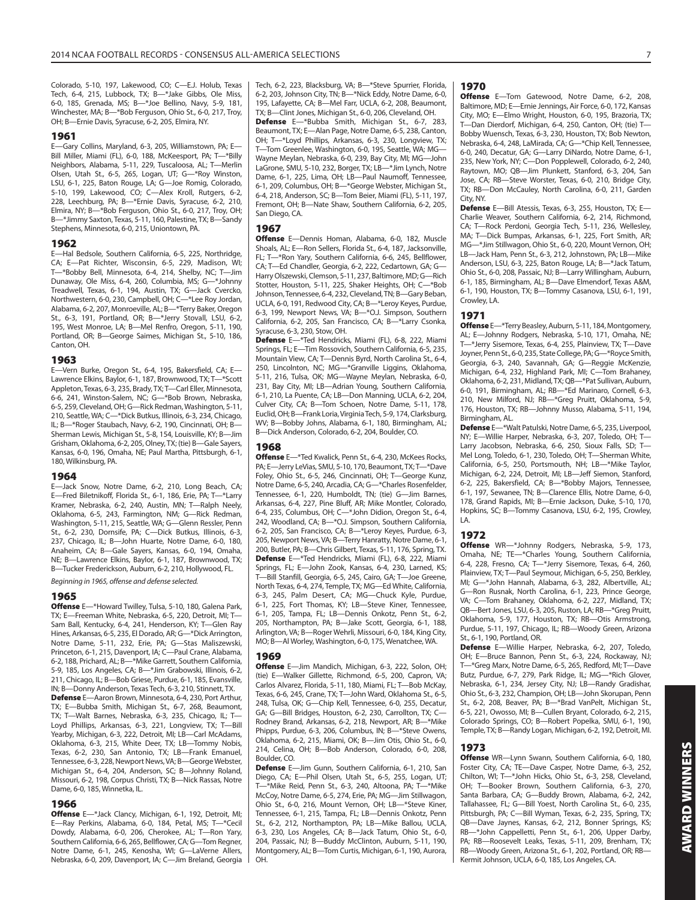Colorado, 5-10, 197, Lakewood, CO; C—E.J. Holub, Texas Tech, 6-4, 215, Lubbock, TX; B—*Jake Gibbs, Ole Miss, 6-0, 185, Grenada, MS; B—*Joe Bellino, Navy, 5-9, 181, Winchester, MA; B—*Bob Ferguson, Ohio St., 6-0, 217, Troy, OH; B—Ernie Davis, Syracuse, 6-2, 205, Elmira, NY.

## 1961

E—Gary Collins, Maryland, 6-3, 205, Williamstown, PA; E—Bill Miller, Miami (FL), 6-0, 188, McKeesport, PA; T—*Billy Neighbors, Alabama, 5-11, 229, Tuscaloosa, AL; T—Merlin Olsen, Utah St., 6-5, 265, Logan, UT; G—*Roy Winston, LSU, 6-1, 225, Baton Rouge, LA; G—Joe Romig, Colorado, 5-10, 199, Lakewood, CO; C—Alex Kroll, Rutgers, 6-2, 228, Leechburg, PA; B—*Ernie Davis, Syracuse, 6-2, 210, Elmira, NY; B—*Bob Ferguson, Ohio St., 6-0, 217, Troy, OH; B—*Jimmy Saxton, Texas, 5-11, 160, Palestine, TX; B—Sandy Stephens, Minnesota, 6-0, 215, Uniontown, PA.

## 1962

E—Hal Bedsole, Southern California, 6-5, 225, Northridge, CA; E—Pat Richter, Wisconsin, 6-5, 229, Madison, WI; T—*Bobby Bell, Minnesota, 6-4, 214, Shelby, NC; T—Jim Dunaway, Ole Miss, 6-4, 260, Columbia, MS; G—*Johnny Treadwell, Texas, 6-1, 194, Austin, TX; G—Jack Cvercko, Northwestern, 6-0, 230, Campbell, OH; C—*Lee Roy Jordan, Alabama, 6-2, 207, Monroeville, AL; B—*Terry Baker, Oregon St., 6-3, 191, Portland, OR; B—*Jerry Stovall, LSU, 6-2, 195, West Monroe, LA; B—Mel Renfro, Oregon, 5-11, 190, Portland, OR; B—George Saimes, Michigan St., 5-10, 186, Canton, OH.

## 1963

E—Vern Burke, Oregon St., 6-4, 195, Bakersfield, CA; E—Lawrence Elkins, Baylor, 6-1, 187, Brownwood, TX; T—*Scott Appleton, Texas, 6-3, 235, Brady, TX; T—Carl Eller, Minnesota, 6-6, 241, Winston-Salem, NC; G—*Bob Brown, Nebraska, 6-5, 259, Cleveland, OH; G—Rick Redman, Washington, 5-11, 210, Seattle, WA; C—*Dick Butkus, Illinois, 6-3, 234, Chicago, IL; B—*Roger Staubach, Navy, 6-2, 190, Cincinnati, OH; B—Sherman Lewis, Michigan St., 5-8, 154, Louisville, KY; B—Jim Grisham, Oklahoma, 6-2, 205, Olney, TX; (tie) B—Gale Sayers, Kansas, 6-0, 196, Omaha, NE; Paul Martha, Pittsburgh, 6-1, 180, Wilkinsburg, PA.

## 1964

E—Jack Snow, Notre Dame, 6-2, 210, Long Beach, CA; E—Fred Biletnikoff, Florida St., 6-1, 186, Erie, PA; T—*Larry Kramer, Nebraska, 6-2, 240, Austin, MN; T—Ralph Neely, Oklahoma, 6-5, 243, Farmington, NM; G—Rick Redman, Washington, 5-11, 215, Seattle, WA; G—Glenn Ressler, Penn St., 6-2, 230, Dornsife, PA; C—Dick Butkus, Illinois, 6-3, 237, Chicago, IL; B—John Huarte, Notre Dame, 6-0, 180, Anaheim, CA; B—Gale Sayers, Kansas, 6-0, 194, Omaha, NE; B—Lawrence Elkins, Baylor, 6-1, 187, Brownwood, TX; B—Tucker Frederickson, Auburn, 6-2, 210, Hollywood, FL.

*Beginning in 1965, offense and defense selected.*

## 1965

**Offense** E—*Howard Twilley, Tulsa, 5-10, 180, Galena Park, TX; E—Freeman White, Nebraska, 6-5, 220, Detroit, MI; T—Sam Ball, Kentucky, 6-4, 241, Henderson, KY; T—Glen Ray Hines, Arkansas, 6-5, 235, El Dorado, AR; G—*Dick Arrington, Notre Dame, 5-11, 232, Erie, PA; G—Stas Maliszewski, Princeton, 6-1, 215, Davenport, IA; C—Paul Crane, Alabama, 6-2, 188, Prichard, AL; B—*Mike Garrett, Southern California, 5-9, 185, Los Angeles, CA; B—*Jim Grabowski, Illinois, 6-2, 211, Chicago, IL; B—Bob Griese, Purdue, 6-1, 185, Evansville, IN; B—Donny Anderson, Texas Tech, 6-3, 210, Stinnett, TX.

**Defense** E—Aaron Brown, Minnesota, 6-4, 230, Port Arthur, TX; E—Bubba Smith, Michigan St., 6-7, 268, Beaumont, TX; T—Walt Barnes, Nebraska, 6-3, 235, Chicago, IL; T—Loyd Phillips, Arkansas, 6-3, 221, Longview, TX; T—Bill Yearby, Michigan, 6-3, 222, Detroit, MI; LB—Carl McAdams, Oklahoma, 6-3, 215, White Deer, TX; LB—Tommy Nobis, Texas, 6-2, 230, San Antonio, TX; LB—Frank Emanuel, Tennessee, 6-3, 228, Newport News, VA; B—George Webster, Michigan St., 6-4, 204, Anderson, SC; B—Johnny Roland, Missouri, 6-2, 198, Corpus Christi, TX; B—Nick Rassas, Notre Dame, 6-0, 185, Winnetka, IL.

## 1966

**Offense** E—*Jack Clancy, Michigan, 6-1, 192, Detroit, MI; E—Ray Perkins, Alabama, 6-0, 184, Petal, MS; T—*Cecil Dowdy, Alabama, 6-0, 206, Cherokee, AL; T—Ron Yary, Southern California, 6-6, 265, Bellflower, CA; G—Tom Regner, Notre Dame, 6-1, 245, Kenosha, WI; G—LaVerne Allers, Nebraska, 6-0, 209, Davenport, IA; C—Jim Breland, Georgia Tech, 6-2, 223, Blacksburg, VA; B—*Steve Spurrier, Florida, 6-2, 203, Johnson City, TN; B—*Nick Eddy, Notre Dame, 6-0, 195, Lafayette, CA; B—Mel Farr, UCLA, 6-2, 208, Beaumont, TX; B—Clint Jones, Michigan St., 6-0, 206, Cleveland, OH.

**Defense** E—*Bubba Smith, Michigan St., 6-7, 283, Beaumont, TX; E—Alan Page, Notre Dame, 6-5, 238, Canton, OH; T—*Loyd Phillips, Arkansas, 6-3, 230, Longview, TX; T—Tom Greenlee, Washington, 6-0, 195, Seattle, WA; MG—Wayne Meylan, Nebraska, 6-0, 239, Bay City, MI; MG—John LaGrone, SMU, 5-10, 232, Borger, TX; LB—*Jim Lynch, Notre Dame, 6-1, 225, Lima, OH; LB—Paul Naumoff, Tennessee, 6-1, 209, Columbus, OH; B—*George Webster, Michigan St., 6-4, 218, Anderson, SC; B—Tom Beier, Miami (FL), 5-11, 197, Fremont, OH; B—Nate Shaw, Southern California, 6-2, 205, San Diego, CA.

## 1967

**Offense** E—Dennis Homan, Alabama, 6-0, 182, Muscle Shoals, AL; E—Ron Sellers, Florida St., 6-4, 187, Jacksonville, FL; T—*Ron Yary, Southern California, 6-6, 245, Bellflower, CA; T—Ed Chandler, Georgia, 6-2, 222, Cedartown, GA; G—Harry Olszewski, Clemson, 5-11, 237, Baltimore, MD; G—Rich Stotter, Houston, 5-11, 225, Shaker Heights, OH; C—*Bob Johnson, Tennessee, 6-4, 232, Cleveland, TN; B—Gary Beban, UCLA, 6-0, 191, Redwood City, CA; B—*Leroy Keyes, Purdue, 6-3, 199, Newport News, VA; B—*O.J. Simpson, Southern California, 6-2, 205, San Francisco, CA; B—*Larry Csonka, Syracuse, 6-3, 230, Stow, OH.

**Defense** E—*Ted Hendricks, Miami (FL), 6-8, 222, Miami Springs, FL; E—Tim Rossovich, Southern California, 6-5, 235, Mountain View, CA; T—Dennis Byrd, North Carolina St., 6-4, 250, Lincolnton, NC; MG—*Granville Liggins, Oklahoma, 5-11, 216, Tulsa, OK; MG—Wayne Meylan, Nebraska, 6-0, 231, Bay City, MI; LB—Adrian Young, Southern California, 6-1, 210, La Puente, CA; LB—Don Manning, UCLA, 6-2, 204, Culver City, CA; B—Tom Schoen, Notre Dame, 5-11, 178, Euclid, OH; B—Frank Loria, Virginia Tech, 5-9, 174, Clarksburg, WV; B—Bobby Johns, Alabama, 6-1, 180, Birmingham, AL; B—Dick Anderson, Colorado, 6-2, 204, Boulder, CO.

## 1968

**Offense** E—*Ted Kwalick, Penn St., 6-4, 230, McKees Rocks, PA; E—Jerry LeVias, SMU, 5-10, 170, Beaumont, TX; T—*Dave Foley, Ohio St., 6-5, 246, Cincinnati, OH; T—George Kunz, Notre Dame, 6-5, 240, Arcadia, CA; G—*Charles Rosenfelder, Tennessee, 6-1, 220, Humboldt, TN; (tie) G—Jim Barnes, Arkansas, 6-4, 227, Pine Bluff, AR; Mike Montler, Colorado, 6-4, 235, Columbus, OH; C—*John Didion, Oregon St., 6-4, 242, Woodland, CA; B—*O.J. Simpson, Southern California, 6-2, 205, San Francisco, CA; B—*Leroy Keyes, Purdue, 6-3, 205, Newport News, VA; B—Terry Hanratty, Notre Dame, 6-1, 200, Butler, PA; B—Chris Gilbert, Texas, 5-11, 176, Spring, TX.

**Defense** E—*Ted Hendricks, Miami (FL), 6-8, 222, Miami Springs, FL; E—John Zook, Kansas, 6-4, 230, Larned, KS; T—Bill Stanfill, Georgia, 6-5, 245, Cairo, GA; T—Joe Greene, North Texas, 6-4, 274, Temple, TX; MG—Ed White, California, 6-3, 245, Palm Desert, CA; MG—Chuck Kyle, Purdue, 6-1, 225, Fort Thomas, KY; LB—Steve Kiner, Tennessee, 6-1, 205, Tampa, FL; LB—Dennis Onkotz, Penn St., 6-2, 205, Northampton, PA; B—Jake Scott, Georgia, 6-1, 188, Arlington, VA; B—Roger Wehrli, Missouri, 6-0, 184, King City, MO; B—Al Worley, Washington, 6-0, 175, Wenatchee, WA.

## 1969

**Offense** E—Jim Mandich, Michigan, 6-3, 222, Solon, OH; (tie) E—Walker Gillette, Richmond, 6-5, 200, Capron, VA; Carlos Alvarez, Florida, 5-11, 180, Miami, FL; T—Bob McKay, Texas, 6-6, 245, Crane, TX; T—John Ward, Oklahoma St., 6-5, 248, Tulsa, OK; G—Chip Kell, Tennessee, 6-0, 255, Decatur, GA; G—Bill Bridges, Houston, 6-2, 230, Carrollton, TX; C—Rodney Brand, Arkansas, 6-2, 218, Newport, AR; B—*Mike Phipps, Purdue, 6-3, 206, Columbus, IN; B—*Steve Owens, Oklahoma, 6-2, 215, Miami, OK; B—Jim Otis, Ohio St., 6-0, 214, Celina, OH; B—Bob Anderson, Colorado, 6-0, 208, Boulder, CO.

**Defense** E—Jim Gunn, Southern California, 6-1, 210, San Diego, CA; E—Phil Olsen, Utah St., 6-5, 255, Logan, UT; T—*Mike Reid, Penn St., 6-3, 240, Altoona, PA; T—*Mike McCoy, Notre Dame, 6-5, 274, Erie, PA; MG—Jim Stillwagon, Ohio St., 6-0, 216, Mount Vernon, OH; LB—*Steve Kiner, Tennessee, 6-1, 215, Tampa, FL; LB—Dennis Onkotz, Penn St., 6-2, 212, Northampton, PA; LB—Mike Ballou, UCLA, 6-3, 230, Los Angeles, CA; B—Jack Tatum, Ohio St., 6-0, 204, Passaic, NJ; B—Buddy McClinton, Auburn, 5-11, 190, Montgomery, AL; B—Tom Curtis, Michigan, 6-1, 190, Aurora, OH.

## 1970

**Offense** E—Tom Gatewood, Notre Dame, 6-2, 208, Baltimore, MD; E—Ernie Jennings, Air Force, 6-0, 172, Kansas City, MO; E—Elmo Wright, Houston, 6-0, 195, Brazoria, TX; T—Dan Dierdorf, Michigan, 6-4, 250, Canton, OH; (tie) T—Bobby Wuensch, Texas, 6-3, 230, Houston, TX; Bob Newton, Nebraska, 6-4, 248, LaMirada, CA; G—*Chip Kell, Tennessee, 6-0, 240, Decatur, GA; G—Larry DiNardo, Notre Dame, 6-1, 235, New York, NY; C—Don Popplewell, Colorado, 6-2, 240, Raytown, MO; QB—Jim Plunkett, Stanford, 6-3, 204, San Jose, CA; RB—Steve Worster, Texas, 6-0, 210, Bridge City, TX; RB—Don McCauley, North Carolina, 6-0, 211, Garden City, NY.

**Defense** E—Bill Atessis, Texas, 6-3, 255, Houston, TX; E—Charlie Weaver, Southern California, 6-2, 214, Richmond, CA; T—Rock Perdoni, Georgia Tech, 5-11, 236, Wellesley, MA; T—Dick Bumpas, Arkansas, 6-1, 225, Fort Smith, AR; MG—*Jim Stillwagon, Ohio St., 6-0, 220, Mount Vernon, OH; LB—Jack Ham, Penn St., 6-3, 212, Johnstown, PA; LB—Mike Anderson, LSU, 6-3, 225, Baton Rouge, LA; B—*Jack Tatum, Ohio St., 6-0, 208, Passaic, NJ; B—Larry Willingham, Auburn, 6-1, 185, Birmingham, AL; B—Dave Elmendorf, Texas A&M, 6-1, 190, Houston, TX; B—Tommy Casanova, LSU, 6-1, 191, Crowley, LA.

## 1971

**Offense** E—*Terry Beasley, Auburn, 5-11, 184, Montgomery, AL; E—Johnny Rodgers, Nebraska, 5-10, 171, Omaha, NE; T—*Jerry Sisemore, Texas, 6-4, 255, Plainview, TX; T—Dave Joyner, Penn St., 6-0, 235, State College, PA; G—*Royce Smith, Georgia, 6-3, 240, Savannah, GA; G—Reggie McKenzie, Michigan, 6-4, 232, Highland Park, MI; C—Tom Brahaney, Oklahoma, 6-2, 231, Midland, TX; QB—*Pat Sullivan, Auburn, 6-0, 191, Birmingham, AL; RB—*Ed Marinaro, Cornell, 6-3, 210, New Milford, NJ; RB—*Greg Pruitt, Oklahoma, 5-9, 176, Houston, TX; RB—Johnny Musso, Alabama, 5-11, 194, Birmingham, AL.

**Defense** E—*Walt Patulski, Notre Dame, 6-5, 235, Liverpool, NY; E—Willie Harper, Nebraska, 6-3, 207, Toledo, OH; T—Larry Jacobson, Nebraska, 6-6, 250, Sioux Falls, SD; T—Mel Long, Toledo, 6-1, 230, Toledo, OH; T—Sherman White, California, 6-5, 250, Portsmouth, NH; LB—*Mike Taylor, Michigan, 6-2, 224, Detroit, MI; LB—Jeff Siemon, Stanford, 6-2, 225, Bakersfield, CA; B—*Bobby Majors, Tennessee, 6-1, 197, Sewanee, TN; B—Clarence Ellis, Notre Dame, 6-0, 178, Grand Rapids, MI; B—Ernie Jackson, Duke, 5-10, 170, Hopkins, SC; B—Tommy Casanova, LSU, 6-2, 195, Crowley, LA.

## 1972

**Offense** WR—*Johnny Rodgers, Nebraska, 5-9, 173, Omaha, NE; TE—*Charles Young, Southern California, 6-4, 228, Fresno, CA; T—*Jerry Sisemore, Texas, 6-4, 260, Plainview, TX; T—Paul Seymour, Michigan, 6-5, 250, Berkley, MI; G—*John Hannah, Alabama, 6-3, 282, Albertville, AL; G—Ron Rusnak, North Carolina, 6-1, 223, Prince George, VA; C—Tom Brahaney, Oklahoma, 6-2, 227, Midland, TX; QB—Bert Jones, LSU, 6-3, 205, Ruston, LA; RB—*Greg Pruitt, Oklahoma, 5-9, 177, Houston, TX; RB—Otis Armstrong, Purdue, 5-11, 197, Chicago, IL; RB—Woody Green, Arizona St., 6-1, 190, Portland, OR.

**Defense** E—Willie Harper, Nebraska, 6-2, 207, Toledo, OH; E—Bruce Bannon, Penn St., 6-3, 224, Rockaway, NJ; T—*Greg Marx, Notre Dame, 6-5, 265, Redford, MI; T—Dave Butz, Purdue, 6-7, 279, Park Ridge, IL; MG—*Rich Glover, Nebraska, 6-1, 234, Jersey City, NJ; LB—Randy Gradishar, Ohio St., 6-3, 232, Champion, OH; LB—John Skorupan, Penn St., 6-2, 208, Beaver, PA; B—*Brad VanPelt, Michigan St., 6-5, 221, Owosso, MI; B—Cullen Bryant, Colorado, 6-2, 215, Colorado Springs, CO; B—Robert Popelka, SMU, 6-1, 190, Temple, TX; B—Randy Logan, Michigan, 6-2, 192, Detroit, MI.

## 1973

**Offense** WR—Lynn Swann, Southern California, 6-0, 180, Foster City, CA; TE—Dave Casper, Notre Dame, 6-3, 252, Chilton, WI; T—*John Hicks, Ohio St., 6-3, 258, Cleveland, OH; T—Booker Brown, Southern California, 6-3, 270, Santa Barbara, CA; G—Buddy Brown, Alabama, 6-2, 242, Tallahassee, FL; G—Bill Yoest, North Carolina St., 6-0, 235, Pittsburgh, PA; C—Bill Wyman, Texas, 6-2, 235, Spring, TX; QB—Dave Jaynes, Kansas, 6-2, 212, Bonner Springs, KS; RB—*John Cappelletti, Penn St., 6-1, 206, Upper Darby, PA; RB—Roosevelt Leaks, Texas, 5-11, 209, Brenham, TX; RB—Woody Green, Arizona St., 6-1, 202, Portland, OR; RB—Kermit Johnson, UCLA, 6-0, 185, Los Angeles, CA.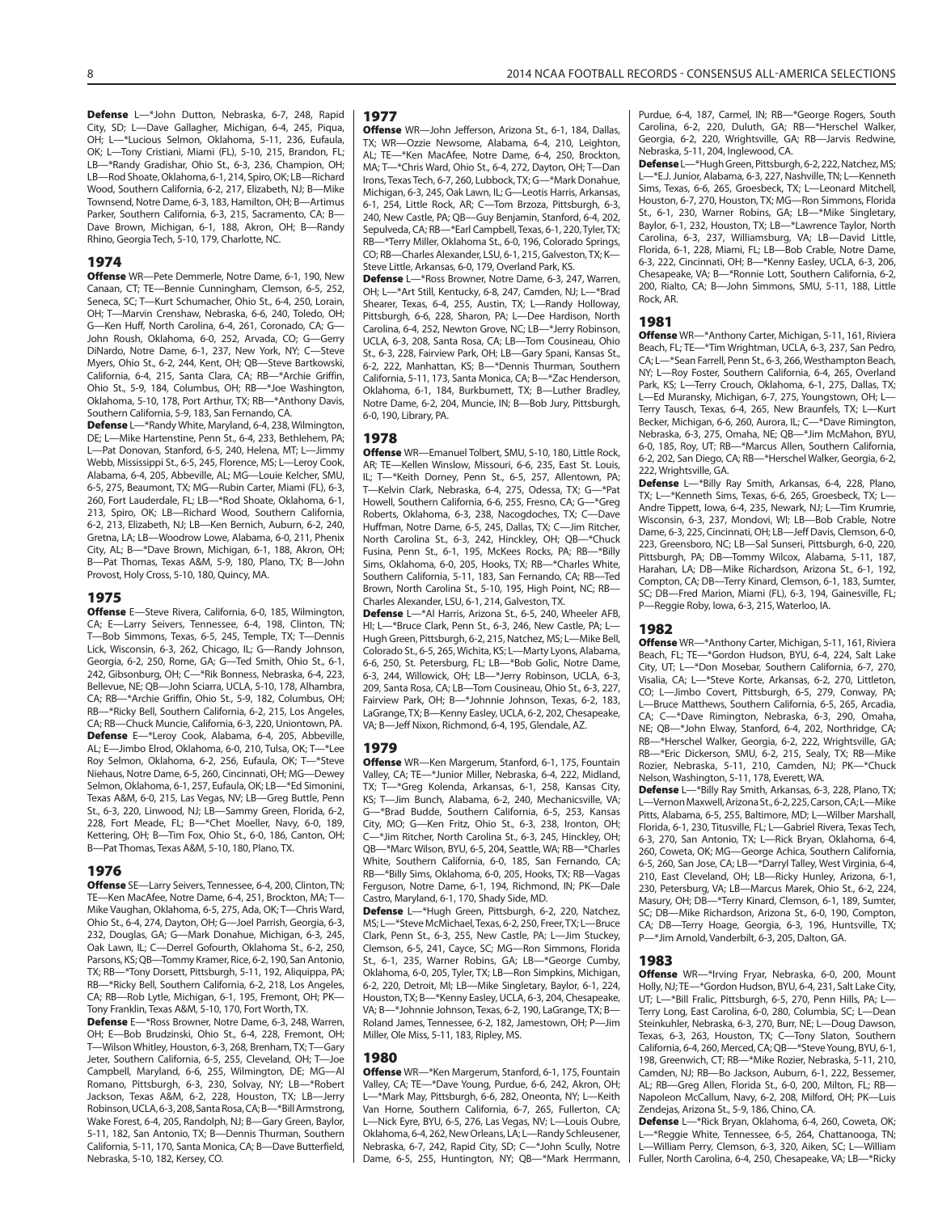**Defense** L—*John Dutton, Nebraska, 6-7, 248, Rapid City, SD; L—Dave Gallagher, Michigan, 6-4, 245, Piqua, OH; L—*Lucious Selmon, Oklahoma, 5-11, 236, Eufaula, OK; L—Tony Cristiani, Miami (FL), 5-10, 215, Brandon, FL; LB—*Randy Gradishar, Ohio St., 6-3, 236, Champion, OH; LB—Rod Shoate, Oklahoma, 6-1, 214, Spiro, OK; LB—Richard Wood, Southern California, 6-2, 217, Elizabeth, NJ; B—Mike Townsend, Notre Dame, 6-3, 183, Hamilton, OH; B—Artimus Parker, Southern California, 6-3, 215, Sacramento, CA; B—Dave Brown, Michigan, 6-1, 188, Akron, OH; B—Randy Rhino, Georgia Tech, 5-10, 179, Charlotte, NC.

## 1974

**Offense** WR—Pete Demmerle, Notre Dame, 6-1, 190, New Canaan, CT; TE—Bennie Cunningham, Clemson, 6-5, 252, Seneca, SC; T—Kurt Schumacher, Ohio St., 6-4, 250, Lorain, OH; T—Marvin Crenshaw, Nebraska, 6-6, 240, Toledo, OH; G—Ken Huff, North Carolina, 6-4, 261, Coronado, CA; G—John Roush, Oklahoma, 6-0, 252, Arvada, CO; G—Gerry DiNardo, Notre Dame, 6-1, 237, New York, NY; C—Steve Myers, Ohio St., 6-2, 244, Kent, OH; QB—Steve Bartkowski, California, 6-4, 215, Santa Clara, CA; RB—*Archie Griffin, Ohio St., 5-9, 184, Columbus, OH; RB—*Joe Washington, Oklahoma, 5-10, 178, Port Arthur, TX; RB—*Anthony Davis, Southern California, 5-9, 183, San Fernando, CA.

**Defense** L—*Randy White, Maryland, 6-4, 238, Wilmington, DE; L—Mike Hartenstine, Penn St., 6-4, 233, Bethlehem, PA; L—Pat Donovan, Stanford, 6-5, 240, Helena, MT; L—Jimmy Webb, Mississippi St., 6-5, 245, Florence, MS; L—Leroy Cook, Alabama, 6-4, 205, Abbeville, AL; MG—Louie Kelcher, SMU, 6-5, 275, Beaumont, TX; MG—Rubin Carter, Miami (FL), 6-3, 260, Fort Lauderdale, FL; LB—*Rod Shoate, Oklahoma, 6-1, 213, Spiro, OK; LB—Richard Wood, Southern California, 6-2, 213, Elizabeth, NJ; LB—Ken Bernich, Auburn, 6-2, 240, Gretna, LA; LB—Woodrow Lowe, Alabama, 6-0, 211, Phenix City, AL; B—*Dave Brown, Michigan, 6-1, 188, Akron, OH; B—Pat Thomas, Texas A&M, 5-9, 180, Plano, TX; B—John Provost, Holy Cross, 5-10, 180, Quincy, MA.

## 1975

**Offense** E—Steve Rivera, California, 6-0, 185, Wilmington, CA; E—Larry Seivers, Tennessee, 6-4, 198, Clinton, TN; T—Bob Simmons, Texas, 6-5, 245, Temple, TX; T—Dennis Lick, Wisconsin, 6-3, 262, Chicago, IL; G—Randy Johnson, Georgia, 6-2, 250, Rome, GA; G—Ted Smith, Ohio St., 6-1, 242, Gibsonburg, OH; C—*Rik Bonness, Nebraska, 6-4, 223, Bellevue, NE; QB—John Sciarra, UCLA, 5-10, 178, Alhambra, CA; RB—*Archie Griffin, Ohio St., 5-9, 182, Columbus, OH; RB—*Ricky Bell, Southern California, 6-2, 215, Los Angeles, CA; RB—Chuck Muncie, California, 6-3, 220, Uniontown, PA.

**Defense** E—*Leroy Cook, Alabama, 6-4, 205, Abbeville, AL; E—Jimbo Elrod, Oklahoma, 6-0, 210, Tulsa, OK; T—*Lee Roy Selmon, Oklahoma, 6-2, 256, Eufaula, OK; T—*Steve Niehaus, Notre Dame, 6-5, 260, Cincinnati, OH; MG—Dewey Selmon, Oklahoma, 6-1, 257, Eufaula, OK; LB—*Ed Simonini, Texas A&M, 6-0, 215, Las Vegas, NV; LB—Greg Buttle, Penn St., 6-3, 220, Linwood, NJ; LB—Sammy Green, Florida, 6-2, 228, Fort Meade, FL; B—*Chet Moeller, Navy, 6-0, 189, Kettering, OH; B—Tim Fox, Ohio St., 6-0, 186, Canton, OH; B—Pat Thomas, Texas A&M, 5-10, 180, Plano, TX.

## 1976

**Offense** SE—Larry Seivers, Tennessee, 6-4, 200, Clinton, TN; TE—Ken MacAfee, Notre Dame, 6-4, 251, Brockton, MA; T—Mike Vaughan, Oklahoma, 6-5, 275, Ada, OK; T—Chris Ward, Ohio St., 6-4, 274, Dayton, OH; G—Joel Parrish, Georgia, 6-3, 232, Douglas, GA; G—Mark Donahue, Michigan, 6-3, 245, Oak Lawn, IL; C—Derrel Gofourth, Oklahoma St., 6-2, 250, Parsons, KS; QB—Tommy Kramer, Rice, 6-2, 190, San Antonio, TX; RB—*Tony Dorsett, Pittsburgh, 5-11, 192, Aliquippa, PA; RB—*Ricky Bell, Southern California, 6-2, 218, Los Angeles, CA; RB—Rob Lytle, Michigan, 6-1, 195, Fremont, OH; PK—Tony Franklin, Texas A&M, 5-10, 170, Fort Worth, TX.

**Defense** E—*Ross Browner, Notre Dame, 6-3, 248, Warren, OH; E—Bob Brudzinski, Ohio St., 6-4, 228, Fremont, OH; T—Wilson Whitley, Houston, 6-3, 268, Brenham, TX; T—Gary Jeter, Southern California, 6-5, 255, Cleveland, OH; T—Joe Campbell, Maryland, 6-6, 255, Wilmington, DE; MG—Al Romano, Pittsburgh, 6-3, 230, Solvay, NY; LB—*Robert Jackson, Texas A&M, 6-2, 228, Houston, TX; LB—Jerry Robinson, UCLA, 6-3, 208, Santa Rosa, CA; B—*Bill Armstrong, Wake Forest, 6-4, 205, Randolph, NJ; B—Gary Green, Baylor, 5-11, 182, San Antonio, TX; B—Dennis Thurman, Southern California, 5-11, 170, Santa Monica, CA; B—Dave Butterfield, Nebraska, 5-10, 182, Kersey, CO.

## 1977

**Offense** WR—John Jefferson, Arizona St., 6-1, 184, Dallas, TX; WR—Ozzie Newsome, Alabama, 6-4, 210, Leighton, AL; TE—*Ken MacAfee, Notre Dame, 6-4, 250, Brockton, MA; T—*Chris Ward, Ohio St., 6-4, 272, Dayton, OH; T—Dan Irons, Texas Tech, 6-7, 260, Lubbock, TX; G—*Mark Donahue, Michigan, 6-3, 245, Oak Lawn, IL; G—Leotis Harris, Arkansas, 6-1, 254, Little Rock, AR; C—Tom Brzoza, Pittsburgh, 6-3, 240, New Castle, PA; QB—Guy Benjamin, Stanford, 6-4, 202, Sepulveda, CA; RB—*Earl Campbell, Texas, 6-1, 220, Tyler, TX; RB—*Terry Miller, Oklahoma St., 6-0, 196, Colorado Springs, CO; RB—Charles Alexander, LSU, 6-1, 215, Galveston, TX; K—Steve Little, Arkansas, 6-0, 179, Overland Park, KS.

**Defense** L—*Ross Browner, Notre Dame, 6-3, 247, Warren, OH; L—*Art Still, Kentucky, 6-8, 247, Camden, NJ; L—*Brad Shearer, Texas, 6-4, 255, Austin, TX; L—Randy Holloway, Pittsburgh, 6-6, 228, Sharon, PA; L—Dee Hardison, North Carolina, 6-4, 252, Newton Grove, NC; LB—*Jerry Robinson, UCLA, 6-3, 208, Santa Rosa, CA; LB—Tom Cousineau, Ohio St., 6-3, 228, Fairview Park, OH; LB—Gary Spani, Kansas St., 6-2, 222, Manhattan, KS; B—*Dennis Thurman, Southern California, 5-11, 173, Santa Monica, CA; B—*Zac Henderson, Oklahoma, 6-1, 184, Burkburnett, TX; B—Luther Bradley, Notre Dame, 6-2, 204, Muncie, IN; B—Bob Jury, Pittsburgh, 6-0, 190, Library, PA.

## 1978

**Offense** WR—Emanuel Tolbert, SMU, 5-10, 180, Little Rock, AR; TE—Kellen Winslow, Missouri, 6-6, 235, East St. Louis, IL; T—*Keith Dorney, Penn St., 6-5, 257, Allentown, PA; T—Kelvin Clark, Nebraska, 6-4, 275, Odessa, TX; G—*Pat Howell, Southern California, 6-6, 255, Fresno, CA; G—*Greg Roberts, Oklahoma, 6-3, 238, Nacogdoches, TX; C—Dave Huffman, Notre Dame, 6-5, 245, Dallas, TX; C—Jim Ritcher, North Carolina St., 6-3, 242, Hinckley, OH; QB—*Chuck Fusina, Penn St., 6-1, 195, McKees Rocks, PA; RB—*Billy Sims, Oklahoma, 6-0, 205, Hooks, TX; RB—*Charles White, Southern California, 5-11, 183, San Fernando, CA; RB—Ted Brown, North Carolina St., 5-10, 195, High Point, NC; RB—Charles Alexander, LSU, 6-1, 214, Galveston, TX.

**Defense** L—*Al Harris, Arizona St., 6-5, 240, Wheeler AFB, HI; L—*Bruce Clark, Penn St., 6-3, 246, New Castle, PA; L—Hugh Green, Pittsburgh, 6-2, 215, Natchez, MS; L—Mike Bell, Colorado St., 6-5, 265, Wichita, KS; L—Marty Lyons, Alabama, 6-6, 250, St. Petersburg, FL; LB—*Bob Golic, Notre Dame, 6-3, 244, Willowick, OH; LB—*Jerry Robinson, UCLA, 6-3, 209, Santa Rosa, CA; LB—Tom Cousineau, Ohio St., 6-3, 227, Fairview Park, OH; B—*Johnnie Johnson, Texas, 6-2, 183, LaGrange, TX; B—Kenny Easley, UCLA, 6-2, 202, Chesapeake, VA; B—Jeff Nixon, Richmond, 6-4, 195, Glendale, AZ.

## 1979

**Offense** WR—Ken Margerum, Stanford, 6-1, 175, Fountain Valley, CA; TE—*Junior Miller, Nebraska, 6-4, 222, Midland, TX; T—*Greg Kolenda, Arkansas, 6-1, 258, Kansas City, KS; T—Jim Bunch, Alabama, 6-2, 240, Mechanicsville, VA; G—*Brad Budde, Southern California, 6-5, 253, Kansas City, MO; G—Ken Fritz, Ohio St., 6-3, 238, Ironton, OH; C—*Jim Ritcher, North Carolina St., 6-3, 245, Hinckley, OH; QB—*Marc Wilson, BYU, 6-5, 204, Seattle, WA; RB—*Charles White, Southern California, 6-0, 185, San Fernando, CA; RB—*Billy Sims, Oklahoma, 6-0, 205, Hooks, TX; RB—Vagas Ferguson, Notre Dame, 6-1, 194, Richmond, IN; PK—Dale Castro, Maryland, 6-1, 170, Shady Side, MD.

**Defense** L—*Hugh Green, Pittsburgh, 6-2, 220, Natchez, MS; L—*Steve McMichael, Texas, 6-2, 250, Freer, TX; L—Bruce Clark, Penn St., 6-3, 255, New Castle, PA; L—Jim Stuckey, Clemson, 6-5, 241, Cayce, SC; MG—Ron Simmons, Florida St., 6-1, 235, Warner Robins, GA; LB—*George Cumby, Oklahoma, 6-0, 205, Tyler, TX; LB—Ron Simpkins, Michigan, 6-2, 220, Detroit, MI; LB—Mike Singletary, Baylor, 6-1, 224, Houston, TX; B—*Kenny Easley, UCLA, 6-3, 204, Chesapeake, VA; B—*Johnnie Johnson, Texas, 6-2, 190, LaGrange, TX; B—Roland James, Tennessee, 6-2, 182, Jamestown, OH; P—Jim Miller, Ole Miss, 5-11, 183, Ripley, MS.

## 1980

**Offense** WR—*Ken Margerum, Stanford, 6-1, 175, Fountain Valley, CA; TE—*Dave Young, Purdue, 6-6, 242, Akron, OH; L—*Mark May, Pittsburgh, 6-6, 282, Oneonta, NY; L—Keith Van Horne, Southern California, 6-7, 265, Fullerton, CA; L—Nick Eyre, BYU, 6-5, 276, Las Vegas, NV; L—Louis Oubre, Oklahoma, 6-4, 262, New Orleans, LA; L—Randy Schleusener, Nebraska, 6-7, 242, Rapid City, SD; C—*John Scully, Notre Dame, 6-5, 255, Huntington, NY; QB—*Mark Herrmann, Purdue, 6-4, 187, Carmel, IN; RB—*George Rogers, South Carolina, 6-2, 220, Duluth, GA; RB—*Herschel Walker, Georgia, 6-2, 220, Wrightsville, GA; RB—Jarvis Redwine, Nebraska, 5-11, 204, Inglewood, CA.

**Defense** L—*Hugh Green, Pittsburgh, 6-2, 222, Natchez, MS; L—*E.J. Junior, Alabama, 6-3, 227, Nashville, TN; L—Kenneth Sims, Texas, 6-6, 265, Groesbeck, TX; L—Leonard Mitchell, Houston, 6-7, 270, Houston, TX; MG—Ron Simmons, Florida St., 6-1, 230, Warner Robins, GA; LB—*Mike Singletary, Baylor, 6-1, 232, Houston, TX; LB—*Lawrence Taylor, North Carolina, 6-3, 237, Williamsburg, VA; LB—David Little, Florida, 6-1, 228, Miami, FL; LB—Bob Crable, Notre Dame, 6-3, 222, Cincinnati, OH; B—*Kenny Easley, UCLA, 6-3, 206, Chesapeake, VA; B—*Ronnie Lott, Southern California, 6-2, 200, Rialto, CA; B—John Simmons, SMU, 5-11, 188, Little Rock, AR.

## 1981

**Offense** WR—*Anthony Carter, Michigan, 5-11, 161, Riviera Beach, FL; TE—*Tim Wrightman, UCLA, 6-3, 237, San Pedro, CA; L—*Sean Farrell, Penn St., 6-3, 266, Westhampton Beach, NY; L—Roy Foster, Southern California, 6-4, 265, Overland Park, KS; L—Terry Crouch, Oklahoma, 6-1, 275, Dallas, TX; L—Ed Muransky, Michigan, 6-7, 275, Youngstown, OH; L—Terry Tausch, Texas, 6-4, 265, New Braunfels, TX; L—Kurt Becker, Michigan, 6-6, 260, Aurora, IL; C—*Dave Rimington, Nebraska, 6-3, 275, Omaha, NE; QB—*Jim McMahon, BYU, 6-0, 185, Roy, UT; RB—*Marcus Allen, Southern California, 6-2, 202, San Diego, CA; RB—*Herschel Walker, Georgia, 6-2, 222, Wrightsville, GA.

**Defense** L—*Billy Ray Smith, Arkansas, 6-4, 228, Plano, TX; L—*Kenneth Sims, Texas, 6-6, 265, Groesbeck, TX; L—Andre Tippett, Iowa, 6-4, 235, Newark, NJ; L—Tim Krumrie, Wisconsin, 6-3, 237, Mondovi, WI; LB—Bob Crable, Notre Dame, 6-3, 225, Cincinnati, OH; LB—Jeff Davis, Clemson, 6-0, 223, Greensboro, NC; LB—Sal Sunseri, Pittsburgh, 6-0, 220, Pittsburgh, PA; DB—Tommy Wilcox, Alabama, 5-11, 187, Harahan, LA; DB—Mike Richardson, Arizona St., 6-1, 192, Compton, CA; DB—Terry Kinard, Clemson, 6-1, 183, Sumter, SC; DB—Fred Marion, Miami (FL), 6-3, 194, Gainesville, FL; P—Reggie Roby, Iowa, 6-3, 215, Waterloo, IA.

## 1982

**Offense** WR—*Anthony Carter, Michigan, 5-11, 161, Riviera Beach, FL; TE—*Gordon Hudson, BYU, 6-4, 224, Salt Lake City, UT; L—*Don Mosebar, Southern California, 6-7, 270, Visalia, CA; L—*Steve Korte, Arkansas, 6-2, 270, Littleton, CO; L—Jimbo Covert, Pittsburgh, 6-5, 279, Conway, PA; L—Bruce Matthews, Southern California, 6-5, 265, Arcadia, CA; C—*Dave Rimington, Nebraska, 6-3, 290, Omaha, NE; QB—*John Elway, Stanford, 6-4, 202, Northridge, CA; RB—*Herschel Walker, Georgia, 6-2, 222, Wrightsville, GA; RB—*Eric Dickerson, SMU, 6-2, 215, Sealy, TX; RB—Mike Rozier, Nebraska, 5-11, 210, Camden, NJ; PK—*Chuck Nelson, Washington, 5-11, 178, Everett, WA.

**Defense** L—*Billy Ray Smith, Arkansas, 6-3, 228, Plano, TX; L—Vernon Maxwell, Arizona St., 6-2, 225, Carson, CA; L—Mike Pitts, Alabama, 6-5, 255, Baltimore, MD; L—Wilber Marshall, Florida, 6-1, 230, Titusville, FL; L—Gabriel Rivera, Texas Tech, 6-3, 270, San Antonio, TX; L—Rick Bryan, Oklahoma, 6-4, 260, Coweta, OK; MG—George Achica, Southern California, 6-5, 260, San Jose, CA; LB—*Darryl Talley, West Virginia, 6-4, 210, East Cleveland, OH; LB—Ricky Hunley, Arizona, 6-1, 230, Petersburg, VA; LB—Marcus Marek, Ohio St., 6-2, 224, Masury, OH; DB—*Terry Kinard, Clemson, 6-1, 189, Sumter, SC; DB—Mike Richardson, Arizona St., 6-0, 190, Compton, CA; DB—Terry Hoage, Georgia, 6-3, 196, Huntsville, TX; P—*Jim Arnold, Vanderbilt, 6-3, 205, Dalton, GA.

## 1983

**Offense** WR—*Irving Fryar, Nebraska, 6-0, 200, Mount Holly, NJ; TE—*Gordon Hudson, BYU, 6-4, 231, Salt Lake City, UT; L—*Bill Fralic, Pittsburgh, 6-5, 270, Penn Hills, PA; L—Terry Long, East Carolina, 6-0, 280, Columbia, SC; L—Dean Steinkuhler, Nebraska, 6-3, 270, Burr, NE; L—Doug Dawson, Texas, 6-3, 263, Houston, TX; C—Tony Slaton, Southern California, 6-4, 260, Merced, CA; QB—*Steve Young, BYU, 6-1, 198, Greenwich, CT; RB—*Mike Rozier, Nebraska, 5-11, 210, Camden, NJ; RB—Bo Jackson, Auburn, 6-1, 222, Bessemer, AL; RB—Greg Allen, Florida St., 6-0, 200, Milton, FL; RB—Napoleon McCallum, Navy, 6-2, 208, Milford, OH; PK—Luis Zendejas, Arizona St., 5-9, 186, Chino, CA.

**Defense** L—*Rick Bryan, Oklahoma, 6-4, 260, Coweta, OK; L—*Reggie White, Tennessee, 6-5, 264, Chattanooga, TN; L—William Perry, Clemson, 6-3, 320, Aiken, SC; L—William Fuller, North Carolina, 6-4, 250, Chesapeake, VA; LB—*Ricky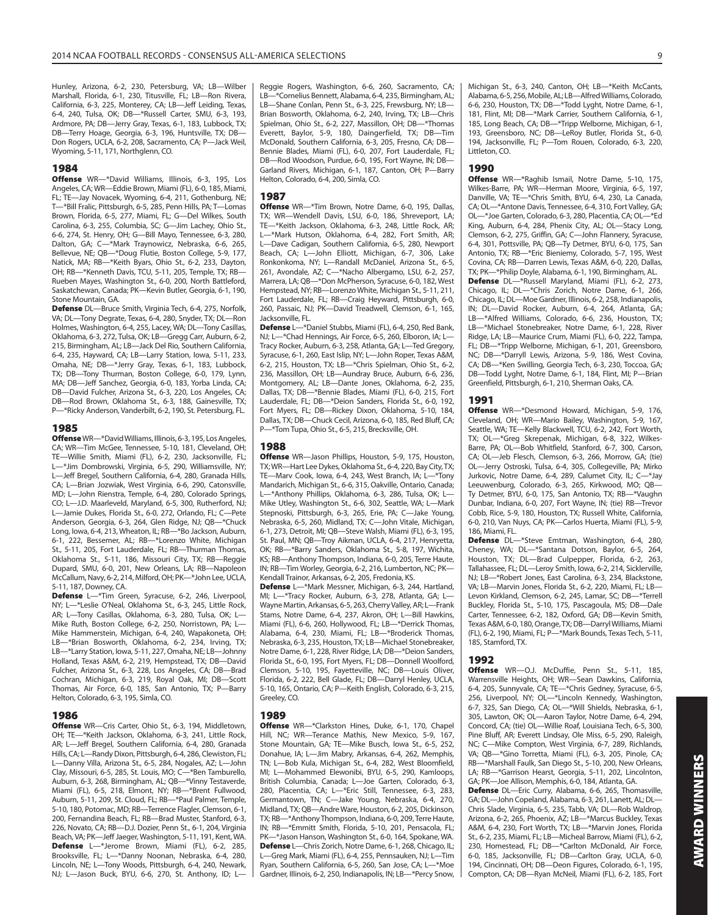Hunley, Arizona, 6-2, 230, Petersburg, VA; LB—Wilber Marshall, Florida, 6-1, 230, Titusville, FL; LB—Ron Rivera, California, 6-3, 225, Monterey, CA; LB—Jeff Leiding, Texas, 6-4, 240, Tulsa, OK; DB—*Russell Carter, SMU, 6-3, 193, Ardmore, PA; DB—Jerry Gray, Texas, 6-1, 183, Lubbock, TX; DB—Terry Hoage, Georgia, 6-3, 196, Huntsville, TX; DB—Don Rogers, UCLA, 6-2, 208, Sacramento, CA; P—Jack Weil, Wyoming, 5-11, 171, Northglenn, CO.

## 1984

**Offense** WR—*David Williams, Illinois, 6-3, 195, Los Angeles, CA; WR—Eddie Brown, Miami (FL), 6-0, 185, Miami, FL; TE—Jay Novacek, Wyoming, 6-4, 211, Gothenburg, NE; T—*Bill Fralic, Pittsburgh, 6-5, 285, Penn Hills, PA; T—Lomas Brown, Florida, 6-5, 277, Miami, FL; G—Del Wilkes, South Carolina, 6-3, 255, Columbia, SC; G—Jim Lachey, Ohio St., 6-6, 274, St. Henry, OH; G—Bill Mayo, Tennessee, 6-3, 280, Dalton, GA; C—*Mark Traynowicz, Nebraska, 6-6, 265, Bellevue, NE; QB—*Doug Flutie, Boston College, 5-9, 177, Natick, MA; RB—*Keith Byars, Ohio St., 6-2, 233, Dayton, OH; RB—*Kenneth Davis, TCU, 5-11, 205, Temple, TX; RB—Rueben Mayes, Washington St., 6-0, 200, North Battleford, Saskatchewan, Canada; PK—Kevin Butler, Georgia, 6-1, 190, Stone Mountain, GA.

**Defense** DL—Bruce Smith, Virginia Tech, 6-4, 275, Norfolk, VA; DL—Tony Degrate, Texas, 6-4, 280, Snyder, TX; DL—Ron Holmes, Washington, 6-4, 255, Lacey, WA; DL—Tony Casillas, Oklahoma, 6-3, 272, Tulsa, OK; LB—Gregg Carr, Auburn, 6-2, 215, Birmingham, AL; LB—Jack Del Rio, Southern California, 6-4, 235, Hayward, CA; LB—Larry Station, Iowa, 5-11, 233, Omaha, NE; DB—*Jerry Gray, Texas, 6-1, 183, Lubbock, TX; DB—Tony Thurman, Boston College, 6-0, 179, Lynn, MA; DB—Jeff Sanchez, Georgia, 6-0, 183, Yorba Linda, CA; DB—David Fulcher, Arizona St., 6-3, 220, Los Angeles, CA; DB—Rod Brown, Oklahoma St., 6-3, 188, Gainesville, TX; P—*Ricky Anderson, Vanderbilt, 6-2, 190, St. Petersburg, FL.

## 1985

**Offense** WR—*David Williams, Illinois, 6-3, 195, Los Angeles, CA; WR—Tim McGee, Tennessee, 5-10, 181, Cleveland, OH; TE—Willie Smith, Miami (FL), 6-2, 230, Jacksonville, FL; L—*Jim Dombrowski, Virginia, 6-5, 290, Williamsville, NY; L—Jeff Bregel, Southern California, 6-4, 280, Granada Hills, CA; L—Brian Jozwiak, West Virginia, 6-6, 290, Catonsville, MD; L—John Rienstra, Temple, 6-4, 280, Colorado Springs, CO; L—J.D. Maarleveld, Maryland, 6-5, 300, Rutherford, NJ; L—Jamie Dukes, Florida St., 6-0, 272, Orlando, FL; C—Pete Anderson, Georgia, 6-3, 264, Glen Ridge, NJ; QB—*Chuck Long, Iowa, 6-4, 213, Wheaton, IL; RB—*Bo Jackson, Auburn, 6-1, 222, Bessemer, AL; RB—*Lorenzo White, Michigan St., 5-11, 205, Fort Lauderdale, FL; RB—Thurman Thomas, Oklahoma St., 5-11, 186, Missouri City, TX; RB—Reggie Dupard, SMU, 6-0, 201, New Orleans, LA; RB—Napoleon McCallum, Navy, 6-2, 214, Milford, OH; PK—*John Lee, UCLA, 5-11, 187, Downey, CA.

**Defense** L—*Tim Green, Syracuse, 6-2, 246, Liverpool, NY; L—*Leslie O'Neal, Oklahoma St., 6-3, 245, Little Rock, AR; L—Tony Casillas, Oklahoma, 6-3, 280, Tulsa, OK; L—Mike Ruth, Boston College, 6-2, 250, Norristown, PA; L—Mike Hammerstein, Michigan, 6-4, 240, Wapakoneta, OH; LB—*Brian Bosworth, Oklahoma, 6-2, 234, Irving, TX; LB—*Larry Station, Iowa, 5-11, 227, Omaha, NE; LB—Johnny Holland, Texas A&M, 6-2, 219, Hempstead, TX; DB—David Fulcher, Arizona St., 6-3, 228, Los Angeles, CA; DB—Brad Cochran, Michigan, 6-3, 219, Royal Oak, MI; DB—Scott Thomas, Air Force, 6-0, 185, San Antonio, TX; P—Barry Helton, Colorado, 6-3, 195, Simla, CO.

## 1986

**Offense** WR—Cris Carter, Ohio St., 6-3, 194, Middletown, OH; TE—*Keith Jackson, Oklahoma, 6-3, 241, Little Rock, AR; L—Jeff Bregel, Southern California, 6-4, 280, Granada Hills, CA; L—Randy Dixon, Pittsburgh, 6-4, 286, Clewiston, FL; L—Danny Villa, Arizona St., 6-5, 284, Nogales, AZ; L—John Clay, Missouri, 6-5, 285, St. Louis, MO; C—*Ben Tamburello, Auburn, 6-3, 268, Birmingham, AL; QB—*Vinny Testaverde, Miami (FL), 6-5, 218, Elmont, NY; RB—*Brent Fullwood, Auburn, 5-11, 209, St. Cloud, FL; RB—*Paul Palmer, Temple, 5-10, 180, Potomac, MD; RB—Terrence Flagler, Clemson, 6-1, 200, Fernandina Beach, FL; RB—Brad Muster, Stanford, 6-3, 226, Novato, CA; RB—D.J. Dozier, Penn St., 6-1, 204, Virginia Beach, VA; PK—Jeff Jaeger, Washington, 5-11, 191, Kent, WA.

**Defense** L—*Jerome Brown, Miami (FL), 6-2, 285, Brooksville, FL; L—*Danny Noonan, Nebraska, 6-4, 280, Lincoln, NE; L—Tony Woods, Pittsburgh, 6-4, 240, Newark, NJ; L—Jason Buck, BYU, 6-6, 270, St. Anthony, ID; L—Reggie Rogers, Washington, 6-6, 260, Sacramento, CA; LB—*Cornelius Bennett, Alabama, 6-4, 235, Birmingham, AL; LB—Shane Conlan, Penn St., 6-3, 225, Frewsburg, NY; LB—Brian Bosworth, Oklahoma, 6-2, 240, Irving, TX; LB—Chris Spielman, Ohio St., 6-2, 227, Massillon, OH; DB—*Thomas Everett, Baylor, 5-9, 180, Daingerfield, TX; DB—Tim McDonald, Southern California, 6-3, 205, Fresno, CA; DB—Bennie Blades, Miami (FL), 6-0, 207, Fort Lauderdale, FL; DB—Rod Woodson, Purdue, 6-0, 195, Fort Wayne, IN; DB—Garland Rivers, Michigan, 6-1, 187, Canton, OH; P—Barry Helton, Colorado, 6-4, 200, Simla, CO.

## 1987

**Offense** WR—*Tim Brown, Notre Dame, 6-0, 195, Dallas, TX; WR—Wendell Davis, LSU, 6-0, 186, Shreveport, LA; TE—*Keith Jackson, Oklahoma, 6-3, 248, Little Rock, AR; L—*Mark Hutson, Oklahoma, 6-4, 282, Fort Smith, AR; L—Dave Cadigan, Southern California, 6-5, 280, Newport Beach, CA; L—John Elliott, Michigan, 6-7, 306, Lake Ronkonkoma, NY; L—Randall McDaniel, Arizona St., 6-5, 261, Avondale, AZ; C—*Nacho Albergamo, LSU, 6-2, 257, Marrera, LA; QB—*Don McPherson, Syracuse, 6-0, 182, West Hempstead, NY; RB—Lorenzo White, Michigan St., 5-11, 211, Fort Lauderdale, FL; RB—Craig Heyward, Pittsburgh, 6-0, 260, Passaic, NJ; PK—David Treadwell, Clemson, 6-1, 165, Jacksonville, FL.

**Defense** L—*Daniel Stubbs, Miami (FL), 6-4, 250, Red Bank, NJ; L—*Chad Hennings, Air Force, 6-5, 260, Elboron, IA; L—Tracy Rocker, Auburn, 6-3, 258, Atlanta, GA; L—Ted Gregory, Syracuse, 6-1, 260, East Islip, NY; L—John Roper, Texas A&M, 6-2, 215, Houston, TX; LB—*Chris Spielman, Ohio St., 6-2, 236, Massillon, OH; LB—Aundray Bruce, Auburn, 6-6, 236, Montgomery, AL; LB—Dante Jones, Oklahoma, 6-2, 235, Dallas, TX; DB—*Bennie Blades, Miami (FL), 6-0, 215, Fort Lauderdale, FL; DB—*Deion Sanders, Florida St., 6-0, 192, Fort Myers, FL; DB—Rickey Dixon, Oklahoma, 5-10, 184, Dallas, TX; DB—Chuck Cecil, Arizona, 6-0, 185, Red Bluff, CA; P—*Tom Tupa, Ohio St., 6-5, 215, Brecksville, OH.

## 1988

**Offense** WR—Jason Phillips, Houston, 5-9, 175, Houston, TX; WR—Hart Lee Dykes, Oklahoma St., 6-4, 220, Bay City, TX; TE—Marv Cook, Iowa, 6-4, 243, West Branch, IA; L—*Tony Mandarich, Michigan St., 6-6, 315, Oakville, Ontario, Canada; L—*Anthony Phillips, Oklahoma, 6-3, 286, Tulsa, OK; L—Mike Utley, Washington St., 6-6, 302, Seattle, WA; L—Mark Stepnoski, Pittsburgh, 6-3, 265, Erie, PA; C—Jake Young, Nebraska, 6-5, 260, Midland, TX; C—John Vitale, Michigan, 6-1, 273, Detroit, MI; QB—Steve Walsh, Miami (FL), 6-3, 195, St. Paul, MN; QB—Troy Aikman, UCLA, 6-4, 217, Henryetta, OK; RB—*Barry Sanders, Oklahoma St., 5-8, 197, Wichita, KS; RB—Anthony Thompson, Indiana, 6-0, 205, Terre Haute, IN; RB—Tim Worley, Georgia, 6-2, 216, Lumberton, NC; PK—Kendall Trainor, Arkansas, 6-2, 205, Fredonia, KS.

**Defense** L—*Mark Messner, Michigan, 6-3, 244, Hartland, MI; L—*Tracy Rocker, Auburn, 6-3, 278, Atlanta, GA; L—Wayne Martin, Arkansas, 6-5, 263, Cherry Valley, AR; L—Frank Stams, Notre Dame, 6-4, 237, Akron, OH; L—Bill Hawkins, Miami (FL), 6-6, 260, Hollywood, FL; LB—*Derrick Thomas, Alabama, 6-4, 230, Miami, FL; LB—*Broderick Thomas, Nebraska, 6-3, 235, Houston, TX; LB—Michael Stonebreaker, Notre Dame, 6-1, 228, River Ridge, LA; DB—*Deion Sanders, Florida St., 6-0, 195, Fort Myers, FL; DB—Donnell Woolford, Clemson, 5-10, 195, Fayetteville, NC; DB—Louis Oliver, Florida, 6-2, 222, Bell Glade, FL; DB—Darryl Henley, UCLA, 5-10, 165, Ontario, CA; P—Keith English, Colorado, 6-3, 215, Greeley, CO.

## 1989

**Offense** WR—*Clarkston Hines, Duke, 6-1, 170, Chapel Hill, NC; WR—Terance Mathis, New Mexico, 5-9, 167, Stone Mountain, GA; TE—Mike Busch, Iowa St., 6-5, 252, Donahue, IA; L—Jim Mabry, Arkansas, 6-4, 262, Memphis, TN; L—Bob Kula, Michigan St., 6-4, 282, West Bloomfield, MI; L—Mohammed Elewonibi, BYU, 6-5, 290, Kamloops, British Columbia, Canada; L—Joe Garten, Colorado, 6-3, 280, Placentia, CA; L—*Eric Still, Tennessee, 6-3, 283, Germantown, TN; C—Jake Young, Nebraska, 6-4, 270, Midland, TX; QB—Andre Ware, Houston, 6-2, 205, Dickinson, TX; RB—*Anthony Thompson, Indiana, 6-0, 209, Terre Haute, IN; RB—*Emmitt Smith, Florida, 5-10, 201, Pensacola, FL; PK—*Jason Hanson, Washington St., 6-0, 164, Spokane, WA.

**Defense** L—Chris Zorich, Notre Dame, 6-1, 268, Chicago, IL; L—Greg Mark, Miami (FL), 6-4, 255, Pennsauken, NJ; L—Tim Ryan, Southern California, 6-5, 260, San Jose, CA; L—*Moe Gardner, Illinois, 6-2, 250, Indianapolis, IN; LB—*Percy Snow, Michigan St., 6-3, 240, Canton, OH; LB—*Keith McCants, Alabama, 6-5, 256, Mobile, AL; LB—Alfred Williams, Colorado, 6-6, 230, Houston, TX; DB—*Todd Lyght, Notre Dame, 6-1, 181, Flint, MI; DB—*Mark Carrier, Southern California, 6-1, 185, Long Beach, CA; DB—*Tripp Welborne, Michigan, 6-1, 193, Greensboro, NC; DB—LeRoy Butler, Florida St., 6-0, 194, Jacksonville, FL; P—Tom Rouen, Colorado, 6-3, 220, Littleton, CO.

## 1990

**Offense** WR—*Raghib Ismail, Notre Dame, 5-10, 175, Wilkes-Barre, PA; WR—Herman Moore, Virginia, 6-5, 197, Danville, VA; TE—*Chris Smith, BYU, 6-4, 230, La Canada, CA; OL—*Antone Davis, Tennessee, 6-4, 310, Fort Valley, GA; OL—*Joe Garten, Colorado, 6-3, 280, Placentia, CA; OL—*Ed King, Auburn, 6-4, 284, Phenix City, AL; OL—Stacy Long, Clemson, 6-2, 275, Griffin, GA; C—John Flannery, Syracuse, 6-4, 301, Pottsville, PA; QB—Ty Detmer, BYU, 6-0, 175, San Antonio, TX; RB—*Eric Bieniemy, Colorado, 5-7, 195, West Covina, CA; RB—Darren Lewis, Texas A&M, 6-0, 220, Dallas, TX; PK—*Philip Doyle, Alabama, 6-1, 190, Birmingham, AL.

**Defense** DL—*Russell Maryland, Miami (FL), 6-2, 273, Chicago, IL; DL—*Chris Zorich, Notre Dame, 6-1, 266, Chicago, IL; DL—Moe Gardner, Illinois, 6-2, 258, Indianapolis, IN; DL—David Rocker, Auburn, 6-4, 264, Atlanta, GA; LB—*Alfred Williams, Colorado, 6-6, 236, Houston, TX; LB—*Michael Stonebreaker, Notre Dame, 6-1, 228, River Ridge, LA; LB—Maurice Crum, Miami (FL), 6-0, 222, Tampa, FL; DB—*Tripp Welborne, Michigan, 6-1, 201, Greensboro, NC; DB—*Darryll Lewis, Arizona, 5-9, 186, West Covina, CA; DB—*Ken Swilling, Georgia Tech, 6-3, 230, Toccoa, GA; DB—Todd Lyght, Notre Dame, 6-1, 184, Flint, MI; P—Brian Greenfield, Pittsburgh, 6-1, 210, Sherman Oaks, CA.

## 1991

**Offense** WR—*Desmond Howard, Michigan, 5-9, 176, Cleveland, OH; WR—Mario Bailey, Washington, 5-9, 167, Seattle, WA; TE—Kelly Blackwell, TCU, 6-2, 242, Fort Worth, TX; OL—*Greg Skrepenak, Michigan, 6-8, 322, Wilkes-Barre, PA; OL—Bob Whitfield, Stanford, 6-7, 300, Carson, CA; OL—Jeb Flesch, Clemson, 6-3, 266, Morrow, GA; (tie) OL—Jerry Ostroski, Tulsa, 6-4, 305, Collegeville, PA; Mirko Jurkovic, Notre Dame, 6-4, 289, Calumet City, IL; C—*Jay Leeuwenburg, Colorado, 6-3, 265, Kirkwood, MO; QB—Ty Detmer, BYU, 6-0, 175, San Antonio, TX; RB—*Vaughn Dunbar, Indiana, 6-0, 207, Fort Wayne, IN; (tie) RB—Trevor Cobb, Rice, 5-9, 180, Houston, TX; Russell White, California, 6-0, 210, Van Nuys, CA; PK—Carlos Huerta, Miami (FL), 5-9, 186, Miami, FL.

**Defense** DL—*Steve Emtman, Washington, 6-4, 280, Cheney, WA; DL—*Santana Dotson, Baylor, 6-5, 264, Houston, TX; DL—Brad Culpepper, Florida, 6-2, 263, Tallahassee, FL; DL—Leroy Smith, Iowa, 6-2, 214, Sicklerville, NJ; LB—*Robert Jones, East Carolina, 6-3, 234, Blackstone, VA; LB—Marvin Jones, Florida St., 6-2, 220, Miami, FL; LB—Levon Kirkland, Clemson, 6-2, 245, Lamar, SC; DB—*Terrell Buckley, Florida St., 5-10, 175, Pascagoula, MS; DB—Dale Carter, Tennessee, 6-2, 182, Oxford, GA; DB—Kevin Smith, Texas A&M, 6-0, 180, Orange, TX; DB—Darryl Williams, Miami (FL), 6-2, 190, Miami, FL; P—*Mark Bounds, Texas Tech, 5-11, 185, Stamford, TX.

## 1992

**Offense** WR—O.J. McDuffie, Penn St., 5-11, 185, Warrensville Heights, OH; WR—Sean Dawkins, California, 6-4, 205, Sunnyvale, CA; TE—*Chris Gedney, Syracuse, 6-5, 256, Liverpool, NY; OL—*Lincoln Kennedy, Washington, 6-7, 325, San Diego, CA; OL—*Will Shields, Nebraska, 6-1, 305, Lawton, OK; OL—Aaron Taylor, Notre Dame, 6-4, 294, Concord, CA; (tie) OL—Willie Roaf, Louisiana Tech, 6-5, 300, Pine Bluff, AR; Everett Lindsay, Ole Miss, 6-5, 290, Raleigh, NC; C—Mike Compton, West Virginia, 6-7, 289, Richlands, VA; QB—*Gino Torretta, Miami (FL), 6-3, 205, Pinole, CA; RB—*Marshall Faulk, San Diego St., 5-10, 200, New Orleans, LA; RB—*Garrison Hearst, Georgia, 5-11, 202, Lincolnton, GA; PK—Joe Allison, Memphis, 6-0, 184, Atlanta, GA.

**Defense** DL—Eric Curry, Alabama, 6-6, 265, Thomasville, GA; DL—John Copeland, Alabama, 6-3, 261, Lanett, AL; DL—Chris Slade, Virginia, 6-5, 235, Tabb, VA; DL—Rob Waldrop, Arizona, 6-2, 265, Phoenix, AZ; LB—*Marcus Buckley, Texas A&M, 6-4, 230, Fort Worth, TX; LB—*Marvin Jones, Florida St., 6-2, 235, Miami, FL; LB—Micheal Barrow, Miami (FL), 6-2, 230, Homestead, FL; DB—*Carlton McDonald, Air Force, 6-0, 185, Jacksonville, FL; DB—Carlton Gray, UCLA, 6-0, 194, Cincinnati, OH; DB—Deon Figures, Colorado, 6-1, 195, Compton, CA; DB—Ryan McNeil, Miami (FL), 6-2, 185, Fort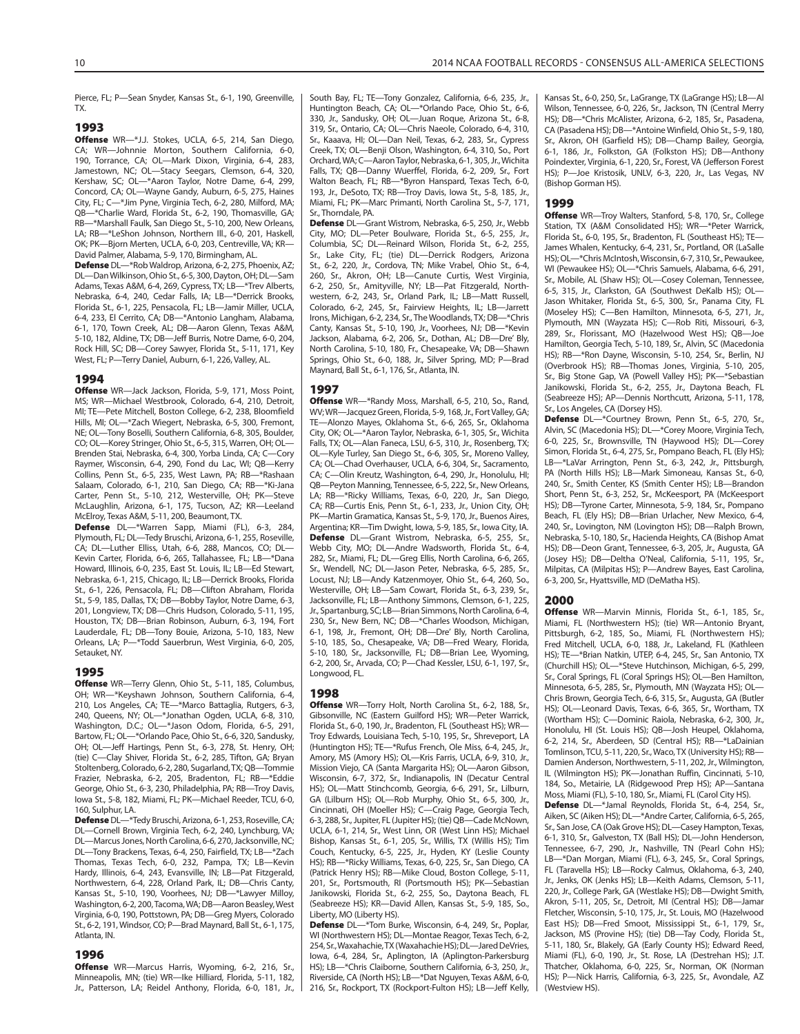Pierce, FL; P—Sean Snyder, Kansas St., 6-1, 190, Greenville, TX.

## 1993

**Offense** WR—*J.J. Stokes, UCLA, 6-5, 214, San Diego, CA; WR—Johnnie Morton, Southern California, 6-0, 190, Torrance, CA; OL—Mark Dixon, Virginia, 6-4, 283, Jamestown, NC; OL—Stacy Seegars, Clemson, 6-4, 320, Kershaw, SC; OL—*Aaron Taylor, Notre Dame, 6-4, 299, Concord, CA; OL—Wayne Gandy, Auburn, 6-5, 275, Haines City, FL; C—*Jim Pyne, Virginia Tech, 6-2, 280, Milford, MA; QB—*Charlie Ward, Florida St., 6-2, 190, Thomasville, GA; RB—*Marshall Faulk, San Diego St., 5-10, 200, New Orleans, LA; RB—*LeShon Johnson, Northern Ill., 6-0, 201, Haskell, OK; PK—Bjorn Merten, UCLA, 6-0, 203, Centreville, VA; KR—David Palmer, Alabama, 5-9, 170, Birmingham, AL.

**Defense** DL—*Rob Waldrop, Arizona, 6-2, 275, Phoenix, AZ; DL—Dan Wilkinson, Ohio St., 6-5, 300, Dayton, OH; DL—Sam Adams, Texas A&M, 6-4, 269, Cypress, TX; LB—*Trev Alberts, Nebraska, 6-4, 240, Cedar Falls, IA; LB—*Derrick Brooks, Florida St., 6-1, 225, Pensacola, FL; LB—Jamir Miller, UCLA, 6-4, 233, El Cerrito, CA; DB—*Antonio Langham, Alabama, 6-1, 170, Town Creek, AL; DB—Aaron Glenn, Texas A&M, 5-10, 182, Aldine, TX; DB—Jeff Burris, Notre Dame, 6-0, 204, Rock Hill, SC; DB—Corey Sawyer, Florida St., 5-11, 171, Key West, FL; P—Terry Daniel, Auburn, 6-1, 226, Valley, AL.

## 1994

**Offense** WR—Jack Jackson, Florida, 5-9, 171, Moss Point, MS; WR—Michael Westbrook, Colorado, 6-4, 210, Detroit, MI; TE—Pete Mitchell, Boston College, 6-2, 238, Bloomfield Hills, MI; OL—*Zach Wiegert, Nebraska, 6-5, 300, Fremont, NE; OL—Tony Boselli, Southern California, 6-8, 305, Boulder, CO; OL—Korey Stringer, Ohio St., 6-5, 315, Warren, OH; OL—Brenden Stai, Nebraska, 6-4, 300, Yorba Linda, CA; C—Cory Raymer, Wisconsin, 6-4, 290, Fond du Lac, WI; QB—Kerry Collins, Penn St., 6-5, 235, West Lawn, PA; RB—*Rashaan Salaam, Colorado, 6-1, 210, San Diego, CA; RB—*Ki-Jana Carter, Penn St., 5-10, 212, Westerville, OH; PK—Steve McLaughlin, Arizona, 6-1, 175, Tucson, AZ; KR—Leeland McElroy, Texas A&M, 5-11, 200, Beaumont, TX.

**Defense** DL—*Warren Sapp, Miami (FL), 6-3, 284, Plymouth, FL; DL—Tedy Bruschi, Arizona, 6-1, 255, Roseville, CA; DL—Luther Elliss, Utah, 6-6, 288, Mancos, CO; DL—Kevin Carter, Florida, 6-6, 265, Tallahassee, FL; LB—*Dana Howard, Illinois, 6-0, 235, East St. Louis, IL; LB—Ed Stewart, Nebraska, 6-1, 215, Chicago, IL; LB—Derrick Brooks, Florida St., 6-1, 226, Pensacola, FL; DB—Clifton Abraham, Florida St., 5-9, 185, Dallas, TX; DB—Bobby Taylor, Notre Dame, 6-3, 201, Longview, TX; DB—Chris Hudson, Colorado, 5-11, 195, Houston, TX; DB—Brian Robinson, Auburn, 6-3, 194, Fort Lauderdale, FL; DB—Tony Bouie, Arizona, 5-10, 183, New Orleans, LA; P—*Todd Sauerbrun, West Virginia, 6-0, 205, Setauket, NY.

## 1995

**Offense** WR—Terry Glenn, Ohio St., 5-11, 185, Columbus, OH; WR—*Keyshawn Johnson, Southern California, 6-4, 210, Los Angeles, CA; TE—*Marco Battaglia, Rutgers, 6-3, 240, Queens, NY; OL—*Jonathan Ogden, UCLA, 6-8, 310, Washington, D.C.; OL—*Jason Odom, Florida, 6-5, 291, Bartow, FL; OL—*Orlando Pace, Ohio St., 6-6, 320, Sandusky, OH; OL—Jeff Hartings, Penn St., 6-3, 278, St. Henry, OH; (tie) C—Clay Shiver, Florida St., 6-2, 285, Tifton, GA; Bryan Stoltenberg, Colorado, 6-2, 280, Sugarland, TX; QB—Tommie Frazier, Nebraska, 6-2, 205, Bradenton, FL; RB—*Eddie George, Ohio St., 6-3, 230, Philadelphia, PA; RB—Troy Davis, Iowa St., 5-8, 182, Miami, FL; PK—Michael Reeder, TCU, 6-0, 160, Sulphur, LA.

**Defense** DL—*Tedy Bruschi, Arizona, 6-1, 253, Roseville, CA; DL—Cornell Brown, Virginia Tech, 6-2, 240, Lynchburg, VA; DL—Marcus Jones, North Carolina, 6-6, 270, Jacksonville, NC; DL—Tony Brackens, Texas, 6-4, 250, Fairfield, TX; LB—*Zach Thomas, Texas Tech, 6-0, 232, Pampa, TX; LB—Kevin Hardy, Illinois, 6-4, 243, Evansville, IN; LB—Pat Fitzgerald, Northwestern, 6-4, 228, Orland Park, IL; DB—Chris Canty, Kansas St., 5-10, 190, Voorhees, NJ; DB—*Lawyer Milloy, Washington, 6-2, 200, Tacoma, WA; DB—Aaron Beasley, West Virginia, 6-0, 190, Pottstown, PA; DB—Greg Myers, Colorado St., 6-2, 191, Windsor, CO; P—Brad Maynard, Ball St., 6-1, 175, Atlanta, IN.

## 1996

**Offense** WR—Marcus Harris, Wyoming, 6-2, 216, Sr., Minneapolis, MN; (tie) WR—Ike Hilliard, Florida, 5-11, 182, Jr., Patterson, LA; Reidel Anthony, Florida, 6-0, 181, Jr., South Bay, FL; TE—Tony Gonzalez, California, 6-6, 235, Jr., Huntington Beach, CA; OL—*Orlando Pace, Ohio St., 6-6, 330, Jr., Sandusky, OH; OL—Juan Roque, Arizona St., 6-8, 319, Sr., Ontario, CA; OL—Chris Naeole, Colorado, 6-4, 310, Sr., Kaaava, HI; OL—Dan Neil, Texas, 6-2, 283, Sr., Cypress Creek, TX; OL—Benji Olson, Washington, 6-4, 310, So., Port Orchard, WA; C—Aaron Taylor, Nebraska, 6-1, 305, Jr., Wichita Falls, TX; QB—Danny Wuerffel, Florida, 6-2, 209, Sr., Fort Walton Beach, FL; RB—*Byron Hanspard, Texas Tech, 6-0, 193, Jr., DeSoto, TX; RB—Troy Davis, Iowa St., 5-8, 185, Jr., Miami, FL; PK—Marc Primanti, North Carolina St., 5-7, 171, Sr., Thorndale, PA.

**Defense** DL—Grant Wistrom, Nebraska, 6-5, 250, Jr., Webb City, MO; DL—Peter Boulware, Florida St., 6-5, 255, Jr., Columbia, SC; DL—Reinard Wilson, Florida St., 6-2, 255, Sr., Lake City, FL; (tie) DL—Derrick Rodgers, Arizona St., 6-2, 220, Jr., Cordova, TN; Mike Vrabel, Ohio St., 6-4, 260, Sr., Akron, OH; LB—Canute Curtis, West Virginia, 6-2, 250, Sr., Amityville, NY; LB—Pat Fitzgerald, Northwestern, 6-4, 235, Sr., Orland Park, IL; LB—Matt Russell, Colorado, 6-2, 245, Sr., Fairview Heights, IL; LB—Jarrett Irons, Michigan, 6-2, 234, Sr., The Woodlands, TX; DB—*Chris Canty, Kansas St., 5-10, 190, Jr., Voorhees, NJ; DB—*Kevin Jackson, Alabama, 6-2, 206, Sr., Dothan, AL; DB—Dre' Bly, North Carolina, 5-10, 180, Fr., Chesapeake, VA; DB—Shawn Springs, Ohio St., 6-0, 188, Jr., Silver Spring, MD; P—Brad Maynard, Ball St., 6-1, 176, Sr., Atlanta, IN.

## 1997

**Offense** WR—*Randy Moss, Marshall, 6-5, 210, So., Rand, WV; WR—Jacquez Green, Florida, 5-9, 168, Jr., Fort Valley, GA; TE—Alonzo Mayes, Oklahoma St., 6-6, 265, Sr., Oklahoma City, OK; OL—*Aaron Taylor, Nebraska, 6-1, 305, Sr., Wichita Falls, TX; OL—Alan Faneca, LSU, 6-5, 310, Jr., Rosenberg, TX; OL—Kyle Turley, San Diego St., 6-6, 305, Sr., Moreno Valley, CA; OL—Chad Overhauser, UCLA, 6-6, 304, Sr., Sacramento, CA; C—Olin Kreutz, Washington, 6-4, 290, Jr., Honolulu, HI; QB—Peyton Manning, Tennessee, 6-5, 222, Sr., New Orleans, LA; RB—*Ricky Williams, Texas, 6-0, 220, Jr., San Diego, CA; RB—Curtis Enis, Penn St., 6-1, 233, Jr., Union City, OH; PK—Martin Gramatica, Kansas St., 5-9, 170, Jr., Buenos Aires, Argentina; KR—Tim Dwight, Iowa, 5-9, 185, Sr., Iowa City, IA.

**Defense** DL—Grant Wistrom, Nebraska, 6-5, 255, Sr., Webb City, MO; DL—Andre Wadsworth, Florida St., 6-4, 282, Sr., Miami, FL; DL—Greg Ellis, North Carolina, 6-6, 265, Sr., Wendell, NC; DL—Jason Peter, Nebraska, 6-5, 285, Sr., Locust, NJ; LB—Andy Katzenmoyer, Ohio St., 6-4, 260, So., Westerville, OH; LB—Sam Cowart, Florida St., 6-3, 239, Sr., Jacksonville, FL; LB—Anthony Simmons, Clemson, 6-1, 225, Jr., Spartanburg, SC; LB—Brian Simmons, North Carolina, 6-4, 230, Sr., New Bern, NC; DB—*Charles Woodson, Michigan, 6-1, 198, Jr., Fremont, OH; DB—Dre' Bly, North Carolina, 5-10, 185, So., Chesapeake, VA; DB—Fred Weary, Florida, 5-10, 180, Sr., Jacksonville, FL; DB—Brian Lee, Wyoming, 6-2, 200, Sr., Arvada, CO; P—Chad Kessler, LSU, 6-1, 197, Sr., Longwood, FL.

## 1998

**Offense** WR—Torry Holt, North Carolina St., 6-2, 188, Sr., Gibsonville, NC (Eastern Guilford HS); WR—Peter Warrick, Florida St., 6-0, 190, Jr., Bradenton, FL (Southeast HS); WR—Troy Edwards, Louisiana Tech, 5-10, 195, Sr., Shreveport, LA (Huntington HS); TE—*Rufus French, Ole Miss, 6-4, 245, Jr., Amory, MS (Amory HS); OL—Kris Farris, UCLA, 6-9, 310, Jr., Mission Viejo, CA (Santa Margarita HS); OL—Aaron Gibson, Wisconsin, 6-7, 372, Sr., Indianapolis, IN (Decatur Central HS); OL—Matt Stinchcomb, Georgia, 6-6, 291, Sr., Lilburn, GA (Lilburn HS); OL—Rob Murphy, Ohio St., 6-5, 300, Jr., Cincinnati, OH (Moeller HS); C—Craig Page, Georgia Tech, 6-3, 288, Sr., Jupiter, FL (Jupiter HS); (tie) QB—Cade McNown, UCLA, 6-1, 214, Sr., West Linn, OR (West Linn HS); Michael Bishop, Kansas St., 6-1, 205, Sr., Willis, TX (Willis HS); Tim Couch, Kentucky, 6-5, 225, Jr., Hyden, KY (Leslie County HS); RB—*Ricky Williams, Texas, 6-0, 225, Sr., San Diego, CA (Patrick Henry HS); RB—Mike Cloud, Boston College, 5-11, 201, Sr., Portsmouth, RI (Portsmouth HS); PK—Sebastian Janikowski, Florida St., 6-2, 255, So., Daytona Beach, FL (Seabreeze HS); KR—David Allen, Kansas St., 5-9, 185, So., Liberty, MO (Liberty HS).

**Defense** DL—*Tom Burke, Wisconsin, 6-4, 249, Sr., Poplar, WI (Northwestern HS); DL—Montae Reagor, Texas Tech, 6-2, 254, Sr., Waxahachie, TX (Waxahachie HS); DL—Jared DeVries, Iowa, 6-4, 284, Sr., Aplington, IA (Aplington-Parkersburg HS); LB—*Chris Claiborne, Southern California, 6-3, 250, Jr., Riverside, CA (North HS); LB—*Dat Nguyen, Texas A&M, 6-0, 216, Sr., Rockport, TX (Rockport-Fulton HS); LB—Jeff Kelly, Kansas St., 6-0, 250, Sr., LaGrange, TX (LaGrange HS); LB—Al Wilson, Tennessee, 6-0, 226, Sr., Jackson, TN (Central Merry HS); DB—*Chris McAlister, Arizona, 6-2, 185, Sr., Pasadena, CA (Pasadena HS); DB—*Antoine Winfield, Ohio St., 5-9, 180, Sr., Akron, OH (Garfield HS); DB—Champ Bailey, Georgia, 6-1, 186, Jr., Folkston, GA (Folkston HS); DB—Anthony Poindexter, Virginia, 6-1, 220, Sr., Forest, VA (Jefferson Forest HS); P—Joe Kristosik, UNLV, 6-3, 220, Jr., Las Vegas, NV (Bishop Gorman HS).

## 1999

**Offense** WR—Troy Walters, Stanford, 5-8, 170, Sr., College Station, TX (A&M Consolidated HS); WR—*Peter Warrick, Florida St., 6-0, 195, Sr., Bradenton, FL (Southeast HS); TE—James Whalen, Kentucky, 6-4, 231, Sr., Portland, OR (LaSalle HS); OL—*Chris McIntosh, Wisconsin, 6-7, 310, Sr., Pewaukee, WI (Pewaukee HS); OL—*Chris Samuels, Alabama, 6-6, 291, Sr., Mobile, AL (Shaw HS); OL—Cosey Coleman, Tennessee, 6-5, 315, Jr., Clarkston, GA (Southwest DeKalb HS); OL—Jason Whitaker, Florida St., 6-5, 300, Sr., Panama City, FL (Moseley HS); OL—Ben Hamilton, Minnesota, 6-5, 271, Jr., Plymouth, MN (Wayzata HS); C—Rob Riti, Missouri, 6-3, 289, Sr., Florissant, MO (Hazelwood West HS); QB—Joe Hamilton, Georgia Tech, 5-10, 189, Sr., Alvin, SC (Macedonia HS); RB—*Ron Dayne, Wisconsin, 5-10, 254, Sr., Berlin, NJ (Overbrook HS); RB—Thomas Jones, Virginia, 5-10, 205, Sr., Big Stone Gap, VA (Powell Valley HS); PK—*Sebastian Janikowski, Florida St., 6-2, 255, Jr., Daytona Beach, FL (Seabreeze HS); AP—Dennis Northcutt, Arizona, 5-11, 178, Sr., Los Angeles, CA (Dorsey HS).

**Defense** DL—*Courtney Brown, Penn St., 6-5, 270, Sr., Alvin, SC (Macedonia HS); DL—*Corey Moore, Virginia Tech, 6-0, 225, Sr., Brownsville, TN (Haywood HS); DL—Corey Simon, Florida St., 6-4, 275, Sr., Pompano Beach, FL (Ely HS); LB—*LaVar Arrington, Penn St., 6-3, 242, Jr., Pittsburgh, PA (North Hills HS); LB—Mark Simoneau, Kansas St., 6-0, 240, Sr., Smith Center, KS (Smith Center HS); LB—Brandon Short, Penn St., 6-3, 252, Sr., McKeesport, PA (McKeesport HS); DB—Tyrone Carter, Minnesota, 5-9, 184, Sr., Pompano Beach, FL (Ely HS); DB—Brian Urlacher, New Mexico, 6-4, 240, Sr., Lovington, NM (Lovington HS); DB—Ralph Brown, Nebraska, 5-10, 180, Sr., Hacienda Heights, CA (Bishop Amat HS); DB—Deon Grant, Tennessee, 6-3, 205, Jr., Augusta, GA (Josey HS); DB—Deltha O'Neal, California, 5-11, 195, Sr., Milpitas, CA (Milpitas HS); P—Andrew Bayes, East Carolina, 6-3, 200, Sr., Hyattsville, MD (DeMatha HS).

## 2000

**Offense** WR—Marvin Minnis, Florida St., 6-1, 185, Sr., Miami, FL (Northwestern HS); (tie) WR—Antonio Bryant, Pittsburgh, 6-2, 185, So., Miami, FL (Northwestern HS); Fred Mitchell, UCLA, 6-0, 188, Jr., Lakeland, FL (Kathleen HS); TE—*Brian Natkin, UTEP, 6-4, 245, Sr., San Antonio, TX (Churchill HS); OL—*Steve Hutchinson, Michigan, 6-5, 299, Sr., Coral Springs, FL (Coral Springs HS); OL—Ben Hamilton, Minnesota, 6-5, 285, Sr., Plymouth, MN (Wayzata HS); OL—Chris Brown, Georgia Tech, 6-6, 315, Sr., Augusta, GA (Butler HS); OL—Leonard Davis, Texas, 6-6, 365, Sr., Wortham, TX (Wortham HS); C—Dominic Raiola, Nebraska, 6-2, 300, Jr., Honolulu, HI (St. Louis HS); QB—Josh Heupel, Oklahoma, 6-2, 214, Sr., Aberdeen, SD (Central HS); RB—*LaDainian Tomlinson, TCU, 5-11, 220, Sr., Waco, TX (University HS); RB—Damien Anderson, Northwestern, 5-11, 202, Jr., Wilmington, IL (Wilmington HS); PK—Jonathan Ruffin, Cincinnati, 5-10, 184, So., Metairie, LA (Ridgewood Prep HS); AP—Santana Moss, Miami (FL), 5-10, 180, Sr., Miami, FL (Carol City HS).

**Defense** DL—*Jamal Reynolds, Florida St., 6-4, 254, Sr., Aiken, SC (Aiken HS); DL—*Andre Carter, California, 6-5, 265, Sr., San Jose, CA (Oak Grove HS); DL—Casey Hampton, Texas, 6-1, 310, Sr., Galveston, TX (Ball HS); DL—John Henderson, Tennessee, 6-7, 290, Jr., Nashville, TN (Pearl Cohn HS); LB—*Dan Morgan, Miami (FL), 6-3, 245, Sr., Coral Springs, FL (Taravella HS); LB—Rocky Calmus, Oklahoma, 6-3, 240, Jr., Jenks, OK (Jenks HS); LB—Keith Adams, Clemson, 5-11, 220, Jr., College Park, GA (Westlake HS); DB—Dwight Smith, Akron, 5-11, 205, Sr., Detroit, MI (Central HS); DB—Jamar Fletcher, Wisconsin, 5-10, 175, Jr., St. Louis, MO (Hazelwood East HS); DB—Fred Smoot, Mississippi St., 6-1, 179, Sr., Jackson, MS (Provine HS); (tie) DB—Tay Cody, Florida St., 5-11, 180, Sr., Blakely, GA (Early County HS); Edward Reed, Miami (FL), 6-0, 190, Jr., St. Rose, LA (Destrehan HS); J.T. Thatcher, Oklahoma, 6-0, 225, Sr., Norman, OK (Norman HS); P—Nick Harris, California, 6-3, 225, Sr., Avondale, AZ (Westview HS).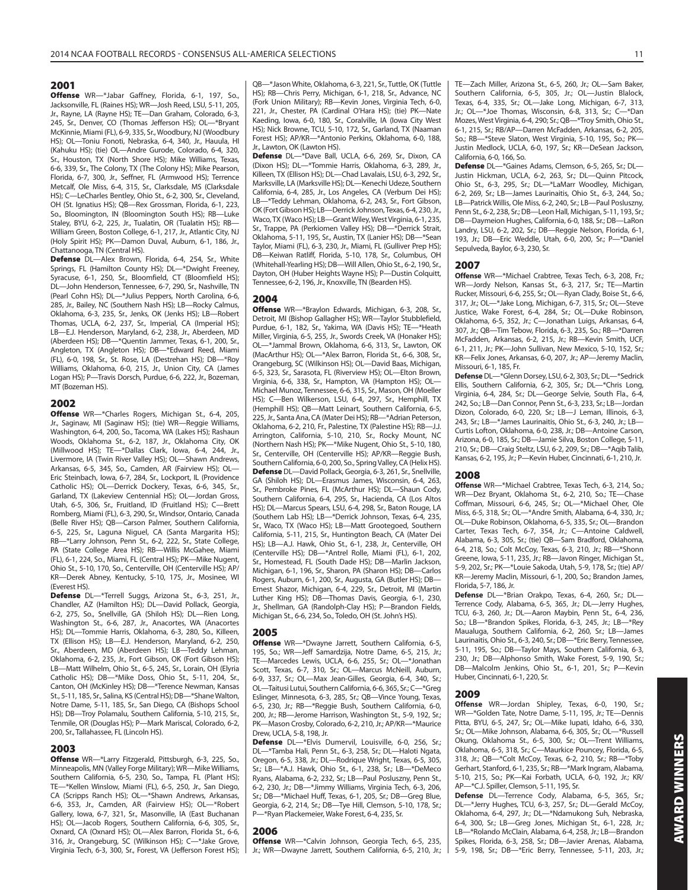## 2001

**Offense** WR—*Jabar Gaffney, Florida, 6-1, 197, So., Jacksonville, FL (Raines HS); WR—Josh Reed, LSU, 5-11, 205, Jr., Rayne, LA (Rayne HS); TE—Dan Graham, Colorado, 6-3, 245, Sr., Denver, CO (Thomas Jefferson HS); OL—*Bryant McKinnie, Miami (FL), 6-9, 335, Sr., Woodbury, NJ (Woodbury HS); OL—Toniu Fonoti, Nebraska, 6-4, 340, Jr., Hauula, HI (Kahuku HS); (tie) OL—Andre Gurode, Colorado, 6-4, 320, Sr., Houston, TX (North Shore HS); Mike Williams, Texas, 6-6, 339, Sr., The Colony, TX (The Colony HS); Mike Pearson, Florida, 6-7, 300, Jr., Seffner, FL (Armwood HS); Terrence Metcalf, Ole Miss, 6-4, 315, Sr., Clarksdale, MS (Clarksdale HS); C—LeCharles Bentley, Ohio St., 6-2, 300, Sr., Cleveland, OH (St. Ignatius HS); QB—Rex Grossman, Florida, 6-1, 223, So., Bloomington, IN (Bloomington South HS); RB—Luke Staley, BYU, 6-2, 225, Jr., Tualatin, OR (Tualatin HS); RB—William Green, Boston College, 6-1, 217, Jr., Atlantic City, NJ (Holy Spirit HS); PK—Damon Duval, Auburn, 6-1, 186, Jr., Chattanooga, TN (Central HS).

**Defense** DL—Alex Brown, Florida, 6-4, 254, Sr., White Springs, FL (Hamilton County HS); DL—*Dwight Freeney, Syracuse, 6-1, 250, Sr., Bloomfield, CT (Bloomfield HS); DL—John Henderson, Tennessee, 6-7, 290, Sr., Nashville, TN (Pearl Cohn HS); DL—*Julius Peppers, North Carolina, 6-6, 285, Jr., Bailey, NC (Southern Nash HS); LB—Rocky Calmus, Oklahoma, 6-3, 235, Sr., Jenks, OK (Jenks HS); LB—Robert Thomas, UCLA, 6-2, 237, Sr., Imperial, CA (Imperial HS); LB—E.J. Henderson, Maryland, 6-2, 238, Jr., Aberdeen, MD (Aberdeen HS); DB—*Quentin Jammer, Texas, 6-1, 200, Sr., Angleton, TX (Angleton HS); DB—*Edward Reed, Miami (FL), 6-0, 198, Sr., St. Rose, LA (Destrehan HS); DB—*Roy Williams, Oklahoma, 6-0, 215, Jr., Union City, CA (James Logan HS); P—Travis Dorsch, Purdue, 6-6, 222, Jr., Bozeman, MT (Bozeman HS).

## 2002

**Offense** WR—*Charles Rogers, Michigan St., 6-4, 205, Jr., Saginaw, MI (Saginaw HS); (tie) WR—Reggie Williams, Washington, 6-4, 200, So., Tacoma, WA (Lakes HS); Rashaun Woods, Oklahoma St., 6-2, 187, Jr., Oklahoma City, OK (Millwood HS); TE—*Dallas Clark, Iowa, 6-4, 244, Jr., Livermore, IA (Twin River Valley HS); OL—Shawn Andrews, Arkansas, 6-5, 345, So., Camden, AR (Fairview HS); OL—Eric Steinbach, Iowa, 6-7, 284, Sr., Lockport, IL (Providence Catholic HS); OL—Derrick Dockery, Texas, 6-6, 345, Sr., Garland, TX (Lakeview Centennial HS); OL—Jordan Gross, Utah, 6-5, 306, Sr., Fruitland, ID (Fruitland HS); C—Brett Romberg, Miami (FL), 6-3, 290, Sr., Windsor, Ontario, Canada (Belle River HS); QB—Carson Palmer, Southern California, 6-5, 225, Sr., Laguna Niguel, CA (Santa Margarita HS); RB—*Larry Johnson, Penn St., 6-2, 222, Sr., State College, PA (State College Area HS); RB—Willis McGahee, Miami (FL), 6-1, 224, So., Miami, FL (Central HS); PK—Mike Nugent, Ohio St., 5-10, 170, So., Centerville, OH (Centerville HS); AP/KR—Derek Abney, Kentucky, 5-10, 175, Jr., Mosinee, WI (Everest HS).

**Defense** DL—*Terrell Suggs, Arizona St., 6-3, 251, Jr., Chandler, AZ (Hamilton HS); DL—David Pollack, Georgia, 6-2, 275, So., Snellville, GA (Shiloh HS); DL—Rien Long, Washington St., 6-6, 287, Jr., Anacortes, WA (Anacortes HS); DL—Tommie Harris, Oklahoma, 6-3, 280, So., Killeen, TX (Ellison HS); LB—E.J. Henderson, Maryland, 6-2, 250, Sr., Aberdeen, MD (Aberdeen HS); LB—Teddy Lehman, Oklahoma, 6-2, 235, Jr., Fort Gibson, OK (Fort Gibson HS); LB—Matt Wilhelm, Ohio St., 6-5, 245, Sr., Lorain, OH (Elyria Catholic HS); DB—*Mike Doss, Ohio St., 5-11, 204, Sr., Canton, OH (McKinley HS); DB—*Terence Newman, Kansas St., 5-11, 185, Sr., Salina, KS (Central HS); DB—*Shane Walton, Notre Dame, 5-11, 185, Sr., San Diego, CA (Bishops School HS); DB—Troy Polamalu, Southern California, 5-10, 215, Sr., Tenmile, OR (Douglas HS); P—Mark Mariscal, Colorado, 6-2, 200, Sr., Tallahassee, FL (Lincoln HS).

## 2003

**Offense** WR—*Larry Fitzgerald, Pittsburgh, 6-3, 225, So., Minneapolis, MN (Valley Forge Military); WR—Mike Williams, Southern California, 6-5, 230, So., Tampa, FL (Plant HS); TE—*Kellen Winslow, Miami (FL), 6-5, 250, Jr., San Diego, CA (Scripps Ranch HS); OL—*Shawn Andrews, Arkansas, 6-6, 353, Jr., Camden, AR (Fairview HS); OL—*Robert Gallery, Iowa, 6-7, 321, Sr., Masonville, IA (East Buchanan HS); OL—Jacob Rogers, Southern California, 6-6, 305, Sr., Oxnard, CA (Oxnard HS); OL—Alex Barron, Florida St., 6-8, 316, Jr., Orangeburg, SC (Wilkinson HS); C—*Jake Grove, Virginia Tech, 6-3, 300, Sr., Forest, VA (Jefferson Forest HS); QB—*Jason White, Oklahoma, 6-3, 221, Sr., Tuttle, OK (Tuttle HS); RB—Chris Perry, Michigan, 6-1, 218, Sr., Advance, NC (Fork Union Military); RB—Kevin Jones, Virginia Tech, 6-0, 221, Jr., Chester, PA (Cardinal O'Hara HS); (tie) PK—Nate Kaeding, Iowa, 6-0, 180, Sr., Coralville, IA (Iowa City West HS); Nick Browne, TCU, 5-10, 172, Sr., Garland, TX (Naaman Forest HS); AP/KR—*Antonio Perkins, Oklahoma, 6-0, 188, Jr., Lawton, OK (Lawton HS).

**Defense** DL—*Dave Ball, UCLA, 6-6, 269, Sr., Dixon, CA (Dixon HS); DL—*Tommie Harris, Oklahoma, 6-3, 289, Jr., Killeen, TX (Ellison HS); DL—Chad Lavalais, LSU, 6-3, 292, Sr., Marksville, LA (Marksville HS); DL—Kenechi Udeze, Southern California, 6-4, 285, Jr., Los Angeles, CA (Verbum Dei HS); LB—*Teddy Lehman, Oklahoma, 6-2, 243, Sr., Fort Gibson, OK (Fort Gibson HS); LB—Derrick Johnson, Texas, 6-4, 230, Jr., Waco, TX (Waco HS); LB—Grant Wiley, West Virginia, 6-1, 235, Sr., Trappe, PA (Perkiomen Valley HS); DB—*Derrick Strait, Oklahoma, 5-11, 195, Sr., Austin, TX (Lanier HS); DB—*Sean Taylor, Miami (FL), 6-3, 230, Jr., Miami, FL (Gulliver Prep HS); DB—Keiwan Ratliff, Florida, 5-10, 178, Sr., Columbus, OH (Whitehall-Yearling HS); DB—Will Allen, Ohio St., 6-2, 190, Sr., Dayton, OH (Huber Heights Wayne HS); P—Dustin Colquitt, Tennessee, 6-2, 196, Jr., Knoxville, TN (Bearden HS).

## 2004

**Offense** WR—*Braylon Edwards, Michigan, 6-3, 208, Sr., Detroit, MI (Bishop Gallagher HS); WR—Taylor Stubblefield, Purdue, 6-1, 182, Sr., Yakima, WA (Davis HS); TE—*Heath Miller, Virginia, 6-5, 255, Jr., Swords Creek, VA (Honaker HS); OL—*Jammal Brown, Oklahoma, 6-6, 313, Sr., Lawton, OK (MacArthur HS); OL—*Alex Barron, Florida St., 6-8, 308, Sr., Orangeburg, SC (Wilkinson HS); OL—David Baas, Michigan, 6-5, 323, Sr., Sarasota, FL (Riverview HS); OL—Elton Brown, Virginia, 6-6, 338, Sr., Hampton, VA (Hampton HS); OL—Michael Munoz, Tennessee, 6-6, 315, Sr., Mason, OH (Moeller HS); C—Ben Wilkerson, LSU, 6-4, 297, Sr., Hemphill, TX (Hemphill HS); QB—Matt Leinart, Southern California, 6-5, 225, Jr., Santa Ana, CA (Mater Dei HS); RB—*Adrian Peterson, Oklahoma, 6-2, 210, Fr., Palestine, TX (Palestine HS); RB—J.J. Arrington, California, 5-10, 210, Sr., Rocky Mount, NC (Northern Nash HS); PK—*Mike Nugent, Ohio St., 5-10, 180, Sr., Centerville, OH (Centerville HS); AP/KR—Reggie Bush, Southern California, 6-0, 200, So., Spring Valley, CA (Helix HS).

**Defense** DL—David Pollack, Georgia, 6-3, 261, Sr., Snellville, GA (Shiloh HS); DL—Erasmus James, Wisconsin, 6-4, 263, Sr., Pembroke Pines, FL (McArthur HS); DL—Shaun Cody, Southern California, 6-4, 295, Sr., Hacienda, CA (Los Altos HS); DL—Marcus Spears, LSU, 6-4, 298, Sr., Baton Rouge, LA (Southern Lab HS); LB—*Derrick Johnson, Texas, 6-4, 235, Sr., Waco, TX (Waco HS); LB—Matt Grootegoed, Southern California, 5-11, 215, Sr., Huntington Beach, CA (Mater Dei HS); LB—A.J. Hawk, Ohio St., 6-1, 238, Jr., Centerville, OH (Centerville HS); DB—*Antrel Rolle, Miami (FL), 6-1, 202, Sr., Homestead, FL (South Dade HS); DB—Marlin Jackson, Michigan, 6-1, 196, Sr., Sharon, PA (Sharon HS); DB—Carlos Rogers, Auburn, 6-1, 200, Sr., Augusta, GA (Butler HS); DB—Ernest Shazor, Michigan, 6-4, 229, Sr., Detroit, MI (Martin Luther King HS); DB—Thomas Davis, Georgia, 6-1, 230, Jr., Shellman, GA (Randolph-Clay HS); P—Brandon Fields, Michigan St., 6-6, 234, So., Toledo, OH (St. John's HS).

## 2005

**Offense** WR—*Dwayne Jarrett, Southern California, 6-5, 195, So.; WR—Jeff Samardzija, Notre Dame, 6-5, 215, Jr.; TE—Marcedes Lewis, UCLA, 6-6, 255, Sr.; OL—*Jonathan Scott, Texas, 6-7, 310, Sr.; OL—Marcus McNeill, Auburn, 6-9, 337, Sr.; OL—Max Jean-Gilles, Georgia, 6-4, 340, Sr.; OL—Taitusi Lutui, Southern California, 6-6, 365, Sr.; C—*Greg Eslinger, Minnesota, 6-3, 285, Sr.; QB—Vince Young, Texas, 6-5, 230, Jr.; RB—*Reggie Bush, Southern California, 6-0, 200, Jr.; RB—Jerome Harrison, Washington St., 5-9, 192, Sr.; PK—Mason Crosby, Colorado, 6-2, 210, Jr.; AP/KR—*Maurice Drew, UCLA, 5-8, 198, Jr.

**Defense** DL—*Elvis Dumervil, Louisville, 6-0, 256, Sr.; DL—*Tamba Hali, Penn St., 6-3, 258, Sr.; DL—Haloti Ngata, Oregon, 6-5, 338, Jr.; DL—Rodrique Wright, Texas, 6-5, 305, Sr.; LB—*A.J. Hawk, Ohio St., 6-1, 238, Sr.; LB—*DeMeco Ryans, Alabama, 6-2, 232, Sr.; LB—Paul Posluszny, Penn St., 6-2, 230, Jr.; DB—*Jimmy Williams, Virginia Tech, 6-3, 206, Sr.; DB—*Michael Huff, Texas, 6-1, 205, Sr.; DB—Greg Blue, Georgia, 6-2, 214, Sr.; DB—Tye Hill, Clemson, 5-10, 178, Sr.; P—*Ryan Plackemeier, Wake Forest, 6-4, 235, Sr.

## 2006

**Offense** WR—*Calvin Johnson, Georgia Tech, 6-5, 235, Jr.; WR—Dwayne Jarrett, Southern California, 6-5, 210, Jr.; TE—Zach Miller, Arizona St., 6-5, 260, Jr.; OL—Sam Baker, Southern California, 6-5, 305, Jr.; OL—Justin Blalock, Texas, 6-4, 335, Sr.; OL—Jake Long, Michigan, 6-7, 313, Jr.; OL—*Joe Thomas, Wisconsin, 6-8, 313, Sr.; C—*Dan Mozes, West Virginia, 6-4, 290, Sr.; QB—*Troy Smith, Ohio St., 6-1, 215, Sr.; RB/AP—Darren McFadden, Arkansas, 6-2, 205, So.; RB—*Steve Slaton, West Virginia, 5-10, 195, So.; PK—Justin Medlock, UCLA, 6-0, 197, Sr.; KR—DeSean Jackson, California, 6-0, 166, So.

**Defense** DL—*Gaines Adams, Clemson, 6-5, 265, Sr.; DL—Justin Hickman, UCLA, 6-2, 263, Sr.; DL—Quinn Pitcock, Ohio St., 6-3, 295, Sr.; DL—*LaMarr Woodley, Michigan, 6-2, 269, Sr.; LB—James Laurinaitis, Ohio St., 6-3, 244, So.; LB—Patrick Willis, Ole Miss, 6-2, 240, Sr.; LB—Paul Posluszny, Penn St., 6-2, 238, Sr.; DB—Leon Hall, Michigan, 5-11, 193, Sr.; DB—Daymeion Hughes, California, 6-0, 188, Sr.; DB—LaRon Landry, LSU, 6-2, 202, Sr.; DB—Reggie Nelson, Florida, 6-1, 193, Jr.; DB—Eric Weddle, Utah, 6-0, 200, Sr.; P—*Daniel Sepulveda, Baylor, 6-3, 230, Sr.

## 2007

**Offense** WR—*Michael Crabtree, Texas Tech, 6-3, 208, Fr.; WR—Jordy Nelson, Kansas St., 6-3, 217, Sr.; TE—Martin Rucker, Missouri, 6-6, 255, Sr.; OL—Ryan Clady, Boise St., 6-6, 317, Jr.; OL—*Jake Long, Michigan, 6-7, 315, Sr.; OL—Steve Justice, Wake Forest, 6-4, 284, Sr.; OL—Duke Robinson, Oklahoma, 6-5, 352, Jr.; C—Jonathan Luigs, Arkansas, 6-4, 307, Jr.; QB—Tim Tebow, Florida, 6-3, 235, So.; RB—*Darren McFadden, Arkansas, 6-2, 215, Jr.; RB—Kevin Smith, UCF, 6-1, 211, Jr.; PK—John Sullivan, New Mexico, 5-10, 152, Sr.; KR—Felix Jones, Arkansas, 6-0, 207, Jr.; AP—Jeremy Maclin, Missouri, 6-1, 185, Fr.

**Defense** DL—*Glenn Dorsey, LSU, 6-2, 303, Sr.; DL—*Sedrick Ellis, Southern California, 6-2, 305, Sr.; DL—*Chris Long, Virginia, 6-4, 284, Sr.; DL—George Selvie, South Fla., 6-4, 242, So.; LB—Dan Connor, Penn St., 6-3, 233, Sr.; LB—Jordan Dizon, Colorado, 6-0, 220, Sr.; LB—J Leman, Illinois, 6-3, 243, Sr.; LB—*James Laurinaitis, Ohio St., 6-3, 240, Jr.; LB—Curtis Lofton, Oklahoma, 6-0, 238, Jr.; DB—Antoine Carson, Arizona, 6-0, 185, Sr.; DB—Jamie Silva, Boston College, 5-11, 210, Sr.; DB—Craig Steltz, LSU, 6-2, 209, Sr.; DB—*Aqib Talib, Kansas, 6-2, 195, Jr.; P—Kevin Huber, Cincinnati, 6-1, 210, Jr.

## 2008

**Offense** WR—*Michael Crabtree, Texas Tech, 6-3, 214, So.; WR—Dez Bryant, Oklahoma St., 6-2, 210, So.; TE—Chase Coffman, Missouri, 6-6, 245, Sr.; OL—*Michael Oher, Ole Miss, 6-5, 318, Sr.; OL—*Andre Smith, Alabama, 6-4, 330, Jr.; OL—Duke Robinson, Oklahoma, 6-5, 335, Sr.; OL—Brandon Carter, Texas Tech, 6-7, 354, Jr.; C—Antoine Caldwell, Alabama, 6-3, 305, Sr.; (tie) QB—Sam Bradford, Oklahoma, 6-4, 218, So.; Colt McCoy, Texas, 6-3, 210, Jr.; RB—*Shonn Greene, Iowa, 5-11, 235, Jr.; RB—Javon Ringer, Michigan St., 5-9, 202, Sr.; PK—*Louie Sakoda, Utah, 5-9, 178, Sr.; (tie) AP/KR—Jeremy Maclin, Missouri, 6-1, 200, So.; Brandon James, Florida, 5-7, 186, Jr.

**Defense** DL—*Brian Orakpo, Texas, 6-4, 260, Sr.; DL—Terrence Cody, Alabama, 6-5, 365, Jr.; DL—Jerry Hughes, TCU, 6-3, 260, Jr.; DL—Aaron Maybin, Penn St., 6-4, 236, So.; LB—*Brandon Spikes, Florida, 6-3, 245, Jr.; LB—*Rey Maualuga, Southern California, 6-2, 260, Sr.; LB—James Laurinaitis, Ohio St., 6-3, 240, Sr.; DB—*Eric Berry, Tennessee, 5-11, 195, So.; DB—Taylor Mays, Southern California, 6-3, 230, Jr.; DB—Alphonso Smith, Wake Forest, 5-9, 190, Sr.; DB—Malcolm Jenkins, Ohio St., 6-1, 201, Sr.; P—Kevin Huber, Cincinnati, 6-1, 220, Sr.

## 2009

**Offense** WR—Jordan Shipley, Texas, 6-0, 190, Sr.; WR—*Golden Tate, Notre Dame, 5-11, 195, Jr.; TE—Dennis Pitta, BYU, 6-5, 247, Sr.; OL—Mike Iupati, Idaho, 6-6, 330, Sr.; OL—Mike Johnson, Alabama, 6-6, 305, Sr.; OL—*Russell Okung, Oklahoma St., 6-5, 300, Sr.; OL—Trent Williams, Oklahoma, 6-5, 318, Sr.; C—*Maurkice Pouncey, Florida, 6-5, 318, Jr.; QB—*Colt McCoy, Texas, 6-2, 210, Sr.; RB—*Toby Gerhart, Stanford, 6-1, 235, Sr.; RB—*Mark Ingram, Alabama, 5-10, 215, So.; PK—Kai Forbath, UCLA, 6-0, 192, Jr.; KR/AP—*C.J. Spiller, Clemson, 5-11, 195, Sr.

**Defense** DL—Terrence Cody, Alabama, 6-5, 365, Sr.; DL—*Jerry Hughes, TCU, 6-3, 257, Sr.; DL—Gerald McCoy, Oklahoma, 6-4, 297, Jr.; DL—*Ndamukong Suh, Nebraska, 6-4, 300, Sr.; LB—Greg Jones, Michigan St., 6-1, 228, Jr.; LB—*Rolando McClain, Alabama, 6-4, 258, Jr.; LB—Brandon Spikes, Florida, 6-3, 258, Sr.; DB—Javier Arenas, Alabama, 5-9, 198, Sr.; DB—*Eric Berry, Tennessee, 5-11, 203, Jr.;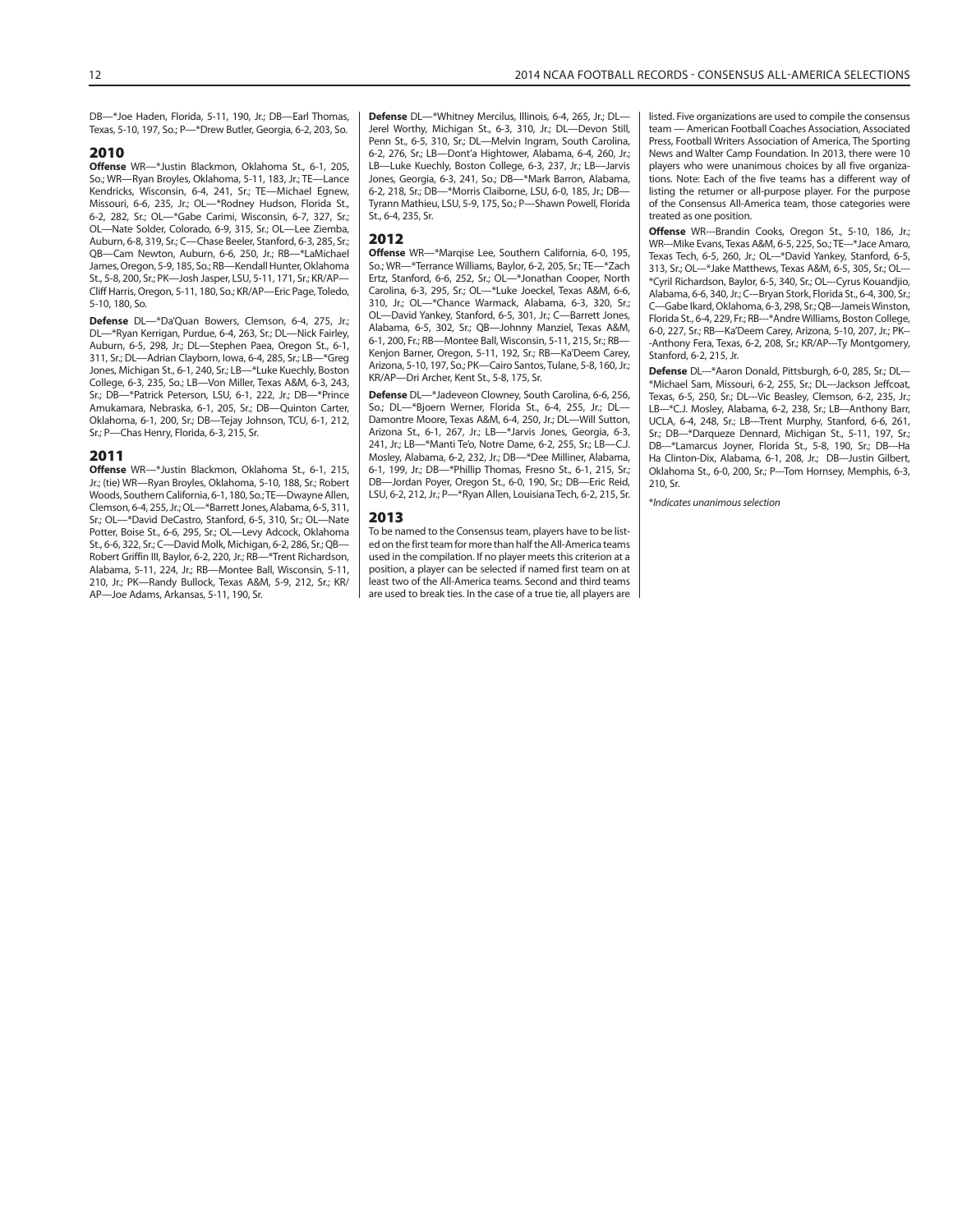DB—*Joe Haden, Florida, 5-11, 190, Jr.; DB—Earl Thomas, Texas, 5-10, 197, So.; P—*Drew Butler, Georgia, 6-2, 203, So.

## 2010

**Offense** WR—*Justin Blackmon, Oklahoma St., 6-1, 205, So.; WR—Ryan Broyles, Oklahoma, 5-11, 183, Jr.; TE—Lance Kendricks, Wisconsin, 6-4, 241, Sr.; TE—Michael Egnew, Missouri, 6-6, 235, Jr.; OL—*Rodney Hudson, Florida St., 6-2, 282, Sr.; OL—*Gabe Carimi, Wisconsin, 6-7, 327, Sr.; OL—Nate Solder, Colorado, 6-9, 315, Sr.; OL—Lee Ziemba, Auburn, 6-8, 319, Sr.; C—Chase Beeler, Stanford, 6-3, 285, Sr.; QB—Cam Newton, Auburn, 6-6, 250, Jr.; RB—*LaMichael James, Oregon, 5-9, 185, So.; RB—Kendall Hunter, Oklahoma St., 5-8, 200, Sr.; PK—Josh Jasper, LSU, 5-11, 171, Sr.; KR/AP—Cliff Harris, Oregon, 5-11, 180, So.; KR/AP—Eric Page, Toledo, 5-10, 180, So.

**Defense** DL—*Da'Quan Bowers, Clemson, 6-4, 275, Jr.; DL—*Ryan Kerrigan, Purdue, 6-4, 263, Sr.; DL—Nick Fairley, Auburn, 6-5, 298, Jr.; DL—Stephen Paea, Oregon St., 6-1, 311, Sr.; DL—Adrian Clayborn, Iowa, 6-4, 285, Sr.; LB—*Greg Jones, Michigan St., 6-1, 240, Sr.; LB—*Luke Kuechly, Boston College, 6-3, 235, So.; LB—Von Miller, Texas A&M, 6-3, 243, Sr.; DB—*Patrick Peterson, LSU, 6-1, 222, Jr.; DB—*Prince Amukamara, Nebraska, 6-1, 205, Sr.; DB—Quinton Carter, Oklahoma, 6-1, 200, Sr.; DB—Tejay Johnson, TCU, 6-1, 212, Sr.; P—Chas Henry, Florida, 6-3, 215, Sr.

## 2011

**Offense** WR—*Justin Blackmon, Oklahoma St., 6-1, 215, Jr.; (tie) WR—Ryan Broyles, Oklahoma, 5-10, 188, Sr.; Robert Woods, Southern California, 6-1, 180, So.; TE—Dwayne Allen, Clemson, 6-4, 255, Jr.; OL—*Barrett Jones, Alabama, 6-5, 311, Sr.; OL—*David DeCastro, Stanford, 6-5, 310, Sr.; OL—Nate Potter, Boise St., 6-6, 295, Sr.; OL—Levy Adcock, Oklahoma St., 6-6, 322, Sr.; C—David Molk, Michigan, 6-2, 286, Sr.; QB—Robert Griffin III, Baylor, 6-2, 220, Jr.; RB—*Trent Richardson, Alabama, 5-11, 224, Jr.; RB—Montee Ball, Wisconsin, 5-11, 210, Jr.; PK—Randy Bullock, Texas A&M, 5-9, 212, Sr.; KR/AP—Joe Adams, Arkansas, 5-11, 190, Sr.

**Defense** DL—*Whitney Mercilus, Illinois, 6-4, 265, Jr.; DL—Jerel Worthy, Michigan St., 6-3, 310, Jr.; DL—Devon Still, Penn St., 6-5, 310, Sr.; DL—Melvin Ingram, South Carolina, 6-2, 276, Sr.; LB—Dont'a Hightower, Alabama, 6-4, 260, Jr.; LB—Luke Kuechly, Boston College, 6-3, 237, Jr.; LB—Jarvis Jones, Georgia, 6-3, 241, So.; DB—*Mark Barron, Alabama, 6-2, 218, Sr.; DB—*Morris Claiborne, LSU, 6-0, 185, Jr.; DB—Tyrann Mathieu, LSU, 5-9, 175, So.; P—Shawn Powell, Florida St., 6-4, 235, Sr.

## 2012

**Offense** WR—*Marqise Lee, Southern California, 6-0, 195, So.; WR—*Terrance Williams, Baylor, 6-2, 205, Sr.; TE—*Zach Ertz, Stanford, 6-6, 252, Sr.; OL—*Jonathan Cooper, North Carolina, 6-3, 295, Sr.; OL—*Luke Joeckel, Texas A&M, 6-6, 310, Jr.; OL—*Chance Warmack, Alabama, 6-3, 320, Sr.; OL—David Yankey, Stanford, 6-5, 301, Jr.; C—Barrett Jones, Alabama, 6-5, 302, Sr.; QB—Johnny Manziel, Texas A&M, 6-1, 200, Fr.; RB—Montee Ball, Wisconsin, 5-11, 215, Sr.; RB—Kenjon Barner, Oregon, 5-11, 192, Sr.; RB—Ka'Deem Carey, Arizona, 5-10, 197, So.; PK—Cairo Santos, Tulane, 5-8, 160, Jr.; KR/AP—Dri Archer, Kent St., 5-8, 175, Sr.

**Defense** DL—*Jadeveon Clowney, South Carolina, 6-6, 256, So.; DL—*Bjoern Werner, Florida St., 6-4, 255, Jr.; DL—Damontre Moore, Texas A&M, 6-4, 250, Jr.; DL—Will Sutton, Arizona St., 6-1, 267, Jr.; LB—*Jarvis Jones, Georgia, 6-3, 241, Jr.; LB—*Manti Te'o, Notre Dame, 6-2, 255, Sr.; LB—C.J. Mosley, Alabama, 6-2, 232, Jr.; DB—*Dee Milliner, Alabama, 6-1, 199, Jr.; DB—*Phillip Thomas, Fresno St., 6-1, 215, Sr.; DB—Jordan Poyer, Oregon St., 6-0, 190, Sr.; DB—Eric Reid, LSU, 6-2, 212, Jr.; P—*Ryan Allen, Louisiana Tech, 6-2, 215, Sr.

## 2013

To be named to the Consensus team, players have to be listed on the first team for more than half the All-America teams used in the compilation. If no player meets this criterion at a position, a player can be selected if named first team on at least two of the All-America teams. Second and third teams are used to break ties. In the case of a true tie, all players are listed. Five organizations are used to compile the consensus team — American Football Coaches Association, Associated Press, Football Writers Association of America, The Sporting News and Walter Camp Foundation. In 2013, there were 10 players who were unanimous choices by all five organizations. Note: Each of the five teams has a different way of listing the returner or all-purpose player. For the purpose of the Consensus All-America team, those categories were treated as one position.

**Offense** WR---Brandin Cooks, Oregon St., 5-10, 186, Jr.; WR---Mike Evans, Texas A&M, 6-5, 225, So.; TE---*Jace Amaro, Texas Tech, 6-5, 260, Jr.; OL---*David Yankey, Stanford, 6-5, 313, Sr.; OL---*Jake Matthews, Texas A&M, 6-5, 305, Sr.; OL---*Cyril Richardson, Baylor, 6-5, 340, Sr.; OL---Cyrus Kouandjio, Alabama, 6-6, 340, Jr.; C---Bryan Stork, Florida St., 6-4, 300, Sr.; C---Gabe Ikard, Oklahoma, 6-3, 298, Sr.; QB---Jameis Winston, Florida St., 6-4, 229, Fr.; RB---*Andre Williams, Boston College, 6-0, 227, Sr.; RB---Ka'Deem Carey, Arizona, 5-10, 207, Jr.; PK---Anthony Fera, Texas, 6-2, 208, Sr.; KR/AP---Ty Montgomery, Stanford, 6-2, 215, Jr.

**Defense** DL---*Aaron Donald, Pittsburgh, 6-0, 285, Sr.; DL---*Michael Sam, Missouri, 6-2, 255, Sr.; DL---Jackson Jeffcoat, Texas, 6-5, 250, Sr.; DL---Vic Beasley, Clemson, 6-2, 235, Jr.; LB---*C.J. Mosley, Alabama, 6-2, 238, Sr.; LB---Anthony Barr, UCLA, 6-4, 248, Sr.; LB---Trent Murphy, Stanford, 6-6, 261, Sr.; DB---*Darqueze Dennard, Michigan St., 5-11, 197, Sr.; DB---*Lamarcus Joyner, Florida St., 5-8, 190, Sr.; DB---Ha Ha Clinton-Dix, Alabama, 6-1, 208, Jr.; DB---Justin Gilbert, Oklahoma St., 6-0, 200, Sr.; P---Tom Hornsey, Memphis, 6-3, 210, Sr.

*\*Indicates unanimous selection*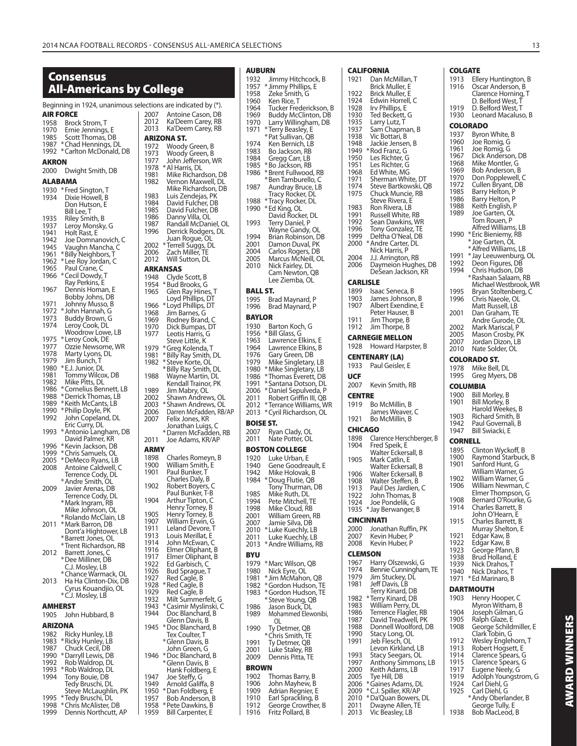# Consensus All-Americans by College

Beginning in 1924, unanimous selections are indicated by (*).

### AIR FORCE
1958 Brock Strom, T
1970 Ernie Jennings, E
1985 Scott Thomas, DB
1987 *Chad Hennings, DL
1992 *Carlton McDonald, DB

### AKRON
2000 Dwight Smith, DB

### ALABAMA
1930 *Fred Sington, T
1934 Dixie Howell, B
Don Hutson, E
Bill Lee, T
1935 Riley Smith, B
1937 Leroy Monsky, G
1941 Holt Rast, E
1942 Joe Domnanovich, C
1945 Vaughn Mancha, C
1961 *Billy Neighbors, T
1962 *Lee Roy Jordan, C
1965 Paul Crane, C
1966 *Cecil Dowdy, T
Ray Perkins, E
1967 Dennis Homan, E
Bobby Johns, DB
1971 Johnny Musso, B
1972 *John Hannah, G
1973 Buddy Brown, G
1974 Leroy Cook, DL
Woodrow Lowe, LB
1975 *Leroy Cook, DE
1977 Ozzie Newsome, WR
1978 Marty Lyons, DL
1979 Jim Bunch, T
1980 *E.J. Junior, DL
1981 Tommy Wilcox, DB
1982 Mike Pitts, DL
1986 *Cornelius Bennett, LB
1988 *Derrick Thomas, LB
1989 *Keith McCants, LB
1990 *Philip Doyle, PK
1992 John Copeland, DL
Eric Curry, DL
1993 *Antonio Langham, DB
David Palmer, KR
1996 *Kevin Jackson, DB
1999 *Chris Samuels, OL
2005 *DeMeco Ryans, LB
2008 Antoine Caldwell, C
Terrence Cody, DL
*Andre Smith, OL
2009 Javier Arenas, DB
Terrence Cody, DL
*Mark Ingram, RB
Mike Johnson, OL
*Rolando McClain, LB
2011 *Mark Barron, DB
Dont'a Hightower, LB
*Barrett Jones, OL
*Trent Richardson, RB
2012 Barrett Jones, C
*Dee Milliner, DB
C.J. Mosley, LB
*Chance Warmack, OL
2013 Ha Ha Clinton-Dix, DB
Cyrus Kouandjio, OL
*C.J. Mosley, LB

### AMHERST
1905 John Hubbard, B

### ARIZONA
1982 Ricky Hunley, LB
1983 *Ricky Hunley, LB
1987 Chuck Cecil, DB
1990 *Darryll Lewis, DB
1992 Rob Waldrop, DL
1993 *Rob Waldrop, DL
1994 Tony Bouie, DB
Tedy Bruschi, DL
Steve McLaughlin, PK
1995 *Tedy Bruschi, DL
1998 *Chris McAlister, DB
1999 Dennis Northcutt, AP
2007 Antoine Cason, DB
2012 Ka'Deem Carey, RB
2013 Ka'Deem Carey, RB

### ARIZONA ST.
1972 Woody Green, B
1973 Woody Green, B
1977 John Jefferson, WR
1978 *Al Harris, DL
1981 Mike Richardson, DB
1982 Vernon Maxwell, DL
Mike Richardson, DB
1983 Luis Zendejas, PK
1984 David Fulcher, DB
1985 David Fulcher, DB
1986 Danny Villa, OL
1987 Randall McDaniel, OL
1996 Derrick Rodgers, DL
Juan Roque, OL
2002 *Terrell Suggs, DL
2006 Zach Miller, TE
2012 Will Sutton, DL

### ARKANSAS
1948 Clyde Scott, B
1954 *Bud Brooks, G
1965 Glen Ray Hines, T
Loyd Phillips, DT
1966 *Loyd Phillips, DT
1968 Jim Barnes, G
1969 Rodney Brand, C
1970 Dick Bumpas, DT
1977 Leotis Harris, G
Steve Little, K
1979 *Greg Kolenda, T
1981 *Billy Ray Smith, DL
1982 *Steve Korte, OL
*Billy Ray Smith, DL
1988 Wayne Martin, DL
Kendall Trainor, PK
1989 Jim Mabry, OL
2002 Shawn Andrews, OL
2003 *Shawn Andrews, OL
2006 Darren McFadden, RB/AP
2007 Felix Jones, KR
Jonathan Luigs, C
*Darren McFadden, RB
2011 Joe Adams, KR/AP

### ARMY
1898 Charles Romeyn, B
1900 William Smith, E
1901 Paul Bunker, T
Charles Daly, B
1902 Robert Boyers, C
Paul Bunker, T-B
1904 Arthur Tipton, C
Henry Torney, B
1905 Henry Torney, B
1907 William Erwin, G
1911 Leland Devore, T
1913 Louis Merillat, E
1914 John McEwan, C
1916 Elmer Oliphant, B
1917 Elmer Oliphant, B
1922 Ed Garbisch, C
1926 Bud Sprague, T
1927 Red Cagle, B
1928 *Red Cagle, B
1929 Red Cagle, B
1932 Milt Summerfelt, G
1943 *Casimir Myslinski, C
1944 Doc Blanchard, B
Glenn Davis, B
1945 *Doc Blanchard, B
Tex Coulter, T
*Glenn Davis, B
John Green, G
1946 *Doc Blanchard, B
*Glenn Davis, B
Hank Foldberg, E
1947 Joe Steffy, G
1949 Arnold Galiffa, B
1950 *Dan Foldberg, E
1957 Bob Anderson, B
1958 *Pete Dawkins, B
1959 Bill Carpenter, E

### AUBURN
1932 Jimmy Hitchcock, B
1957 *Jimmy Phillips, E
1958 Zeke Smith, G
1960 Ken Rice, T
1964 Tucker Frederickson, B
1969 Buddy McClinton, DB
1970 Larry Willingham, DB
1971 *Terry Beasley, E
*Pat Sullivan, QB
1974 Ken Bernich, LB
1983 Bo Jackson, RB
1984 Gregg Carr, LB
1985 *Bo Jackson, RB
1986 *Brent Fullwood, RB
*Ben Tamburello, C
1987 Aundray Bruce, LB
Tracy Rocker, DL
1988 *Tracy Rocker, DL
1990 *Ed King, OL
David Rocker, DL
1993 Terry Daniel, P
Wayne Gandy, OL
1994 Brian Robinson, DB
2001 Damon Duval, PK
2004 Carlos Rogers, DB
2005 Marcus McNeill, OL
2010 Nick Fairley, DL
Cam Newton, QB
Lee Ziemba, OL

### BALL ST.
1995 Brad Maynard, P
1996 Brad Maynard, P

### BAYLOR
1930 Barton Koch, G
1956 *Bill Glass, G
1963 Lawrence Elkins, E
1964 Lawrence Elkins, B
1976 Gary Green, DB
1979 Mike Singletary, LB
1980 *Mike Singletary, LB
1986 *Thomas Everett, DB
1991 *Santana Dotson, DL
2006 *Daniel Sepulveda, P
2011 Robert Griffin III, QB
2012 *Terrance Williams, WR
2013 *Cyril Richardson, OL

### BOISE ST.
2007 Ryan Clady, OL
2011 Nate Potter, OL

### BOSTON COLLEGE
1920 Luke Urban, E
1940 Gene Goodreault, E
1942 Mike Holovak, B
1984 *Doug Flutie, QB
Tony Thurman, DB
1985 Mike Ruth, DL
1994 Pete Mitchell, TE
1998 Mike Cloud, RB
2001 William Green, RB
2007 Jamie Silva, DB
2010 *Luke Kuechly, LB
2011 Luke Kuechly, LB
2013 *Andre Williams, RB

### BYU
1979 *Marc Wilson, QB
1980 Nick Eyre, OL
1981 *Jim McMahon, QB
1982 *Gordon Hudson, TE
1983 *Gordon Hudson, TE
*Steve Young, QB
1986 Jason Buck, DL
1989 Mohammed Elewonibi, OL
1990 Ty Detmer, QB
*Chris Smith, TE
1991 Ty Detmer, QB
2001 Luke Staley, RB
2009 Dennis Pitta, TE

### BROWN
1902 Thomas Barry, B
1906 John Mayhew, B
1909 Adrian Regnier, E
1910 Earl Sprackling, B
1912 George Crowther, B
1916 Fritz Pollard, B

### CALIFORNIA
1921 Dan McMillan, T
Brick Muller, E
1922 Brick Muller, E
1924 Edwin Horrell, C
1928 Irv Phillips, E
1930 Ted Beckett, G
1935 Larry Lutz, T
1937 Sam Chapman, B
1938 Vic Bottari, B
1948 Jackie Jensen, B
1949 *Rod Franz, G
1950 Les Richter, G
1951 Les Richter, G
1968 Ed White, MG
1971 Sherman White, DT
1974 Steve Bartkowski, QB
1975 Chuck Muncie, RB
Steve Rivera, E
1983 Ron Rivera, LB
1991 Russell White, RB
1992 Sean Dawkins, WR
1996 Tony Gonzalez, TE
1999 Deltha O'Neal, DB
2000 *Andre Carter, DL
Nick Harris, P
2004 J.J. Arrington, RB
2006 Daymeion Hughes, DB
DeSean Jackson, KR

### CARLISLE
1899 Isaac Seneca, B
1903 James Johnson, B
1907 Albert Exendine, E
Peter Hauser, B
1911 Jim Thorpe, B
1912 Jim Thorpe, B

### CARNEGIE MELLON
1928 Howard Harpster, B

### CENTENARY (LA)
1933 Paul Geisler, E

### UCF
2007 Kevin Smith, RB

### CENTRE
1919 Bo McMillin, B
James Weaver, C
1921 Bo McMillin, B

### CHICAGO
1898 Clarence Herschberger, B
1904 Fred Speik, E
Walter Eckersall, B
1905 Mark Catlin, E
Walter Eckersall, B
1906 Walter Eckersall, B
1908 Walter Steffen, B
1913 Paul Des Jardien, C
1922 John Thomas, B
1924 Joe Pondelik, G
1935 *Jay Berwanger, B

### CINCINNATI
2000 Jonathan Ruffin, PK
2007 Kevin Huber, P
2008 Kevin Huber, P

### CLEMSON
1967 Harry Olszewski, G
1974 Bennie Cunningham, TE
1979 Jim Stuckey, DL
1981 Jeff Davis, LB
Terry Kinard, DB
1982 *Terry Kinard, DB
1983 William Perry, DL
1986 Terrence Flagler, RB
1987 David Treadwell, PK
1988 Donnell Woolford, DB
1990 Stacy Long, OL
1991 Jeb Flesch, OL
Levon Kirkland, LB
1993 Stacy Seegars, OL
1997 Anthony Simmons, LB
2000 Keith Adams, LB
2005 Tye Hill, DB
2006 *Gaines Adams, DL
2009 *C.J. Spiller, KR/AP
2010 *Da'Quan Bowers, DL
2011 Dwayne Allen, TE
2013 Vic Beasley, LB

### COLGATE
1913 Ellery Huntington, B
1916 Oscar Anderson, B
Clarence Horning, T
D. Belford West, T
1919 D. Belford West, T
1930 Leonard Macaluso, B

### COLORADO
1937 Byron White, B
1960 Joe Romig, G
1961 Joe Romig, G
1967 Dick Anderson, DB
1968 Mike Montler, G
1969 Bob Anderson, B
1970 Don Popplewell, C
1972 Cullen Bryant, DB
1985 Barry Helton, P
1986 Barry Helton, P
1988 Keith English, P
1989 Joe Garten, OL
Tom Rouen, P
Alfred Williams, LB
1990 *Eric Bieniemy, RB
*Joe Garten, OL
*Alfred Williams, LB
1991 *Jay Leeuwenburg, OL
1992 Deon Figures, DB
1994 Chris Hudson, DB
*Rashaan Salaam, RB
Michael Westbrook, WR
1995 Bryan Stoltenberg, C
1996 Chris Naeole, OL
Matt Russell, LB
2001 Dan Graham, TE
Andre Gurode, OL
2002 Mark Mariscal, P
2005 Mason Crosby, PK
2007 Jordan Dizon, LB
2010 Nate Solder, OL

### COLORADO ST.
1978 Mike Bell, DL
1995 Greg Myers, DB

### COLUMBIA
1900 Bill Morley, B
1901 Bill Morley, B
Harold Weekes, B
1903 Richard Smith, B
1942 Paul Governali, B
1947 Bill Swiacki, E

### CORNELL
1895 Clinton Wyckoff, B
1900 Raymond Starbuck, B
1901 Sanford Hunt, G
William Warner, G
1902 William Warner, G
1906 William Newman, C
Elmer Thompson, G
1908 Bernard O'Rourke, G
1914 Charles Barrett, B
John O'Hearn, E
1915 Charles Barrett, B
Murray Shelton, E
1921 Edgar Kaw, B
1922 Edgar Kaw, B
1923 George Pfann, B
1938 Brud Holland, E
1939 Nick Drahos, T
1940 Nick Drahos, T
1971 *Ed Marinaro, B

### DARTMOUTH
1903 Henry Hooper, C
Myron Witham, B
1904 Joseph Gilman, G
1905 Ralph Glaze, E
1908 George Schildmiller, E
Clark Tobin, G
1912 Wesley Englehorn, T
1913 Robert Hogsett, E
1914 Clarence Spears, G
1915 Clarence Spears, G
1917 Eugene Neely, G
1919 Adolph Youngstrom, G
1924 Carl Diehl, G
1925 Carl Diehl, G
*Andy Oberlander, B
George Tully, E
1938 Bob MacLeod, B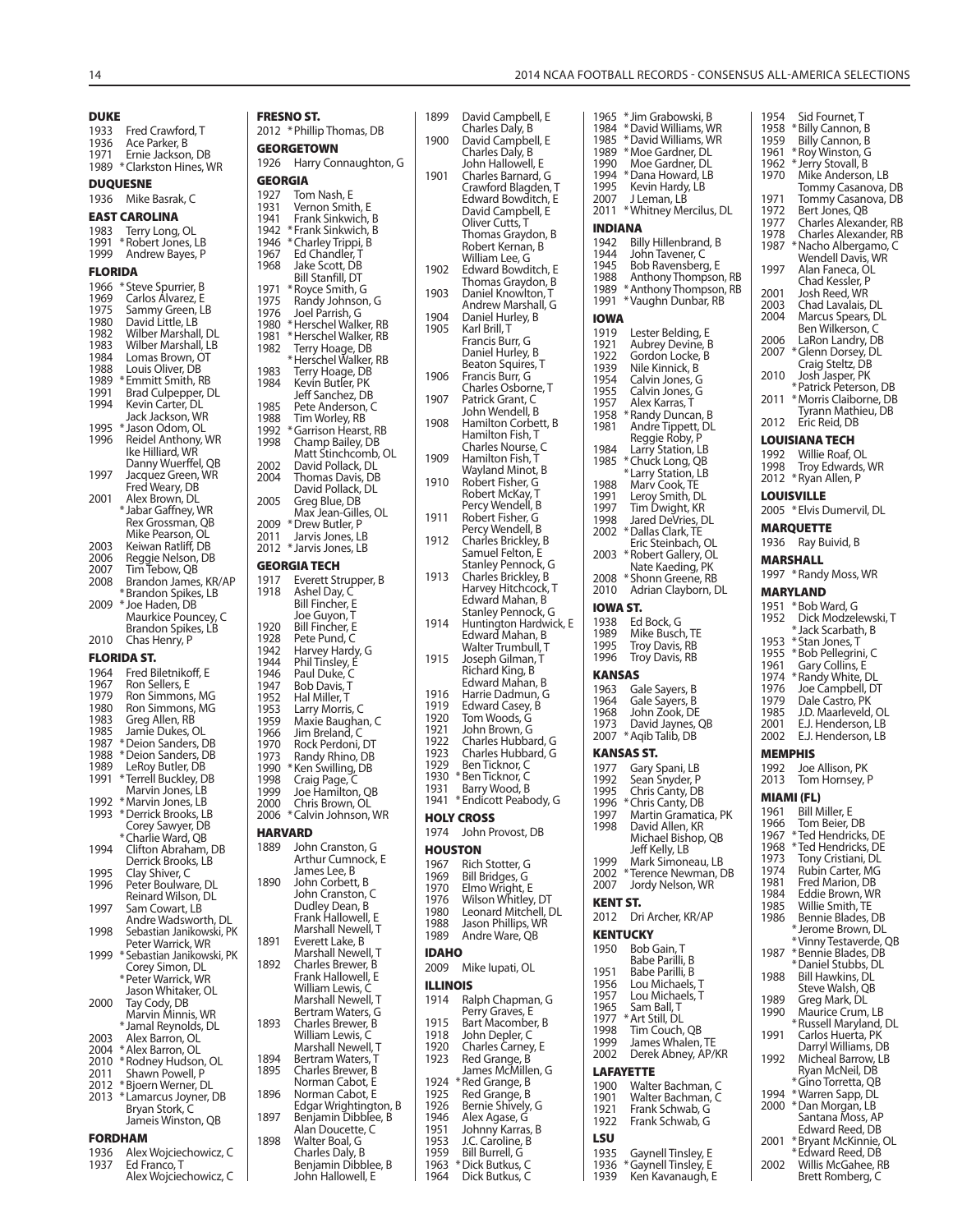## DUKE

1933 Fred Crawford, T
1936 Ace Parker, B
1971 Ernie Jackson, DB
1989 *Clarkston Hines, WR

## DUQUESNE

1936 Mike Basrak, C

## EAST CAROLINA

1983 Terry Long, OL
1991 *Robert Jones, LB
1999 Andrew Bayes, P

## FLORIDA

1966 *Steve Spurrier, B
1969 Carlos Alvarez, E
1975 Sammy Green, LB
1980 David Little, LB
1982 Wilber Marshall, DL
1983 Wilber Marshall, LB
1984 Lomas Brown, OT
1988 Louis Oliver, DB
1989 *Emmitt Smith, RB
1991 Brad Culpepper, DL
1994 Kevin Carter, DL
Jack Jackson, WR
1995 *Jason Odom, OL
1996 Reidel Anthony, WR
Ike Hilliard, WR
Danny Wuerffel, QB
1997 Jacquez Green, WR
Fred Weary, DB
2001 Alex Brown, DL
*Jabar Gaffney, WR
Rex Grossman, QB
Mike Pearson, OL
2003 Keiwan Ratliff, DB
2006 Reggie Nelson, DB
2007 Tim Tebow, QB
2008 Brandon James, KR/AP
*Brandon Spikes, LB
2009 *Joe Haden, DB
Maurkice Pouncey, C
Brandon Spikes, LB
2010 Chas Henry, P

## FLORIDA ST.

1964 Fred Biletnikoff, E
1967 Ron Sellers, E
1979 Ron Simmons, MG
1980 Ron Simmons, MG
1983 Greg Allen, RB
1985 Jamie Dukes, OL
1987 *Deion Sanders, DB
1988 *Deion Sanders, DB
1989 LeRoy Butler, DB
1991 *Terrell Buckley, DB
Marvin Jones, LB
1992 *Marvin Jones, LB
1993 *Derrick Brooks, LB
Corey Sawyer, DB
*Charlie Ward, QB
1994 Clifton Abraham, DB
Derrick Brooks, LB
1995 Clay Shiver, C
1996 Peter Boulware, DL
Reinard Wilson, DL
1997 Sam Cowart, LB
Andre Wadsworth, DL
1998 Sebastian Janikowski, PK
Peter Warrick, WR
1999 *Sebastian Janikowski, PK
Corey Simon, DL
*Peter Warrick, WR
Jason Whitaker, OL
2000 Tay Cody, DB
Marvin Minnis, WR
*Jamal Reynolds, DL
2003 Alex Barron, OL
2004 *Alex Barron, OL
2010 *Rodney Hudson, OL
2011 Shawn Powell, P
2012 *Bjoern Werner, DL
2013 *Lamarcus Joyner, DB
Bryan Stork, C
Jameis Winston, QB

## FORDHAM

1936 Alex Wojciechowicz, C
1937 Ed Franco, T
Alex Wojciechowicz, C

## FRESNO ST.

2012 *Phillip Thomas, DB

## GEORGETOWN

1926 Harry Connaughton, G

## GEORGIA

1927 Tom Nash, E
1931 Vernon Smith, E
1941 Frank Sinkwich, B
1942 *Frank Sinkwich, B
1946 *Charley Trippi, B
1967 Ed Chandler, T
1968 Jake Scott, DB
Bill Stanfill, DT
1971 *Royce Smith, G
1975 Randy Johnson, G
1976 Joel Parrish, G
1980 *Herschel Walker, RB
1981 *Herschel Walker, RB
1982 Terry Hoage, DB
*Herschel Walker, RB
1983 Terry Hoage, DB
1984 Kevin Butler, PK
Jeff Sanchez, DB
1985 Pete Anderson, C
1988 Tim Worley, RB
1992 *Garrison Hearst, RB
1998 Champ Bailey, DB
Matt Stinchcomb, OL
2002 David Pollack, DL
2004 Thomas Davis, DB
David Pollack, DL
2005 Greg Blue, DB
Max Jean-Gilles, OL
2009 *Drew Butler, P
2011 Jarvis Jones, LB
2012 *Jarvis Jones, LB

## GEORGIA TECH

1917 Everett Strupper, B
1918 Ashel Day, C
Bill Fincher, E
Joe Guyon, T
1920 Bill Fincher, E
1928 Pete Pund, C
1942 Harvey Hardy, G
1944 Phil Tinsley, E
1946 Paul Duke, C
1947 Bob Davis, T
1952 Hal Miller, T
1953 Larry Morris, C
1959 Maxie Baughan, C
1966 Jim Breland, C
1970 Rock Perdoni, DT
1973 Randy Rhino, DB
1990 *Ken Swilling, DB
1998 Craig Page, C
1999 Joe Hamilton, QB
2000 Chris Brown, OL
2006 *Calvin Johnson, WR

## HARVARD

1889 John Cranston, G
Arthur Cumnock, E
James Lee, B
1890 John Corbett, B
John Cranston, C
Dudley Dean, B
Frank Hallowell, E
Marshall Newell, T
1891 Everett Lake, B
Marshall Newell, T
1892 Charles Brewer, B
Frank Hallowell, E
William Lewis, C
Marshall Newell, T
Bertram Waters, G
1893 Charles Brewer, B
William Lewis, C
Marshall Newell, T
1894 Bertram Waters, T
1895 Charles Brewer, B
Norman Cabot, E
1896 Norman Cabot, E
Edgar Wrightington, B
1897 Benjamin Dibblee, B
Alan Doucette, C
1898 Walter Boal, G
Charles Daly, B
Benjamin Dibblee, B
John Hallowell, E
1899 David Campbell, E
Charles Daly, B
1900 David Campbell, E
Charles Daly, B
John Hallowell, E
1901 Charles Barnard, G
Crawford Blagden, T
Edward Bowditch, E
David Campbell, E
Oliver Cutts, T
Thomas Graydon, B
Robert Kernan, B
William Lee, G
1902 Edward Bowditch, E
Thomas Graydon, B
1903 Daniel Knowlton, T
Andrew Marshall, G
1904 Daniel Hurley, B
1905 Karl Brill, T
Francis Burr, G
Daniel Hurley, B
Beaton Squires, T
1906 Francis Burr, G
Charles Osborne, T
1907 Patrick Grant, C
John Wendell, B
1908 Hamilton Corbett, B
Hamilton Fish, T
Charles Nourse, C
1909 Hamilton Fish, T
Wayland Minot, B
1910 Robert Fisher, G
Robert McKay, T
Percy Wendell, B
1911 Robert Fisher, G
Percy Wendell, B
1912 Charles Brickley, B
Samuel Felton, E
Stanley Pennock, G
1913 Charles Brickley, B
Harvey Hitchcock, T
Edward Mahan, B
Stanley Pennock, G
1914 Huntington Hardwick, E
Edward Mahan, B
Walter Trumbull, T
1915 Joseph Gilman, T
Richard King, B
Edward Mahan, B
1916 Harrie Dadmun, G
1919 Edward Casey, B
1920 Tom Woods, G
1921 John Brown, G
1922 Charles Hubbard, G
1923 Charles Hubbard, G
1929 Ben Ticknor, C
1930 *Ben Ticknor, C
1931 Barry Wood, B
1941 *Endicott Peabody, G

## HOLY CROSS

1974 John Provost, DB

## HOUSTON

1967 Rich Stotter, G
1969 Bill Bridges, G
1970 Elmo Wright, E
1976 Wilson Whitley, DT
1980 Leonard Mitchell, DL
1988 Jason Phillips, WR
1989 Andre Ware, QB

## IDAHO

2009 Mike Iupati, OL

## ILLINOIS

1914 Ralph Chapman, G
Perry Graves, E
1915 Bart Macomber, B
1918 John Depler, C
1920 Charles Carney, E
1923 Red Grange, B
James McMillen, G
1924 *Red Grange, B
1925 Red Grange, B
1926 Bernie Shively, G
1946 Alex Agase, G
1951 Johnny Karras, B
1953 J.C. Caroline, B
1959 Bill Burrell, G
1963 *Dick Butkus, C
1964 Dick Butkus, C
1965 *Jim Grabowski, B
1984 *David Williams, WR
1985 *David Williams, WR
1989 *Moe Gardner, DL
1990 Moe Gardner, DL
1994 *Dana Howard, LB
1995 Kevin Hardy, LB
2007 J Leman, LB
2011 *Whitney Mercilus, DL

## INDIANA

1942 Billy Hillenbrand, B
1944 John Tavener, C
1945 Bob Ravensberg, E
1988 Anthony Thompson, RB
1989 *Anthony Thompson, RB
1991 *Vaughn Dunbar, RB

## IOWA

1919 Lester Belding, E
1921 Aubrey Devine, B
1922 Gordon Locke, B
1939 Nile Kinnick, B
1954 Calvin Jones, G
1955 Calvin Jones, G
1957 Alex Karras, T
1958 *Randy Duncan, B
1981 Andre Tippett, DL
Reggie Roby, P
1984 Larry Station, LB
1985 *Chuck Long, QB
*Larry Station, LB
1988 Marv Cook, TE
1991 Leroy Smith, DL
1997 Tim Dwight, KR
1998 Jared DeVries, DL
2002 *Dallas Clark, TE
Eric Steinbach, OL
2003 *Robert Gallery, OL
Nate Kaeding, PK
2008 *Shonn Greene, RB
2010 Adrian Clayborn, DL

## IOWA ST.

1938 Ed Bock, G
1989 Mike Busch, TE
1995 Troy Davis, RB
1996 Troy Davis, RB

## KANSAS

1963 Gale Sayers, B
1964 Gale Sayers, B
1968 John Zook, DE
1973 David Jaynes, QB
2007 *Aqib Talib, DB

## KANSAS ST.

1977 Gary Spani, LB
1992 Sean Snyder, P
1995 Chris Canty, DB
1996 *Chris Canty, DB
1997 Martin Gramatica, PK
1998 David Allen, KR
Michael Bishop, QB
Jeff Kelly, LB
1999 Mark Simoneau, LB
2002 *Terence Newman, DB
2007 Jordy Nelson, WR

## KENT ST.

2012 Dri Archer, KR/AP

## KENTUCKY

1950 Bob Gain, T
Babe Parilli, B
1951 Babe Parilli, B
1956 Lou Michaels, T
1957 Lou Michaels, T
1965 Sam Ball, T
1977 *Art Still, DL
1998 Tim Couch, QB
1999 James Whalen, TE
2002 Derek Abney, AP/KR

## LAFAYETTE

1900 Walter Bachman, C
1901 Walter Bachman, C
1921 Frank Schwab, G
1922 Frank Schwab, G

## LSU

1935 Gaynell Tinsley, E
1936 *Gaynell Tinsley, E
1939 Ken Kavanaugh, E
1954 Sid Fournet, T
1958 *Billy Cannon, B
1959 Billy Cannon, B
1961 *Roy Winston, G
1962 *Jerry Stovall, B
1970 Mike Anderson, LB
Tommy Casanova, DB
1971 Tommy Casanova, DB
1972 Bert Jones, QB
1977 Charles Alexander, RB
1978 Charles Alexander, RB
1987 *Nacho Albergamo, C
Wendell Davis, WR
1997 Alan Faneca, OL
Chad Kessler, P
2001 Josh Reed, WR
2003 Chad Lavalais, DL
2004 Marcus Spears, DL
Ben Wilkerson, C
2006 LaRon Landry, DB
2007 *Glenn Dorsey, DL
Craig Steltz, DB
2010 Josh Jasper, PK
*Patrick Peterson, DB
2011 *Morris Claiborne, DB
Tyrann Mathieu, DB
2012 Eric Reid, DB

## LOUISIANA TECH

1992 Willie Roaf, OL
1998 Troy Edwards, WR
2012 *Ryan Allen, P

## LOUISVILLE

2005 *Elvis Dumervil, DL

## MARQUETTE

1936 Ray Buivid, B

## MARSHALL

1997 *Randy Moss, WR

## MARYLAND

1951 *Bob Ward, G
1952 Dick Modzelewski, T
*Jack Scarbath, B
1953 *Stan Jones, T
1955 *Bob Pellegrini, C
1961 Gary Collins, E
1974 *Randy White, DL
1976 Joe Campbell, DT
1979 Dale Castro, PK
1985 J.D. Maarleveld, OL
2001 E.J. Henderson, LB
2002 E.J. Henderson, LB

## MEMPHIS

1992 Joe Allison, PK
2013 Tom Hornsey, P

## MIAMI (FL)

1961 Bill Miller, E
1966 Tom Beier, DB
1967 *Ted Hendricks, DE
1968 *Ted Hendricks, DE
1973 Tony Cristiani, DL
1974 Rubin Carter, MG
1981 Fred Marion, DB
1984 Eddie Brown, WR
1985 Willie Smith, TE
1986 Bennie Blades, DB
*Jerome Brown, DL
*Vinny Testaverde, QB
1987 *Bennie Blades, DB
*Daniel Stubbs, DL
1988 Bill Hawkins, DL
Steve Walsh, QB
1989 Greg Mark, DL
1990 Maurice Crum, LB
*Russell Maryland, DL
1991 Carlos Huerta, PK
Darryl Williams, DB
1992 Micheal Barrow, LB
Ryan McNeil, DB
*Gino Torretta, QB
1994 *Warren Sapp, DL
2000 *Dan Morgan, LB
Santana Moss, AP
Edward Reed, DB
2001 *Bryant McKinnie, OL
*Edward Reed, DB
2002 Willis McGahee, RB
Brett Romberg, C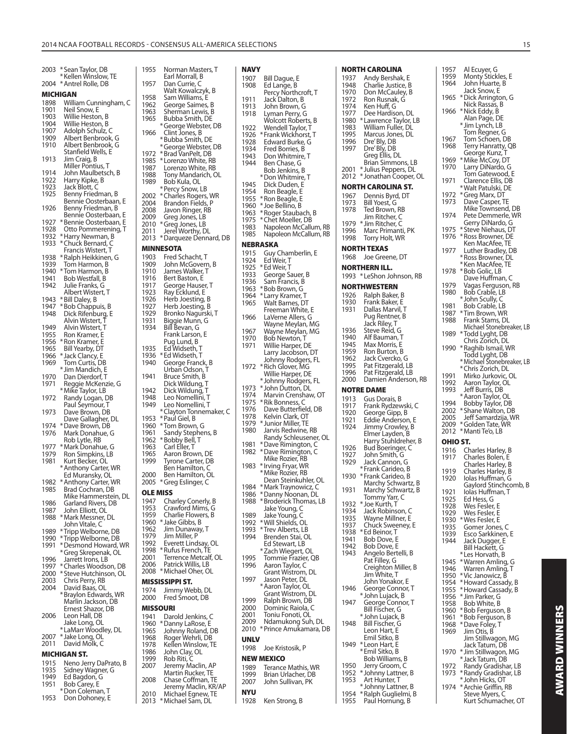2003 *Sean Taylor, DB
*Kellen Winslow, TE
2004 *Antrel Rolle, DB

## MICHIGAN

1898 William Cunningham, C
1901 Neil Snow, E
1903 Willie Heston, B
1904 Willie Heston, B
1907 Adolph Schulz, C
1909 Albert Benbrook, G
1910 Albert Benbrook, G
Stanfield Wells, E
1913 Jim Craig, B
Miller Pontius, T
1914 John Maulbetsch, B
1922 Harry Kipke, B
1923 Jack Blott, C
1925 Benny Friedman, B
Bennie Oosterbaan, E
1926 Benny Friedman, B
Bennie Oosterbaan, E
1927 *Bennie Oosterbaan, E
1928 Otto Pommerening, T
1932 *Harry Newman, B
1933 *Chuck Bernard, C
Francis Wistert, T
1938 *Ralph Heikkinen, G
1939 Tom Harmon, B
1940 *Tom Harmon, B
1941 Bob Westfall, B
1942 Julie Franks, G
Albert Wistert, T
1943 *Bill Daley, B
1947 *Bob Chappuis, B
1948 Dick Rifenburg, E
Alvin Wistert, T
1949 Alvin Wistert, T
1955 Ron Kramer, E
1956 *Ron Kramer, E
1965 Bill Yearby, DT
1966 *Jack Clancy, E
1969 Tom Curtis, DB
*Jim Mandich, E
1970 Dan Dierdorf, T
1971 Reggie McKenzie, G
*Mike Taylor, LB
1972 Randy Logan, DB
Paul Seymour, T
1973 Dave Brown, DB
Dave Gallagher, DL
1974 *Dave Brown, DB
1976 Mark Donahue, G
Rob Lytle, RB
1977 *Mark Donahue, G
1979 Ron Simpkins, LB
1981 Kurt Becker, OL
*Anthony Carter, WR
Ed Muransky, OL
1982 *Anthony Carter, WR
1985 Brad Cochran, DB
Mike Hammerstein, DL
1986 Garland Rivers, DB
1987 John Elliott, OL
1988 *Mark Messner, DL
John Vitale, C
1989 *Tripp Welborne, DB
1990 *Tripp Welborne, DB
1991 *Desmond Howard, WR
*Greg Skrepenak, OL
1996 Jarrett Irons, LB
1997 *Charles Woodson, DB
2000 *Steve Hutchinson, OL
2003 Chris Perry, RB
2004 David Baas, OL
*Braylon Edwards, WR
Marlin Jackson, DB
Ernest Shazor, DB
2006 Leon Hall, DB
Jake Long, OL
*LaMarr Woodley, DL
2007 *Jake Long, OL
2011 David Molk, C

## MICHIGAN ST.

1915 Neno Jerry DaPrato, B
1935 Sidney Wagner, G
1949 Ed Bagdon, G
1951 Bob Carey, E
*Don Coleman, T
1953 Don Dohoney, E
1955 Norman Masters, T
Earl Morrall, B
1957 Dan Currie, C
Walt Kowalczyk, B
1958 Sam Williams, E
1962 George Saimes, B
1963 Sherman Lewis, B
1965 Bubba Smith, DE
*George Webster, DB
1966 Clint Jones, B
*Bubba Smith, DE
*George Webster, DB
1972 *Brad VanPelt, DB
1985 *Lorenzo White, RB
1987 Lorenzo White, RB
1988 Tony Mandarich, OL
1989 Bob Kula, OL
*Percy Snow, LB
2002 *Charles Rogers, WR
2004 Brandon Fields, P
2008 Javon Ringer, RB
2009 Greg Jones, LB
2010 *Greg Jones, LB
2011 Jerel Worthy, DL
2013 *Darqueze Dennard, DB

## MINNESOTA

1903 Fred Schacht, T
1909 John McGovern, B
1910 James Walker, T
1916 Bert Baston, E
1917 George Hauser, T
1923 Ray Ecklund, E
1926 Herb Joesting, B
1927 Herb Joesting, B
1929 Bronko Nagurski, T
1931 Biggie Munn, G
1934 Bill Bevan, G
Frank Larson, E
Pug Lund, B
1935 Ed Widseth, T
1936 *Ed Widseth, T
1940 George Franck, B
Urban Odson, T
1941 Bruce Smith, B
Dick Wildung, T
1942 Dick Wildung, T
1948 Leo Nomellini, T
1949 Leo Nomellini, T
*Clayton Tonnemaker, C
1953 *Paul Giel, B
1960 *Tom Brown, G
1961 Sandy Stephens, B
1962 *Bobby Bell, T
1963 Carl Eller, T
1965 Aaron Brown, DE
1999 Tyrone Carter, DB
Ben Hamilton, C
2000 Ben Hamilton, OL
2005 *Greg Eslinger, C

## OLE MISS

1947 Charley Conerly, B
1953 Crawford Mims, G
1959 Charlie Flowers, B
1960 *Jake Gibbs, B
1962 Jim Dunaway, T
1979 Jim Miller, P
1992 Everett Lindsay, OL
1998 *Rufus French, TE
2001 Terrence Metcalf, OL
2006 Patrick Willis, LB
2008 *Michael Oher, OL

## MISSISSIPPI ST.

1974 Jimmy Webb, DL
2000 Fred Smoot, DB

## MISSOURI

1941 Darold Jenkins, C
1960 *Danny LaRose, E
1965 Johnny Roland, DB
1968 Roger Wehrli, DB
1978 Kellen Winslow, TE
1986 John Clay, OL
1999 Rob Riti, C
2007 Jeremy Maclin, AP
Martin Rucker, TE
2008 Chase Coffman, TE
Jeremy Maclin, KR/AP
2010 Michael Egnew, TE
2013 *Michael Sam, DL

## NAVY

1907 Bill Dague, E
1908 Ed Lange, B
Percy Northcroft, T
1911 Jack Dalton, B
1913 John Brown, G
1918 Lyman Perry, G
Wolcott Roberts, B
1922 Wendell Taylor, T
1926 *Frank Wickhorst, T
1928 Edward Burke, G
1934 Fred Borries, B
1943 Don Whitmire, T
1944 Ben Chase, G
Bob Jenkins, B
*Don Whitmire, T
1945 Dick Duden, E
1954 Ron Beagle, E
1955 *Ron Beagle, E
1960 *Joe Bellino, B
1963 *Roger Staubach, B
1975 *Chet Moeller, DB
1983 Napoleon McCallum, RB
1985 Napoleon McCallum, RB

## NEBRASKA

1915 Guy Chamberlin, E
1924 Ed Weir, T
1925 *Ed Weir, T
1933 George Sauer, B
1936 Sam Francis, B
1963 *Bob Brown, G
1964 *Larry Kramer, T
1965 Walt Barnes, DT
Freeman White, E
1966 LaVerne Allers, G
Wayne Meylan, MG
1967 Wayne Meylan, MG
1970 Bob Newton, T
1971 Willie Harper, DE
Larry Jacobson, DT
Johnny Rodgers, FL
1972 *Rich Glover, MG
Willie Harper, DE
*Johnny Rodgers, FL
1973 *John Dutton, DL
1974 Marvin Crenshaw, OT
1975 *Rik Bonness, C
1976 Dave Butterfield, DB
1978 Kelvin Clark, OT
1979 *Junior Miller, TE
1980 Jarvis Redwine, RB
Randy Schleusener, OL
1981 *Dave Rimington, C
1982 *Dave Rimington, C
Mike Rozier, RB
1983 *Irving Fryar, WR
*Mike Rozier, RB
Dean Steinkuhler, OL
1984 *Mark Traynowicz, C
1986 *Danny Noonan, DL
1988 *Broderick Thomas, LB
Jake Young, C
1989 Jake Young, C
1992 *Will Shields, OL
1993 *Trev Alberts, LB
1994 Brenden Stai, OL
Ed Stewart, LB
*Zach Wiegert, OL
1995 Tommie Frazier, QB
1996 Aaron Taylor, C
Grant Wistrom, DL
1997 Jason Peter, DL
*Aaron Taylor, OL
Grant Wistrom, DL
1999 Ralph Brown, DB
2000 Dominic Raiola, C
2001 Toniu Fonoti, OL
2009 Ndamukong Suh, DL
2010 *Prince Amukamara, DB

## UNLV

1998 Joe Kristosik, P

## NEW MEXICO

1989 Terance Mathis, WR
1999 Brian Urlacher, DB
2007 John Sullivan, PK

## NYU

1928 Ken Strong, B

## NORTH CAROLINA

1937 Andy Bershak, E
1948 Charlie Justice, B
1970 Don McCauley, B
1972 Ron Rusnak, G
1974 Ken Huff, G
1977 Dee Hardison, DL
1980 *Lawrence Taylor, LB
1983 William Fuller, DL
1995 Marcus Jones, DL
1996 Dre' Bly, DB
1997 Dre' Bly, DB
Greg Ellis, DL
Brian Simmons, LB
2001 *Julius Peppers, DL
2012 *Jonathan Cooper, OL

## NORTH CAROLINA ST.

1967 Dennis Byrd, DT
1973 Bill Yoest, G
1978 Ted Brown, RB
Jim Ritcher, C
1979 *Jim Ritcher, C
1996 Marc Primanti, PK
1998 Torry Holt, WR

## NORTH TEXAS

1968 Joe Greene, DT

## NORTHERN ILL.

1993 *LeShon Johnson, RB

## NORTHWESTERN

1926 Ralph Baker, B
1930 Frank Baker, E
1931 Dallas Marvil, T
Pug Rentner, B
Jack Riley, T
1936 Steve Reid, G
1940 Alf Bauman, T
1945 Max Morris, E
1959 Ron Burton, B
1962 Jack Cvercko, G
1995 Pat Fitzgerald, LB
1996 Pat Fitzgerald, LB
2000 Damien Anderson, RB

## NOTRE DAME

1913 Gus Dorais, B
1917 Frank Rydzewski, C
1920 George Gipp, B
1921 Eddie Anderson, E
1924 Jimmy Crowley, B
Elmer Layden, B
Harry Stuhldreher, B
1926 Bud Boeringer, C
1927 John Smith, G
1929 Jack Cannon, G
*Frank Carideo, B
1930 *Frank Carideo, B
Marchy Schwartz, B
1931 Marchy Schwartz, B
Tommy Yarr, C
1932 *Joe Kurth, T
1934 Jack Robinson, C
1935 Wayne Millner, E
1937 Chuck Sweeney, E
1938 *Ed Beinor, T
1941 Bob Dove, E
1942 Bob Dove, E
1943 Angelo Bertelli, B
Pat Filley, G
Creighton Miller, B
Jim White, T
John Yonakor, E
1946 George Connor, T
*John Lujack, B
1947 George Connor, T
Bill Fischer, G
*John Lujack, B
1948 Bill Fischer, G
Leon Hart, E
Emil Sitko, B
1949 *Leon Hart, E
*Emil Sitko, B
Bob Williams, B
1950 Jerry Groom, C
1952 *Johnny Lattner, B
1953 Art Hunter, T
*Johnny Lattner, B
1954 *Ralph Guglielmi, B
1955 Paul Hornung, B
1957 Al Ecuyer, G
1959 Monty Stickles, E
1964 John Huarte, B
Jack Snow, E
1965 *Dick Arrington, G
Nick Rassas, B
1966 *Nick Eddy, B
Alan Page, DE
*Jim Lynch, LB
Tom Regner, G
1967 Tom Schoen, DB
1968 Terry Hanratty, QB
George Kunz, T
1969 *Mike McCoy, DT
1970 Larry DiNardo, G
Tom Gatewood, E
1971 Clarence Ellis, DB
*Walt Patulski, DE
1972 *Greg Marx, DT
1973 Dave Casper, TE
Mike Townsend, DB
1974 Pete Demmerle, WR
Gerry DiNardo, G
1975 *Steve Niehaus, DT
1976 *Ross Browner, DE
Ken MacAfee, TE
1977 Luther Bradley, DB
*Ross Browner, DL
*Ken MacAfee, TE
1978 *Bob Golic, LB
Dave Huffman, C
1979 Vagas Ferguson, RB
1980 Bob Crable, LB
*John Scully, C
1981 Bob Crable, LB
1987 *Tim Brown, WR
1988 Frank Stams, DL
Michael Stonebreaker, LB
1989 *Todd Lyght, DB
Chris Zorich, DL
1990 *Raghib Ismail, WR
Todd Lyght, DB
*Michael Stonebreaker, LB
*Chris Zorich, DL
1991 Mirko Jurkovic, OL
1992 Aaron Taylor, OL
1993 Jeff Burris, DB
*Aaron Taylor, OL
1994 Bobby Taylor, DB
2002 *Shane Walton, DB
2005 Jeff Samardzija, WR
2009 *Golden Tate, WR
2012 *Manti Te'o, LB

## OHIO ST.

1916 Charles Harley, B
1917 Charles Bolen, E
Charles Harley, B
1919 Charles Harley, B
1920 Iolas Huffman, G
Gaylord Stinchcomb, B
1921 Iolas Huffman, T
1925 Ed Hess, G
1928 Wes Fesler, E
1929 Wes Fesler, E
1930 *Wes Fesler, E
1935 Gomer Jones, C
1939 Esco Sarkkinen, E
1944 Jack Dugger, E
Bill Hackett, G
*Les Horvath, B
1945 *Warren Amling, G
1946 Warren Amling, T
1950 *Vic Janowicz, B
1954 *Howard Cassady, B
1955 *Howard Cassady, B
1956 *Jim Parker, G
1958 Bob White, B
1960 *Bob Ferguson, B
1961 *Bob Ferguson, B
1968 *Dave Foley, T
1969 Jim Otis, B
Jim Stillwagon, MG
Jack Tatum, DB
1970 *Jim Stillwagon, MG
*Jack Tatum, DB
1972 Randy Gradishar, LB
1973 *Randy Gradishar, LB
*John Hicks, OT
1974 *Archie Griffin, RB
Steve Myers, C
Kurt Schumacher, OT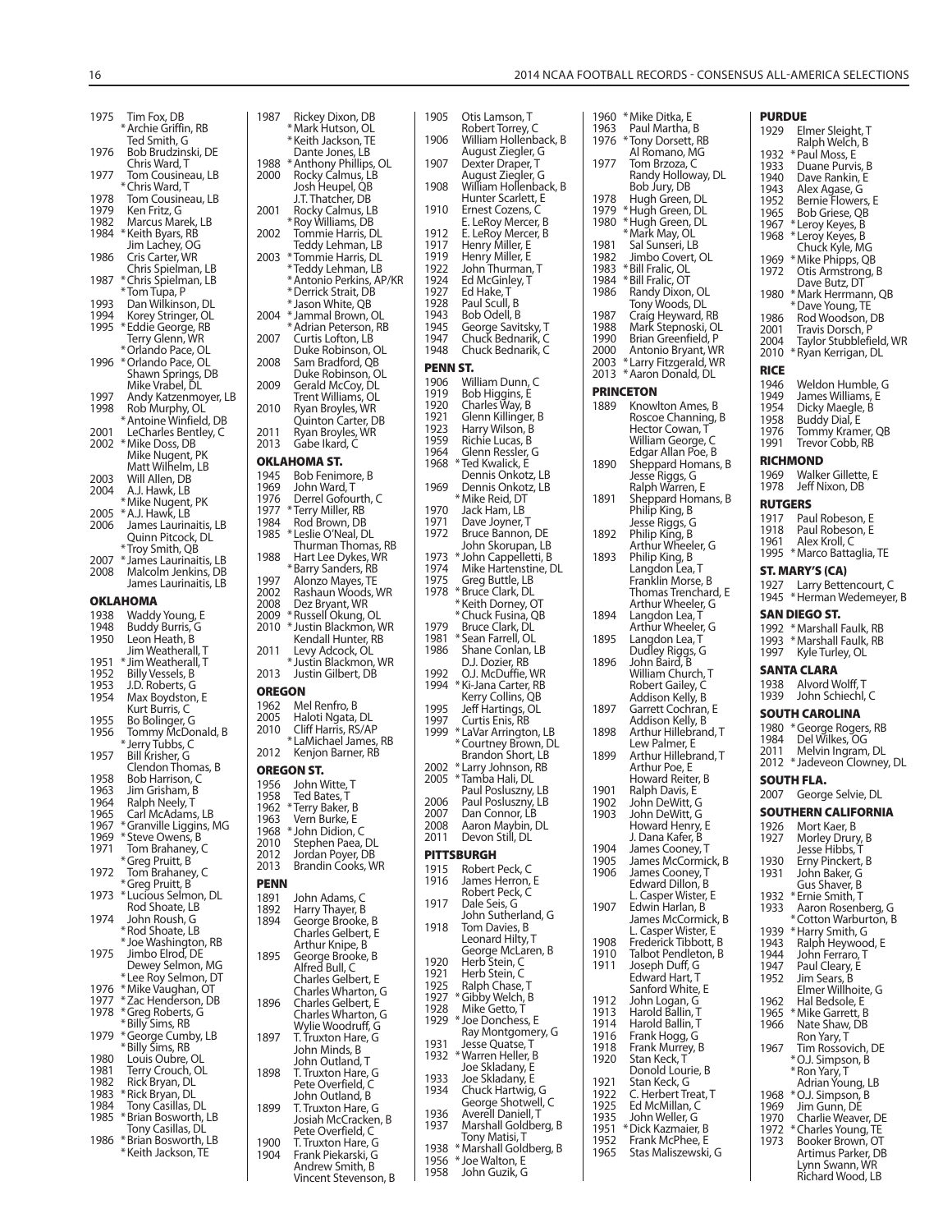1975 Tim Fox, DB
*Archie Griffin, RB
Ted Smith, G
1976 Bob Brudzinski, DE
Chris Ward, T
1977 Tom Cousineau, LB
*Chris Ward, T
1978 Tom Cousineau, LB
1979 Ken Fritz, G
1982 Marcus Marek, LB
1984 *Keith Byars, RB
Jim Lachey, OG
1986 Cris Carter, WR
Chris Spielman, LB
1987 *Chris Spielman, LB
*Tom Tupa, P
1993 Dan Wilkinson, DL
1994 Korey Stringer, OL
1995 *Eddie George, RB
Terry Glenn, WR
*Orlando Pace, OL
1996 *Orlando Pace, OL
Shawn Springs, DB
Mike Vrabel, DL
1997 Andy Katzenmoyer, LB
1998 Rob Murphy, OL
*Antoine Winfield, DB
2001 LeCharles Bentley, C
2002 *Mike Doss, DB
Mike Nugent, PK
Matt Wilhelm, LB
2003 Will Allen, DB
2004 A.J. Hawk, LB
*Mike Nugent, PK
2005 *A.J. Hawk, LB
2006 James Laurinaitis, LB
Quinn Pitcock, DL
*Troy Smith, QB
2007 *James Laurinaitis, LB
2008 Malcolm Jenkins, DB
James Laurinaitis, LB

## OKLAHOMA

1938 Waddy Young, E
1948 Buddy Burris, G
1950 Leon Heath, B
Jim Weatherall, T
1951 *Jim Weatherall, T
1952 Billy Vessels, B
1953 J.D. Roberts, G
1954 Max Boydston, E
Kurt Burris, C
1955 Bo Bolinger, G
1956 Tommy McDonald, B
*Jerry Tubbs, C
1957 Bill Krisher, G
Clendon Thomas, B
1958 Bob Harrison, C
1963 Jim Grisham, B
1964 Ralph Neely, T
1965 Carl McAdams, LB
1967 *Granville Liggins, MG
1969 *Steve Owens, B
1971 Tom Brahaney, C
*Greg Pruitt, B
1972 Tom Brahaney, C
*Greg Pruitt, B
1973 *Lucious Selmon, DL
Rod Shoate, LB
1974 John Roush, G
*Rod Shoate, LB
*Joe Washington, RB
1975 Jimbo Elrod, DE
Dewey Selmon, MG
*Lee Roy Selmon, DT
1976 *Mike Vaughan, OT
1977 *Zac Henderson, DB
1978 *Greg Roberts, G
*Billy Sims, RB
1979 *George Cumby, LB
*Billy Sims, RB
1980 Louis Oubre, OL
1981 Terry Crouch, OL
1982 Rick Bryan, DL
1983 *Rick Bryan, DL
1984 Tony Casillas, DL
1985 *Brian Bosworth, LB
Tony Casillas, DL
1986 *Brian Bosworth, LB
*Keith Jackson, TE

1987 Rickey Dixon, DB
*Mark Hutson, OL
*Keith Jackson, TE
Dante Jones, LB
1988 *Anthony Phillips, OL
2000 Rocky Calmus, LB
Josh Heupel, QB
J.T. Thatcher, DB
2001 Rocky Calmus, LB
*Roy Williams, DB
2002 Tommie Harris, DL
Teddy Lehman, LB
2003 *Tommie Harris, DL
*Teddy Lehman, LB
*Antonio Perkins, AP/KR
*Derrick Strait, DB
*Jason White, QB
2004 *Jammal Brown, OL
*Adrian Peterson, RB
2007 Curtis Lofton, LB
Duke Robinson, OL
2008 Sam Bradford, QB
Duke Robinson, OL
2009 Gerald McCoy, DL
Trent Williams, OL
2010 Ryan Broyles, WR
Quinton Carter, DB
2011 Ryan Broyles, WR
2013 Gabe Ikard, C

## OKLAHOMA ST.

1945 Bob Fenimore, B
1969 John Ward, T
1976 Derrel Gofourth, C
1977 *Terry Miller, RB
1984 Rod Brown, DB
1985 *Leslie O'Neal, DL
Thurman Thomas, RB
1988 Hart Lee Dykes, WR
*Barry Sanders, RB
1997 Alonzo Mayes, TE
2002 Rashaun Woods, WR
2008 Dez Bryant, WR
2009 *Russell Okung, OL
2010 *Justin Blackmon, WR
Kendall Hunter, RB
2011 Levy Adcock, OL
*Justin Blackmon, WR
2013 Justin Gilbert, DB

## OREGON

1962 Mel Renfro, B
2005 Haloti Ngata, DL
2010 Cliff Harris, RS/AP
*LaMichael James, RB
2012 Kenjon Barner, RB

## OREGON ST.

1956 John Witte, T
1958 Ted Bates, T
1962 *Terry Baker, B
1963 Vern Burke, E
1968 *John Didion, C
2010 Stephen Paea, DL
2012 Jordan Poyer, DB
2013 Brandin Cooks, WR

## PENN

1891 John Adams, C
1892 Harry Thayer, B
1894 George Brooke, B
Charles Gelbert, E
Arthur Knipe, B
1895 George Brooke, B
Alfred Bull, C
Charles Gelbert, E
Charles Wharton, G
1896 Charles Gelbert, E
Charles Wharton, G
Wylie Woodruff, G
1897 T. Truxton Hare, G
John Minds, B
John Outland, T
1898 T. Truxton Hare, G
Pete Overfield, C
John Outland, B
1899 T. Truxton Hare, G
Josiah McCracken, B
Pete Overfield, C
1900 T. Truxton Hare, G
1904 Frank Piekarski, G
Andrew Smith, B
Vincent Stevenson, B

1905 Otis Lamson, T
Robert Torrey, C
1906 William Hollenback, B
August Ziegler, G
1907 Dexter Draper, T
August Ziegler, G
1908 William Hollenback, B
Hunter Scarlett, E
1910 Ernest Cozens, C
E. LeRoy Mercer, B
1912 E. LeRoy Mercer, B
1917 Henry Miller, E
1919 Henry Miller, E
1922 John Thurman, T
1924 Ed McGinley, T
1927 Ed Hake, T
1928 Paul Scull, B
1943 Bob Odell, B
1945 George Savitsky, T
1947 Chuck Bednarik, C
1948 Chuck Bednarik, C

## PENN ST.

1906 William Dunn, C
1919 Bob Higgins, E
1920 Charles Way, B
1921 Glenn Killinger, B
1923 Harry Wilson, B
1959 Richie Lucas, B
1964 Glenn Ressler, G
1968 *Ted Kwalick, E
Dennis Onkotz, LB
1969 Dennis Onkotz, LB
*Mike Reid, DT
1970 Jack Ham, LB
1971 Dave Joyner, T
1972 Bruce Bannon, DE
John Skorupan, LB
1973 *John Cappelletti, B
1974 Mike Hartenstine, DL
1975 Greg Buttle, LB
1978 *Bruce Clark, DL
*Keith Dorney, OT
*Chuck Fusina, QB
1979 Bruce Clark, DL
1981 *Sean Farrell, OL
1986 Shane Conlan, LB
D.J. Dozier, RB
1992 O.J. McDuffie, WR
1994 *Ki-Jana Carter, RB
Kerry Collins, QB
1995 Jeff Hartings, OL
1997 Curtis Enis, RB
1999 *LaVar Arrington, LB
*Courtney Brown, DL
Brandon Short, LB
2002 *Larry Johnson, RB
2005 *Tamba Hali, DL
Paul Posluszny, LB
2006 Paul Posluszny, LB
2007 Dan Connor, LB
2008 Aaron Maybin, DL
2011 Devon Still, DL

## PITTSBURGH

1915 Robert Peck, C
1916 James Herron, E
Robert Peck, C
1917 Dale Seis, G
John Sutherland, G
1918 Tom Davies, B
Leonard Hilty, T
George McLaren, B
1920 Herb Stein, C
1921 Herb Stein, C
1925 Ralph Chase, T
1927 *Gibby Welch, B
1928 Mike Getto, T
1929 *Joe Donchess, E
Ray Montgomery, G
1931 Jesse Quatse, T
1932 *Warren Heller, B
Joe Skladany, E
1933 Joe Skladany, E
1934 Chuck Hartwig, G
George Shotwell, C
1936 Averell Daniell, T
1937 Marshall Goldberg, B
Tony Matisi, T
1938 *Marshall Goldberg, B
1956 *Joe Walton, E
1958 John Guzik, G

1960 *Mike Ditka, E
1963 Paul Martha, B
1976 *Tony Dorsett, RB
Al Romano, MG
1977 Tom Brzoza, C
Randy Holloway, DL
Bob Jury, DB
1978 Hugh Green, DL
1979 *Hugh Green, DL
1980 *Hugh Green, DL
*Mark May, OL
1981 Sal Sunseri, LB
1982 Jimbo Covert, OL
1983 *Bill Fralic, OL
1984 *Bill Fralic, OT
1986 Randy Dixon, OL
Tony Woods, DL
1987 Craig Heyward, RB
1988 Mark Stepnoski, OL
1990 Brian Greenfield, P
2000 Antonio Bryant, WR
2003 *Larry Fitzgerald, WR
2013 *Aaron Donald, DL

## PRINCETON

1889 Knowlton Ames, B
Roscoe Channing, B
Hector Cowan, T
William George, C
Edgar Allan Poe, B
1890 Sheppard Homans, B
Jesse Riggs, G
Ralph Warren, E
1891 Sheppard Homans, B
Philip King, B
Jesse Riggs, G
1892 Philip King, B
Arthur Wheeler, G
1893 Philip King, B
Langdon Lea, T
Franklin Morse, B
Thomas Trenchard, E
Arthur Wheeler, G
1894 Langdon Lea, T
Arthur Wheeler, G
1895 Langdon Lea, T
Dudley Riggs, G
1896 John Baird, B
William Church, T
Robert Gailey, C
Addison Kelly, B
1897 Garrett Cochran, E
Addison Kelly, B
1898 Arthur Hillebrand, T
Lew Palmer, E
1899 Arthur Hillebrand, T
Arthur Poe, E
Howard Reiter, B
1901 Ralph Davis, E
1902 John DeWitt, G
1903 John DeWitt, G
Howard Henry, E
J. Dana Kafer, B
1904 James Cooney, T
1905 James McCormick, B
1906 James Cooney, T
Edward Dillon, B
L. Casper Wister, E
1907 Edwin Harlan, B
James McCormick, B
L. Casper Wister, E
1908 Frederick Tibbott, B
1910 Talbot Pendleton, B
1911 Joseph Duff, G
Edward Hart, T
Sanford White, E
1912 John Logan, G
1913 Harold Ballin, T
1914 Harold Ballin, T
1916 Frank Hogg, G
1918 Frank Murrey, B
1920 Stan Keck, T
Donold Lourie, B
1921 Stan Keck, G
1922 C. Herbert Treat, T
1925 Ed McMillan, C
1935 John Weller, G
1951 *Dick Kazmaier, B
1952 Frank McPhee, E
1965 Stas Maliszewski, G

## PURDUE

1929 Elmer Sleight, T
Ralph Welch, B
1932 *Paul Moss, E
1933 Duane Purvis, B
1940 Dave Rankin, E
1943 Alex Agase, G
1952 Bernie Flowers, E
1965 Bob Griese, QB
1967 *Leroy Keyes, B
1968 *Leroy Keyes, B
Chuck Kyle, MG
1969 *Mike Phipps, QB
1972 Otis Armstrong, B
Dave Butz, DT
1980 *Mark Herrmann, QB
*Dave Young, TE
1986 Rod Woodson, DB
2001 Travis Dorsch, P
2004 Taylor Stubblefield, WR
2010 *Ryan Kerrigan, DL

## RICE

1946 Weldon Humble, G
1949 James Williams, E
1954 Dicky Maegle, B
1958 Buddy Dial, E
1976 Tommy Kramer, QB
1991 Trevor Cobb, RB

## RICHMOND

1969 Walker Gillette, E
1978 Jeff Nixon, DB

## RUTGERS

1917 Paul Robeson, E
1918 Paul Robeson, E
1961 Alex Kroll, C
1995 *Marco Battaglia, TE

## ST. MARY'S (CA)

1927 Larry Bettencourt, C
1945 *Herman Wedemeyer, B

## SAN DIEGO ST.

1992 *Marshall Faulk, RB
1993 *Marshall Faulk, RB
1997 Kyle Turley, OL

## SANTA CLARA

1938 Alvord Wolff, T
1939 John Schiechl, C

## SOUTH CAROLINA

1980 *George Rogers, RB
1984 Del Wilkes, OG
2011 Melvin Ingram, DL
2012 *Jadeveon Clowney, DL

## SOUTH FLA.

2007 George Selvie, DL

## SOUTHERN CALIFORNIA

1926 Mort Kaer, B
1927 Morley Drury, B
Jesse Hibbs, T
1930 Erny Pinckert, B
1931 John Baker, G
Gus Shaver, B
1932 *Ernie Smith, T
1933 Aaron Rosenberg, G
*Cotton Warburton, B
1939 *Harry Smith, G
1943 Ralph Heywood, E
1944 John Ferraro, T
1947 Paul Cleary, E
1952 Jim Sears, B
Elmer Willhoite, G
1962 Hal Bedsole, E
1965 *Mike Garrett, B
1966 Nate Shaw, DB
Ron Yary, T
1967 Tim Rossovich, DE
*O.J. Simpson, B
*Ron Yary, T
Adrian Young, LB
1968 *O.J. Simpson, B
1969 Jim Gunn, DE
1970 Charlie Weaver, DE
1972 *Charles Young, TE
1973 Booker Brown, OT
Artimus Parker, DB
Lynn Swann, WR
Richard Wood, LB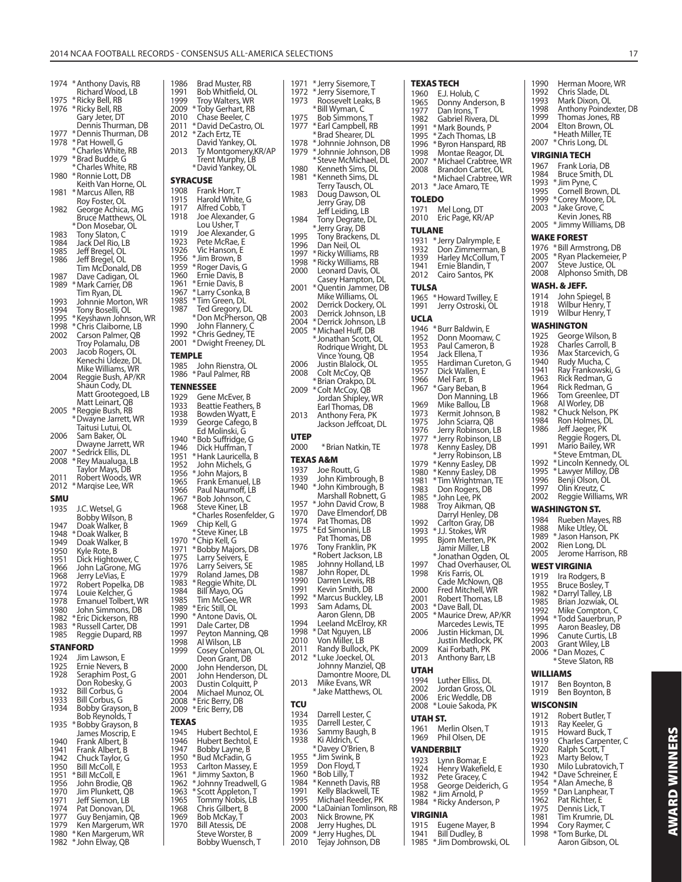1974 *Anthony Davis, RB
Richard Wood, LB
1975 *Ricky Bell, RB
1976 *Ricky Bell, RB
Gary Jeter, DT
Dennis Thurman, DB
1977 *Dennis Thurman, DB
1978 *Pat Howell, G
*Charles White, RB
1979 *Brad Budde, G
*Charles White, RB
1980 *Ronnie Lott, DB
Keith Van Horne, OL
1981 *Marcus Allen, RB
Roy Foster, OL
1982 George Achica, MG
Bruce Matthews, OL
*Don Mosebar, OL
1983 Tony Slaton, C
1984 Jack Del Rio, LB
1985 Jeff Bregel, OL
1986 Jeff Bregel, OL
Tim McDonald, DB
1987 Dave Cadigan, OL
1989 *Mark Carrier, DB
Tim Ryan, DL
1993 Johnnie Morton, WR
1994 Tony Boselli, OL
1995 *Keyshawn Johnson, WR
1998 *Chris Claiborne, LB
2002 Carson Palmer, QB
Troy Polamalu, DB
2003 Jacob Rogers, OL
Kenechi Udeze, DL
Mike Williams, WR
2004 Reggie Bush, AP/KR
Shaun Cody, DL
Matt Grootegoed, LB
Matt Leinart, QB
2005 *Reggie Bush, RB
*Dwayne Jarrett, WR
Taitusi Lutui, OL
2006 Sam Baker, OL
Dwayne Jarrett, WR
2007 *Sedrick Ellis, DL
2008 *Rey Maualuga, LB
Taylor Mays, DB
2011 Robert Woods, WR
2012 *Marqise Lee, WR

## SMU

1935 J.C. Wetsel, G
Bobby Wilson, B
1947 Doak Walker, B
1948 *Doak Walker, B
1949 Doak Walker, B
1950 Kyle Rote, B
1951 Dick Hightower, C
1966 John LaGrone, MG
1968 Jerry LeVias, E
1972 Robert Popelka, DB
1974 Louie Kelcher, G
1978 Emanuel Tolbert, WR
1980 John Simmons, DB
1982 *Eric Dickerson, RB
1983 *Russell Carter, DB
1985 Reggie Dupard, RB

## STANFORD

1924 Jim Lawson, E
1925 Ernie Nevers, B
1928 Seraphim Post, G
Don Robesky, G
1932 Bill Corbus, G
1933 Bill Corbus, G
1934 Bobby Grayson, B
Bob Reynolds, T
1935 *Bobby Grayson, B
James Moscrip, E
1940 Frank Albert, B
1941 Frank Albert, B
1942 Chuck Taylor, G
1950 Bill McColl, E
1951 *Bill McColl, E
1956 John Brodie, QB
1970 Jim Plunkett, QB
1971 Jeff Siemon, LB
1974 Pat Donovan, DL
1977 Guy Benjamin, QB
1979 Ken Margerum, WR
1980 *Ken Margerum, WR
1982 *John Elway, QB
1986 Brad Muster, RB
1991 Bob Whitfield, OL
1999 Troy Walters, WR
2009 *Toby Gerhart, RB
2010 Chase Beeler, C
2011 *David DeCastro, OL
2012 *Zach Ertz, TE
David Yankey, OL
2013 Ty Montgomery, KR/AP
Trent Murphy, LB
*David Yankey, OL

## SYRACUSE

1908 Frank Horr, T
1915 Harold White, G
1917 Alfred Cobb, T
1918 Joe Alexander, G
Lou Usher, T
1919 Joe Alexander, G
1923 Pete McRae, E
1926 Vic Hanson, E
1956 *Jim Brown, B
1959 *Roger Davis, G
1960 Ernie Davis, B
1961 *Ernie Davis, B
1967 *Larry Csonka, B
1985 *Tim Green, DL
1987 Ted Gregory, DL
*Don McPherson, QB
1990 John Flannery, C
1992 *Chris Gedney, TE
2001 *Dwight Freeney, DL

## TEMPLE

1985 John Rienstra, OL
1986 *Paul Palmer, RB

## TENNESSEE

1929 Gene McEver, B
1933 Beattie Feathers, B
1938 Bowden Wyatt, E
1939 George Cafego, B
Ed Molinski, G
1940 *Bob Suffridge, G
1946 Dick Huffman, T
1951 *Hank Lauricella, B
1952 John Michels, G
1956 *John Majors, B
1965 Frank Emanuel, LB
1966 Paul Naumoff, LB
1967 *Bob Johnson, C
1968 Steve Kiner, LB
*Charles Rosenfelder, G
1969 Chip Kell, G
*Steve Kiner, LB
1970 *Chip Kell, G
1971 *Bobby Majors, DB
1975 Larry Seivers, E
1976 Larry Seivers, SE
1979 Roland James, DB
1983 *Reggie White, DL
1984 Bill Mayo, OG
1985 Tim McGee, WR
1989 *Eric Still, OL
1990 *Antone Davis, OL
1991 Dale Carter, DB
1997 Peyton Manning, QB
1998 Al Wilson, LB
1999 Cosey Coleman, OL
Deon Grant, DB
2000 John Henderson, DL
2001 John Henderson, DL
2003 Dustin Colquitt, P
2004 Michael Munoz, OL
2008 *Eric Berry, DB
2009 *Eric Berry, DB

## TEXAS

1945 Hubert Bechtol, E
1946 Hubert Bechtol, E
1947 Bobby Layne, B
1950 *Bud McFadin, G
1953 Carlton Massey, E
1961 *Jimmy Saxton, B
1962 *Johnny Treadwell, G
1963 *Scott Appleton, T
1965 Tommy Nobis, LB
1968 Chris Gilbert, B
1969 Bob McKay, T
1970 Bill Atessis, DE
Steve Worster, B
Bobby Wuensch, T
1971 *Jerry Sisemore, T
1972 *Jerry Sisemore, T
1973 Roosevelt Leaks, B
*Bill Wyman, C
1975 Bob Simmons, T
1977 *Earl Campbell, RB
*Brad Shearer, DL
1978 *Johnnie Johnson, DB
1979 *Johnnie Johnson, DB
*Steve McMichael, DL
1980 Kenneth Sims, DL
1981 *Kenneth Sims, DL
Terry Tausch, OL
1983 Doug Dawson, OL
Jerry Gray, DB
Jeff Leiding, LB
1984 Tony Degrate, DL
*Jerry Gray, DB
1995 Tony Brackens, DL
1996 Dan Neil, OL
1997 *Ricky Williams, RB
1998 *Ricky Williams, RB
2000 Leonard Davis, OL
Casey Hampton, DL
2001 *Quentin Jammer, DB
Mike Williams, OL
2002 Derrick Dockery, OL
2003 Derrick Johnson, LB
2004 *Derrick Johnson, LB
2005 *Michael Huff, DB
*Jonathan Scott, OL
Rodrique Wright, DL
Vince Young, QB
2006 Justin Blalock, OL
2008 Colt McCoy, QB
*Brian Orakpo, DL
2009 *Colt McCoy, QB
Jordan Shipley, WR
Earl Thomas, DB
2013 Anthony Fera, PK
Jackson Jeffcoat, DL

## UTEP

2000 *Brian Natkin, TE

## TEXAS A&M

1937 Joe Routt, G
1939 John Kimbrough, B
1940 *John Kimbrough, B
Marshall Robnett, G
1957 *John David Crow, B
1970 Dave Elmendorf, DB
1974 Pat Thomas, DB
1975 *Ed Simonini, LB
Pat Thomas, DB
1976 Tony Franklin, PK
*Robert Jackson, LB
1985 Johnny Holland, LB
1987 John Roper, DL
1990 Darren Lewis, RB
1991 Kevin Smith, DB
1992 *Marcus Buckley, LB
1993 Sam Adams, DL
Aaron Glenn, DB
1994 Leeland McElroy, KR
1998 *Dat Nguyen, LB
2010 Von Miller, LB
2011 Randy Bullock, PK
2012 *Luke Joeckel, OL
Johnny Manziel, QB
Damontre Moore, DL
2013 Mike Evans, WR
*Jake Matthews, OL

## TCU

1934 Darrell Lester, C
1935 Darrell Lester, C
1936 Sammy Baugh, B
1938 Ki Aldrich, C
*Davey O'Brien, B
1955 *Jim Swink, B
1959 Don Floyd, T
1960 *Bob Lilly, T
1984 *Kenneth Davis, RB
1991 Kelly Blackwell, TE
1995 Michael Reeder, PK
2000 *LaDainian Tomlinson, RB
2003 Nick Browne, PK
2008 Jerry Hughes, DL
2009 *Jerry Hughes, DL
2010 Tejay Johnson, DB

## TEXAS TECH

1960 E.J. Holub, C
1965 Donny Anderson, B
1977 Dan Irons, T
1982 Gabriel Rivera, DL
1991 *Mark Bounds, P
1995 *Zach Thomas, LB
1996 *Byron Hanspard, RB
1998 Montae Reagor, DL
2007 *Michael Crabtree, WR
2008 Brandon Carter, OL
*Michael Crabtree, WR
2013 *Jace Amaro, TE

## TOLEDO

1971 Mel Long, DT
2010 Eric Page, KR/AP

## TULANE

1931 *Jerry Dalrymple, E
1932 Don Zimmerman, B
1939 Harley McCollum, T
1941 Ernie Blandin, T
2012 Cairo Santos, PK

## TULSA

1965 *Howard Twilley, E
1991 Jerry Ostroski, OL

## UCLA

1946 *Burr Baldwin, E
1952 Donn Moomaw, C
1953 Paul Cameron, B
1954 Jack Ellena, T
1955 Hardiman Cureton, G
1957 Dick Wallen, E
1966 Mel Farr, B
1967 *Gary Beban, B
Don Manning, LB
1969 Mike Ballou, LB
1973 Kermit Johnson, B
1975 John Sciarra, QB
1976 Jerry Robinson, LB
1977 *Jerry Robinson, LB
1978 Kenny Easley, DB
*Jerry Robinson, LB
1979 *Kenny Easley, DB
1980 *Kenny Easley, DB
1981 *Tim Wrightman, TE
1983 Don Rogers, DB
1985 *John Lee, PK
1988 Troy Aikman, QB
Darryl Henley, DB
1992 Carlton Gray, DB
1993 *J.J. Stokes, WR
1995 Bjorn Merten, PK
Jamir Miller, LB
*Jonathan Ogden, OL
1997 Chad Overhauser, OL
1998 Kris Farris, OL
Cade McNown, QB
2000 Fred Mitchell, WR
2001 Robert Thomas, LB
2003 *Dave Ball, DL
2005 *Maurice Drew, AP/KR
Marcedes Lewis, TE
2006 Justin Hickman, DL
Justin Medlock, PK
2009 Kai Forbath, PK
2013 Anthony Barr, LB

## UTAH

1994 Luther Elliss, DL
2002 Jordan Gross, OL
2006 Eric Weddle, DB
2008 *Louie Sakoda, PK

## UTAH ST.

1961 Merlin Olsen, T
1969 Phil Olsen, DE

## VANDERBILT

1923 Lynn Bomar, E
1924 Henry Wakefield, E
1932 Pete Gracey, C
1958 George Deiderich, G
1982 *Jim Arnold, P
1984 *Ricky Anderson, P

## VIRGINIA

1915 Eugene Mayer, B
1941 Bill Dudley, B
1985 *Jim Dombrowski, OL
1990 Herman Moore, WR
1992 Chris Slade, DL
1993 Mark Dixon, OL
1998 Anthony Poindexter, DB
1999 Thomas Jones, RB
2004 Elton Brown, OL
*Heath Miller, TE
2007 *Chris Long, DL

## VIRGINIA TECH

1967 Frank Loria, DB
1984 Bruce Smith, DL
1993 *Jim Pyne, C
1995 Cornell Brown, DL
1999 *Corey Moore, DL
2003 *Jake Grove, C
Kevin Jones, RB
2005 *Jimmy Williams, DB

## WAKE FOREST

1976 *Bill Armstrong, DB
2005 *Ryan Plackemeier, P
2007 Steve Justice, OL
2008 Alphonso Smith, DB

## WASH. & JEFF.

1914 John Spiegel, B
1918 Wilbur Henry, T
1919 Wilbur Henry, T

## WASHINGTON

1925 George Wilson, B
1928 Charles Carroll, B
1936 Max Starcevich, G
1940 Rudy Mucha, C
1941 Ray Frankowski, G
1963 Rick Redman, G
1964 Rick Redman, G
1966 Tom Greenlee, DT
1968 Al Worley, DB
1982 *Chuck Nelson, PK
1984 Ron Holmes, DL
1986 Jeff Jaeger, PK
Reggie Rogers, DL
1991 Mario Bailey, WR
*Steve Emtman, DL
1992 *Lincoln Kennedy, OL
1995 *Lawyer Milloy, DB
1996 Benji Olson, OL
1997 Olin Kreutz, C
2002 Reggie Williams, WR

## WASHINGTON ST.

1984 Rueben Mayes, RB
1988 Mike Utley, OL
1989 *Jason Hanson, PK
2002 Rien Long, DL
2005 Jerome Harrison, RB

## WEST VIRGINIA

1919 Ira Rodgers, B
1955 Bruce Bosley, T
1982 *Darryl Talley, LB
1985 Brian Jozwiak, OL
1992 Mike Compton, C
1994 *Todd Sauerbrun, P
1995 Aaron Beasley, DB
1996 Canute Curtis, LB
2003 Grant Wiley, LB
2006 *Dan Mozes, C
*Steve Slaton, RB

## WILLIAMS

1917 Ben Boynton, B
1919 Ben Boynton, B

## WISCONSIN

1912 Robert Butler, T
1913 Ray Keeler, G
1915 Howard Buck, T
1919 Charles Carpenter, C
1920 Ralph Scott, T
1923 Marty Below, T
1930 Milo Lubratovich, T
1942 *Dave Schreiner, E
1954 *Alan Ameche, B
1959 *Dan Lanphear, T
1962 Pat Richter, E
1975 Dennis Lick, T
1981 Tim Krumrie, DL
1994 Cory Raymer, C
1998 *Tom Burke, DL
Aaron Gibson, OL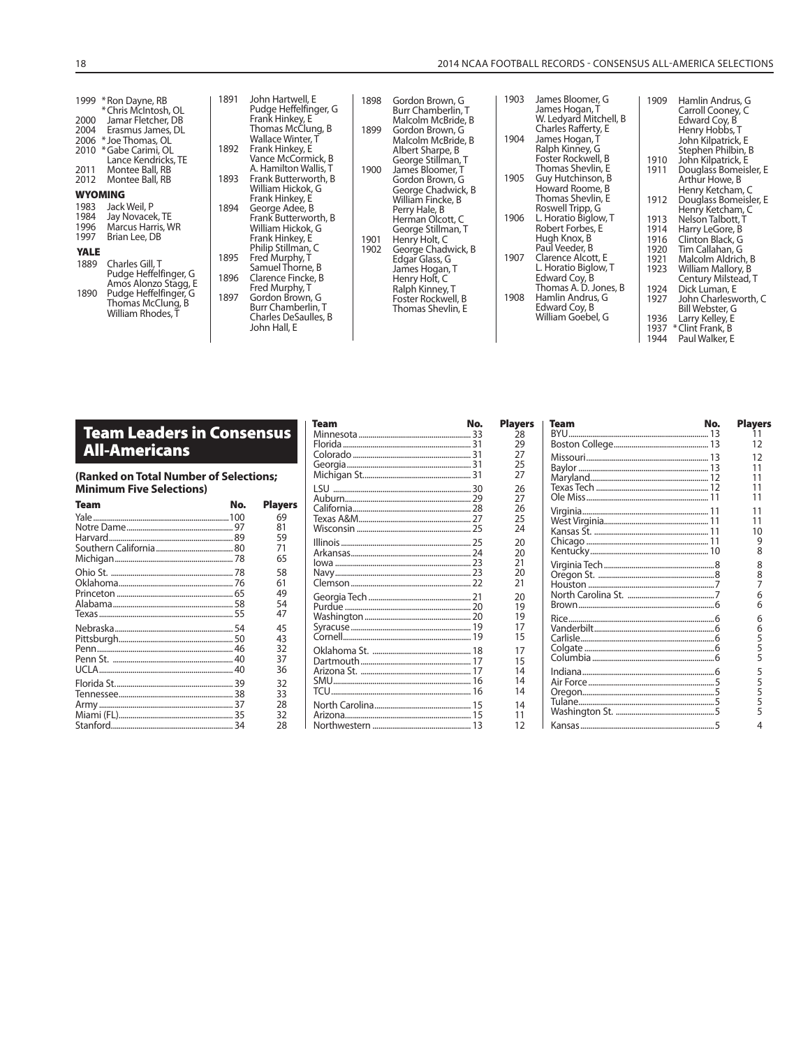1999 *Ron Dayne, RB
*Chris McIntosh, OL
2000 Jamar Fletcher, DB
2004 Erasmus James, DL
2006 *Joe Thomas, OL
2010 *Gabe Carimi, OL
Lance Kendricks, TE
2011 Montee Ball, RB
2012 Montee Ball, RB

### WYOMING

1983 Jack Weil, P
1984 Jay Novacek, TE
1996 Marcus Harris, WR
1997 Brian Lee, DB

### YALE

1889 Charles Gill, T
Pudge Heffelfinger, G
Amos Alonzo Stagg, E
1890 Pudge Heffelfinger, G
Thomas McClung, B
William Rhodes, T
1891 John Hartwell, E
Pudge Heffelfinger, G
Frank Hinkey, E
Thomas McClung, B
Wallace Winter, T
1892 Frank Hinkey, E
Vance McCormick, B
A. Hamilton Wallis, T
1893 Frank Butterworth, B
William Hickok, G
Frank Hinkey, E
1894 George Adee, B
Frank Butterworth, B
William Hickok, G
Frank Hinkey, E
Philip Stillman, C
1895 Fred Murphy, T
Samuel Thorne, B
1896 Clarence Fincke, B
Fred Murphy, T
1897 Gordon Brown, G
Burr Chamberlin, T
Charles DeSaulles, B
John Hall, E
1898 Gordon Brown, G
Burr Chamberlin, T
Malcolm McBride, B
1899 Gordon Brown, G
Malcolm McBride, B
Albert Sharpe, B
George Stillman, T
1900 James Bloomer, T
Gordon Brown, G
George Chadwick, B
William Fincke, B
Perry Hale, B
Herman Olcott, C
George Stillman, T
1901 Henry Holt, C
1902 George Chadwick, B
Edgar Glass, G
James Hogan, T
Henry Holt, C
Ralph Kinney, T
Foster Rockwell, B
Thomas Shevlin, E
1903 James Bloomer, G
James Hogan, T
W. Ledyard Mitchell, B
Charles Rafferty, E
1904 James Hogan, T
Ralph Kinney, G
Foster Rockwell, B
Thomas Shevlin, E
1905 Guy Hutchinson, B
Howard Roome, B
Thomas Shevlin, E
Roswell Tripp, G
1906 L. Horatio Biglow, T
Robert Forbes, E
Hugh Knox, B
Paul Veeder, B
1907 Clarence Alcott, E
L. Horatio Biglow, T
Edward Coy, B
Thomas A. D. Jones, B
1908 Hamlin Andrus, G
Edward Coy, B
William Goebel, G
1909 Hamlin Andrus, G
Carroll Cooney, C
Edward Coy, B
Henry Hobbs, T
John Kilpatrick, E
Stephen Philbin, B
1910 John Kilpatrick, E
1911 Douglass Bomeisler, E
Henry Ketcham, C
Arthur Howe, B
1912 Douglass Bomeisler, E
Henry Ketcham, C
1913 Nelson Talbott, T
1914 Harry LeGore, B
1916 Clinton Black, G
1920 Tim Callahan, G
1921 Malcolm Aldrich, B
1923 William Mallory, B
Century Milstead, T
1924 Dick Luman, E
1927 John Charlesworth, C
Bill Webster, G
1936 Larry Kelley, E
1937 *Clint Frank, B
1944 Paul Walker, E

## Team Leaders in Consensus All-Americans

**(Ranked on Total Number of Selections; Minimum Five Selections)**

| Team | No. | Players |
|---|---|---|
| Yale | 100 | 69 |
| Notre Dame | 97 | 81 |
| Harvard | 89 | 59 |
| Southern California | 80 | 71 |
| Michigan | 78 | 65 |
| Ohio St. | 78 | 58 |
| Oklahoma | 76 | 61 |
| Princeton | 65 | 49 |
| Alabama | 58 | 54 |
| Texas | 55 | 47 |
| Nebraska | 54 | 45 |
| Pittsburgh | 50 | 43 |
| Penn | 46 | 32 |
| Penn St. | 40 | 37 |
| UCLA | 40 | 36 |
| Florida St. | 39 | 32 |
| Tennessee | 38 | 33 |
| Army | 37 | 28 |
| Miami (FL) | 35 | 32 |
| Stanford | 34 | 28 |
| Minnesota | 33 | 28 |
| Florida | 31 | 29 |
| Colorado | 31 | 27 |
| Georgia | 31 | 25 |
| Michigan St. | 31 | 27 |
| LSU | 30 | 26 |
| Auburn | 29 | 27 |
| California | 28 | 26 |
| Texas A&M | 27 | 25 |
| Wisconsin | 25 | 24 |
| Illinois | 25 | 20 |
| Arkansas | 24 | 20 |
| Iowa | 23 | 21 |
| Navy | 23 | 20 |
| Clemson | 22 | 21 |
| Georgia Tech | 21 | 20 |
| Purdue | 20 | 19 |
| Washington | 20 | 19 |
| Syracuse | 19 | 17 |
| Cornell | 19 | 15 |
| Oklahoma St. | 18 | 17 |
| Dartmouth | 17 | 15 |
| Arizona St. | 17 | 14 |
| SMU | 16 | 14 |
| TCU | 16 | 14 |
| North Carolina | 15 | 14 |
| Arizona | 15 | 11 |
| Northwestern | 13 | 12 |
| BYU | 13 | 11 |
| Boston College | 13 | 12 |
| Missouri | 13 | 12 |
| Baylor | 13 | 11 |
| Maryland | 12 | 11 |
| Texas Tech | 12 | 11 |
| Ole Miss | 11 | 11 |
| Virginia | 11 | 11 |
| West Virginia | 11 | 11 |
| Kansas St. | 11 | 10 |
| Chicago | 11 | 9 |
| Kentucky | 10 | 8 |
| Virginia Tech | 8 | 8 |
| Oregon St. | 8 | 8 |
| Houston | 7 | 7 |
| North Carolina St. | 7 | 6 |
| Brown | 6 | 6 |
| Rice | 6 | 6 |
| Vanderbilt | 6 | 6 |
| Carlisle | 6 | 5 |
| Colgate | 6 | 5 |
| Columbia | 6 | 5 |
| Indiana | 6 | 5 |
| Air Force | 5 | 5 |
| Oregon | 5 | 5 |
| Tulane | 5 | 5 |
| Washington St. | 5 | 5 |
| Kansas | 5 | 4 |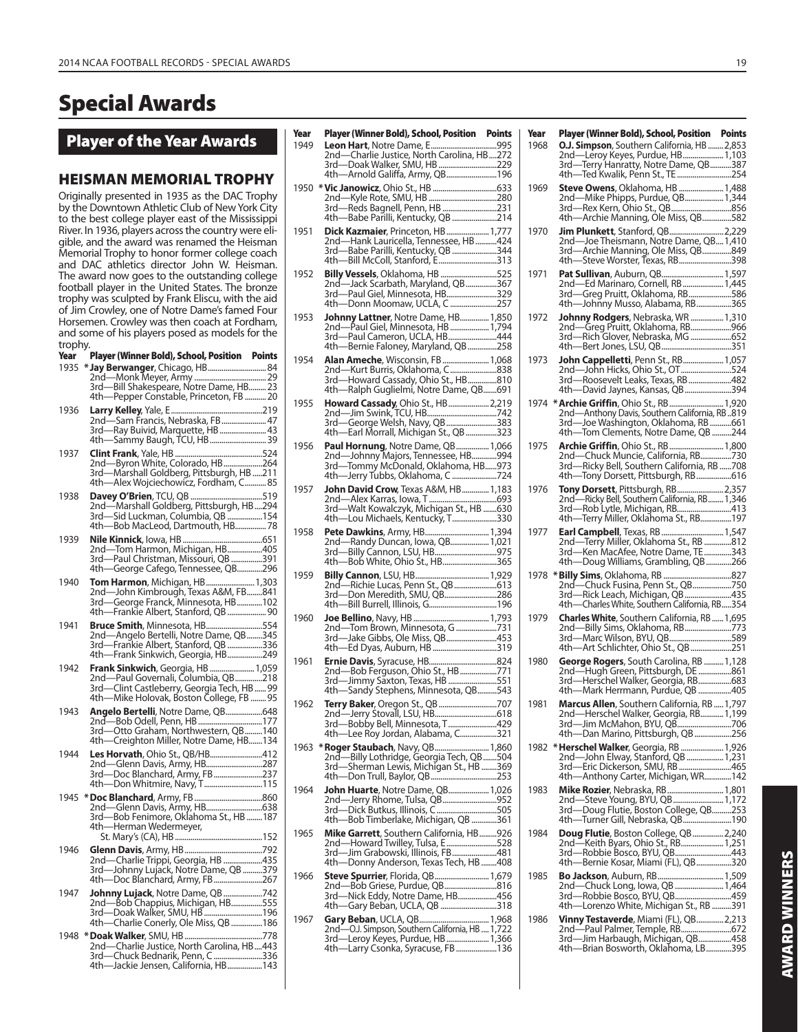# Special Awards

## Player of the Year Awards

### HEISMAN MEMORIAL TROPHY

Originally presented in 1935 as the DAC Trophy by the Downtown Athletic Club of New York City to the best college player east of the Mississippi River. In 1936, players across the country were eligible, and the award was renamed the Heisman Memorial Trophy to honor former college coach and DAC athletics director John W. Heisman. The award now goes to the outstanding college football player in the United States. The bronze trophy was sculpted by Frank Eliscu, with the aid of Jim Crowley, one of Notre Dame's famed Four Horsemen. Crowley was then coach at Fordham, and some of his players posed as models for the trophy.

| Year | Player (Winner Bold), School, Position | Points |
|---|---|---|
| 1935 | ***Jay Berwanger**, Chicago, HB | 84 |
| | 2nd—Monk Meyer, Army | 29 |
| | 3rd—Bill Shakespeare, Notre Dame, HB | 23 |
| | 4th—Pepper Constable, Princeton, FB | 20 |
| 1936 | **Larry Kelley**, Yale, E | 219 |
| | 2nd—Sam Francis, Nebraska, FB | 47 |
| | 3rd—Ray Buivid, Marquette, HB | 43 |
| | 4th—Sammy Baugh, TCU, HB | 39 |
| 1937 | **Clint Frank**, Yale, HB | 524 |
| | 2nd—Byron White, Colorado, HB | 264 |
| | 3rd—Marshall Goldberg, Pittsburgh, HB | 211 |
| | 4th—Alex Wojciechowicz, Fordham, C | 85 |
| 1938 | **Davey O'Brien**, TCU, QB | 519 |
| | 2nd—Marshall Goldberg, Pittsburgh, HB | 294 |
| | 3rd—Sid Luckman, Columbia, QB | 154 |
| | 4th—Bob MacLeod, Dartmouth, HB | 78 |
| 1939 | **Nile Kinnick**, Iowa, HB | 651 |
| | 2nd—Tom Harmon, Michigan, HB | 405 |
| | 3rd—Paul Christman, Missouri, QB | 391 |
| | 4th—George Cafego, Tennessee, QB | 296 |
| 1940 | **Tom Harmon**, Michigan, HB | 1,303 |
| | 2nd—John Kimbrough, Texas A&M, FB | 841 |
| | 3rd—George Franck, Minnesota, HB | 102 |
| | 4th—Frankie Albert, Stanford, QB | 90 |
| 1941 | **Bruce Smith**, Minnesota, HB | 554 |
| | 2nd—Angelo Bertelli, Notre Dame, QB | 345 |
| | 3rd—Frankie Albert, Stanford, QB | 336 |
| | 4th—Frank Sinkwich, Georgia, HB | 249 |
| 1942 | **Frank Sinkwich**, Georgia, HB | 1,059 |
| | 2nd—Paul Governali, Columbia, QB | 218 |
| | 3rd—Clint Castleberry, Georgia Tech, HB | 99 |
| | 4th—Mike Holovak, Boston College, FB | 95 |
| 1943 | **Angelo Bertelli**, Notre Dame, QB | 648 |
| | 2nd—Bob Odell, Penn, HB | 177 |
| | 3rd—Otto Graham, Northwestern, QB | 140 |
| | 4th—Creighton Miller, Notre Dame, HB | 134 |
| 1944 | **Les Horvath**, Ohio St., QB/HB | 412 |
| | 2nd—Glenn Davis, Army, HB | 287 |
| | 3rd—Doc Blanchard, Army, FB | 237 |
| | 4th—Don Whitmire, Navy, T | 115 |
| 1945 | ***Doc Blanchard**, Army, FB | 860 |
| | 2nd—Glenn Davis, Army, HB | 638 |
| | 3rd—Bob Fenimore, Oklahoma St., HB | 187 |
| | 4th—Herman Wedermeyer, St. Mary's (CA), HB | 152 |
| 1946 | **Glenn Davis**, Army, HB | 792 |
| | 2nd—Charlie Trippi, Georgia, HB | 435 |
| | 3rd—Johnny Lujack, Notre Dame, QB | 379 |
| | 4th—Doc Blanchard, Army, FB | 267 |
| 1947 | **Johnny Lujack**, Notre Dame, QB | 742 |
| | 2nd—Bob Chappius, Michigan, HB | 555 |
| | 3rd—Doak Walker, SMU, HB | 196 |
| | 4th—Charlie Conerly, Ole Miss, QB | 186 |
| 1948 | ***Doak Walker**, SMU, HB | 778 |
| | 2nd—Charlie Justice, North Carolina, HB | 443 |
| | 3rd—Chuck Bednarik, Penn, C | 336 |
| | 4th—Jackie Jensen, California, HB | 143 |
| 1949 | **Leon Hart**, Notre Dame, E | 995 |
| | 2nd—Charlie Justice, North Carolina, HB | 272 |
| | 3rd—Doak Walker, SMU, HB | 229 |
| | 4th—Arnold Galiffa, Army, QB | 196 |
| 1950 | ***Vic Janowicz**, Ohio St., HB | 633 |
| | 2nd—Kyle Rote, SMU, HB | 280 |
| | 3rd—Reds Bagnell, Penn, HB | 231 |
| | 4th—Babe Parilli, Kentucky, QB | 214 |
| 1951 | **Dick Kazmaier**, Princeton, HB | 1,777 |
| | 2nd—Hank Lauricella, Tennessee, HB | 424 |
| | 3rd—Babe Parilli, Kentucky, QB | 344 |
| | 4th—Bill McColl, Stanford, E | 313 |
| 1952 | **Billy Vessels**, Oklahoma, HB | 525 |
| | 2nd—Jack Scarbath, Maryland, QB | 367 |
| | 3rd—Paul Giel, Minnesota, HB | 329 |
| | 4th—Donn Moomaw, UCLA, C | 257 |
| 1953 | **Johnny Lattner**, Notre Dame, HB | 1,850 |
| | 2nd—Paul Giel, Minnesota, HB | 1,794 |
| | 3rd—Paul Cameron, UCLA, HB | 444 |
| | 4th—Bernie Faloney, Maryland, QB | 258 |
| 1954 | **Alan Ameche**, Wisconsin, FB | 1,068 |
| | 2nd—Kurt Burris, Oklahoma, C | 838 |
| | 3rd—Howard Cassady, Ohio St., HB | 810 |
| | 4th—Ralph Guglielmi, Notre Dame, QB | 691 |
| 1955 | **Howard Cassady**, Ohio St., HB | 2,219 |
| | 2nd—Jim Swink, TCU, HB | 742 |
| | 3rd—George Welsh, Navy, QB | 383 |
| | 4th—Earl Morrall, Michigan St., QB | 323 |
| 1956 | **Paul Hornung**, Notre Dame, QB | 1,066 |
| | 2nd—Johnny Majors, Tennessee, HB | 994 |
| | 3rd—Tommy McDonald, Oklahoma, HB | 973 |
| | 4th—Jerry Tubbs, Oklahoma, C | 724 |
| 1957 | **John David Crow**, Texas A&M, HB | 1,183 |
| | 2nd—Alex Karras, Iowa, T | 693 |
| | 3rd—Walt Kowalczyk, Michigan St., HB | 630 |
| | 4th—Lou Michaels, Kentucky, T | 330 |
| 1958 | **Pete Dawkins**, Army, HB | 1,394 |
| | 2nd—Randy Duncan, Iowa, QB | 1,021 |
| | 3rd—Billy Cannon, LSU, HB | 975 |
| | 4th—Bob White, Ohio St., HB | 365 |
| 1959 | **Billy Cannon**, LSU, HB | 1,929 |
| | 2nd—Richie Lucas, Penn St., QB | 613 |
| | 3rd—Don Meredith, SMU, QB | 286 |
| | 4th—Bill Burrell, Illinois, G | 196 |
| 1960 | **Joe Bellino**, Navy, HB | 1,793 |
| | 2nd—Tom Brown, Minnesota, G | 731 |
| | 3rd—Jake Gibbs, Ole Miss, QB | 453 |
| | 4th—Ed Dyas, Auburn, HB | 319 |
| 1961 | **Ernie Davis**, Syracuse, HB | 824 |
| | 2nd—Bob Ferguson, Ohio St., HB | 771 |
| | 3rd—Jimmy Saxton, Texas, HB | 551 |
| | 4th—Sandy Stephens, Minnesota, QB | 543 |
| 1962 | **Terry Baker**, Oregon St., QB | 707 |
| | 2nd—Jerry Stovall, LSU, HB | 618 |
| | 3rd—Bobby Bell, Minnesota, T | 429 |
| | 4th—Lee Roy Jordan, Alabama, C | 321 |
| 1963 | ***Roger Staubach**, Navy, QB | 1,860 |
| | 2nd—Billy Lothridge, Georgia Tech, QB | 504 |
| | 3rd—Sherman Lewis, Michigan St., HB | 369 |
| | 4th—Don Trull, Baylor, QB | 253 |
| 1964 | **John Huarte**, Notre Dame, QB | 1,026 |
| | 2nd—Jerry Rhome, Tulsa, QB | 952 |
| | 3rd—Dick Butkus, Illinois, C | 505 |
| | 4th—Bob Timberlake, Michigan, QB | 361 |
| 1965 | **Mike Garrett**, Southern California, HB | 926 |
| | 2nd—Howard Twilley, Tulsa, E | 528 |
| | 3rd—Jim Grabowski, Illinois, FB | 481 |
| | 4th—Donny Anderson, Texas Tech, HB | 408 |
| 1966 | **Steve Spurrier**, Florida, QB | 1,679 |
| | 2nd—Bob Griese, Purdue, QB | 816 |
| | 3rd—Nick Eddy, Notre Dame, HB | 456 |
| | 4th—Gary Beban, UCLA, QB | 318 |
| 1967 | **Gary Beban**, UCLA, QB | 1,968 |
| | 2nd—O.J. Simpson, Southern California, HB | 1,722 |
| | 3rd—Leroy Keyes, Purdue, HB | 1,366 |
| | 4th—Larry Csonka, Syracuse, FB | 136 |
| 1968 | **O.J. Simpson**, Southern California, HB | 2,853 |
| | 2nd—Leroy Keyes, Purdue, HB | 1,103 |
| | 3rd—Terry Hanratty, Notre Dame, QB | 387 |
| | 4th—Ted Kwalik, Penn St., TE | 254 |
| 1969 | **Steve Owens**, Oklahoma, HB | 1,488 |
| | 2nd—Mike Phipps, Purdue, QB | 1,344 |
| | 3rd—Rex Kern, Ohio St., QB | 856 |
| | 4th—Archie Manning, Ole Miss, QB | 582 |
| 1970 | **Jim Plunkett**, Stanford, QB | 2,229 |
| | 2nd—Joe Theismann, Notre Dame, QB | 1,410 |
| | 3rd—Archie Manning, Ole Miss, QB | 849 |
| | 4th—Steve Worster, Texas, RB | 398 |
| 1971 | **Pat Sullivan**, Auburn, QB | 1,597 |
| | 2nd—Ed Marinaro, Cornell, RB | 1,445 |
| | 3rd—Greg Pruitt, Oklahoma, RB | 586 |
| | 4th—Johnny Musso, Alabama, RB | 365 |
| 1972 | **Johnny Rodgers**, Nebraska, WR | 1,310 |
| | 2nd—Greg Pruitt, Oklahoma, RB | 966 |
| | 3rd—Rich Glover, Nebraska, MG | 652 |
| | 4th—Bert Jones, LSU, QB | 351 |
| 1973 | **John Cappelletti**, Penn St., RB | 1,057 |
| | 2nd—John Hicks, Ohio St., OT | 524 |
| | 3rd—Roosevelt Leaks, Texas, RB | 482 |
| | 4th—David Jaynes, Kansas, QB | 394 |
| 1974 | ***Archie Griffin**, Ohio St., RB | 1,920 |
| | 2nd—Anthony Davis, Southern California, RB | 819 |
| | 3rd—Joe Washington, Oklahoma, RB | 661 |
| | 4th—Tom Clements, Notre Dame, QB | 244 |
| 1975 | **Archie Griffin**, Ohio St., RB | 1,800 |
| | 2nd—Chuck Muncie, California, RB | 730 |
| | 3rd—Ricky Bell, Southern California, RB | 708 |
| | 4th—Tony Dorsett, Pittsburgh, RB | 616 |
| 1976 | **Tony Dorsett**, Pittsburgh, RB | 2,357 |
| | 2nd—Ricky Bell, Southern California, RB | 1,346 |
| | 3rd—Rob Lytle, Michigan, RB | 413 |
| | 4th—Terry Miller, Oklahoma St., RB | 197 |
| 1977 | **Earl Campbell**, Texas, RB | 1,547 |
| | 2nd—Terry Miller, Oklahoma St., RB | 812 |
| | 3rd—Ken MacAfee, Notre Dame, TE | 343 |
| | 4th—Doug Williams, Grambling, QB | 266 |
| 1978 | ***Billy Sims**, Oklahoma, RB | 827 |
| | 2nd—Chuck Fusina, Penn St., QB | 750 |
| | 3rd—Rick Leach, Michigan, QB | 435 |
| | 4th—Charles White, Southern California, RB | 354 |
| 1979 | **Charles White**, Southern California, RB | 1,695 |
| | 2nd—Billy Sims, Oklahoma, RB | 773 |
| | 3rd—Marc Wilson, BYU, QB | 589 |
| | 4th—Art Schlichter, Ohio St., QB | 251 |
| 1980 | **George Rogers**, South Carolina, RB | 1,128 |
| | 2nd—Hugh Green, Pittsburgh, DE | 861 |
| | 3rd—Herschel Walker, Georgia, RB | 683 |
| | 4th—Mark Herrmann, Purdue, QB | 405 |
| 1981 | **Marcus Allen**, Southern California, RB | 1,797 |
| | 2nd—Herschel Walker, Georgia, RB | 1,199 |
| | 3rd—Jim McMahon, BYU, QB | 706 |
| | 4th—Dan Marino, Pittsburgh, QB | 256 |
| 1982 | ***Herschel Walker**, Georgia, RB | 1,926 |
| | 2nd—John Elway, Stanford, QB | 1,231 |
| | 3rd—Eric Dickerson, SMU, RB | 465 |
| | 4th—Anthony Carter, Michigan, WR | 142 |
| 1983 | **Mike Rozier**, Nebraska, RB | 1,801 |
| | 2nd—Steve Young, BYU, QB | 1,172 |
| | 3rd—Doug Flutie, Boston College, QB | 253 |
| | 4th—Turner Gill, Nebraska, QB | 190 |
| 1984 | **Doug Flutie**, Boston College, QB | 2,240 |
| | 2nd—Keith Byars, Ohio St., RB | 1,251 |
| | 3rd—Robbie Bosco, BYU, QB | 443 |
| | 4th—Bernie Kosar, Miami (FL), QB | 320 |
| 1985 | **Bo Jackson**, Auburn, RB | 1,509 |
| | 2nd—Chuck Long, Iowa, QB | 1,464 |
| | 3rd—Robbie Bosco, BYU, QB | 459 |
| | 4th—Lorenzo White, Michigan St., RB | 391 |
| 1986 | **Vinny Testaverde**, Miami (FL), QB | 2,213 |
| | 2nd—Paul Palmer, Temple, RB | 672 |
| | 3rd—Jim Harbaugh, Michigan, QB | 458 |
| | 4th—Brian Bosworth, Oklahoma, LB | 395 |

AWARD WINNERS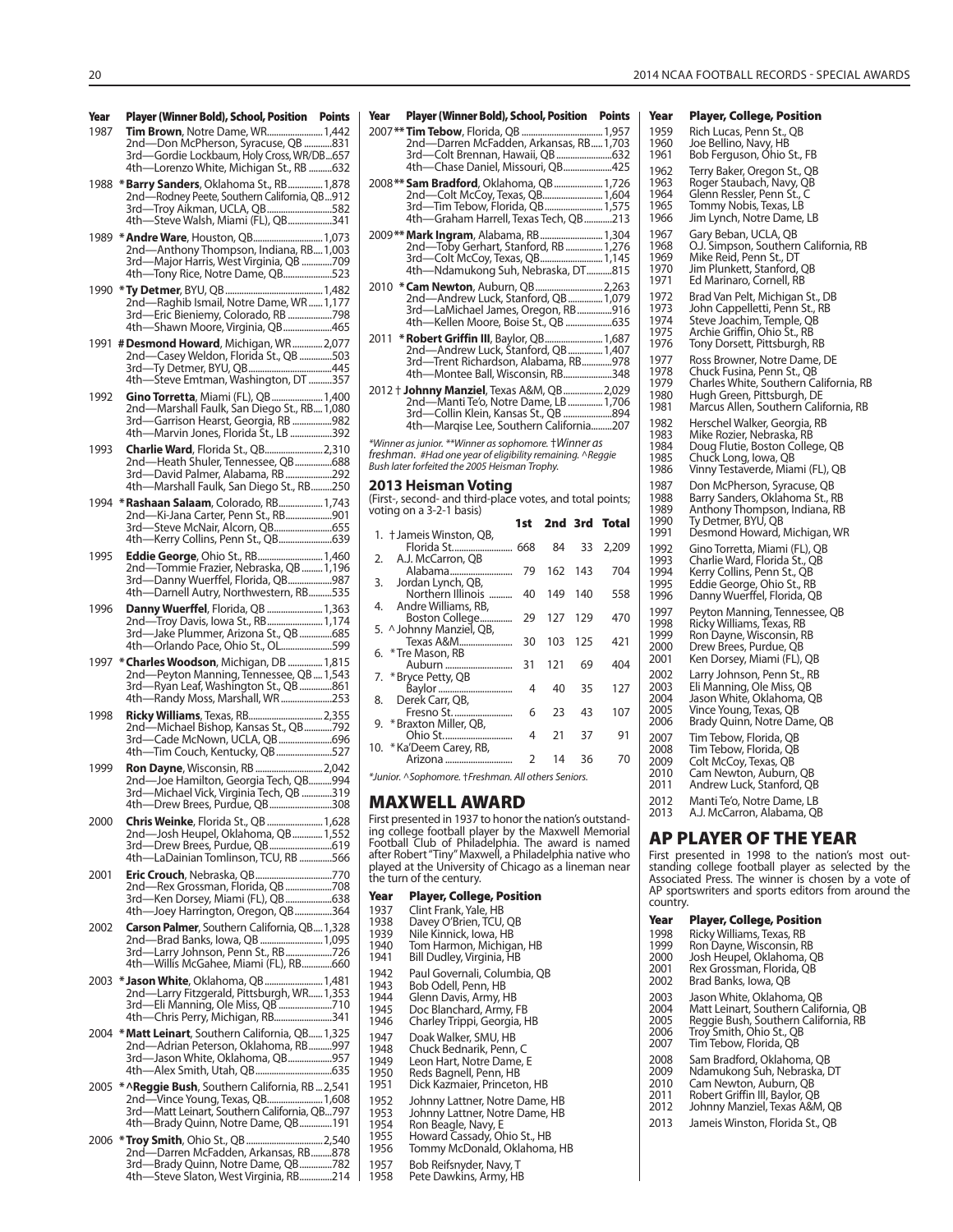| Year | Player (Winner Bold), School, Position | Points |
|---|---|---|
| 1987 | **Tim Brown**, Notre Dame, WR | 1,442 |
| | 2nd—Don McPherson, Syracuse, QB | 831 |
| | 3rd—Gordie Lockbaum, Holy Cross, WR/DB | 657 |
| | 4th—Lorenzo White, Michigan St., RB | 632 |
| 1988 | ***Barry Sanders**, Oklahoma St., RB | 1,878 |
| | 2nd—Rodney Peete, Southern California, QB | 912 |
| | 3rd—Troy Aikman, UCLA, QB | 582 |
| | 4th—Steve Walsh, Miami (FL), QB | 341 |
| 1989 | ***Andre Ware**, Houston, QB | 1,073 |
| | 2nd—Anthony Thompson, Indiana, RB | 1,003 |
| | 3rd—Major Harris, West Virginia, QB | 709 |
| | 4th—Tony Rice, Notre Dame, QB | 523 |
| 1990 | ***Ty Detmer**, BYU, QB | 1,482 |
| | 2nd—Raghib Ismail, Notre Dame, WR | 1,177 |
| | 3rd—Eric Bieniemy, Colorado, RB | 798 |
| | 4th—Shawn Moore, Virginia, QB | 465 |
| 1991 | #**Desmond Howard**, Michigan, WR | 2,077 |
| | 2nd—Casey Weldon, Florida St., QB | 503 |
| | 3rd—Ty Detmer, BYU, QB | 445 |
| | 4th—Steve Emtman, Washington, DT | 357 |
| 1992 | **Gino Torretta**, Miami (FL), QB | 1,400 |
| | 2nd—Marshall Faulk, San Diego St., RB | 1,080 |
| | 3rd—Garrison Hearst, Georgia, RB | 982 |
| | 4th—Marvin Jones, Florida St., LB | 392 |
| 1993 | **Charlie Ward**, Florida St., QB | 2,310 |
| | 2nd—Heath Shuler, Tennessee, QB | 688 |
| | 3rd—David Palmer, Alabama, RB | 292 |
| | 4th—Marshall Faulk, San Diego St., RB | 250 |
| 1994 | ***Rashaan Salaam**, Colorado, RB | 1,743 |
| | 2nd—Ki-Jana Carter, Penn St., RB | 901 |
| | 3rd—Steve McNair, Alcorn, QB | 655 |
| | 4th—Kerry Collins, Penn St., QB | 639 |
| 1995 | **Eddie George**, Ohio St., RB | 1,460 |
| | 2nd—Tommie Frazier, Nebraska, QB | 1,196 |
| | 3rd—Danny Wuerffel, Florida, QB | 987 |
| | 4th—Darnell Autry, Northwestern, RB | 535 |
| 1996 | **Danny Wuerffel**, Florida, QB | 1,363 |
| | 2nd—Troy Davis, Iowa St., RB | 1,174 |
| | 3rd—Jake Plummer, Arizona St., QB | 685 |
| | 4th—Orlando Pace, Ohio St., OL | 599 |
| 1997 | ***Charles Woodson**, Michigan, DB | 1,815 |
| | 2nd—Peyton Manning, Tennessee, QB | 1,543 |
| | 3rd—Ryan Leaf, Washington St., QB | 861 |
| | 4th—Randy Moss, Marshall, WR | 253 |
| 1998 | **Ricky Williams**, Texas, RB | 2,355 |
| | 2nd—Michael Bishop, Kansas St., QB | 792 |
| | 3rd—Cade McNown, UCLA, QB | 696 |
| | 4th—Tim Couch, Kentucky, QB | 527 |
| 1999 | **Ron Dayne**, Wisconsin, RB | 2,042 |
| | 2nd—Joe Hamilton, Georgia Tech, QB | 994 |
| | 3rd—Michael Vick, Virginia Tech, QB | 319 |
| | 4th—Drew Brees, Purdue, QB | 308 |
| 2000 | **Chris Weinke**, Florida St., QB | 1,628 |
| | 2nd—Josh Heupel, Oklahoma, QB | 1,552 |
| | 3rd—Drew Brees, Purdue, QB | 619 |
| | 4th—LaDainian Tomlinson, TCU, RB | 566 |
| 2001 | **Eric Crouch**, Nebraska, QB | 770 |
| | 2nd—Rex Grossman, Florida, QB | 708 |
| | 3rd—Ken Dorsey, Miami (FL), QB | 638 |
| | 4th—Joey Harrington, Oregon, QB | 364 |
| 2002 | **Carson Palmer**, Southern California, QB | 1,328 |
| | 2nd—Brad Banks, Iowa, QB | 1,095 |
| | 3rd—Larry Johnson, Penn St., RB | 726 |
| | 4th—Willis McGahee, Miami (FL), RB | 660 |
| 2003 | ***Jason White**, Oklahoma, QB | 1,481 |
| | 2nd—Larry Fitzgerald, Pittsburgh, WR | 1,353 |
| | 3rd—Eli Manning, Ole Miss, QB | 710 |
| | 4th—Chris Perry, Michigan, RB | 341 |
| 2004 | ***Matt Leinart**, Southern California, QB | 1,325 |
| | 2nd—Adrian Peterson, Oklahoma, RB | 997 |
| | 3rd—Jason White, Oklahoma, QB | 957 |
| | 4th—Alex Smith, Utah, QB | 635 |
| 2005 | *^**Reggie Bush**, Southern California, RB | 2,541 |
| | 2nd—Vince Young, Texas, QB | 1,608 |
| | 3rd—Matt Leinart, Southern California, QB | 797 |
| | 4th—Brady Quinn, Notre Dame, QB | 191 |
| 2006 | ***Troy Smith**, Ohio St., QB | 2,540 |
| | 2nd—Darren McFadden, Arkansas, RB | 878 |
| | 3rd—Brady Quinn, Notre Dame, QB | 782 |
| | 4th—Steve Slaton, West Virginia, RB | 214 |
| 2007 | ****Tim Tebow**, Florida, QB | 1,957 |
| | 2nd—Darren McFadden, Arkansas, RB | 1,703 |
| | 3rd—Colt Brennan, Hawaii, QB | 632 |
| | 4th—Chase Daniel, Missouri, QB | 425 |
| 2008 | ****Sam Bradford**, Oklahoma, QB | 1,726 |
| | 2nd—Colt McCoy, Texas, QB | 1,604 |
| | 3rd—Tim Tebow, Florida, QB | 1,575 |
| | 4th—Graham Harrell, Texas Tech, QB | 213 |
| 2009 | ****Mark Ingram**, Alabama, RB | 1,304 |
| | 2nd—Toby Gerhart, Stanford, RB | 1,276 |
| | 3rd—Colt McCoy, Texas, QB | 1,145 |
| | 4th—Ndamukong Suh, Nebraska, DT | 815 |
| 2010 | ***Cam Newton**, Auburn, QB | 2,263 |
| | 2nd—Andrew Luck, Stanford, QB | 1,079 |
| | 3rd—LaMichael James, Oregon, RB | 916 |
| | 4th—Kellen Moore, Boise St., QB | 635 |
| 2011 | ***Robert Griffin III**, Baylor, QB | 1,687 |
| | 2nd—Andrew Luck, Stanford, QB | 1,407 |
| | 3rd—Trent Richardson, Alabama, RB | 978 |
| | 4th—Montee Ball, Wisconsin, RB | 348 |
| 2012 | †**Johnny Manziel**, Texas A&M, QB | 2,029 |
| | 2nd—Manti Te'o, Notre Dame, LB | 1,706 |
| | 3rd—Collin Klein, Kansas St., QB | 894 |
| | 4th—Marqise Lee, Southern California | 207 |

*Winner as junior. **Winner as sophomore. †Winner as freshman. #Had one year of eligibility remaining. ^Reggie Bush later forfeited the 2005 Heisman Trophy.*

## 2013 Heisman Voting

(First-, second- and third-place votes, and total points; voting on a 3-2-1 basis)

| | 1st | 2nd | 3rd | Total |
|---|---|---|---|---|
| 1. †Jameis Winston, QB, Florida St. | 668 | 84 | 33 | 2,209 |
| 2. A.J. McCarron, QB Alabama | 79 | 162 | 143 | 704 |
| 3. Jordan Lynch, QB, Northern Illinois | 40 | 149 | 140 | 558 |
| 4. Andre Williams, RB, Boston College | 29 | 127 | 129 | 470 |
| 5. ^Johnny Manziel, QB, Texas A&M | 30 | 103 | 125 | 421 |
| 6. *Tre Mason, RB Auburn | 31 | 121 | 69 | 404 |
| 7. *Bryce Petty, QB Baylor | 4 | 40 | 35 | 127 |
| 8. Derek Carr, QB, Fresno St. | 6 | 23 | 43 | 107 |
| 9. *Braxton Miller, QB, Ohio St. | 4 | 21 | 37 | 91 |
| 10. *Ka'Deem Carey, RB, Arizona | 2 | 14 | 36 | 70 |

*Junior. ^Sophomore. †Freshman. All others Seniors.*

## MAXWELL AWARD

First presented in 1937 to honor the nation's outstanding college football player by the Maxwell Memorial Football Club of Philadelphia. The award is named after Robert "Tiny" Maxwell, a Philadelphia native who played at the University of Chicago as a lineman near the turn of the century.

| Year | Player, College, Position |
|---|---|
| 1937 | Clint Frank, Yale, HB |
| 1938 | Davey O'Brien, TCU, QB |
| 1939 | Nile Kinnick, Iowa, HB |
| 1940 | Tom Harmon, Michigan, HB |
| 1941 | Bill Dudley, Virginia, HB |
| 1942 | Paul Governali, Columbia, QB |
| 1943 | Bob Odell, Penn, HB |
| 1944 | Glenn Davis, Army, HB |
| 1945 | Doc Blanchard, Army, FB |
| 1946 | Charley Trippi, Georgia, HB |
| 1947 | Doak Walker, SMU, HB |
| 1948 | Chuck Bednarik, Penn, C |
| 1949 | Leon Hart, Notre Dame, E |
| 1950 | Reds Bagnell, Penn, HB |
| 1951 | Dick Kazmaier, Princeton, HB |
| 1952 | Johnny Lattner, Notre Dame, HB |
| 1953 | Johnny Lattner, Notre Dame, HB |
| 1954 | Ron Beagle, Navy, E |
| 1955 | Howard Cassady, Ohio St., HB |
| 1956 | Tommy McDonald, Oklahoma, HB |
| 1957 | Bob Reifsnyder, Navy, T |
| 1958 | Pete Dawkins, Army, HB |
| 1959 | Rich Lucas, Penn St., QB |
| 1960 | Joe Bellino, Navy, HB |
| 1961 | Bob Ferguson, Ohio St., FB |
| 1962 | Terry Baker, Oregon St., QB |
| 1963 | Roger Staubach, Navy, QB |
| 1964 | Glenn Ressler, Penn St., C |
| 1965 | Tommy Nobis, Texas, LB |
| 1966 | Jim Lynch, Notre Dame, LB |
| 1967 | Gary Beban, UCLA, QB |
| 1968 | O.J. Simpson, Southern California, RB |
| 1969 | Mike Reid, Penn St., DT |
| 1970 | Jim Plunkett, Stanford, QB |
| 1971 | Ed Marinaro, Cornell, RB |
| 1972 | Brad Van Pelt, Michigan St., DB |
| 1973 | John Cappelletti, Penn St., RB |
| 1974 | Steve Joachim, Temple, QB |
| 1975 | Archie Griffin, Ohio St., RB |
| 1976 | Tony Dorsett, Pittsburgh, RB |
| 1977 | Ross Browner, Notre Dame, DE |
| 1978 | Chuck Fusina, Penn St., QB |
| 1979 | Charles White, Southern California, RB |
| 1980 | Hugh Green, Pittsburgh, DE |
| 1981 | Marcus Allen, Southern California, RB |
| 1982 | Herschel Walker, Georgia, RB |
| 1983 | Mike Rozier, Nebraska, RB |
| 1984 | Doug Flutie, Boston College, QB |
| 1985 | Chuck Long, Iowa, QB |
| 1986 | Vinny Testaverde, Miami (FL), QB |
| 1987 | Don McPherson, Syracuse, QB |
| 1988 | Barry Sanders, Oklahoma St., RB |
| 1989 | Anthony Thompson, Indiana, RB |
| 1990 | Ty Detmer, BYU, QB |
| 1991 | Desmond Howard, Michigan, WR |
| 1992 | Gino Torretta, Miami (FL), QB |
| 1993 | Charlie Ward, Florida St., QB |
| 1994 | Kerry Collins, Penn St., QB |
| 1995 | Eddie George, Ohio St., RB |
| 1996 | Danny Wuerffel, Florida, QB |
| 1997 | Peyton Manning, Tennessee, QB |
| 1998 | Ricky Williams, Texas, RB |
| 1999 | Ron Dayne, Wisconsin, RB |
| 2000 | Drew Brees, Purdue, QB |
| 2001 | Ken Dorsey, Miami (FL), QB |
| 2002 | Larry Johnson, Penn St., RB |
| 2003 | Eli Manning, Ole Miss, QB |
| 2004 | Jason White, Oklahoma, QB |
| 2005 | Vince Young, Texas, QB |
| 2006 | Brady Quinn, Notre Dame, QB |
| 2007 | Tim Tebow, Florida, QB |
| 2008 | Tim Tebow, Florida, QB |
| 2009 | Colt McCoy, Texas, QB |
| 2010 | Cam Newton, Auburn, QB |
| 2011 | Andrew Luck, Stanford, QB |
| 2012 | Manti Te'o, Notre Dame, LB |
| 2013 | A.J. McCarron, Alabama, QB |

## AP PLAYER OF THE YEAR

First presented in 1998 to the nation's most outstanding college football player as selected by the Associated Press. The winner is chosen by a vote of AP sportswriters and sports editors from around the country.

| Year | Player, College, Position |
|---|---|
| 1998 | Ricky Williams, Texas, RB |
| 1999 | Ron Dayne, Wisconsin, RB |
| 2000 | Josh Heupel, Oklahoma, QB |
| 2001 | Rex Grossman, Florida, QB |
| 2002 | Brad Banks, Iowa, QB |
| 2003 | Jason White, Oklahoma, QB |
| 2004 | Matt Leinart, Southern California, QB |
| 2005 | Reggie Bush, Southern California, RB |
| 2006 | Troy Smith, Ohio St., QB |
| 2007 | Tim Tebow, Florida, QB |
| 2008 | Sam Bradford, Oklahoma, QB |
| 2009 | Ndamukong Suh, Nebraska, DT |
| 2010 | Cam Newton, Auburn, QB |
| 2011 | Robert Griffin III, Baylor, QB |
| 2012 | Johnny Manziel, Texas A&M, QB |
| 2013 | Jameis Winston, Florida St., QB |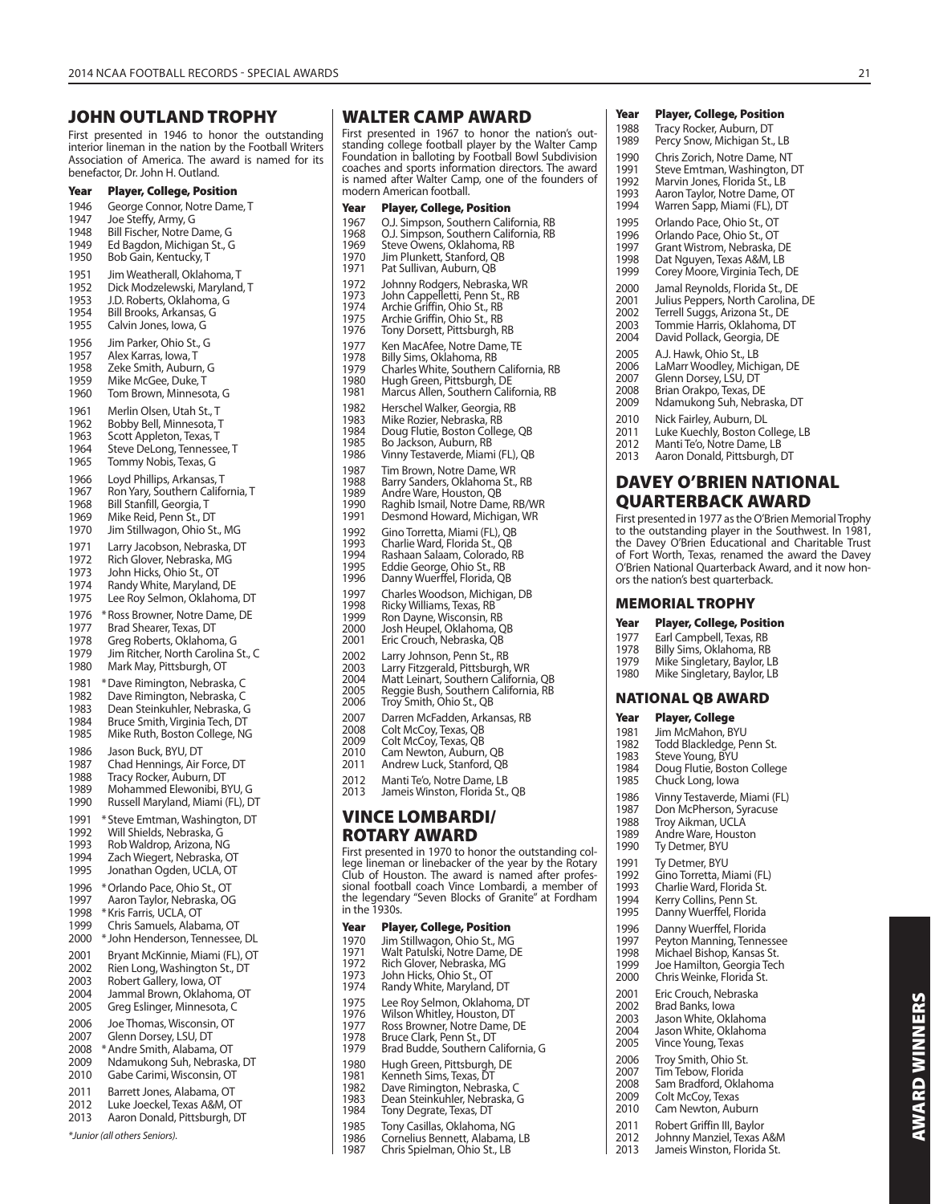## JOHN OUTLAND TROPHY

First presented in 1946 to honor the outstanding interior lineman in the nation by the Football Writers Association of America. The award is named for its benefactor, Dr. John H. Outland.

| Year | Player, College, Position |
|---|---|
| 1946 | George Connor, Notre Dame, T |
| 1947 | Joe Steffy, Army, G |
| 1948 | Bill Fischer, Notre Dame, G |
| 1949 | Ed Bagdon, Michigan St., G |
| 1950 | Bob Gain, Kentucky, T |
| 1951 | Jim Weatherall, Oklahoma, T |
| 1952 | Dick Modzelewski, Maryland, T |
| 1953 | J.D. Roberts, Oklahoma, G |
| 1954 | Bill Brooks, Arkansas, G |
| 1955 | Calvin Jones, Iowa, G |
| 1956 | Jim Parker, Ohio St., G |
| 1957 | Alex Karras, Iowa, T |
| 1958 | Zeke Smith, Auburn, G |
| 1959 | Mike McGee, Duke, T |
| 1960 | Tom Brown, Minnesota, G |
| 1961 | Merlin Olsen, Utah St., T |
| 1962 | Bobby Bell, Minnesota, T |
| 1963 | Scott Appleton, Texas, T |
| 1964 | Steve DeLong, Tennessee, T |
| 1965 | Tommy Nobis, Texas, G |
| 1966 | Loyd Phillips, Arkansas, T |
| 1967 | Ron Yary, Southern California, T |
| 1968 | Bill Stanfill, Georgia, T |
| 1969 | Mike Reid, Penn St., DT |
| 1970 | Jim Stillwagon, Ohio St., MG |
| 1971 | Larry Jacobson, Nebraska, DT |
| 1972 | Rich Glover, Nebraska, MG |
| 1973 | John Hicks, Ohio St., OT |
| 1974 | Randy White, Maryland, DE |
| 1975 | Lee Roy Selmon, Oklahoma, DT |
| 1976 | *Ross Browner, Notre Dame, DE |
| 1977 | Brad Shearer, Texas, DT |
| 1978 | Greg Roberts, Oklahoma, G |
| 1979 | Jim Ritcher, North Carolina St., C |
| 1980 | Mark May, Pittsburgh, OT |
| 1981 | *Dave Rimington, Nebraska, C |
| 1982 | Dave Rimington, Nebraska, C |
| 1983 | Dean Steinkuhler, Nebraska, G |
| 1984 | Bruce Smith, Virginia Tech, DT |
| 1985 | Mike Ruth, Boston College, NG |
| 1986 | Jason Buck, BYU, DT |
| 1987 | Chad Hennings, Air Force, DT |
| 1988 | Tracy Rocker, Auburn, DT |
| 1989 | Mohammed Elewonibi, BYU, G |
| 1990 | Russell Maryland, Miami (FL), DT |
| 1991 | *Steve Emtman, Washington, DT |
| 1992 | Will Shields, Nebraska, G |
| 1993 | Rob Waldrop, Arizona, NG |
| 1994 | Zach Wiegert, Nebraska, OT |
| 1995 | Jonathan Ogden, UCLA, OT |
| 1996 | *Orlando Pace, Ohio St., OT |
| 1997 | Aaron Taylor, Notre Dame, OG |
| 1998 | *Kris Farris, UCLA, OT |
| 1999 | Chris Samuels, Alabama, OT |
| 2000 | *John Henderson, Tennessee, DL |
| 2001 | Bryant McKinnie, Miami (FL), OT |
| 2002 | Rien Long, Washington St., DT |
| 2003 | Robert Gallery, Iowa, OT |
| 2004 | Jammal Brown, Oklahoma, OT |
| 2005 | Greg Eslinger, Minnesota, C |
| 2006 | Joe Thomas, Wisconsin, OT |
| 2007 | Glenn Dorsey, LSU, DT |
| 2008 | *Andre Smith, Alabama, OT |
| 2009 | Ndamukong Suh, Nebraska, DT |
| 2010 | Gabe Carimi, Wisconsin, OT |
| 2011 | Barrett Jones, Alabama, OT |
| 2012 | Luke Joeckel, Texas A&M, OT |
| 2013 | Aaron Donald, Pittsburgh, DT |

*Junior (all others Seniors).*

## WALTER CAMP AWARD

First presented in 1967 to honor the nation's outstanding college football player by the Walter Camp Foundation in balloting by Football Bowl Subdivision coaches and sports information directors. The award is named after Walter Camp, one of the founders of modern American football.

| Year | Player, College, Position |
|---|---|
| 1967 | O.J. Simpson, Southern California, RB |
| 1968 | O.J. Simpson, Southern California, RB |
| 1969 | Steve Owens, Oklahoma, RB |
| 1970 | Jim Plunkett, Stanford, QB |
| 1971 | Pat Sullivan, Auburn, QB |
| 1972 | Johnny Rodgers, Nebraska, WR |
| 1973 | John Cappelletti, Penn St., RB |
| 1974 | Archie Griffin, Ohio St., RB |
| 1975 | Archie Griffin, Ohio St., RB |
| 1976 | Tony Dorsett, Pittsburgh, RB |
| 1977 | Ken MacAfee, Notre Dame, TE |
| 1978 | Billy Sims, Oklahoma, RB |
| 1979 | Charles White, Southern California, RB |
| 1980 | Hugh Green, Pittsburgh, DE |
| 1981 | Marcus Allen, Southern California, RB |
| 1982 | Herschel Walker, Georgia, RB |
| 1983 | Mike Rozier, Nebraska, RB |
| 1984 | Doug Flutie, Boston College, QB |
| 1985 | Bo Jackson, Auburn, RB |
| 1986 | Vinny Testaverde, Miami (FL), QB |
| 1987 | Tim Brown, Notre Dame, WR |
| 1988 | Barry Sanders, Oklahoma St., RB |
| 1989 | Andre Ware, Houston, QB |
| 1990 | Raghib Ismail, Notre Dame, RB/WR |
| 1991 | Desmond Howard, Michigan, WR |
| 1992 | Gino Torretta, Miami (FL), QB |
| 1993 | Charlie Ward, Florida St., QB |
| 1994 | Rashaan Salaam, Colorado, RB |
| 1995 | Eddie George, Ohio St., RB |
| 1996 | Danny Wuerffel, Florida, QB |
| 1997 | Charles Woodson, Michigan, DB |
| 1998 | Ricky Williams, Texas, RB |
| 1999 | Ron Dayne, Wisconsin, RB |
| 2000 | Josh Heupel, Oklahoma, QB |
| 2001 | Eric Crouch, Nebraska, QB |
| 2002 | Larry Johnson, Penn St., RB |
| 2003 | Larry Fitzgerald, Pittsburgh, WR |
| 2004 | Matt Leinart, Southern California, QB |
| 2005 | Reggie Bush, Southern California, RB |
| 2006 | Troy Smith, Ohio St., QB |
| 2007 | Darren McFadden, Arkansas, RB |
| 2008 | Colt McCoy, Texas, QB |
| 2009 | Colt McCoy, Texas, QB |
| 2010 | Cam Newton, Auburn, QB |
| 2011 | Andrew Luck, Stanford, QB |
| 2012 | Manti Te'o, Notre Dame, LB |
| 2013 | Jameis Winston, Florida St., QB |

## VINCE LOMBARDI/ ROTARY AWARD

First presented in 1970 to honor the outstanding college lineman or linebacker of the year by the Rotary Club of Houston. The award is named after professional football coach Vince Lombardi, a member of the legendary "Seven Blocks of Granite" at Fordham in the 1930s.

| Year | Player, College, Position |
|---|---|
| 1970 | Jim Stillwagon, Ohio St., MG |
| 1971 | Walt Patulski, Notre Dame, DE |
| 1972 | Rich Glover, Nebraska, MG |
| 1973 | John Hicks, Ohio St., OT |
| 1974 | Randy White, Maryland, DT |
| 1975 | Lee Roy Selmon, Oklahoma, DT |
| 1976 | Wilson Whitley, Houston, DT |
| 1977 | Ross Browner, Notre Dame, DE |
| 1978 | Bruce Clark, Penn St., DT |
| 1979 | Brad Budde, Southern California, G |
| 1980 | Hugh Green, Pittsburgh, DE |
| 1981 | Kenneth Sims, Texas, DT |
| 1982 | Dave Rimington, Nebraska, C |
| 1983 | Dean Steinkuhler, Nebraska, G |
| 1984 | Tony Degrate, Texas, DT |
| 1985 | Tony Casillas, Oklahoma, NG |
| 1986 | Cornelius Bennett, Alabama, LB |
| 1987 | Chris Spielman, Ohio St., LB |
| 1988 | Tracy Rocker, Auburn, DT |
| 1989 | Percy Snow, Michigan St., LB |
| 1990 | Chris Zorich, Notre Dame, NT |
| 1991 | Steve Emtman, Washington, DT |
| 1992 | Marvin Jones, Florida St., LB |
| 1993 | Aaron Taylor, Notre Dame, OT |
| 1994 | Warren Sapp, Miami (FL), DT |
| 1995 | Orlando Pace, Ohio St., OT |
| 1996 | Orlando Pace, Ohio St., OT |
| 1997 | Grant Wistrom, Nebraska, DE |
| 1998 | Dat Nguyen, Texas A&M, LB |
| 1999 | Corey Moore, Virginia Tech, DE |
| 2000 | Jamal Reynolds, Florida St., DE |
| 2001 | Julius Peppers, North Carolina, DE |
| 2002 | Terrell Suggs, Arizona St., DE |
| 2003 | Tommie Harris, Oklahoma, DT |
| 2004 | David Pollack, Georgia, DE |
| 2005 | A.J. Hawk, Ohio St., LB |
| 2006 | LaMarr Woodley, Michigan, DE |
| 2007 | Glenn Dorsey, LSU, DT |
| 2008 | Brian Orakpo, Texas, DE |
| 2009 | Ndamukong Suh, Nebraska, DT |
| 2010 | Nick Fairley, Auburn, DL |
| 2011 | Luke Kuechly, Boston College, LB |
| 2012 | Manti Te'o, Notre Dame, LB |
| 2013 | Aaron Donald, Pittsburgh, DT |

## DAVEY O'BRIEN NATIONAL QUARTERBACK AWARD

First presented in 1977 as the O'Brien Memorial Trophy to the outstanding player in the Southwest. In 1981, the Davey O'Brien Educational and Charitable Trust of Fort Worth, Texas, renamed the award the Davey O'Brien National Quarterback Award, and it now honors the nation's best quarterback.

### MEMORIAL TROPHY

| Year | Player, College, Position |
|---|---|
| 1977 | Earl Campbell, Texas, RB |
| 1978 | Billy Sims, Oklahoma, RB |
| 1979 | Mike Singletary, Baylor, LB |
| 1980 | Mike Singletary, Baylor, LB |

### NATIONAL QB AWARD

| Year | Player, College |
|---|---|
| 1981 | Jim McMahon, BYU |
| 1982 | Todd Blackledge, Penn St. |
| 1983 | Steve Young, BYU |
| 1984 | Doug Flutie, Boston College |
| 1985 | Chuck Long, Iowa |
| 1986 | Vinny Testaverde, Miami (FL) |
| 1987 | Don McPherson, Syracuse |
| 1988 | Troy Aikman, UCLA |
| 1989 | Andre Ware, Houston |
| 1990 | Ty Detmer, BYU |
| 1991 | Ty Detmer, BYU |
| 1992 | Gino Torretta, Miami (FL) |
| 1993 | Charlie Ward, Florida St. |
| 1994 | Kerry Collins, Penn St. |
| 1995 | Danny Wuerffel, Florida |
| 1996 | Danny Wuerffel, Florida |
| 1997 | Peyton Manning, Tennessee |
| 1998 | Michael Bishop, Kansas St. |
| 1999 | Joe Hamilton, Georgia Tech |
| 2000 | Chris Weinke, Florida St. |
| 2001 | Eric Crouch, Nebraska |
| 2002 | Brad Banks, Iowa |
| 2003 | Jason White, Oklahoma |
| 2004 | Jason White, Oklahoma |
| 2005 | Vince Young, Texas |
| 2006 | Troy Smith, Ohio St. |
| 2007 | Tim Tebow, Florida |
| 2008 | Sam Bradford, Oklahoma |
| 2009 | Colt McCoy, Texas |
| 2010 | Cam Newton, Auburn |
| 2011 | Robert Griffin III, Baylor |
| 2012 | Johnny Manziel, Texas A&M |
| 2013 | Jameis Winston, Florida St. |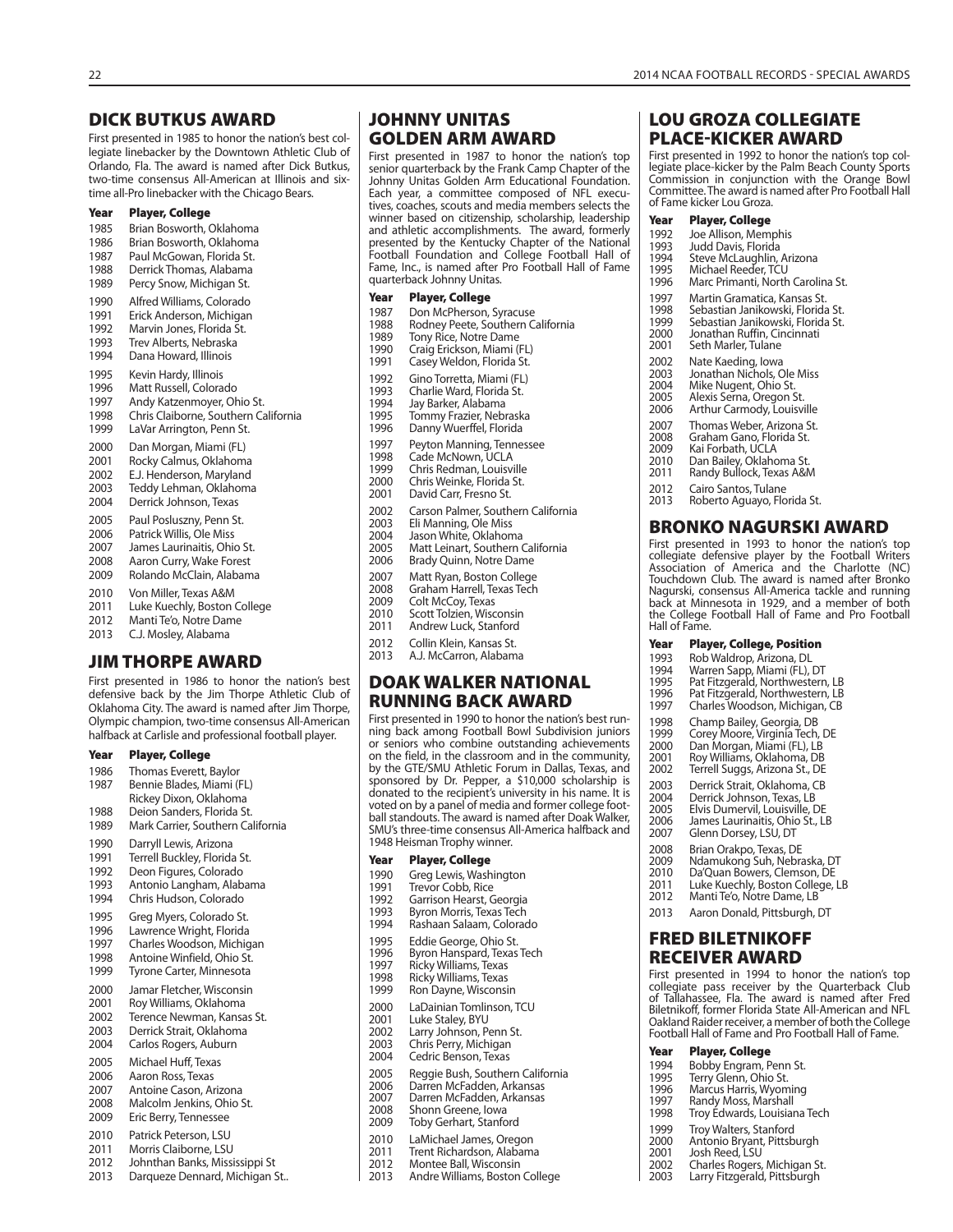## DICK BUTKUS AWARD

First presented in 1985 to honor the nation's best collegiate linebacker by the Downtown Athletic Club of Orlando, Fla. The award is named after Dick Butkus, two-time consensus All-American at Illinois and six-time all-Pro linebacker with the Chicago Bears.

| Year | Player, College |
|---|---|
| 1985 | Brian Bosworth, Oklahoma |
| 1986 | Brian Bosworth, Oklahoma |
| 1987 | Paul McGowan, Florida St. |
| 1988 | Derrick Thomas, Alabama |
| 1989 | Percy Snow, Michigan St. |
| 1990 | Alfred Williams, Colorado |
| 1991 | Erick Anderson, Michigan |
| 1992 | Marvin Jones, Florida St. |
| 1993 | Trev Alberts, Nebraska |
| 1994 | Dana Howard, Illinois |
| 1995 | Kevin Hardy, Illinois |
| 1996 | Matt Russell, Colorado |
| 1997 | Andy Katzenmoyer, Ohio St. |
| 1998 | Chris Claiborne, Southern California |
| 1999 | LaVar Arrington, Penn St. |
| 2000 | Dan Morgan, Miami (FL) |
| 2001 | Rocky Calmus, Oklahoma |
| 2002 | E.J. Henderson, Maryland |
| 2003 | Teddy Lehman, Oklahoma |
| 2004 | Derrick Johnson, Texas |
| 2005 | Paul Posluszny, Penn St. |
| 2006 | Patrick Willis, Ole Miss |
| 2007 | James Laurinaitis, Ohio St. |
| 2008 | Aaron Curry, Wake Forest |
| 2009 | Rolando McClain, Alabama |
| 2010 | Von Miller, Texas A&M |
| 2011 | Luke Kuechly, Boston College |
| 2012 | Manti Te'o, Notre Dame |
| 2013 | C.J. Mosley, Alabama |

## JIM THORPE AWARD

First presented in 1986 to honor the nation's best defensive back by the Jim Thorpe Athletic Club of Oklahoma City. The award is named after Jim Thorpe, Olympic champion, two-time consensus All-American halfback at Carlisle and professional football player.

| Year | Player, College |
|---|---|
| 1986 | Thomas Everett, Baylor |
| 1987 | Bennie Blades, Miami (FL) |
| | Rickey Dixon, Oklahoma |
| 1988 | Deion Sanders, Florida St. |
| 1989 | Mark Carrier, Southern California |
| 1990 | Darryll Lewis, Arizona |
| 1991 | Terrell Buckley, Florida St. |
| 1992 | Deon Figures, Colorado |
| 1993 | Antonio Langham, Alabama |
| 1994 | Chris Hudson, Colorado |
| 1995 | Greg Myers, Colorado St. |
| 1996 | Lawrence Wright, Florida |
| 1997 | Charles Woodson, Michigan |
| 1998 | Antoine Winfield, Ohio St. |
| 1999 | Tyrone Carter, Minnesota |
| 2000 | Jamar Fletcher, Wisconsin |
| 2001 | Roy Williams, Oklahoma |
| 2002 | Terence Newman, Kansas St. |
| 2003 | Derrick Strait, Oklahoma |
| 2004 | Carlos Rogers, Auburn |
| 2005 | Michael Huff, Texas |
| 2006 | Aaron Ross, Texas |
| 2007 | Antoine Cason, Arizona |
| 2008 | Malcolm Jenkins, Ohio St. |
| 2009 | Eric Berry, Tennessee |
| 2010 | Patrick Peterson, LSU |
| 2011 | Morris Claiborne, LSU |
| 2012 | Johnthan Banks, Mississippi St |
| 2013 | Darqueze Dennard, Michigan St.. |

## JOHNNY UNITAS GOLDEN ARM AWARD

First presented in 1987 to honor the nation's top senior quarterback by the Frank Camp Chapter of the Johnny Unitas Golden Arm Educational Foundation. Each year, a committee composed of NFL executives, coaches, scouts and media members selects the winner based on citizenship, scholarship, leadership and athletic accomplishments. The award, formerly presented by the Kentucky Chapter of the National Football Foundation and College Football Hall of Fame, Inc., is named after Pro Football Hall of Fame quarterback Johnny Unitas.

| Year | Player, College |
|---|---|
| 1987 | Don McPherson, Syracuse |
| 1988 | Rodney Peete, Southern California |
| 1989 | Tony Rice, Notre Dame |
| 1990 | Craig Erickson, Miami (FL) |
| 1991 | Casey Weldon, Florida St. |
| 1992 | Gino Torretta, Miami (FL) |
| 1993 | Charlie Ward, Florida St. |
| 1994 | Jay Barker, Alabama |
| 1995 | Tommy Frazier, Nebraska |
| 1996 | Danny Wuerffel, Florida |
| 1997 | Peyton Manning, Tennessee |
| 1998 | Cade McNown, UCLA |
| 1999 | Chris Redman, Louisville |
| 2000 | Chris Weinke, Florida St. |
| 2001 | David Carr, Fresno St. |
| 2002 | Carson Palmer, Southern California |
| 2003 | Eli Manning, Ole Miss |
| 2004 | Jason White, Oklahoma |
| 2005 | Matt Leinart, Southern California |
| 2006 | Brady Quinn, Notre Dame |
| 2007 | Matt Ryan, Boston College |
| 2008 | Graham Harrell, Texas Tech |
| 2009 | Colt McCoy, Texas |
| 2010 | Scott Tolzien, Wisconsin |
| 2011 | Andrew Luck, Stanford |
| 2012 | Collin Klein, Kansas St. |
| 2013 | A.J. McCarron, Alabama |

## DOAK WALKER NATIONAL RUNNING BACK AWARD

First presented in 1990 to honor the nation's best running back among Football Bowl Subdivision juniors or seniors who combine outstanding achievements on the field, in the classroom and in the community, by the GTE/SMU Athletic Forum in Dallas, Texas, and sponsored by Dr. Pepper, a $10,000 scholarship is donated to the recipient's university in his name. It is voted on by a panel of media and former college football standouts. The award is named after Doak Walker, SMU's three-time consensus All-America halfback and 1948 Heisman Trophy winner.

| Year | Player, College |
|---|---|
| 1990 | Greg Lewis, Washington |
| 1991 | Trevor Cobb, Rice |
| 1992 | Garrison Hearst, Georgia |
| 1993 | Byron Morris, Texas Tech |
| 1994 | Rashaan Salaam, Colorado |
| 1995 | Eddie George, Ohio St. |
| 1996 | Byron Hanspard, Texas Tech |
| 1997 | Ricky Williams, Texas |
| 1998 | Ricky Williams, Texas |
| 1999 | Ron Dayne, Wisconsin |
| 2000 | LaDainian Tomlinson, TCU |
| 2001 | Luke Staley, BYU |
| 2002 | Larry Johnson, Penn St. |
| 2003 | Chris Perry, Michigan |
| 2004 | Cedric Benson, Texas |
| 2005 | Reggie Bush, Southern California |
| 2006 | Darren McFadden, Arkansas |
| 2007 | Darren McFadden, Arkansas |
| 2008 | Shonn Greene, Iowa |
| 2009 | Toby Gerhart, Stanford |
| 2010 | LaMichael James, Oregon |
| 2011 | Trent Richardson, Alabama |
| 2012 | Montee Ball, Wisconsin |
| 2013 | Andre Williams, Boston College |

## LOU GROZA COLLEGIATE PLACE-KICKER AWARD

First presented in 1992 to honor the nation's top collegiate place-kicker by the Palm Beach County Sports Commission in conjunction with the Orange Bowl Committee. The award is named after Pro Football Hall of Fame kicker Lou Groza.

| Year | Player, College |
|---|---|
| 1992 | Joe Allison, Memphis |
| 1993 | Judd Davis, Florida |
| 1994 | Steve McLaughlin, Arizona |
| 1995 | Michael Reeder, TCU |
| 1996 | Marc Primanti, North Carolina St. |
| 1997 | Martin Gramatica, Kansas St. |
| 1998 | Sebastian Janikowski, Florida St. |
| 1999 | Sebastian Janikowski, Florida St. |
| 2000 | Jonathan Ruffin, Cincinnati |
| 2001 | Seth Marler, Tulane |
| 2002 | Nate Kaeding, Iowa |
| 2003 | Jonathan Nichols, Ole Miss |
| 2004 | Mike Nugent, Ohio St. |
| 2005 | Alexis Serna, Oregon St. |
| 2006 | Arthur Carmody, Louisville |
| 2007 | Thomas Weber, Arizona St. |
| 2008 | Graham Gano, Florida St. |
| 2009 | Kai Forbath, UCLA |
| 2010 | Dan Bailey, Oklahoma St. |
| 2011 | Randy Bullock, Texas A&M |
| 2012 | Cairo Santos, Tulane |
| 2013 | Roberto Aguayo, Florida St. |

## BRONKO NAGURSKI AWARD

First presented in 1993 to honor the nation's top collegiate defensive player by the Football Writers Association of America and the Charlotte (NC) Touchdown Club. The award is named after Bronko Nagurski, consensus All-America tackle and running back at Minnesota in 1929, and a member of both the College Football Hall of Fame and Pro Football Hall of Fame.

| Year | Player, College, Position |
|---|---|
| 1993 | Rob Waldrop, Arizona, DL |
| 1994 | Warren Sapp, Miami (FL), DT |
| 1995 | Pat Fitzgerald, Northwestern, LB |
| 1996 | Pat Fitzgerald, Northwestern, LB |
| 1997 | Charles Woodson, Michigan, CB |
| 1998 | Champ Bailey, Georgia, DB |
| 1999 | Corey Moore, Virginia Tech, DE |
| 2000 | Dan Morgan, Miami (FL), LB |
| 2001 | Roy Williams, Oklahoma, DB |
| 2002 | Terrell Suggs, Arizona St., DE |
| 2003 | Derrick Strait, Oklahoma, CB |
| 2004 | Derrick Johnson, Texas, LB |
| 2005 | Elvis Dumervil, Louisville, DE |
| 2006 | James Laurinaitis, Ohio St., LB |
| 2007 | Glenn Dorsey, LSU, DT |
| 2008 | Brian Orakpo, Texas, DE |
| 2009 | Ndamukong Suh, Nebraska, DT |
| 2010 | Da'Quan Bowers, Clemson, DE |
| 2011 | Luke Kuechly, Boston College, LB |
| 2012 | Manti Te'o, Notre Dame, LB |
| 2013 | Aaron Donald, Pittsburgh, DT |

## FRED BILETNIKOFF RECEIVER AWARD

First presented in 1994 to honor the nation's top collegiate pass receiver by the Quarterback Club of Tallahassee, Fla. The award is named after Fred Biletnikoff, former Florida State All-American and NFL Oakland Raider receiver, a member of both the College Football Hall of Fame and Pro Football Hall of Fame.

| Year | Player, College |
|---|---|
| 1994 | Bobby Engram, Penn St. |
| 1995 | Terry Glenn, Ohio St. |
| 1996 | Marcus Harris, Wyoming |
| 1997 | Randy Moss, Marshall |
| 1998 | Troy Edwards, Louisiana Tech |
| 1999 | Troy Walters, Stanford |
| 2000 | Antonio Bryant, Pittsburgh |
| 2001 | Josh Reed, LSU |
| 2002 | Charles Rogers, Michigan St. |
| 2003 | Larry Fitzgerald, Pittsburgh |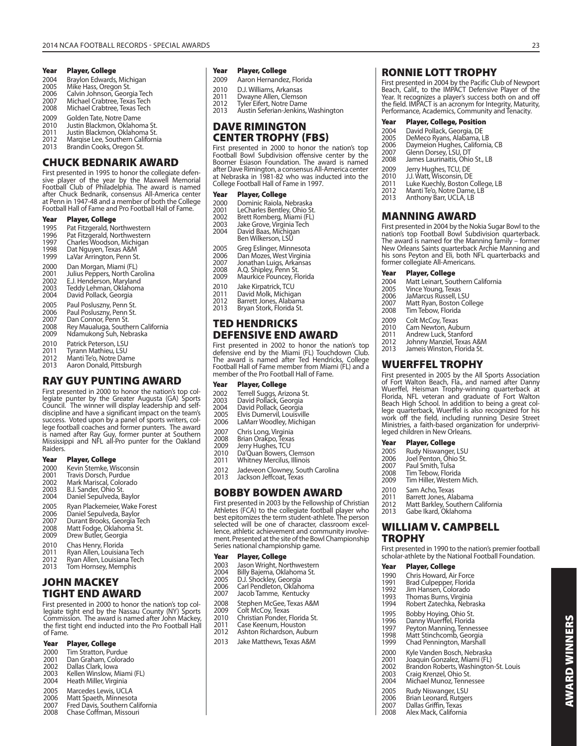| Year | Player, College |
|---|---|
| 2004 | Braylon Edwards, Michigan |
| 2005 | Mike Hass, Oregon St. |
| 2006 | Calvin Johnson, Georgia Tech |
| 2007 | Michael Crabtree, Texas Tech |
| 2008 | Michael Crabtree, Texas Tech |
| 2009 | Golden Tate, Notre Dame |
| 2010 | Justin Blackmon, Oklahoma St. |
| 2011 | Justin Blackmon, Oklahoma St. |
| 2012 | Marqise Lee, Southern California |
| 2013 | Brandin Cooks, Oregon St. |

## CHUCK BEDNARIK AWARD

First presented in 1995 to honor the collegiate defensive player of the year by the Maxwell Memorial Football Club of Philadelphia. The award is named after Chuck Bednarik, consensus All-America center at Penn in 1947-48 and a member of both the College Football Hall of Fame and Pro Football Hall of Fame.

| Year | Player, College |
|---|---|
| 1995 | Pat Fitzgerald, Northwestern |
| 1996 | Pat Fitzgerald, Northwestern |
| 1997 | Charles Woodson, Michigan |
| 1998 | Dat Nguyen, Texas A&M |
| 1999 | LaVar Arrington, Penn St. |
| 2000 | Dan Morgan, Miami (FL) |
| 2001 | Julius Peppers, North Carolina |
| 2002 | E.J. Henderson, Maryland |
| 2003 | Teddy Lehman, Oklahoma |
| 2004 | David Pollack, Georgia |
| 2005 | Paul Posluszny, Penn St. |
| 2006 | Paul Posluszny, Penn St. |
| 2007 | Dan Connor, Penn St. |
| 2008 | Rey Maualuga, Southern California |
| 2009 | Ndamukong Suh, Nebraska |
| 2010 | Patrick Peterson, LSU |
| 2011 | Tyrann Mathieu, LSU |
| 2012 | Manti Te'o, Notre Dame |
| 2013 | Aaron Donald, Pittsburgh |

## RAY GUY PUNTING AWARD

First presented in 2000 to honor the nation's top collegiate punter by the Greater Augusta (GA) Sports Council. The winner will display leadership and self-discipline and have a significant impact on the team's success. Voted upon by a panel of sports writers, college football coaches and former punters. The award is named after Ray Guy, former punter at Southern Mississippi and NFL all-Pro punter for the Oakland Raiders.

| Year | Player, College |
|---|---|
| 2000 | Kevin Stemke, Wisconsin |
| 2001 | Travis Dorsch, Purdue |
| 2002 | Mark Mariscal, Colorado |
| 2003 | B.J. Sander, Ohio St. |
| 2004 | Daniel Sepulveda, Baylor |
| 2005 | Ryan Plackemeier, Wake Forest |
| 2006 | Daniel Sepulveda, Baylor |
| 2007 | Durant Brooks, Georgia Tech |
| 2008 | Matt Fodge, Oklahoma St. |
| 2009 | Drew Butler, Georgia |
| 2010 | Chas Henry, Florida |
| 2011 | Ryan Allen, Louisiana Tech |
| 2012 | Ryan Allen, Louisiana Tech |
| 2013 | Tom Hornsey, Memphis |

## JOHN MACKEY TIGHT END AWARD

First presented in 2000 to honor the nation's top collegiate tight end by the Nassau County (NY) Sports Commission. The award is named after John Mackey, the first tight end inducted into the Pro Football Hall of Fame.

| Year | Player, College |
|---|---|
| 2000 | Tim Stratton, Purdue |
| 2001 | Dan Graham, Colorado |
| 2002 | Dallas Clark, Iowa |
| 2003 | Kellen Winslow, Miami (FL) |
| 2004 | Heath Miller, Virginia |
| 2005 | Marcedes Lewis, UCLA |
| 2006 | Matt Spaeth, Minnesota |
| 2007 | Fred Davis, Southern California |
| 2008 | Chase Coffman, Missouri |
| 2009 | Aaron Hernandez, Florida |
| 2010 | D.J. Williams, Arkansas |
| 2011 | Dwayne Allen, Clemson |
| 2012 | Tyler Eifert, Notre Dame |
| 2013 | Austin Seferian-Jenkins, Washington |

## DAVE RIMINGTON CENTER TROPHY (FBS)

First presented in 2000 to honor the nation's top Football Bowl Subdivision offensive center by the Boomer Esiason Foundation. The award is named after Dave Rimington, a consensus All-America center at Nebraska in 1981-82 who was inducted into the College Football Hall of Fame in 1997.

| Year | Player, College |
|---|---|
| 2000 | Dominic Raiola, Nebraska |
| 2001 | LeCharles Bentley, Ohio St. |
| 2002 | Brett Romberg, Miami (FL) |
| 2003 | Jake Grove, Virginia Tech |
| 2004 | David Baas, Michigan |
| | Ben Wilkerson, LSU |
| 2005 | Greg Eslinger, Minnesota |
| 2006 | Dan Mozes, West Virginia |
| 2007 | Jonathan Luigs, Arkansas |
| 2008 | A.Q. Shipley, Penn St. |
| 2009 | Maurkice Pouncey, Florida |
| 2010 | Jake Kirpatrick, TCU |
| 2011 | David Molk, Michigan |
| 2012 | Barrett Jones, Alabama |
| 2013 | Bryan Stork, Florida St. |

## TED HENDRICKS DEFENSIVE END AWARD

First presented in 2002 to honor the nation's top defensive end by the Miami (FL) Touchdown Club. The award is named after Ted Hendricks, College Football Hall of Fame member from Miami (FL) and a member of the Pro Football Hall of Fame.

| Year | Player, College |
|---|---|
| 2002 | Terrell Suggs, Arizona St. |
| 2003 | David Pollack, Georgia |
| 2004 | David Pollack, Georgia |
| 2005 | Elvis Dumervil, Louisville |
| 2006 | LaMarr Woodley, Michigan |
| 2007 | Chris Long, Virginia |
| 2008 | Brian Orakpo, Texas |
| 2009 | Jerry Hughes, TCU |
| 2010 | Da'Quan Bowers, Clemson |
| 2011 | Whitney Mercilus, Illinois |
| 2012 | Jadeveon Clowney, South Carolina |
| 2013 | Jackson Jeffcoat, Texas |

## BOBBY BOWDEN AWARD

First presented in 2003 by the Fellowship of Christian Athletes (FCA) to the collegiate football player who best epitomizes the term student-athlete. The person selected will be one of character, classroom excellence, athletic achievement and community involvement. Presented at the site of the Bowl Championship Series national championship game.

| Year | Player, College |
|---|---|
| 2003 | Jason Wright, Northwestern |
| 2004 | Billy Bajema, Oklahoma St. |
| 2005 | D.J. Shockley, Georgia |
| 2006 | Carl Pendleton, Oklahoma |
| 2007 | Jacob Tamme, Kentucky |
| 2008 | Stephen McGee, Texas A&M |
| 2009 | Colt McCoy, Texas |
| 2010 | Christian Ponder, Florida St. |
| 2011 | Case Keenum, Houston |
| 2012 | Ashton Richardson, Auburn |
| 2013 | Jake Matthews, Texas A&M |

## RONNIE LOTT TROPHY

First presented in 2004 by the Pacific Club of Newport Beach, Calif., to the IMPACT Defensive Player of the Year. It recognizes a player's success both on and off the field. IMPACT is an acronym for Integrity, Maturity, Performance, Academics, Community and Tenacity.

| Year | Player, College, Position |
|---|---|
| 2004 | David Pollack, Georgia, DE |
| 2005 | DeMeco Ryans, Alabama, LB |
| 2006 | Daymeion Hughes, California, CB |
| 2007 | Glenn Dorsey, LSU, DT |
| 2008 | James Laurinaitis, Ohio St., LB |
| 2009 | Jerry Hughes, TCU, DE |
| 2010 | J.J. Watt, Wisconsin, DE |
| 2011 | Luke Kuechly, Boston College, LB |
| 2012 | Manti Te'o, Notre Dame, LB |
| 2013 | Anthony Barr, UCLA, LB |

## MANNING AWARD

First presented in 2004 by the Nokia Sugar Bowl to the nation's top Football Bowl Subdivision quarterback. The award is named for the Manning family – former New Orleans Saints quarterback Archie Manning and his sons Peyton and Eli, both NFL quarterbacks and former collegiate All-Americans.

| Year | Player, College |
|---|---|
| 2004 | Matt Leinart, Southern California |
| 2005 | Vince Young, Texas |
| 2006 | JaMarcus Russell, LSU |
| 2007 | Matt Ryan, Boston College |
| 2008 | Tim Tebow, Florida |
| 2009 | Colt McCoy, Texas |
| 2010 | Cam Newton, Auburn |
| 2011 | Andrew Luck, Stanford |
| 2012 | Johnny Manziel, Texas A&M |
| 2013 | Jameis Winston, Florida St. |

## WUERFFEL TROPHY

First presented in 2005 by the All Sports Association of Fort Walton Beach, Fla., and named after Danny Wuerffel, Heisman Trophy-winning quarterback at Florida, NFL veteran and graduate of Fort Walton Beach High School. In addition to being a great college quarterback, Wuerffel is also recognized for his work off the field, including running Desire Street Ministries, a faith-based organization for underprivileged children in New Orleans.

| Year | Player, College |
|---|---|
| 2005 | Rudy Niswanger, LSU |
| 2006 | Joel Penton, Ohio St. |
| 2007 | Paul Smith, Tulsa |
| 2008 | Tim Tebow, Florida |
| 2009 | Tim Hiller, Western Mich. |
| 2010 | Sam Acho, Texas |
| 2011 | Barrett Jones, Alabama |
| 2012 | Matt Barkley, Southern California |
| 2013 | Gabe Ikard, Oklahoma |

## WILLIAM V. CAMPBELL TROPHY

First presented in 1990 to the nation's premier football scholar-athlete by the National Football Foundation.

| Year | Player, College |
|---|---|
| 1990 | Chris Howard, Air Force |
| 1991 | Brad Culpepper, Florida |
| 1992 | Jim Hansen, Colorado |
| 1993 | Thomas Burns, Virginia |
| 1994 | Robert Zatechka, Nebraska |
| 1995 | Bobby Hoying, Ohio St. |
| 1996 | Danny Wuerffel, Florida |
| 1997 | Peyton Manning, Tennessee |
| 1998 | Matt Stinchcomb, Georgia |
| 1999 | Chad Pennington, Marshall |
| 2000 | Kyle Vanden Bosch, Nebraska |
| 2001 | Joaquin Gonzalez, Miami (FL) |
| 2002 | Brandon Roberts, Washington-St. Louis |
| 2003 | Craig Krenzel, Ohio St. |
| 2004 | Michael Munoz, Tennessee |
| 2005 | Rudy Niswanger, LSU |
| 2006 | Brian Leonard, Rutgers |
| 2007 | Dallas Griffin, Texas |
| 2008 | Alex Mack, California |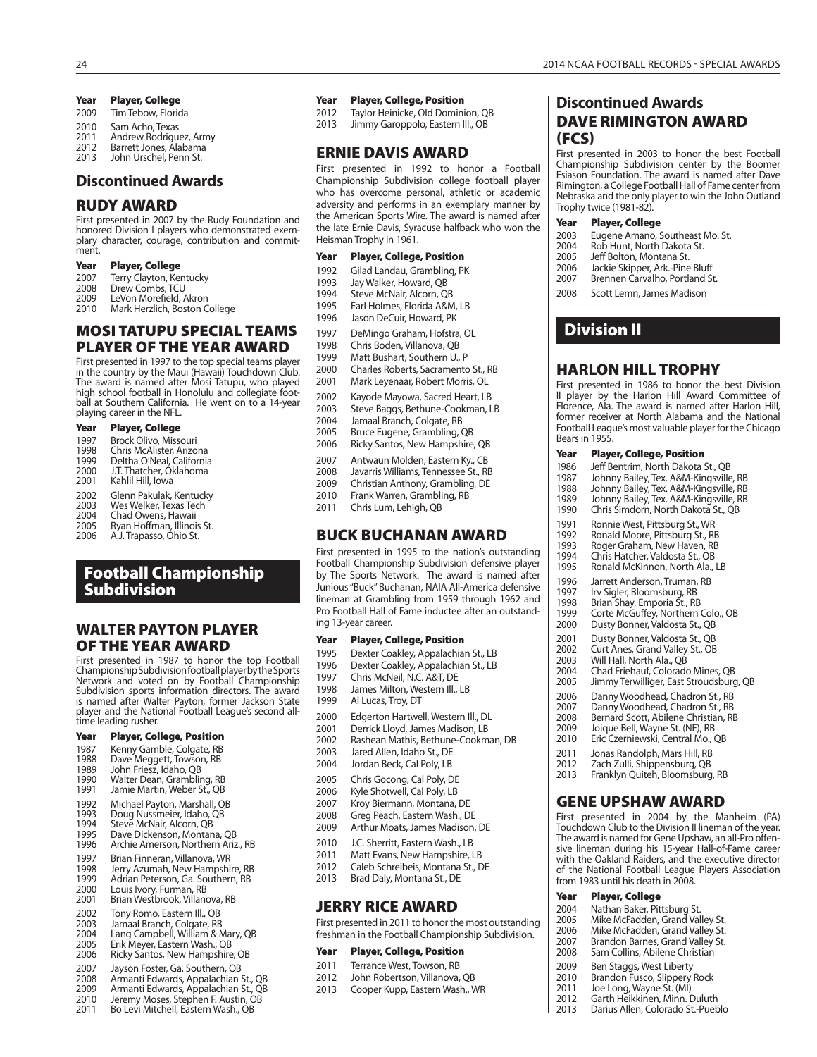| Year | Player, College |
|---|---|
| 2009 | Tim Tebow, Florida |
| 2010 | Sam Acho, Texas |
| 2011 | Andrew Rodriguez, Army |
| 2012 | Barrett Jones, Alabama |
| 2013 | John Urschel, Penn St. |

## Discontinued Awards

### RUDY AWARD

First presented in 2007 by the Rudy Foundation and honored Division I players who demonstrated exemplary character, courage, contribution and commitment.

| Year | Player, College |
|---|---|
| 2007 | Terry Clayton, Kentucky |
| 2008 | Drew Combs, TCU |
| 2009 | LeVon Morefield, Akron |
| 2010 | Mark Herzlich, Boston College |

### MOSI TATUPU SPECIAL TEAMS PLAYER OF THE YEAR AWARD

First presented in 1997 to the top special teams player in the country by the Maui (Hawaii) Touchdown Club. The award is named after Mosi Tatupu, who played high school football in Honolulu and collegiate football at Southern California. He went on to a 14-year playing career in the NFL.

| Year | Player, College |
|---|---|
| 1997 | Brock Olivo, Missouri |
| 1998 | Chris McAlister, Arizona |
| 1999 | Deltha O'Neal, California |
| 2000 | J.T. Thatcher, Oklahoma |
| 2001 | Kahlil Hill, Iowa |
| 2002 | Glenn Pakulak, Kentucky |
| 2003 | Wes Welker, Texas Tech |
| 2004 | Chad Owens, Hawaii |
| 2005 | Ryan Hoffman, Illinois St. |
| 2006 | A.J. Trapasso, Ohio St. |

# Football Championship Subdivision

### WALTER PAYTON PLAYER OF THE YEAR AWARD

First presented in 1987 to honor the top Football Championship Subdivision football player by the Sports Network and voted on by Football Championship Subdivision sports information directors. The award is named after Walter Payton, former Jackson State player and the National Football League's second all-time leading rusher.

| Year | Player, College, Position |
|---|---|
| 1987 | Kenny Gamble, Colgate, RB |
| 1988 | Dave Meggett, Towson, RB |
| 1989 | John Friesz, Idaho, QB |
| 1990 | Walter Dean, Grambling, RB |
| 1991 | Jamie Martin, Weber St., QB |
| 1992 | Michael Payton, Marshall, QB |
| 1993 | Doug Nussmeier, Idaho, QB |
| 1994 | Steve McNair, Alcorn, QB |
| 1995 | Dave Dickenson, Montana, QB |
| 1996 | Archie Amerson, Northern Ariz., RB |
| 1997 | Brian Finneran, Villanova, WR |
| 1998 | Jerry Azumah, New Hampshire, RB |
| 1999 | Adrian Peterson, Ga. Southern, RB |
| 2000 | Louis Ivory, Furman, RB |
| 2001 | Brian Westbrook, Villanova, RB |
| 2002 | Tony Romo, Eastern Ill., QB |
| 2003 | Jamaal Branch, Colgate, RB |
| 2004 | Lang Campbell, William & Mary, QB |
| 2005 | Erik Meyer, Eastern Wash., QB |
| 2006 | Ricky Santos, New Hampshire, QB |
| 2007 | Jayson Foster, Ga. Southern, QB |
| 2008 | Armanti Edwards, Appalachian St., QB |
| 2009 | Armanti Edwards, Appalachian St., QB |
| 2010 | Jeremy Moses, Stephen F. Austin, QB |
| 2011 | Bo Levi Mitchell, Eastern Wash., QB |
| 2012 | Taylor Heinicke, Old Dominion, QB |
| 2013 | Jimmy Garoppolo, Eastern Ill., QB |

### ERNIE DAVIS AWARD

First presented in 1992 to honor a Football Championship Subdivision college football player who has overcome personal, athletic or academic adversity and performs in an exemplary manner by the American Sports Wire. The award is named after the late Ernie Davis, Syracuse halfback who won the Heisman Trophy in 1961.

| Year | Player, College, Position |
|---|---|
| 1992 | Gilad Landau, Grambling, PK |
| 1993 | Jay Walker, Howard, QB |
| 1994 | Steve McNair, Alcorn, QB |
| 1995 | Earl Holmes, Florida A&M, LB |
| 1996 | Jason DeCuir, Howard, PK |
| 1997 | DeMingo Graham, Hofstra, OL |
| 1998 | Chris Boden, Villanova, QB |
| 1999 | Matt Bushart, Southern U., P |
| 2000 | Charles Roberts, Sacramento St., RB |
| 2001 | Mark Leyenaar, Robert Morris, OL |
| 2002 | Kayode Mayowa, Sacred Heart, LB |
| 2003 | Steve Baggs, Bethune-Cookman, LB |
| 2004 | Jamaal Branch, Colgate, RB |
| 2005 | Bruce Eugene, Grambling, QB |
| 2006 | Ricky Santos, New Hampshire, QB |
| 2007 | Antwaun Molden, Eastern Ky., CB |
| 2008 | Javarris Williams, Tennessee St., RB |
| 2009 | Christian Anthony, Grambling, DE |
| 2010 | Frank Warren, Grambling, RB |
| 2011 | Chris Lum, Lehigh, QB |

### BUCK BUCHANAN AWARD

First presented in 1995 to the nation's outstanding Football Championship Subdivision defensive player by The Sports Network. The award is named after Junious "Buck" Buchanan, NAIA All-America defensive lineman at Grambling from 1959 through 1962 and Pro Football Hall of Fame inductee after an outstanding 13-year career.

| Year | Player, College, Position |
|---|---|
| 1995 | Dexter Coakley, Appalachian St., LB |
| 1996 | Dexter Coakley, Appalachian St., LB |
| 1997 | Chris McNeil, N.C. A&T, DE |
| 1998 | James Milton, Western Ill., LB |
| 1999 | Al Lucas, Troy, DT |
| 2000 | Edgerton Hartwell, Western Ill., DL |
| 2001 | Derrick Lloyd, James Madison, LB |
| 2002 | Rashean Mathis, Bethune-Cookman, DB |
| 2003 | Jared Allen, Idaho St., DE |
| 2004 | Jordan Beck, Cal Poly, LB |
| 2005 | Chris Gocong, Cal Poly, DE |
| 2006 | Kyle Shotwell, Cal Poly, LB |
| 2007 | Kroy Biermann, Montana, DE |
| 2008 | Greg Peach, Eastern Wash., DE |
| 2009 | Arthur Moats, James Madison, DE |
| 2010 | J.C. Sherritt, Eastern Wash., LB |
| 2011 | Matt Evans, New Hampshire, LB |
| 2012 | Caleb Schreibeis, Montana St., DE |
| 2013 | Brad Daly, Montana St., DE |

### JERRY RICE AWARD

First presented in 2011 to honor the most outstanding freshman in the Football Championship Subdivision.

| Year | Player, College, Position |
|---|---|
| 2011 | Terrance West, Towson, RB |
| 2012 | John Robertson, Villanova, QB |
| 2013 | Cooper Kupp, Eastern Wash., WR |

## Discontinued Awards

### DAVE RIMINGTON AWARD (FCS)

First presented in 2003 to honor the best Football Championship Subdivision center by the Boomer Esiason Foundation. The award is named after Dave Rimington, a College Football Hall of Fame center from Nebraska and the only player to win the John Outland Trophy twice (1981-82).

| Year | Player, College |
|---|---|
| 2003 | Eugene Amano, Southeast Mo. St. |
| 2004 | Rob Hunt, North Dakota St. |
| 2005 | Jeff Bolton, Montana St. |
| 2006 | Jackie Skipper, Ark.-Pine Bluff |
| 2007 | Brennen Carvalho, Portland St. |
| 2008 | Scott Lemn, James Madison |

# Division II

### HARLON HILL TROPHY

First presented in 1986 to honor the best Division II player by the Harlon Hill Award Committee of Florence, Ala. The award is named after Harlon Hill, former receiver at North Alabama and the National Football League's most valuable player for the Chicago Bears in 1955.

| Year | Player, College, Position |
|---|---|
| 1986 | Jeff Bentrim, North Dakota St., QB |
| 1987 | Johnny Bailey, Tex. A&M-Kingsville, RB |
| 1988 | Johnny Bailey, Tex. A&M-Kingsville, RB |
| 1989 | Johnny Bailey, Tex. A&M-Kingsville, RB |
| 1990 | Chris Simdorn, North Dakota St., QB |
| 1991 | Ronnie West, Pittsburg St., WR |
| 1992 | Ronald Moore, Pittsburg St., RB |
| 1993 | Roger Graham, New Haven, RB |
| 1994 | Chris Hatcher, Valdosta St., QB |
| 1995 | Ronald McKinnon, North Ala., LB |
| 1996 | Jarrett Anderson, Truman, RB |
| 1997 | Irv Sigler, Bloomsburg, RB |
| 1998 | Brian Shay, Emporia St., RB |
| 1999 | Corte McGuffey, Northern Colo., QB |
| 2000 | Dusty Bonner, Valdosta St., QB |
| 2001 | Dusty Bonner, Valdosta St., QB |
| 2002 | Curt Anes, Grand Valley St., QB |
| 2003 | Will Hall, North Ala., QB |
| 2004 | Chad Friehauf, Colorado Mines, QB |
| 2005 | Jimmy Terwilliger, East Stroudsburg, QB |
| 2006 | Danny Woodhead, Chadron St., RB |
| 2007 | Danny Woodhead, Chadron St., RB |
| 2008 | Bernard Scott, Abilene Christian, RB |
| 2009 | Joique Bell, Wayne St. (NE), RB |
| 2010 | Eric Czerniewski, Central Mo., QB |
| 2011 | Jonas Randolph, Mars Hill, RB |
| 2012 | Zach Zulli, Shippensburg, QB |
| 2013 | Franklyn Quiteh, Bloomsburg, RB |

### GENE UPSHAW AWARD

First presented in 2004 by the Manheim (PA) Touchdown Club to the Division II lineman of the year. The award is named for Gene Upshaw, an all-Pro offensive lineman during his 15-year Hall-of-Fame career with the Oakland Raiders, and the executive director of the National Football League Players Association from 1983 until his death in 2008.

| Year | Player, College |
|---|---|
| 2004 | Nathan Baker, Pittsburg St. |
| 2005 | Mike McFadden, Grand Valley St. |
| 2006 | Mike McFadden, Grand Valley St. |
| 2007 | Brandon Barnes, Grand Valley St. |
| 2008 | Sam Collins, Abilene Christian |
| 2009 | Ben Staggs, West Liberty |
| 2010 | Brandon Fusco, Slippery Rock |
| 2011 | Joe Long, Wayne St. (MI) |
| 2012 | Garth Heikkinen, Minn. Duluth |
| 2013 | Darius Allen, Colorado St.-Pueblo |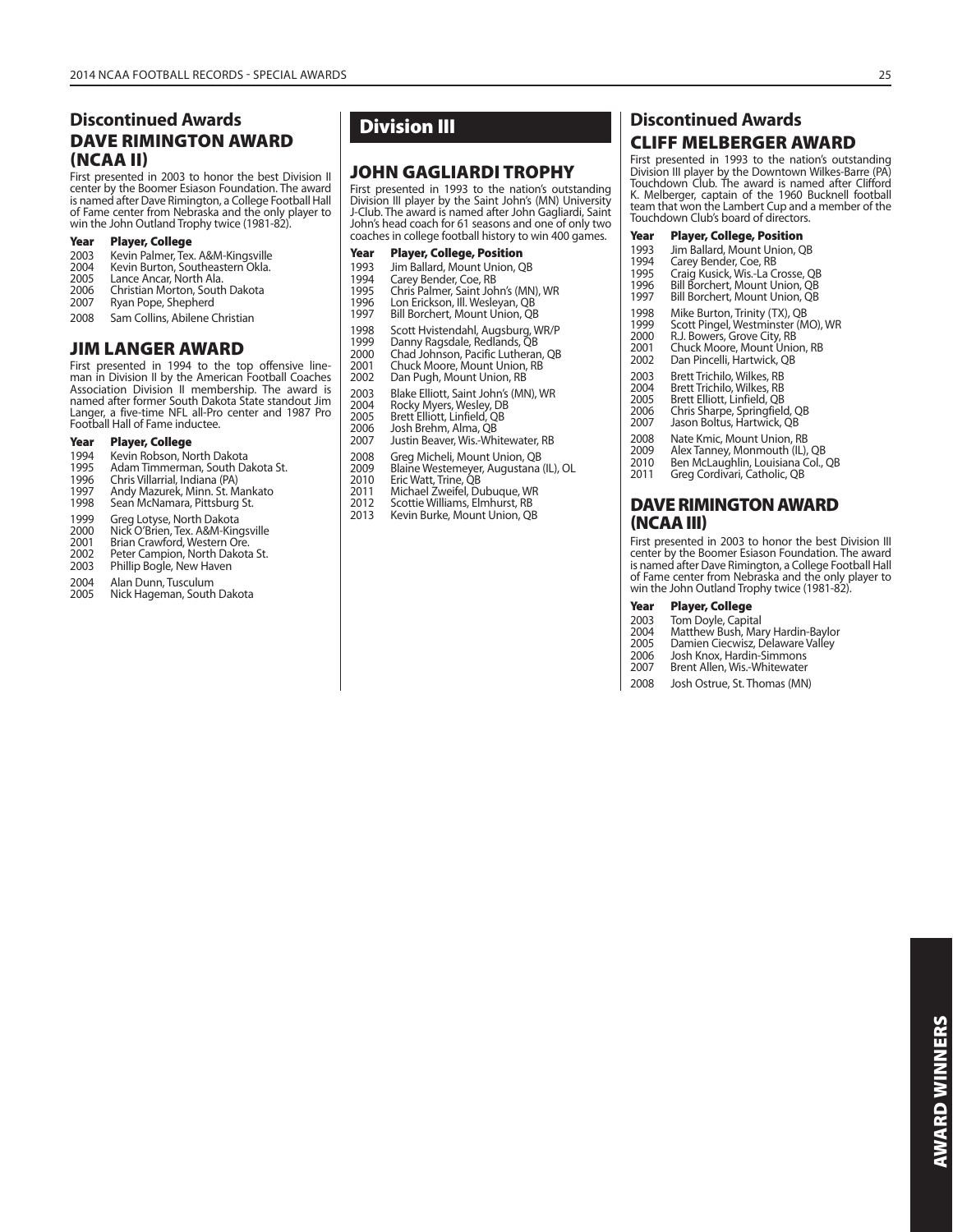## Discontinued Awards

### DAVE RIMINGTON AWARD (NCAA II)

First presented in 2003 to honor the best Division II center by the Boomer Esiason Foundation. The award is named after Dave Rimington, a College Football Hall of Fame center from Nebraska and the only player to win the John Outland Trophy twice (1981-82).

| Year | Player, College |
|---|---|
| 2003 | Kevin Palmer, Tex. A&M-Kingsville |
| 2004 | Kevin Burton, Southeastern Okla. |
| 2005 | Lance Ancar, North Ala. |
| 2006 | Christian Morton, South Dakota |
| 2007 | Ryan Pope, Shepherd |
| 2008 | Sam Collins, Abilene Christian |

### JIM LANGER AWARD

First presented in 1994 to the top offensive lineman in Division II by the American Football Coaches Association Division II membership. The award is named after former South Dakota State standout Jim Langer, a five-time NFL all-Pro center and 1987 Pro Football Hall of Fame inductee.

| Year | Player, College |
|---|---|
| 1994 | Kevin Robson, North Dakota |
| 1995 | Adam Timmerman, South Dakota St. |
| 1996 | Chris Villarrial, Indiana (PA) |
| 1997 | Andy Mazurek, Minn. St. Mankato |
| 1998 | Sean McNamara, Pittsburg St. |
| 1999 | Greg Lotyse, North Dakota |
| 2000 | Nick O'Brien, Tex. A&M-Kingsville |
| 2001 | Brian Crawford, Western Ore. |
| 2002 | Peter Campion, North Dakota St. |
| 2003 | Phillip Bogle, New Haven |
| 2004 | Alan Dunn, Tusculum |
| 2005 | Nick Hageman, South Dakota |

# Division III

### JOHN GAGLIARDI TROPHY

First presented in 1993 to the nation's outstanding Division III player by the Saint John's (MN) University J-Club. The award is named after John Gagliardi, Saint John's head coach for 61 seasons and one of only two coaches in college football history to win 400 games.

| Year | Player, College, Position |
|---|---|
| 1993 | Jim Ballard, Mount Union, QB |
| 1994 | Carey Bender, Coe, RB |
| 1995 | Chris Palmer, Saint John's (MN), WR |
| 1996 | Lon Erickson, Ill. Wesleyan, QB |
| 1997 | Bill Borchert, Mount Union, QB |
| 1998 | Scott Hvistendahl, Augsburg, WR/P |
| 1999 | Danny Ragsdale, Redlands, QB |
| 2000 | Chad Johnson, Pacific Lutheran, QB |
| 2001 | Chuck Moore, Mount Union, RB |
| 2002 | Dan Pugh, Mount Union, RB |
| 2003 | Blake Elliott, Saint John's (MN), WR |
| 2004 | Rocky Myers, Wesley, DB |
| 2005 | Brett Elliott, Linfield, QB |
| 2006 | Josh Brehm, Alma, QB |
| 2007 | Justin Beaver, Wis.-Whitewater, RB |
| 2008 | Greg Micheli, Mount Union, QB |
| 2009 | Blaine Westemeyer, Augustana (IL), OL |
| 2010 | Eric Watt, Trine, QB |
| 2011 | Michael Zweifel, Dubuque, WR |
| 2012 | Scottie Williams, Elmhurst, RB |
| 2013 | Kevin Burke, Mount Union, QB |

## Discontinued Awards

### CLIFF MELBERGER AWARD

First presented in 1993 to the nation's outstanding Division III player by the Downtown Wilkes-Barre (PA) Touchdown Club. The award is named after Clifford K. Melberger, captain of the 1960 Bucknell football team that won the Lambert Cup and a member of the Touchdown Club's board of directors.

| Year | Player, College, Position |
|---|---|
| 1993 | Jim Ballard, Mount Union, QB |
| 1994 | Carey Bender, Coe, RB |
| 1995 | Craig Kusick, Wis.-La Crosse, QB |
| 1996 | Bill Borchert, Mount Union, QB |
| 1997 | Bill Borchert, Mount Union, QB |
| 1998 | Mike Burton, Trinity (TX), QB |
| 1999 | Scott Pingel, Westminster (MO), WR |
| 2000 | R.J. Bowers, Grove City, RB |
| 2001 | Chuck Moore, Mount Union, RB |
| 2002 | Dan Pincelli, Hartwick, QB |
| 2003 | Brett Trichilo, Wilkes, RB |
| 2004 | Brett Trichilo, Wilkes, RB |
| 2005 | Brett Elliott, Linfield, QB |
| 2006 | Chris Sharpe, Springfield, QB |
| 2007 | Jason Boltus, Hartwick, QB |
| 2008 | Nate Kmic, Mount Union, RB |
| 2009 | Alex Tanney, Monmouth (IL), QB |
| 2010 | Ben McLaughlin, Louisiana Col., QB |
| 2011 | Greg Cordivari, Catholic, QB |

### DAVE RIMINGTON AWARD (NCAA III)

First presented in 2003 to honor the best Division III center by the Boomer Esiason Foundation. The award is named after Dave Rimington, a College Football Hall of Fame center from Nebraska and the only player to win the John Outland Trophy twice (1981-82).

| Year | Player, College |
|---|---|
| 2003 | Tom Doyle, Capital |
| 2004 | Matthew Bush, Mary Hardin-Baylor |
| 2005 | Damien Ciecwisz, Delaware Valley |
| 2006 | Josh Knox, Hardin-Simmons |
| 2007 | Brent Allen, Wis.-Whitewater |
| 2008 | Josh Ostrue, St. Thomas (MN) |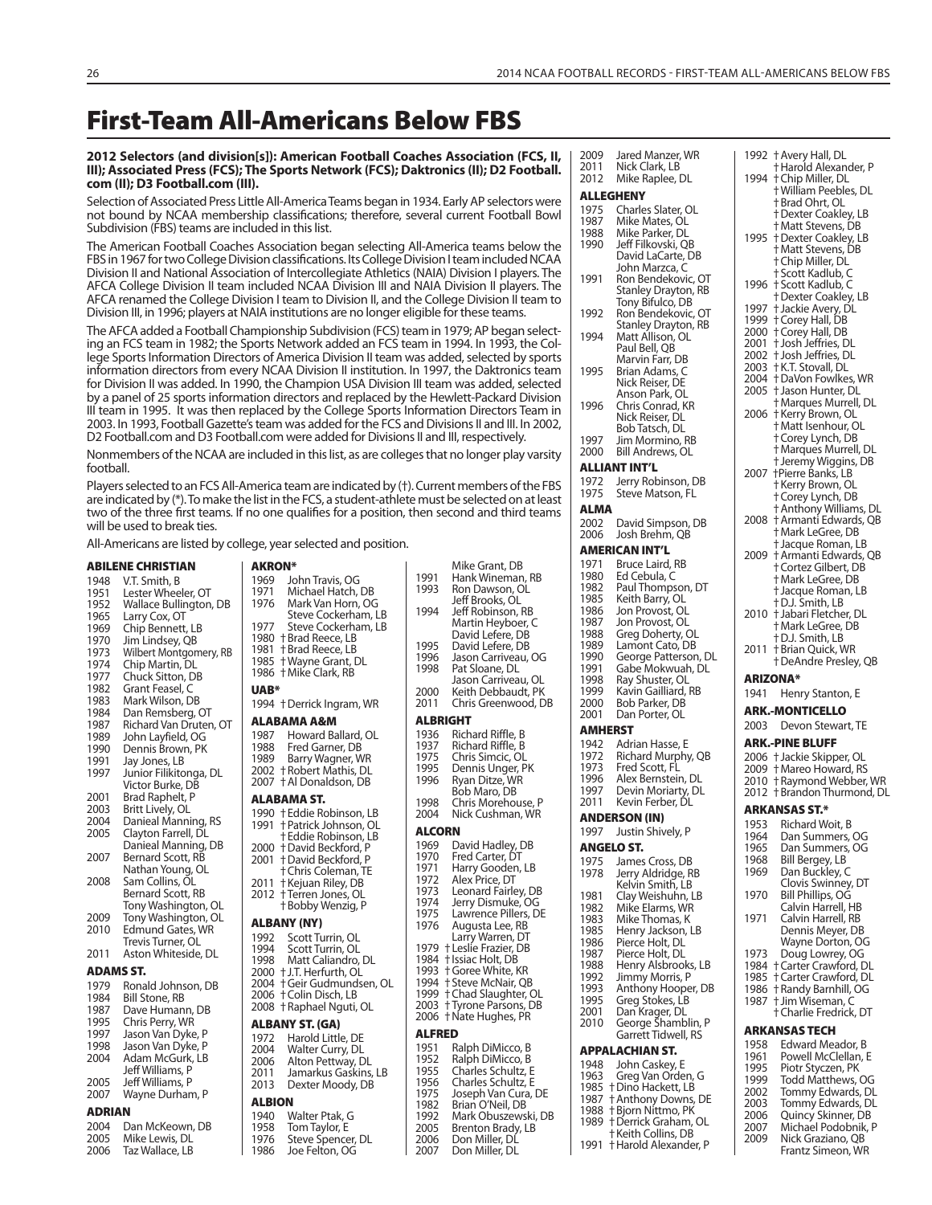# First-Team All-Americans Below FBS

**2012 Selectors (and division[s]): American Football Coaches Association (FCS, II, III); Associated Press (FCS); The Sports Network (FCS); Daktronics (II); D2 Football.com (II); D3 Football.com (III).**

Selection of Associated Press Little All-America Teams began in 1934. Early AP selectors were not bound by NCAA membership classifications; therefore, several current Football Bowl Subdivision (FBS) teams are included in this list.

The American Football Coaches Association began selecting All-America teams below the FBS in 1967 for two College Division classifications. Its College Division I team included NCAA Division II and National Association of Intercollegiate Athletics (NAIA) Division I players. The AFCA College Division II team included NCAA Division III and NAIA Division II players. The AFCA renamed the College Division I team to Division II, and the College Division II team to Division III, in 1996; players at NAIA institutions are no longer eligible for these teams.

The AFCA added a Football Championship Subdivision (FCS) team in 1979; AP began selecting an FCS team in 1982; the Sports Network added an FCS team in 1994. In 1993, the College Sports Information Directors of America Division II team was added, selected by sports information directors from every NCAA Division II institution. In 1997, the Daktronics team for Division II was added. In 1990, the Champion USA Division III team was added, selected by a panel of 25 sports information directors and replaced by the Hewlett-Packard Division III team in 1995. It was then replaced by the College Sports Information Directors Team in 2003. In 1993, Football Gazette's team was added for the FCS and Divisions II and III. In 2002, D2 Football.com and D3 Football.com were added for Divisions II and III, respectively.

Nonmembers of the NCAA are included in this list, as are colleges that no longer play varsity football.

Players selected to an FCS All-America team are indicated by (†). Current members of the FBS are indicated by (*). To make the list in the FCS, a student-athlete must be selected on at least two of the three first teams. If no one qualifies for a position, then second and third teams will be used to break ties.

All-Americans are listed by college, year selected and position.

**ABILENE CHRISTIAN**
1948 V.T. Smith, B
1951 Lester Wheeler, OT
1952 Wallace Bullington, DB
1965 Larry Cox, OT
1969 Chip Bennett, LB
1970 Jim Lindsey, QB
1973 Wilbert Montgomery, RB
1974 Chip Martin, DL
1977 Chuck Sitton, DB
1982 Grant Feasel, C
1983 Mark Wilson, DB
1984 Dan Remsberg, OT
1987 Richard Van Druten, OT
1989 John Layfield, OG
1990 Dennis Brown, PK
1991 Jay Jones, LB
1997 Junior Filikitonga, DL
Victor Burke, DB
2001 Brad Raphelt, P
2003 Britt Lively, OL
2004 Danieal Manning, RS
2005 Clayton Farrell, DL
Danieal Manning, DB
2007 Bernard Scott, RB
Nathan Young, OL
2008 Sam Collins, OL
Bernard Scott, RB
Tony Washington, OL
2009 Tony Washington, OL
2010 Edmund Gates, WR
Trevis Turner, OL
2011 Aston Whiteside, DL

**ADAMS ST.**
1979 Ronald Johnson, DB
1984 Bill Stone, RB
1987 Dave Humann, DB
1995 Chris Perry, WR
1997 Jason Van Dyke, P
1998 Jason Van Dyke, P
2004 Adam McGurk, LB
Jeff Williams, P
2005 Jeff Williams, P
2007 Wayne Durham, P

**ADRIAN**
2004 Dan McKeown, DB
2005 Mike Lewis, DL
2006 Taz Wallace, LB

**AKRON***
1969 John Travis, OG
1971 Michael Hatch, DB
1976 Mark Van Horn, OG
Steve Cockerham, LB
1977 Steve Cockerham, LB
1980 †Brad Reece, LB
1981 †Brad Reece, LB
1985 †Wayne Grant, DL
1986 †Mike Clark, RB

**UAB***
1994 †Derrick Ingram, WR

**ALABAMA A&M**
1987 Howard Ballard, OL
1988 Fred Garner, DB
1989 Barry Wagner, WR
2002 †Robert Mathis, DL
2007 †Al Donaldson, DB

**ALABAMA ST.**
1990 †Eddie Robinson, LB
1991 †Patrick Johnson, OL
†Eddie Robinson, LB
2000 †David Beckford, P
2001 †David Beckford, P
†Chris Coleman, TE
2011 †Kejuan Riley, DB
2012 †Terren Jones, OL
†Bobby Wenzig, P

**ALBANY (NY)**
1992 Scott Turrin, OL
1994 Scott Turrin, OL
1998 Matt Caliandro, DL
2000 †J.T. Herfurth, OL
2004 †Geir Gudmundsen, OL
2006 †Colin Disch, LB
2008 †Raphael Nguti, OL

**ALBANY ST. (GA)**
1972 Harold Little, DE
2004 Walter Curry, DL
2006 Alton Pettway, DL
2011 Jamarkus Gaskins, LB
2013 Dexter Moody, DB

**ALBION**
1940 Walter Ptak, G
1958 Tom Taylor, E
1976 Steve Spencer, DL
1986 Joe Felton, OG
Mike Grant, DB
1991 Hank Wineman, RB
1993 Ron Dawson, OL
Jeff Brooks, OL
1994 Jeff Robinson, RB
Martin Heyboer, C
David Lefere, DB
1995 David Lefere, DB
1996 Jason Carriveau, OG
1998 Pat Sloane, DL
Jason Carriveau, OL
2000 Keith Debbaudt, PK
2011 Chris Greenwood, DB

**ALBRIGHT**
1936 Richard Riffle, B
1937 Richard Riffle, B
1975 Chris Simcic, OL
1995 Dennis Unger, PK
1996 Ryan Ditze, WR
Bob Maro, DB
1998 Chris Morehouse, P
2004 Nick Cushman, WR

**ALCORN**
1969 David Hadley, DB
1970 Fred Carter, DT
1971 Harry Gooden, LB
1972 Alex Price, DT
1973 Leonard Fairley, DB
1974 Jerry Dismuke, OG
1975 Lawrence Pillers, DE
1976 Augusta Lee, RB
Larry Warren, DT
1979 †Leslie Frazier, DB
1984 †Issiac Holt, DB
1993 †Goree White, KR
1994 †Steve McNair, QB
1999 †Chad Slaughter, OL
2003 †Tyrone Parsons, DB
2006 †Nate Hughes, PR

**ALFRED**
1951 Ralph DiMicco, B
1952 Ralph DiMicco, B
1955 Charles Schultz, E
1956 Charles Schultz, E
1975 Joseph Van Cura, DE
1982 Brian O'Neil, DB
1992 Mark Obuszewski, DB
2005 Brenton Brady, LB
2006 Don Miller, DL
2007 Don Miller, DL
2009 Jared Manzer, WR
2011 Nick Clark, LB
2012 Mike Raplee, DL

**ALLEGHENY**
1975 Charles Slater, OL
1987 Mike Mates, OL
1988 Mike Parker, DL
1990 Jeff Filkovski, QB
David LaCarte, DB
John Marzca, C
1991 Ron Bendekovic, OT
Stanley Drayton, RB
Tony Bifulco, DB
1992 Ron Bendekovic, OT
Stanley Drayton, RB
1994 Matt Allison, OL
Paul Bell, QB
Marvin Farr, DB
1995 Brian Adams, C
Nick Reiser, DE
Anson Park, OL
1996 Chris Conrad, KR
Nick Reiser, DL
Bob Tatsch, DL
1997 Jim Mormino, RB
2000 Bill Andrews, OL

**ALLIANT INT'L**
1972 Jerry Robinson, DB
1975 Steve Matson, FL

**ALMA**
2002 David Simpson, DB
2006 Josh Brehm, QB

**AMERICAN INT'L**
1971 Bruce Laird, RB
1980 Ed Cebula, C
1982 Paul Thompson, DT
1985 Keith Barry, OL
1986 Jon Provost, OL
1987 Jon Provost, OL
1988 Greg Doherty, OL
1989 Lamont Cato, DB
1990 George Patterson, DL
1991 Gabe Mokwuah, DL
1998 Ray Shuster, OL
1999 Kavin Gailliard, RB
2000 Bob Parker, DB
2001 Dan Porter, OL

**AMHERST**
1942 Adrian Hasse, E
1972 Richard Murphy, QB
1973 Fred Scott, FL
1996 Alex Bernstein, DL
1997 Devin Moriarty, DL
2011 Kevin Ferber, DL

**ANDERSON (IN)**
1997 Justin Shively, P

**ANGELO ST.**
1975 James Cross, DB
1978 Jerry Aldridge, RB
Kelvin Smith, LB
1981 Clay Weishuhn, LB
1982 Mike Elarms, WR
1983 Mike Thomas, K
1985 Henry Jackson, LB
1986 Pierce Holt, DL
1987 Pierce Holt, DL
1988 Henry Alsbrooks, LB
1992 Jimmy Morris, P
1993 Anthony Hooper, DB
1995 Greg Stokes, LB
2001 Dan Krager, DL
2010 George Shamblin, P
Garrett Tidwell, RS

**APPALACHIAN ST.**
1948 John Caskey, E
1963 Greg Van Orden, G
1985 †Dino Hackett, LB
1987 †Anthony Downs, DE
1988 †Bjorn Nittmo, PK
1989 †Derrick Graham, OL
†Keith Collins, DB
1991 †Harold Alexander, P
1992 †Avery Hall, DL
†Harold Alexander, P
1994 †Chip Miller, DL
†William Peebles, DL
†Brad Ohrt, OL
†Dexter Coakley, LB
†Matt Stevens, DB
1995 †Dexter Coakley, LB
†Matt Stevens, DB
†Chip Miller, DL
†Scott Kadlub, C
1996 †Scott Kadlub, C
†Dexter Coakley, LB
1997 †Jackie Avery, DL
1999 †Corey Hall, DB
2000 †Corey Hall, DB
2001 †Josh Jeffries, DL
2002 †Josh Jeffries, DL
2003 †K.T. Stovall, DL
2004 †DaVon Fowlkes, WR
2005 †Jason Hunter, DL
†Marques Murrell, DL
2006 †Kerry Brown, OL
†Matt Isenhour, OL
†Corey Lynch, DB
†Marques Murrell, DL
†Jeremy Wiggins, DB
2007 †Pierre Banks, LB
†Kerry Brown, OL
†Corey Lynch, DB
†Anthony Williams, DL
2008 †Armanti Edwards, QB
†Mark LeGree, DB
†Jacque Roman, LB
2009 †Armanti Edwards, QB
†Cortez Gilbert, DB
†Mark LeGree, DB
†Jacque Roman, LB
†D.J. Smith, LB
2010 †Jabari Fletcher, DL
†Mark LeGree, DB
†D.J. Smith, LB
2011 †Brian Quick, WR
†DeAndre Presley, QB

**ARIZONA***
1941 Henry Stanton, E

**ARK.-MONTICELLO**
2003 Devon Stewart, TE

**ARK.-PINE BLUFF**
2006 †Jackie Skipper, OL
2009 †Mareo Howard, RS
2010 †Raymond Webber, WR
2012 †Brandon Thurmond, DL

**ARKANSAS ST.***
1953 Richard Woit, B
1964 Dan Summers, OG
1965 Dan Summers, OG
1968 Bill Bergey, LB
1969 Dan Buckley, C
Clovis Swinney, DT
1970 Bill Phillips, OG
Calvin Harrell, HB
1971 Calvin Harrell, RB
Dennis Meyer, DB
Wayne Dorton, OG
1973 Doug Lowrey, OG
1984 †Carter Crawford, DL
1985 †Carter Crawford, DL
1986 †Randy Barnhill, OG
1987 †Jim Wiseman, C
†Charlie Fredrick, DT

**ARKANSAS TECH**
1958 Edward Meador, B
1961 Powell McClellan, E
1995 Piotr Styczen, PK
1999 Todd Matthews, OG
2002 Tommy Edwards, DL
2003 Tommy Edwards, DL
2006 Quincy Skinner, DB
2007 Michael Podobnik, P
2009 Nick Graziano, QB
Frantz Simeon, WR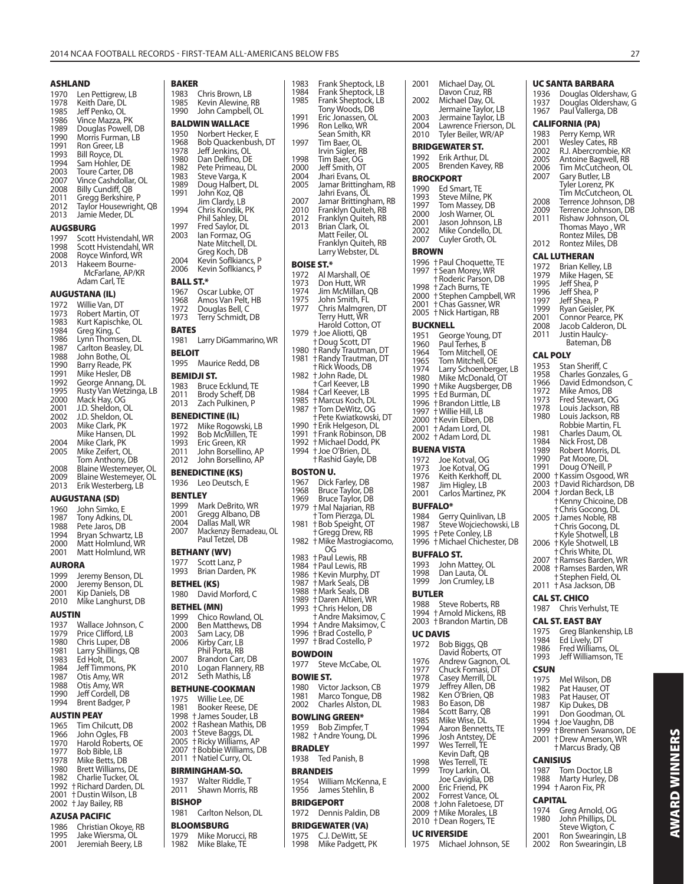## ASHLAND

1970 Len Pettigrew, LB
1978 Keith Dare, DL
1985 Jeff Penko, OL
1986 Vince Mazza, PK
1989 Douglas Powell, DB
1990 Morris Furman, LB
1991 Ron Greer, LB
1993 Bill Royce, DL
1994 Sam Hohler, DE
2003 Toure Carter, DB
2007 Vince Cashdollar, OL
2008 Billy Cundiff, QB
2011 Gregg Berkshire, P
2012 Taylor Housewright, QB
2013 Jamie Meder, DL

## AUGSBURG

1997 Scott Hvistendahl, WR
1998 Scott Hvistendahl, WR
2008 Royce Winford, WR
2013 Hakeem Bourne-McFarlane, AP/KR
Adam Carl, TE

## AUGUSTANA (IL)

1972 Willie Van, DT
1973 Robert Martin, OT
1983 Kurt Kapischke, OL
1984 Greg King, C
1986 Lynn Thomsen, DL
1987 Carlton Beasley, DL
1988 John Bothe, OL
1990 Barry Reade, PK
1991 Mike Hesler, DB
1992 George Annang, DL
1995 Rusty Van Wetzinga, LB
2000 Mack Hay, OG
2001 J.D. Sheldon, OL
2002 J.D. Sheldon, OL
2003 Mike Clark, PK
Mike Hansen, DL
2004 Mike Clark, PK
2005 Mike Zeifert, OL
Tom Anthony, DB
2008 Blaine Westemeyer, OL
2009 Blaine Westemeyer, OL
2013 Erik Westerberg, LB

## AUGUSTANA (SD)

1960 John Simko, E
1987 Tony Adkins, DL
1988 Pete Jaros, DB
1994 Bryan Schwartz, LB
2000 Matt Holmlund, WR
2001 Matt Holmlund, WR

## AURORA

1999 Jeremy Benson, DL
2000 Jeremy Benson, DL
2001 Kip Daniels, DB
2010 Mike Langhurst, DB

## AUSTIN

1937 Wallace Johnson, C
1979 Price Clifford, LB
1980 Chris Luper, DB
1981 Larry Shillings, QB
1983 Ed Holt, DL
1984 Jeff Timmons, PK
1987 Otis Amy, WR
1988 Otis Amy, WR
1990 Jeff Cordell, DB
1994 Brent Badger, P

## AUSTIN PEAY

1965 Tim Chilcutt, DB
1966 John Ogles, FB
1970 Harold Roberts, OE
1977 Bob Bible, LB
1978 Mike Betts, DB
1980 Brett Williams, DE
1982 Charlie Tucker, OL
1992 †Richard Darden, DL
2001 †Dustin Wilson, LB
2002 †Jay Bailey, RB

## AZUSA PACIFIC

1986 Christian Okoye, RB
1995 Jake Wiersma, OL
2001 Jeremiah Beery, LB

## BAKER

1983 Chris Brown, LB
1985 Kevin Alewine, RB
1990 John Campbell, OL

## BALDWIN WALLACE

1950 Norbert Hecker, E
1968 Bob Quackenbush, DT
1978 Jeff Jenkins, OL
1980 Dan Delfino, DE
1982 Pete Primeau, DL
1983 Steve Varga, K
1989 Doug Halbert, DL
1991 John Koz, QB
Jim Clardy, LB
1994 Chris Kondik, PK
Phil Sahley, DL
1997 Fred Saylor, DL
2003 Ian Formaz, OG
Nate Mitchell, DL
Greg Koch, DB
2004 Kevin Soflkiancs, P
2006 Kevin Soflkiancs, P

## BALL ST.*

1967 Oscar Lubke, OT
1968 Amos Van Pelt, HB
1972 Douglas Bell, C
1973 Terry Schmidt, DB

## BATES

1981 Larry DiGammarino, WR

## BELOIT

1995 Maurice Redd, DB

## BEMIDJI ST.

1983 Bruce Ecklund, TE
2011 Brody Scheff, DB
2013 Zach Pulkinen, P

## BENEDICTINE (IL)

1972 Mike Rogowski, LB
1992 Bob McMillen, TE
1993 Eric Green, KR
2011 John Borsellino, AP
2012 John Borsellino, AP

## BENEDICTINE (KS)

1936 Leo Deutsch, E

## BENTLEY

1999 Mark DeBrito, WR
2001 Gregg Albano, DB
2004 Dallas Mall, WR
2007 Mackenzy Bernadeau, OL
Paul Tetzel, DB

## BETHANY (WV)

1977 Scott Lanz, P
1993 Brian Darden, PK

## BETHEL (KS)

1980 David Morford, C

## BETHEL (MN)

1999 Chico Rowland, OL
2000 Ben Matthews, DB
2003 Sam Lacy, DB
2006 Kirby Carr, LB
Phil Porta, RB
2007 Brandon Carr, DB
2010 Logan Flannery, RB
2012 Seth Mathis, LB

## BETHUNE-COOKMAN

1975 Willie Lee, DE
1981 Booker Reese, DE
1998 †James Souder, LB
2002 †Rashean Mathis, DB
2003 †Steve Baggs, DL
2005 †Ricky Williams, AP
2007 †Bobbie Williams, DB
2011 †Natiel Curry, OL

## BIRMINGHAM-SO.

1937 Walter Riddle, T
2011 Shawn Morris, RB

## BISHOP

1981 Carlton Nelson, DL

## BLOOMSBURG

1979 Mike Morucci, RB
1982 Mike Blake, TE
1983 Frank Sheptock, LB
1984 Frank Sheptock, LB
1985 Frank Sheptock, LB
Tony Woods, DB
1991 Eric Jonassen, OL
1996 Ron Lelko, WR
Sean Smith, KR
1997 Tim Baer, OL
Irvin Sigler, RB
1998 Tim Baer, OG
2000 Jeff Smith, OT
2004 Jhari Evans, OL
2005 Jamar Brittingham, RB
Jahri Evans, OL
2007 Jamar Brittingham, RB
2010 Franklyn Quiteh, RB
2012 Franklyn Quiteh, RB
2013 Brian Clark, OL
Matt Feiler, OL
Franklyn Quiteh, RB
Larry Webster, DL

## BOISE ST.*

1972 Al Marshall, OE
1973 Don Hutt, WR
1974 Jim McMillan, QB
1975 John Smith, FL
1977 Chris Malmgren, DT
Terry Hutt, WR
Harold Cotton, OT
1979 †Joe Aliotti, QB
†Doug Scott, DT
1980 †Randy Trautman, DT
1981 †Randy Trautman, DT
†Rick Woods, DB
1982 †John Rade, DL
†Carl Keever, LB
1984 †Carl Keever, LB
1985 †Marcus Koch, DL
1987 †Tom DeWitz, OG
†Pete Kwiatkowski, DT
1990 †Erik Helgeson, DL
1991 †Frank Robinson, DB
1992 †Michael Dodd, PK
1994 †Joe O'Brien, DL
†Rashid Gayle, DB

## BOSTON U.

1967 Dick Farley, DB
1968 Bruce Taylor, DB
1969 Bruce Taylor, DB
1979 †Mal Najarian, RB
†Tom Pierzga, DL
1981 †Bob Speight, OT
†Gregg Drew, RB
1982 †Mike Mastrogiacomo, OG
1983 †Paul Lewis, RB
1984 †Paul Lewis, RB
1986 †Kevin Murphy, DT
1987 †Mark Seals, DB
1988 †Mark Seals, DB
1989 †Daren Altieri, WR
1993 †Chris Helon, DB
†Andre Maksimov, C
1994 †Andre Maksimov, C
1996 †Brad Costello, P
1997 †Brad Costello, P

## BOWDOIN

1977 Steve McCabe, OL

## BOWIE ST.

1980 Victor Jackson, CB
1981 Marco Tongue, DB
2002 Charles Alston, DL

## BOWLING GREEN*

1959 Bob Zimpfer, T
1982 †Andre Young, DL

## BRADLEY

1938 Ted Panish, B

## BRANDEIS

1954 William McKenna, E
1956 James Stehlin, B

## BRIDGEPORT

1972 Dennis Paldin, DB

## BRIDGEWATER (VA)

1975 C.J. DeWitt, SE
1998 Mike Padgett, PK
2001 Michael Day, OL
Davon Cruz, RB
2002 Michael Day, OL
Jermaine Taylor, LB
2003 Jermaine Taylor, LB
2004 Lawrence Frierson, DL
2010 Tyler Beiler, WR/AP

## BRIDGEWATER ST.

1992 Erik Arthur, DL
2005 Brenden Kavey, RB

## BROCKPORT

1990 Ed Smart, TE
1993 Steve Milne, PK
1997 Tom Massey, DB
2000 Josh Warner, OL
2001 Jason Johnson, LB
2002 Mike Condello, DL
2007 Cuyler Groth, OL

## BROWN

1996 †Paul Choquette, TE
1997 †Sean Morey, WR
†Roderic Parson, DB
1998 †Zach Burns, TE
2000 †Stephen Campbell, WR
2001 †Chas Gassner, WR
2005 †Nick Hartigan, RB

## BUCKNELL

1951 George Young, DT
1960 Paul Terhes, B
1964 Tom Mitchell, OE
1965 Tom Mitchell, OE
1974 Larry Schoenberger, LB
1980 Mike McDonald, OT
1990 †Mike Augsberger, DB
1995 †Ed Burman, DL
1996 †Brandon Little, LB
1997 †Willie Hill, LB
2000 †Kevin Eiben, DB
2001 †Adam Lord, DL
2002 †Adam Lord, DL

## BUENA VISTA

1972 Joe Kotval, OG
1973 Joe Kotval, OG
1976 Keith Kerkhoff, DL
1987 Jim Higley, LB
2001 Carlos Martinez, PK

## BUFFALO*

1984 Gerry Quinlivan, LB
1987 Steve Wojciechowski, LB
1995 †Pete Conley, LB
1996 †Michael Chichester, DB

## BUFFALO ST.

1993 John Mattey, OL
1998 Dan Lauta, OL
1999 Jon Crumley, LB

## BUTLER

1988 Steve Roberts, RB
1994 †Arnold Mickens, RB
2003 †Brandon Martin, DB

## UC DAVIS

1972 Bob Biggs, QB
David Roberts, OT
1976 Andrew Gagnon, OL
1977 Chuck Fomasi, DT
1978 Casey Merrill, DL
1979 Jeffrey Allen, DB
1982 Ken O'Brien, QB
1983 Bo Eason, DB
1984 Scott Barry, QB
1985 Mike Wise, DL
1994 Aaron Bennetts, TE
1996 Josh Antstey, DE
1997 Wes Terrell, TE
Kevin Daft, QB
1998 Wes Terrell, TE
1999 Troy Larkin, OL
Joe Caviglia, DB
2000 Eric Friend, PK
2002 Forrest Vance, OL
2008 †John Faletoese, DT
2009 †Mike Morales, LB
2010 †Dean Rogers, TE

## UC RIVERSIDE

1975 Michael Johnson, SE

## UC SANTA BARBARA

1936 Douglas Oldershaw, G
1937 Douglas Oldershaw, G
1967 Paul Vallerga, DB

## CALIFORNIA (PA)

1983 Perry Kemp, WR
2001 Wesley Cates, RB
2002 R.J. Abercrombie, KR
2005 Antoine Bagwell, RB
2006 Tim McCutcheon, OL
2007 Gary Butler, LB
Tyler Lorenz, PK
Tim McCutcheon, OL
2008 Terrence Johnson, DB
2009 Terrence Johnson, DB
2011 Rishaw Johnson, OL
Thomas Mayo , WR
Rontez Miles, DB
2012 Rontez Miles, DB

## CAL LUTHERAN

1972 Brian Kelley, LB
1979 Mike Hagen, SE
1995 Jeff Shea, P
1996 Jeff Shea, P
1997 Jeff Shea, P
1999 Ryan Geisler, PK
2001 Connor Pearce, PK
2008 Jacob Calderon, DL
2011 Justin Haulcy-Bateman, DB

## CAL POLY

1953 Stan Sheriff, C
1958 Charles Gonzales, G
1966 David Edmondson, C
1972 Mike Amos, DB
1973 Fred Stewart, OG
1978 Louis Jackson, RB
1980 Louis Jackson, RB
Robbie Martin, FL
1981 Charles Daum, OL
1984 Nick Frost, DB
1989 Robert Morris, DL
1990 Pat Moore, DL
1991 Doug O'Neill, P
2000 †Kassim Osgood, WR
2003 †David Richardson, DB
2004 †Jordan Beck, LB
†Kenny Chicoine, DB
†Chris Gocong, DL
2005 †James Noble, RB
†Chris Gocong, DL
†Kyle Shotwell, LB
2006 †Kyle Shotwell, LB
†Chris White, DL
2007 †Ramses Barden, WR
2008 †Ramses Barden, WR
†Stephen Field, OL
2011 †Asa Jackson, DB

## CAL ST. CHICO

1987 Chris Verhulst, TE

## CAL ST. EAST BAY

1975 Greg Blankenship, LB
1984 Ed Lively, DT
1986 Fred Williams, OL
1993 Jeff Williamson, TE

## CSUN

1975 Mel Wilson, DB
1982 Pat Hauser, OT
1983 Pat Hauser, OT
1987 Kip Dukes, DB
1991 Don Goodman, OL
1994 †Joe Vaughn, DB
1999 †Brennen Swanson, DE
2001 †Drew Amerson, WR
†Marcus Brady, QB

## CANISIUS

1987 Tom Doctor, LB
1988 Marty Hurley, DB
1994 †Aaron Fix, PR

## CAPITAL

1974 Greg Arnold, OG
1980 John Phillips, DL
Steve Wigton, C
2001 Ron Swearingin, LB
2002 Ron Swearingin, LB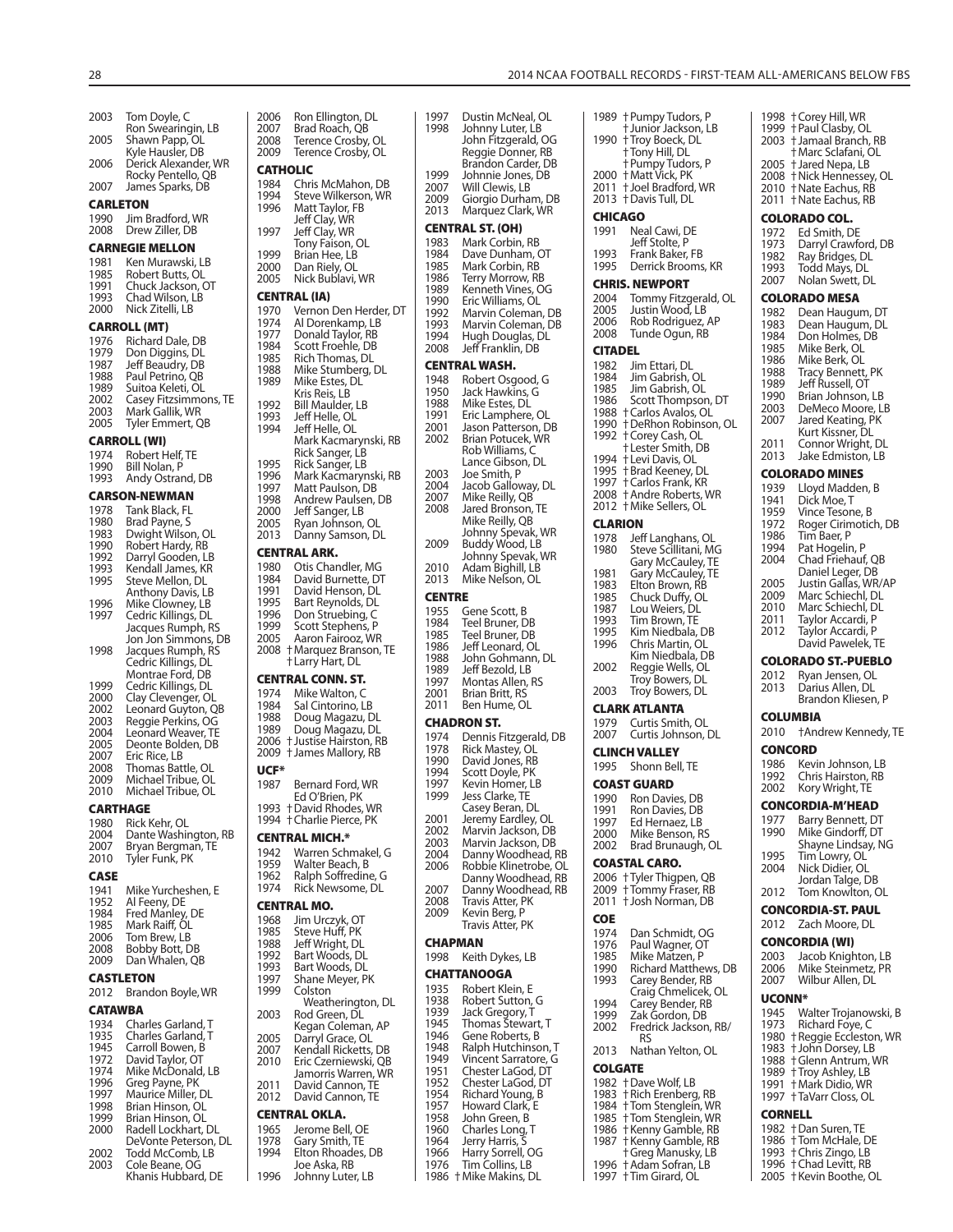2003 Tom Doyle, C
Ron Swearingin, LB
2005 Shawn Papp, OL
Kyle Hausler, DB
2006 Derick Alexander, WR
Rocky Pentello, QB
2007 James Sparks, DB

### CARLETON
1990 Jim Bradford, WR
2008 Drew Ziller, DB

### CARNEGIE MELLON
1981 Ken Murawski, LB
1985 Robert Butts, OL
1991 Chuck Jackson, OT
1993 Chad Wilson, LB
2000 Nick Zitelli, LB

### CARROLL (MT)
1976 Richard Dale, DB
1979 Don Diggins, DL
1987 Jeff Beaudry, DB
1988 Paul Petrino, QB
1989 Suitoa Keleti, OL
2002 Casey Fitzsimmons, TE
2003 Mark Gallik, WR
2005 Tyler Emmert, QB

### CARROLL (WI)
1974 Robert Helf, TE
1990 Bill Nolan, P
1993 Andy Ostrand, DB

### CARSON-NEWMAN
1978 Tank Black, FL
1980 Brad Payne, S
1983 Dwight Wilson, OL
1990 Robert Hardy, RB
1992 Darryl Gooden, LB
1993 Kendall James, KR
1995 Steve Mellon, DL
Anthony Davis, LB
1996 Mike Clowney, LB
1997 Cedric Killings, DL
Jacques Rumph, RS
Jon Jon Simmons, DB
1998 Jacques Rumph, RS
Cedric Killings, DL
Montrae Ford, DB
1999 Cedric Killings, DL
2000 Clay Clevenger, OL
2002 Leonard Guyton, QB
2003 Reggie Perkins, OG
2004 Leonard Weaver, TE
2005 Deonte Bolden, DB
2007 Eric Rice, LB
2008 Thomas Battle, OL
2009 Michael Tribue, OL
2010 Michael Tribue, OL

### CARTHAGE
1980 Rick Kehr, OL
2004 Dante Washington, RB
2007 Bryan Bergman, TE
2010 Tyler Funk, PK

### CASE
1941 Mike Yurcheshen, E
1952 Al Feeny, DE
1984 Fred Manley, DE
1985 Mark Raiff, OL
2006 Tom Brew, LB
2008 Bobby Bott, DB
2009 Dan Whalen, QB

### CASTLETON
2012 Brandon Boyle, WR

### CATAWBA
1934 Charles Garland, T
1935 Charles Garland, T
1945 Carroll Bowen, B
1972 David Taylor, OT
1974 Mike McDonald, LB
1996 Greg Payne, PK
1997 Maurice Miller, DL
1998 Brian Hinson, OL
1999 Brian Hinson, OL
2000 Radell Lockhart, DL
DeVonte Peterson, DL
2002 Todd McComb, LB
2003 Cole Beane, OG
Khanis Hubbard, DE

2006 Ron Ellington, DL
2007 Brad Roach, QB
2008 Terence Crosby, OL
2009 Terence Crosby, OL

### CATHOLIC
1984 Chris McMahon, DB
1994 Steve Wilkerson, WR
1996 Matt Taylor, FB
Jeff Clay, WR
1997 Jeff Clay, WR
Tony Faison, OL
1999 Brian Hee, LB
2000 Dan Riely, OL
2005 Nick Bublavi, WR

### CENTRAL (IA)
1970 Vernon Den Herder, DT
1974 Al Dorenkamp, LB
1977 Donald Taylor, RB
1984 Scott Froehle, DB
1985 Rich Thomas, DL
1988 Mike Stumberg, DL
1989 Mike Estes, DL
Kris Reis, LB
1992 Bill Maulder, LB
1993 Jeff Helle, OL
1994 Jeff Helle, OL
Mark Kacmarynski, RB
Rick Sanger, LB
1995 Rick Sanger, LB
1996 Mark Kacmarynski, RB
1997 Matt Paulson, DB
1998 Andrew Paulsen, DB
2000 Jeff Sanger, LB
2005 Ryan Johnson, OL
2013 Danny Samson, DL

### CENTRAL ARK.
1980 Otis Chandler, MG
1984 David Burnette, DT
1991 David Henson, DL
1995 Bart Reynolds, DL
1996 Don Struebing, C
1999 Scott Stephens, P
2005 Aaron Fairooz, WR
2008 † Marquez Branson, TE
† Larry Hart, DL

### CENTRAL CONN. ST.
1974 Mike Walton, C
1984 Sal Cintorino, LB
1988 Doug Magazu, DL
1989 Doug Magazu, DL
2006 † Justise Hairston, RB
2009 † James Mallory, RB

### UCF*
1987 Bernard Ford, WR
Ed O'Brien, PK
1993 † David Rhodes, WR
1994 † Charlie Pierce, PK

### CENTRAL MICH.*
1942 Warren Schmakel, G
1959 Walter Beach, B
1962 Ralph Soffredine, G
1974 Rick Newsome, DL

### CENTRAL MO.
1968 Jim Urczyk, OT
1985 Steve Huff, PK
1988 Jeff Wright, DL
1992 Bart Woods, DL
1993 Bart Woods, DL
1997 Shane Meyer, PK
1999 Colston Weatherington, DL
2003 Rod Green, DL
Kegan Coleman, AP
2005 Darryl Grace, OL
2007 Kendall Ricketts, DB
2010 Eric Czerniewski, QB
Jamorris Warren, WR
2011 David Cannon, TE
2012 David Cannon, TE

### CENTRAL OKLA.
1965 Jerome Bell, OE
1978 Gary Smith, TE
1994 Elton Rhoades, DB
Joe Aska, RB
1996 Johnny Luter, LB

1997 Dustin McNeal, OL
1998 Johnny Luter, LB
John Fitzgerald, OG
Reggie Donner, RB
Brandon Carder, DB
1999 Johnnie Jones, DB
2007 Will Clewis, LB
2009 Giorgio Durham, DB
2013 Marquez Clark, WR

### CENTRAL ST. (OH)
1983 Mark Corbin, RB
1984 Dave Dunham, OT
1985 Mark Corbin, RB
1986 Terry Morrow, RB
1989 Kenneth Vines, OG
1990 Eric Williams, OL
1992 Marvin Coleman, DB
1993 Marvin Coleman, DB
1994 Hugh Douglas, DL
2008 Jeff Franklin, DB

### CENTRAL WASH.
1948 Robert Osgood, G
1950 Jack Hawkins, G
1988 Mike Estes, DL
1991 Eric Lamphere, OL
2001 Jason Patterson, DB
2002 Brian Potucek, WR
Rob Williams, C
Lance Gibson, DL
2003 Joe Smith, P
2004 Jacob Galloway, DL
2007 Mike Reilly, QB
2008 Jared Bronson, TE
Mike Reilly, QB
Johnny Spevak, WR
2009 Buddy Wood, LB
Johnny Spevak, WR
2010 Adam Bighill, LB
2013 Mike Nelson, OL

### CENTRE
1955 Gene Scott, B
1984 Teel Bruner, DB
1985 Teel Bruner, DB
1986 Jeff Leonard, OL
1988 John Gohmann, DL
1989 Jeff Bezold, LB
1997 Montas Allen, RS
2001 Brian Britt, RS
2011 Ben Hume, OL

### CHADRON ST.
1974 Dennis Fitzgerald, DB
1978 Rick Mastey, OL
1990 David Jones, RB
1994 Scott Doyle, PK
1997 Kevin Homer, LB
1999 Jess Clarke, TE
Casey Beran, DL
2001 Jeremy Eardley, OL
2002 Marvin Jackson, DB
2003 Marvin Jackson, DB
2004 Danny Woodhead, RB
2006 Robbie Klinetrobe, OL
Danny Woodhead, RB
2007 Danny Woodhead, RB
2008 Travis Atter, PK
2009 Kevin Berg, P
Travis Atter, PK

### CHAPMAN
1998 Keith Dykes, LB

### CHATTANOOGA
1935 Robert Klein, E
1938 Robert Sutton, G
1939 Jack Gregory, T
1945 Thomas Stewart, T
1946 Gene Roberts, B
1948 Ralph Hutchinson, T
1949 Vincent Sarratore, G
1951 Chester LaGod, DT
1952 Chester LaGod, DT
1954 Richard Young, B
1957 Howard Clark, E
1958 John Green, B
1960 Charles Long, T
1964 Jerry Harris, S
1966 Harry Sorrell, OG
1976 Tim Collins, LB
1986 † Mike Makins, DL

1989 † Pumpy Tudors, P
† Junior Jackson, LB
1990 † Troy Boeck, DL
† Tony Hill, DL
† Pumpy Tudors, P
2000 † Matt Vick, PK
2011 † Joel Bradford, WR
2013 † Davis Tull, DL

### CHICAGO
1991 Neal Cawi, DE
Jeff Stolte, P
1993 Frank Baker, FB
1995 Derrick Brooms, KR

### CHRIS. NEWPORT
2004 Tommy Fitzgerald, OL
2005 Justin Wood, LB
2006 Rob Rodriguez, AP
2008 Tunde Ogun, RB

### CITADEL
1982 Jim Ettari, DL
1984 Jim Gabrish, OL
1985 Jim Gabrish, OL
1986 Scott Thompson, DT
1988 † Carlos Avalos, OL
1990 † DeRhon Robinson, OL
1992 † Corey Cash, OL
† Lester Smith, DB
1994 † Levi Davis, OL
1995 † Brad Keeney, DL
1997 † Carlos Frank, KR
2008 † Andre Roberts, WR
2012 † Mike Sellers, OL

### CLARION
1978 Jeff Langhans, OL
1980 Steve Scillitani, MG
Gary McCauley, TE
1981 Gary McCauley, TE
1983 Elton Brown, RB
1985 Chuck Duffy, OL
1987 Lou Weiers, DL
1993 Tim Brown, TE
1995 Kim Niedbala, DB
1996 Chris Martin, OL
Kim Niedbala, DB
2002 Reggie Wells, OL
Troy Bowers, DL
2003 Troy Bowers, DL

### CLARK ATLANTA
1979 Curtis Smith, OL
2007 Curtis Johnson, DL

### CLINCH VALLEY
1995 Shonn Bell, TE

### COAST GUARD
1990 Ron Davies, DB
1991 Ron Davies, DB
1997 Ed Hernaez, LB
2000 Mike Benson, RS
2002 Brad Brunaugh, OL

### COASTAL CARO.
2006 † Tyler Thigpen, QB
2009 † Tommy Fraser, RB
2011 † Josh Norman, DB

### COE
1974 Dan Schmidt, OG
1976 Paul Wagner, OT
1985 Mike Matzen, P
1990 Richard Matthews, DB
1993 Carey Bender, RB
Craig Chmelicek, OL
1994 Carey Bender, RB
1999 Zak Gordon, DB
2002 Fredrick Jackson, RB/RS
2013 Nathan Yelton, OL

### COLGATE
1982 † Dave Wolf, LB
1983 † Rich Erenberg, RB
1984 † Tom Stenglein, WR
1985 † Tom Stenglein, WR
1986 † Kenny Gamble, RB
1987 † Kenny Gamble, RB
† Greg Manusky, LB
1996 † Adam Sofran, LB
1997 † Tim Girard, OL

1998 † Corey Hill, WR
1999 † Paul Clasby, OL
2003 † Jamaal Branch, RB
† Marc Sclafani, OL
2005 † Jared Nepa, LB
2008 † Nick Hennessey, OL
2010 † Nate Eachus, RB
2011 † Nate Eachus, RB

### COLORADO COL.
1972 Ed Smith, DE
1973 Darryl Crawford, DB
1982 Ray Bridges, DL
1993 Todd Mays, DL
2007 Nolan Swett, DL

### COLORADO MESA
1982 Dean Haugum, DT
1983 Dean Haugum, DL
1984 Don Holmes, DB
1985 Mike Berk, OL
1986 Mike Berk, OL
1988 Tracy Bennett, PK
1989 Jeff Russell, OT
1990 Brian Johnson, LB
2003 DeMeco Moore, LB
2007 Jared Keating, PK
Kurt Kissner, DL
2011 Connor Wright, DL
2013 Jake Edmiston, LB

### COLORADO MINES
1939 Lloyd Madden, B
1941 Dick Moe, T
1959 Vince Tesone, B
1972 Roger Cirimotich, DB
1986 Tim Baer, P
1994 Pat Hogelin, P
2004 Chad Friehauf, QB
Daniel Leger, DB
2005 Justin Gallas, WR/AP
2009 Marc Schiechl, DL
2010 Marc Schiechl, DL
2011 Taylor Accardi, P
2012 Taylor Accardi, P
David Pawelek, TE

### COLORADO ST.-PUEBLO
2012 Ryan Jensen, OL
2013 Darius Allen, DL
Brandon Kliesen, P

### COLUMBIA
2010 †Andrew Kennedy, TE

### CONCORD
1986 Kevin Johnson, LB
1992 Chris Hairston, RB
2002 Kory Wright, TE

### CONCORDIA-M'HEAD
1977 Barry Bennett, DT
1990 Mike Gindorff, DT
Shayne Lindsay, NG
1995 Tim Lowry, OL
2004 Nick Didier, OL
Jordan Talge, DB
2012 Tom Knowlton, OL

### CONCORDIA-ST. PAUL
2012 Zach Moore, DL

### CONCORDIA (WI)
2003 Jacob Knighton, LB
2006 Mike Steinmetz, PR
2007 Wilbur Allen, DL

### UCONN*
1945 Walter Trojanowski, B
1973 Richard Foye, C
1980 † Reggie Eccleston, WR
1983 † John Dorsey, LB
1988 † Glenn Antrum, WR
1989 † Troy Ashley, LB
1991 † Mark Didio, WR
1997 † TaVarr Closs, OL

### CORNELL
1982 † Dan Suren, TE
1986 † Tom McHale, DE
1993 † Chris Zingo, LB
1996 † Chad Levitt, RB
2005 † Kevin Boothe, OL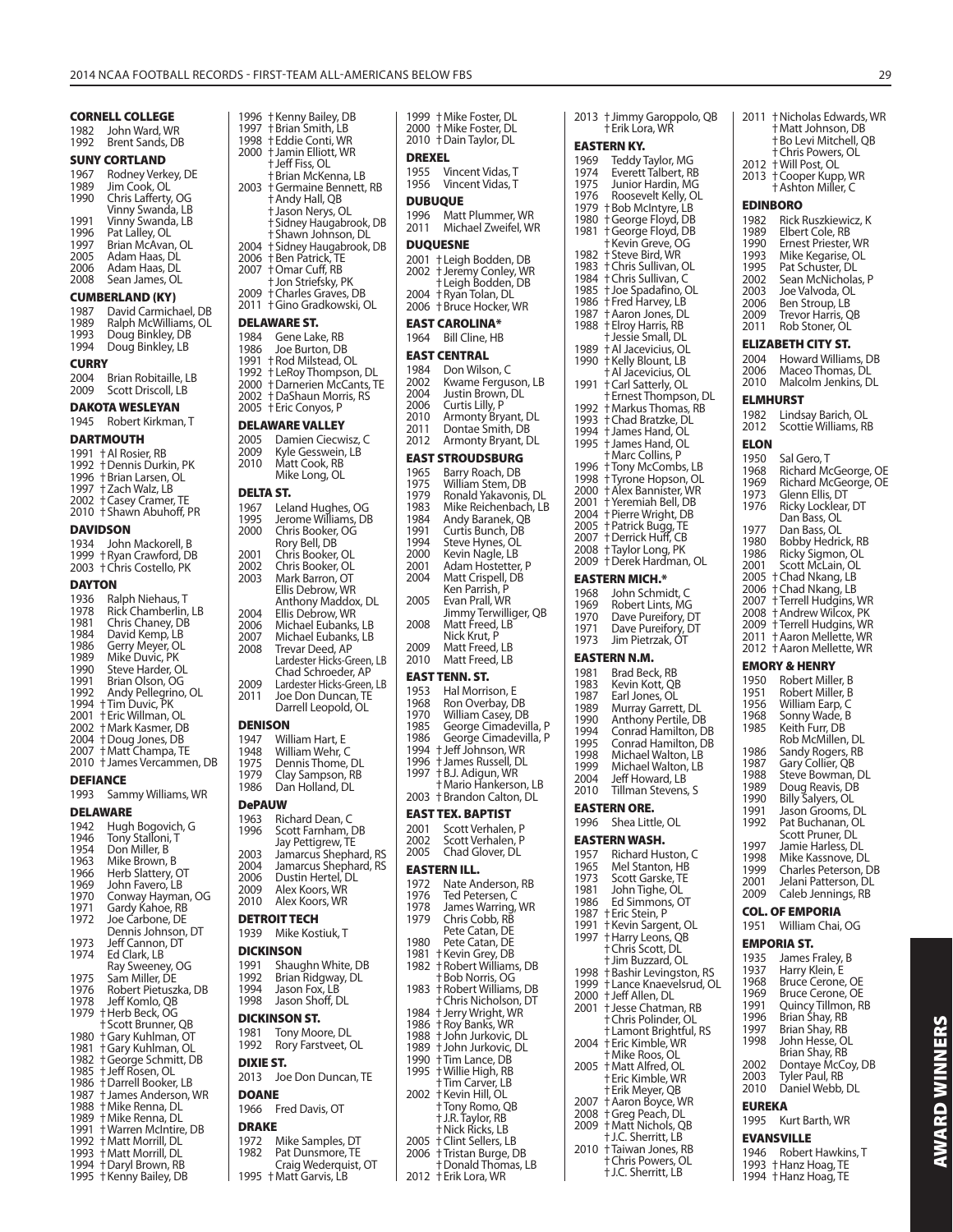**CORNELL COLLEGE**
1982 John Ward, WR
1992 Brent Sands, DB

**SUNY CORTLAND**
1967 Rodney Verkey, DE
1989 Jim Cook, OL
1990 Chris Lafferty, OG
Vinny Swanda, LB
1991 Vinny Swanda, LB
1996 Pat Lalley, OL
1997 Brian McAvan, OL
2005 Adam Haas, DL
2006 Adam Haas, DL
2008 Sean James, OL

**CUMBERLAND (KY)**
1987 David Carmichael, DB
1989 Ralph McWilliams, OL
1993 Doug Binkley, DB
1994 Doug Binkley, LB

**CURRY**
2004 Brian Robitaille, LB
2009 Scott Driscoll, LB

**DAKOTA WESLEYAN**
1945 Robert Kirkman, T

**DARTMOUTH**
1991 †Al Rosier, RB
1992 †Dennis Durkin, PK
1996 †Brian Larsen, OL
1997 †Zach Walz, LB
2002 †Casey Cramer, TE
2010 †Shawn Abuhoff, PR

**DAVIDSON**
1934 John Mackorell, B
1999 †Ryan Crawford, DB
2003 †Chris Costello, PK

**DAYTON**
1936 Ralph Niehaus, T
1978 Rick Chamberlin, LB
1981 Chris Chaney, DB
1984 David Kemp, LB
1986 Gerry Meyer, OL
1989 Mike Duvic, PK
1990 Steve Harder, OL
1991 Brian Olson, OG
1992 Andy Pellegrino, OL
1994 †Tim Duvic, PK
2001 †Eric Willman, OL
2002 †Mark Kasmer, DB
2004 †Doug Jones, DB
2007 †Matt Champa, TE
2010 †James Vercammen, DB

**DEFIANCE**
1993 Sammy Williams, WR

**DELAWARE**
1942 Hugh Bogovich, G
1946 Tony Stalloni, T
1954 Don Miller, B
1963 Mike Brown, B
1966 Herb Slattery, OT
1969 John Favero, LB
1970 Conway Hayman, OG
1971 Gardy Kahoe, RB
1972 Joe Carbone, DE
Dennis Johnson, DT
1973 Jeff Cannon, DT
1974 Ed Clark, LB
Ray Sweeney, OG
1975 Sam Miller, DE
1976 Robert Pietuszka, DB
1978 Jeff Komlo, QB
1979 †Herb Beck, OG
†Scott Brunner, QB
1980 †Gary Kuhlman, OT
1981 †Gary Kuhlman, OL
1982 †George Schmitt, DB
1985 †Jeff Rosen, OL
1986 †Darrell Booker, LB
1987 †James Anderson, WR
1988 †Mike Renna, DL
1989 †Mike Renna, DL
1991 †Warren McIntire, DB
1992 †Matt Morrill, DL
1993 †Matt Morrill, DL
1994 †Daryl Brown, RB
1995 †Kenny Bailey, DB
1996 †Kenny Bailey, DB
1997 †Brian Smith, LB
1998 †Eddie Conti, WR
2000 †Jamin Elliott, WR
†Jeff Fiss, OL
†Brian McKenna, LB
2003 †Germaine Bennett, RB
†Andy Hall, QB
†Jason Nerys, OL
†Sidney Haugabrook, DB
†Shawn Johnson, DL
2004 †Sidney Haugabrook, DB
2006 †Ben Patrick, TE
2007 †Omar Cuff, RB
†Jon Striefsky, PK
2009 †Charles Graves, DB
2011 †Gino Gradkowski, OL

**DELAWARE ST.**
1984 Gene Lake, RB
1986 Joe Burton, DB
1991 †Rod Milstead, OL
1992 †LeRoy Thompson, DL
2000 †Darnerien McCants, TE
2002 †DaShaun Morris, RS
2005 †Eric Conyos, P

**DELAWARE VALLEY**
2005 Damien Ciecwisz, C
2009 Kyle Gesswein, LB
2010 Matt Cook, RB
Mike Long, OL

**DELTA ST.**
1967 Leland Hughes, OG
1995 Jerome Williams, DB
2000 Chris Booker, OG
Rory Bell, DB
2001 Chris Booker, OL
2002 Chris Booker, OL
2003 Mark Barron, OT
Ellis Debrow, WR
Anthony Maddox, DL
2004 Ellis Debrow, WR
2006 Michael Eubanks, LB
2007 Michael Eubanks, LB
2008 Trevar Deed, AP
Lardester Hicks-Green, LB
Chad Schroeder, AP
2009 Lardester Hicks-Green, LB
2011 Joe Don Duncan, TE
Darrell Leopold, OL

**DENISON**
1947 William Hart, E
1948 William Wehr, C
1975 Dennis Thome, DL
1979 Clay Sampson, RB
1986 Dan Holland, DL

**DePAUW**
1963 Richard Dean, C
1996 Scott Farnham, DB
Jay Pettigrew, TE
2003 Jamarcus Shephard, RS
2004 Jamarcus Shephard, RS
2006 Dustin Hertel, DL
2009 Alex Koors, WR
2010 Alex Koors, WR

**DETROIT TECH**
1939 Mike Kostiuk, T

**DICKINSON**
1991 Shaughn White, DB
1992 Brian Ridgway, DL
1994 Jason Fox, LB
1998 Jason Shoff, DL

**DICKINSON ST.**
1981 Tony Moore, DL
1992 Rory Farstveet, OL

**DIXIE ST.**
2013 Joe Don Duncan, TE

**DOANE**
1966 Fred Davis, OT

**DRAKE**
1972 Mike Samples, DT
1982 Pat Dunsmore, TE
Craig Wederquist, OT
1995 †Matt Garvis, LB
1999 †Mike Foster, DL
2000 †Mike Foster, DL
2010 †Dain Taylor, DL

**DREXEL**
1955 Vincent Vidas, T
1956 Vincent Vidas, T

**DUBUQUE**
1996 Matt Plummer, WR
2011 Michael Zweifel, WR

**DUQUESNE**
2001 †Leigh Bodden, DB
2002 †Jeremy Conley, WR
†Leigh Bodden, DB
2004 †Ryan Tolan, DL
2006 †Bruce Hocker, WR

**EAST CAROLINA***
1964 Bill Cline, HB

**EAST CENTRAL**
1984 Don Wilson, C
2002 Kwame Ferguson, LB
2004 Justin Brown, DL
2006 Curtis Lilly, P
2010 Armonty Bryant, DL
2011 Dontae Smith, DB
2012 Armonty Bryant, DL

**EAST STROUDSBURG**
1965 Barry Roach, DB
1975 William Stem, DB
1979 Ronald Yakavonis, DL
1983 Mike Reichenbach, LB
1984 Andy Baranek, QB
1991 Curtis Bunch, DB
1994 Steve Hynes, OL
2000 Kevin Nagle, LB
2001 Adam Hostetter, P
2004 Matt Crispell, DB
Ken Parrish, P
2005 Evan Prall, WR
Jimmy Terwilliger, QB
2008 Matt Freed, LB
Nick Krut, P
2009 Matt Freed, LB
2010 Matt Freed, LB

**EAST TENN. ST.**
1953 Hal Morrison, E
1968 Ron Overbay, DB
1970 William Casey, DB
1985 George Cimadevilla, P
1986 George Cimadevilla, P
1994 †Jeff Johnson, WR
1996 †James Russell, DL
1997 †B.J. Adigun, WR
†Mario Hankerson, LB
2003 †Brandon Calton, DL

**EAST TEX. BAPTIST**
2001 Scott Verhalen, P
2002 Scott Verhalen, P
2005 Chad Glover, DL

**EASTERN ILL.**
1972 Nate Anderson, RB
1976 Ted Petersen, C
1978 James Warring, WR
1979 Chris Cobb, RB
Pete Catan, DE
1980 Pete Catan, DE
1981 †Kevin Grey, DB
1982 †Robert Williams, DB
†Bob Norris, OG
1983 †Robert Williams, DB
†Chris Nicholson, DT
1984 †Jerry Wright, WR
1986 †Roy Banks, WR
1988 †John Jurkovic, DL
1989 †John Jurkovic, DL
1990 †Tim Lance, DB
1995 †Willie High, RB
†Tim Carver, LB
2002 †Kevin Hill, OL
†Tony Romo, QB
†J.R. Taylor, RB
†Nick Ricks, LB
2005 †Clint Sellers, LB
2006 †Tristan Burge, DB
†Donald Thomas, LB
2012 †Erik Lora, WR
2013 †Jimmy Garoppolo, QB
†Erik Lora, WR

**EASTERN KY.**
1969 Teddy Taylor, MG
1974 Everett Talbert, RB
1975 Junior Hardin, MG
1976 Roosevelt Kelly, OL
1979 †Bob McIntyre, LB
1980 †George Floyd, DB
1981 †George Floyd, DB
†Kevin Greve, OG
1982 †Steve Bird, WR
1983 †Chris Sullivan, OL
1984 †Chris Sullivan, C
1985 †Joe Spadafino, OL
1986 †Fred Harvey, LB
1987 †Aaron Jones, DL
1988 †Elroy Harris, RB
†Jessie Small, DL
1989 †Al Jacevicius, OL
1990 †Kelly Blount, LB
†Al Jacevicius, OL
1991 †Carl Satterly, OL
†Ernest Thompson, DL
1992 †Markus Thomas, RB
1993 †Chad Bratzke, DL
1994 †James Hand, OL
1995 †James Hand, OL
†Marc Collins, P
1996 †Tony McCombs, LB
1998 †Tyrone Hopson, OL
2000 †Alex Bannister, WR
2001 †Yeremiah Bell, DB
2004 †Pierre Wright, DB
2005 †Patrick Bugg, TE
2007 †Derrick Huff, CB
2008 †Taylor Long, PK
2009 †Derek Hardman, OL

**EASTERN MICH.***
1968 John Schmidt, C
1969 Robert Lints, MG
1970 Dave Pureifory, DT
1971 Dave Pureifory, DT
1973 Jim Pietrzak, OT

**EASTERN N.M.**
1981 Brad Beck, RB
1983 Kevin Kott, QB
1987 Earl Jones, OL
1989 Murray Garrett, DL
1990 Anthony Pertile, DB
1994 Conrad Hamilton, DB
1995 Conrad Hamilton, DB
1998 Michael Walton, LB
1999 Michael Walton, LB
2004 Jeff Howard, LB
2010 Tillman Stevens, S

**EASTERN ORE.**
1996 Shea Little, OL

**EASTERN WASH.**
1957 Richard Huston, C
1965 Mel Stanton, HB
1973 Scott Garske, TE
1981 John Tighe, OL
1986 Ed Simmons, OT
1987 †Eric Stein, P
1991 †Kevin Sargent, OL
1997 †Harry Leons, QB
†Chris Scott, DL
†Jim Buzzard, OL
1998 †Bashir Levingston, RS
1999 †Lance Knaevelsrud, OL
2000 †Jeff Allen, DL
2001 †Jesse Chatman, RB
†Chris Polinder, OL
†Lamont Brightful, RS
2004 †Eric Kimble, WR
†Mike Roos, OL
2005 †Matt Alfred, OL
†Eric Kimble, WR
†Erik Meyer, QB
2007 †Aaron Boyce, WR
2008 †Greg Peach, DL
2009 †Matt Nichols, QB
†J.C. Sherritt, LB
2010 †Taiwan Jones, RB
†Chris Powers, OL
†J.C. Sherritt, LB
2011 †Nicholas Edwards, WR
†Matt Johnson, DB
†Bo Levi Mitchell, QB
†Chris Powers, OL
2012 †Will Post, OL
2013 †Cooper Kupp, WR
†Ashton Miller, C

**EDINBORO**
1982 Rick Ruszkiewicz, K
1989 Elbert Cole, RB
1990 Ernest Priester, WR
1993 Mike Kegarise, OL
1995 Pat Schuster, DL
2002 Sean McNicholas, P
2003 Joe Valvoda, OL
2006 Ben Stroup, LB
2009 Trevor Harris, QB
2011 Rob Stoner, OL

**ELIZABETH CITY ST.**
2004 Howard Williams, DB
2006 Maceo Thomas, DL
2010 Malcolm Jenkins, DL

**ELMHURST**
1982 Lindsay Barich, OL
2012 Scottie Williams, RB

**ELON**
1950 Sal Gero, T
1968 Richard McGeorge, OE
1969 Richard McGeorge, OE
1973 Glenn Ellis, DT
1976 Ricky Locklear, DT
Dan Bass, OL
1977 Dan Bass, OL
1980 Bobby Hedrick, RB
1986 Ricky Sigmon, OL
2001 Scott McLain, OL
2005 †Chad Nkang, LB
2006 †Chad Nkang, LB
2007 †Terrell Hudgins, WR
2008 †Andrew Wilcox, PK
2009 †Terrell Hudgins, WR
2011 †Aaron Mellette, WR
2012 †Aaron Mellette, WR

**EMORY & HENRY**
1950 Robert Miller, B
1951 Robert Miller, B
1956 William Earp, C
1968 Sonny Wade, B
1985 Keith Furr, DB
Rob McMillen, DL
1986 Sandy Rogers, RB
1987 Gary Collier, QB
1988 Steve Bowman, DL
1989 Doug Reavis, DB
1990 Billy Salyers, OL
1991 Jason Grooms, DL
1992 Pat Buchanan, OL
Scott Pruner, DL
1997 Jamie Harless, DL
1998 Mike Kassnove, DL
1999 Charles Peterson, DB
2001 Jelani Patterson, DL
2009 Caleb Jennings, RB

**COL. OF EMPORIA**
1951 William Chai, OG

**EMPORIA ST.**
1935 James Fraley, B
1937 Harry Klein, E
1968 Bruce Cerone, OE
1969 Bruce Cerone, OE
1991 Quincy Tillmon, RB
1996 Brian Shay, RB
1997 Brian Shay, RB
1998 John Hesse, OL
Brian Shay, RB
2002 Dontaye McCoy, DB
2003 Tyler Paul, RB
2010 Daniel Webb, DL

**EUREKA**
1995 Kurt Barth, WR

**EVANSVILLE**
1946 Robert Hawkins, T
1993 †Hanz Hoag, TE
1994 †Hanz Hoag, TE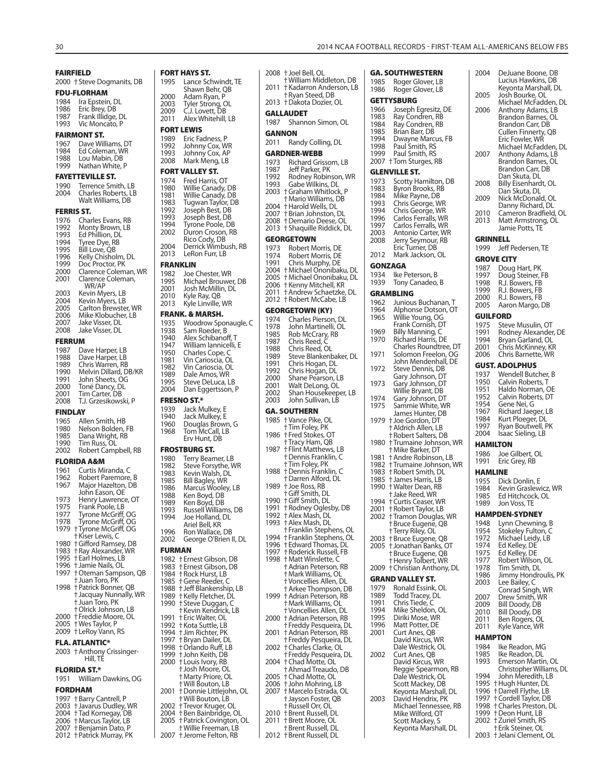### FAIRFIELD
2000 † Steve Dogmanits, DB

### FDU-FLORHAM
1984 Ira Epstein, DL
1986 Eric Brey, DB
1987 Frank Illidge, DL
1993 Vic Moncato, P

### FAIRMONT ST.
1967 Dave Williams, DT
1984 Ed Coleman, WR
1988 Lou Mabin, DB
1999 Nathan White, P

### FAYETTEVILLE ST.
1990 Terrence Smith, LB
2004 Charles Roberts, LB
Walt Williams, DB

### FERRIS ST.
1976 Charles Evans, RB
1992 Monty Brown, LB
1993 Ed Phillion, DL
1994 Tyree Dye, RB
1995 Bill Love, QB
1996 Kelly Chisholm, DL
1999 Doc Proctor, PK
2000 Clarence Coleman, WR
2001 Clarence Coleman, WR/AP
2003 Kevin Myers, LB
2004 Kevin Myers, LB
2005 Carlton Brewster, WR
2006 Mike Klobucher, LB
2007 Jake Visser, DL
2008 Jake Visser, DL

### FERRUM
1987 Dave Harper, LB
1988 Dave Harper, LB
1989 Chris Warren, RB
1990 Melvin Dillard, DB/KR
1991 John Sheets, OG
2000 Toné Dancy, DL
2001 Tim Carter, DB
2008 T.J. Grzesikowski, P

### FINDLAY
1965 Allen Smith, HB
1980 Nelson Bolden, FB
1985 Dana Wright, RB
1990 Tim Russ, OL
2002 Robert Campbell, RB

### FLORIDA A&M
1961 Curtis Miranda, C
1962 Robert Paremore, B
1967 Major Hazelton, DB
John Eason, OE
1973 Henry Lawrence, OT
1975 Frank Poole, LB
1977 Tyrone McGriff, OG
1978 Tyrone McGriff, OG
1979 † Tyrone McGriff, OG
† Kiser Lewis, C
1980 † Gifford Ramsey, DB
1983 † Ray Alexander, WR
1995 † Earl Holmes, LB
1996 † Jamie Nails, OL
1997 † Oteman Sampson, QB
† Juan Toro, PK
1998 † Patrick Bonner, QB
† Jacquay Nunnally, WR
† Juan Toro, PK
† Olrick Johnson, LB
2000 † Freddie Moore, OL
2005 † Wes Taylor, P
2009 † LeRoy Vann, RS

### FLA. ATLANTIC*
2003 † Anthony Crissinger-Hill, TE

### FLORIDA ST.*
1951 William Dawkins, OG

### FORDHAM
1997 † Barry Cantrell, P
2003 † Javarus Dudley, WR
2004 † Tad Kornegay, DB
2006 † Marcus Taylor, LB
2007 † Benjamin Dato, P
2012 † Patrick Murray, PK

### FORT HAYS ST.
1995 Lance Schwindt, TE
Shawn Behr, QB
2000 Adam Ryan, P
2003 Tyler Strong, OL
2009 C.J. Lovett, DB
2011 Alex Whitehill, LB

### FORT LEWIS
1989 Eric Fadness, P
1992 Johnny Cox, WR
1993 Johnny Cox, AP
2008 Mark Meng, LB

### FORT VALLEY ST.
1974 Fred Harris, OT
1980 Willie Canady, DB
1981 Willie Canady, DB
1983 Tugwan Taylor, DB
1992 Joseph Best, DB
1993 Joseph Best, DB
1994 Tyrone Poole, DB
2002 Duron Croson, RB
Rico Cody, DB
2004 Derrick Wimbush, RB
2013 LeRon Furr, LB

### FRANKLIN
1982 Joe Chester, WR
1995 Michael Brouwer, DB
2001 Josh McMillin, DL
2010 Kyle Ray, QB
2013 Kyle Linville, WR

### FRANK. & MARSH.
1935 Woodrow Sponaugle, C
1938 Sam Roeder, B
1940 Alex Schibanoff, T
1947 William Iannicelli, E
1950 Charles Cope, C
1981 Vin Carioscia, OL
1982 Vin Carioscia, OL
1989 Dale Amos, WR
1995 Steve DeLuca, LB
2004 Dan Eggertsson, P

### FRESNO ST.*
1939 Jack Mulkey, E
1940 Jack Mulkey, E
1960 Douglas Brown, G
1968 Tom McCall, LB
Erv Hunt, DB

### FROSTBURG ST.
1980 Terry Beamer, LB
1982 Steve Forsythe, WR
1983 Kevin Walsh, DL
1985 Bill Bagley, WR
1986 Marcus Wooley, LB
1988 Ken Boyd, DB
1989 Ken Boyd, DB
1993 Russell Williams, DB
1994 Joe Holland, DL
Ariel Bell, KR
1996 Ron Wallace, DB
2002 George O'Brien II, DL

### FURMAN
1982 † Ernest Gibson, DB
1983 † Ernest Gibson, DB
1984 † Rock Hurst, LB
1985 † Gene Reeder, C
1988 † Jeff Blankenship, LB
1989 † Kelly Fletcher, DL
1990 † Steve Duggan, C
† Kevin Kendrick, LB
1991 † Eric Walter, OL
1992 † Kota Suttle, LB
1994 † Jim Richter, PK
1997 † Bryan Dailer, DL
1998 † Orlando Ruff, LB
1999 † John Keith, DB
2000 † Louis Ivory, RB
† Josh Moore, OL
† Marty Priore, OL
† Will Bouton, LB
2001 † Donnie Littlejohn, OL
† Will Bouton, LB
2002 † Trevor Kruger, OL
2004 † Ben Bainbridge, OL
2005 † Patrick Covington, OL
† Willie Freeman, LB
2007 † Jerome Felton, RB
2008 † Joel Bell, OL
† William Middleton, DB
2011 † Kadarron Anderson, LB
† Ryan Steed, DB
2013 † Dakota Dozier, OL

### GALLAUDET
1987 Shannon Simon, OL

### GANNON
2011 Randy Colling, DL

### GARDNER-WEBB
1973 Richard Grissom, LB
1987 Jeff Parker, PK
1992 Rodney Robinson, WR
1993 Gabe Wilkins, DL
2003 † Graham Whitlock, P
† Mario Williams, DB
2004 † Harold Wells, DL
2007 † Brian Johnston, DL
2008 † Demario Deese, OL
2013 † Shaquille Riddick, DL

### GEORGETOWN
1973 Robert Morris, DE
1974 Robert Morris, DE
1991 Chris Murphy, DE
2004 † Michael Ononibaku, DL
2005 † Michael Ononibaku, DL
2006 † Kenny Mitchell, KR
2011 † Andrew Schaetzke, DL
2012 † Robert McCabe, LB

### GEORGETOWN (KY)
1974 Charles Pierson, DL
1978 John Martinelli, OL
1985 Rob McCrary, RB
1987 Chris Reed, C
1988 Chris Reed, OL
1989 Steve Blankenbaker, DL
1991 Chris Hogan, DL
1992 Chris Hogan, DL
2000 Shane Pearson, LB
2001 Walt DeLong, OL
2002 Shan Housekeeper, LB
2003 John Sullivan, LB

### GA. SOUTHERN
1985 † Vance Pike, OL
† Tim Foley, PK
1986 † Fred Stokes, OT
† Tracy Ham, QB
1987 † Flint Matthews, LB
† Dennis Franklin, C
† Tim Foley, PK
1988 † Dennis Franklin, C
† Darren Alford, DL
1989 † Joe Ross, RB
† Giff Smith, DL
1990 † Giff Smith, DL
1991 † Rodney Oglesby, DB
1992 † Alex Mash, DL
1993 † Alex Mash, DL
† Franklin Stephens, OL
1994 † Franklin Stephens, OL
1996 † Edward Thomas, DL
1997 † Roderick Russell, FB
1998 † Matt Winslette, C
† Adrian Peterson, RB
† Mark Williams, OL
† Voncellies Allen, DL
† Arkee Thompson, DB
1999 † Adrian Peterson, RB
† Mark Williams, OL
† Voncellies Allen, DL
2000 † Adrian Peterson, RB
† Freddy Pesqueira, DL
2001 † Adrian Peterson, RB
† Freddy Pesqueira, DL
2002 † Charles Clarke, OL
† Freddy Pesqueira, DL
2004 † Chad Motte, OL
† Ahmad Treaudo, DB
2005 † Chad Motte, OL
2006 † John Mohring, LB
2007 † Marcelo Estrada, OL
† Jayson Foster, QB
† Russell Orr, OL
2010 † Brent Russell, DL
2011 † Brett Moore, OL
† Brent Russell, DL
2012 † Brent Russell, DL

### GA. SOUTHWESTERN
1985 Roger Glover, LB
1986 Roger Glover, LB

### GETTYSBURG
1966 Joseph Egresitz, DE
1983 Ray Condren, RB
1984 Ray Condren, RB
1985 Brian Barr, DB
1994 Dwayne Marcus, FB
1998 Paul Smith, RS
1999 Paul Smith, RS
2007 † Tom Sturges, RB

### GLENVILLE ST.
1973 Scotty Hamilton, DB
1983 Byron Brooks, RB
1984 Mike Payne, DB
1993 Chris George, WR
1994 Chris George, WR
1996 Carlos Ferralls, WR
1997 Carlos Ferralls, WR
2003 Antonio Carter, WR
2008 Jerry Seymour, RB
Eric Turner, DB
2012 Mark Jackson, OL

### GONZAGA
1934 Ike Peterson, B
1939 Tony Canadeo, B

### GRAMBLING
1962 Junious Buchanan, T
1964 Alphonse Dotson, OT
1965 Willie Young, OG
Frank Cornish, DT
1969 Billy Manning, C
1970 Richard Harris, DE
Charles Roundtree, DT
1971 Solomon Freelon, OG
John Mendenhall, DE
1972 Steve Dennis, DB
Gary Johnson, DT
1973 Gary Johnson, DT
Willie Bryant, DB
1974 Gary Johnson, DT
1975 Sammie White, WR
James Hunter, DB
1979 † Joe Gordon, DT
† Aldrich Allen, LB
† Robert Salters, DB
1980 † Trumaine Johnson, WR
† Mike Barker, DT
1981 † Andre Robinson, LB
1982 † Trumaine Johnson, WR
1983 † Robert Smith, DL
1985 † James Harris, LB
1990 † Walter Dean, RB
† Jake Reed, WR
1994 † Curtis Ceaser, WR
2001 † Robert Taylor, LB
2002 † Tramon Douglas, WR
† Bruce Eugene, QB
† Terry Riley, OL
2003 † Bruce Eugene, QB
2005 † Jonathan Banks, OT
† Bruce Eugene, QB
† Henry Tolbert, WR
2009 † Christian Anthony, DL

### GRAND VALLEY ST.
1979 Ronald Essink, OL
1989 Todd Tracey, DL
1991 Chris Tiede, C
1994 Mike Sheldon, OL
1995 Diriki Mose, WR
1996 Matt Potter, DE
2001 Curt Anes, QB
David Kircus, WR
Dale Westrick, OL
2002 Curt Anes, QB
David Kircus, WR
Reggie Spearmon, RB
Dale Westrick, OL
Scott Mackey, DB
Keyonta Marshall, DL
2003 David Hendrix, PK
Michael Tennessee, RB
Mike Wilford, OT
Scott Mackey, S
Keyonta Marshall, DL
2004 DeJuane Boone, DB
Lucius Hawkins, DB
Keyonta Marshall, DL
2005 Josh Bourke, OL
Michael McFadden, DL
2006 Anthony Adams, LB
Brandon Barnes, OL
Brandon Carr, DB
Cullen Finnerty, QB
Eric Fowler, WR
Michael McFadden, DL
2007 Anthony Adams, LB
Brandon Barnes, OL
Brandon Carr, DB
Dan Skuta, DL
2008 Billy Eisenhardt, OL
Dan Skuta, DL
2009 Nick McDonald, OL
Danny Richard, DL
2010 Cameron Bradfield, OL
2013 Matt Armstrong, OL
Jamie Potts, TE

### GRINNELL
1999 Jeff Pedersen, TE

### GROVE CITY
1987 Doug Hart, PK
1997 Doug Steiner, FB
1998 R.J. Bowers, FB
1999 R.J. Bowers, FB
2000 R.J. Bowers, FB
2005 Aaron Margo, DB

### GUILFORD
1975 Steve Musulin, OT
1991 Rodney Alexander, DE
1994 Bryan Garland, OL
2001 Chris McKinney, KR
2006 Chris Barnette, WR

### GUST. ADOLPHUS
1937 Wendell Butcher, B
1950 Calvin Roberts, T
1951 Haldo Norman, OE
1952 Calvin Roberts, DT
1954 Gene Nei, G
1967 Richard Jaeger, LB
1984 Kurt Ploeger, DL
1997 Ryan Boutwell, PK
2004 Isaac Sieling, LB

### HAMILTON
1986 Joe Gilbert, OL
1991 Eric Grey, RB

### HAMLINE
1955 Dick Donlin, E
1984 Kevin Graslewicz, WR
1985 Ed Hitchcock, OL
1989 Jon Voss, TE

### HAMPDEN-SYDNEY
1948 Lynn Chewning, B
1954 Stokeley Fulton, C
1972 Michael Leidy, LB
1974 Ed Kelley, DE
1975 Ed Kelley, DE
1977 Robert Wilson, OL
1978 Tim Smith, DL
1986 Jimmy Hondroulis, PK
2003 Lee Bailey, C
Conrad Singh, WR
2007 Drew Smith, WR
2009 Bill Doody, DB
2010 Bill Doody, DB
2011 Ben Rogers, OL
2011 Kyle Vance, WR

### HAMPTON
1984 Ike Readon, MG
1985 Ike Readon, DL
1993 Emerson Martin, OL
Christopher Williams, DL
1994 John Meredith, LB
1995 † Hugh Hunter, DL
1996 † Darrell Flythe, LB
1997 † Cordell Taylor, DB
1998 † Charles Preston, DL
1999 † Deon Hunt, LB
2002 † Zuriel Smith, RS
† Erik Steiner, OL
2003 † Jelani Clement, OL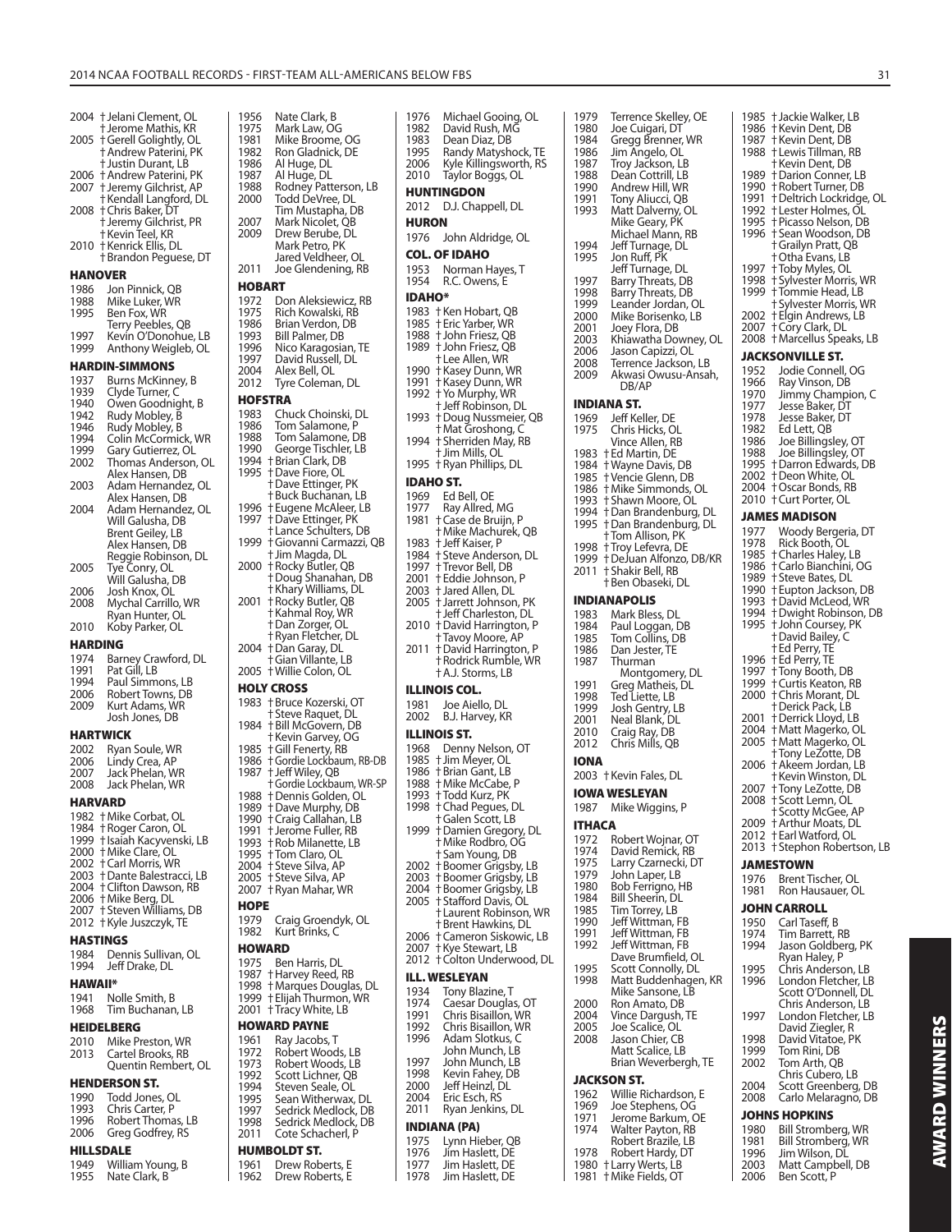2004 †Jelani Clement, OL
†Jerome Mathis, KR
2005 †Gerell Golightly, OL
†Andrew Paterini, PK
†Justin Durant, LB
2006 †Andrew Paterini, PK
2007 †Jeremy Gilchrist, AP
†Kendall Langford, DL
2008 †Chris Baker, DT
†Jeremy Gilchrist, PR
†Kevin Teel, KR
2010 †Kenrick Ellis, DL
†Brandon Peguese, DT

### HANOVER

1986 Jon Pinnick, QB
1988 Mike Luker, WR
1995 Ben Fox, WR
Terry Peebles, QB
1997 Kevin O'Donohue, LB
1999 Anthony Weigleb, OL

### HARDIN-SIMMONS

1937 Burns McKinney, B
1939 Clyde Turner, C
1940 Owen Goodnight, B
1942 Rudy Mobley, B
1946 Rudy Mobley, B
1994 Colin McCormick, WR
1999 Gary Gutierrez, OL
2002 Thomas Anderson, OL
Alex Hansen, DB
2003 Adam Hernandez, OL
Alex Hansen, DB
2004 Adam Hernandez, OL
Will Galusha, DB
Brent Geiley, LB
Alex Hansen, DB
Reggie Robinson, DL
2005 Tye Conry, OL
Will Galusha, DB
2006 Josh Knox, OL
2008 Mychal Carrillo, WR
Ryan Hunter, OL
2010 Koby Parker, OL

### HARDING

1974 Barney Crawford, DL
1991 Pat Gill, LB
1994 Paul Simmons, LB
2006 Robert Towns, DB
2009 Kurt Adams, WR
Josh Jones, DB

### HARTWICK

2002 Ryan Soule, WR
2006 Lindy Crea, AP
2007 Jack Phelan, WR
2008 Jack Phelan, WR

### HARVARD

1982 †Mike Corbat, OL
1984 †Roger Caron, OL
1999 †Isaiah Kacyvenski, LB
2000 †Mike Clare, OL
2002 †Carl Morris, WR
2003 †Dante Balestracci, LB
2004 †Clifton Dawson, RB
2006 †Mike Berg, DL
2007 †Steven Williams, DB
2012 †Kyle Juszczyk, TE

### HASTINGS

1984 Dennis Sullivan, OL
1994 Jeff Drake, DL

### HAWAII*

1941 Nolle Smith, B
1968 Tim Buchanan, LB

### HEIDELBERG

2010 Mike Preston, WR
2013 Cartel Brooks, RB
Quentin Rembert, OL

### HENDERSON ST.

1990 Todd Jones, OL
1993 Chris Carter, P
1996 Robert Thomas, LB
2006 Greg Godfrey, RS

### HILLSDALE

1949 William Young, B
1955 Nate Clark, B
1956 Nate Clark, B
1975 Mark Law, OG
1981 Mike Broome, OG
1982 Ron Gladnick, DE
1986 Al Huge, DL
1987 Al Huge, DL
1988 Rodney Patterson, LB
2000 Todd DeVree, DL
Tim Mustapha, DB
2007 Mark Nicolet, QB
2009 Drew Berube, DL
Mark Petro, PK
Jared Veldheer, OL
2011 Joe Glendening, RB

### HOBART

1972 Don Aleksiewicz, RB
1975 Rich Kowalski, RB
1986 Brian Verdon, DB
1993 Bill Palmer, DB
1996 Nico Karagosian, TE
1997 David Russell, DL
2004 Alex Bell, DL
2012 Tyre Coleman, DL

### HOFSTRA

1983 Chuck Choinski, DL
1986 Tom Salamone, P
1988 Tom Salamone, DB
1990 George Tischler, LB
1994 †Brian Clark, DB
1995 †Dave Fiore, OL
†Dave Ettinger, PK
†Buck Buchanan, LB
1996 †Eugene McAleer, LB
1997 †Dave Ettinger, PK
†Lance Schulters, DB
1999 †Giovanni Carmazzi, QB
†Jim Magda, DL
2000 †Rocky Butler, QB
†Doug Shanahan, DB
†Khary Williams, DL
2001 †Rocky Butler, QB
†Kahmal Roy, WR
†Dan Zorger, OL
†Ryan Fletcher, DL
2004 †Dan Garay, DL
†Gian Villante, LB
2005 †Willie Colon, OL

### HOLY CROSS

1983 †Bruce Kozerski, OT
†Steve Raquet, DL
1984 †Bill McGovern, DB
†Kevin Garvey, OG
1985 †Gill Fenerty, RB
1986 †Gordie Lockbaum, RB-DB
1987 †Jeff Wiley, QB
†Gordie Lockbaum, WR-SP
1988 †Dennis Golden, OL
1989 †Dave Murphy, DB
1990 †Craig Callahan, LB
1991 †Jerome Fuller, RB
1993 †Rob Milanette, LB
1995 †Tom Claro, OL
2004 †Steve Silva, AP
2005 †Steve Silva, AP
2007 †Ryan Mahar, WR

### HOPE

1979 Craig Groendyk, OL
1982 Kurt Brinks, C

### HOWARD

1975 Ben Harris, DL
1987 †Harvey Reed, RB
1998 †Marques Douglas, DL
1999 †Elijah Thurmon, WR
2001 †Tracy White, LB

### HOWARD PAYNE

1961 Ray Jacobs, T
1972 Robert Woods, LB
1973 Robert Woods, LB
1992 Scott Lichner, QB
1994 Steven Seale, OL
1995 Sean Witherwax, DL
1997 Sedrick Medlock, DB
1998 Sedrick Medlock, DB
2011 Cote Schacherl, P

### HUMBOLDT ST.

1961 Drew Roberts, E
1962 Drew Roberts, E
1976 Michael Gooing, OL
1982 David Rush, MG
1983 Dean Diaz, DB
1995 Randy Matyshock, TE
2006 Kyle Killingsworth, RS
2010 Taylor Boggs, OL

### HUNTINGDON

2012 D.J. Chappell, DL

### HURON

1976 John Aldridge, OL

### COL. OF IDAHO

1953 Norman Hayes, T
1954 R.C. Owens, E

### IDAHO*

1983 †Ken Hobart, QB
1985 †Eric Yarber, WR
1988 †John Friesz, QB
1989 †John Friesz, QB
†Lee Allen, WR
1990 †Kasey Dunn, WR
1991 †Kasey Dunn, WR
1992 †Yo Murphy, WR
†Jeff Robinson, DL
1993 †Doug Nussmeier, QB
†Mat Groshong, C
1994 †Sherriden May, RB
†Jim Mills, OL
1995 †Ryan Phillips, DL

### IDAHO ST.

1969 Ed Bell, OE
1977 Ray Allred, MG
1981 †Case de Bruijn, P
†Mike Machurek, QB
1983 †Jeff Kaiser, P
1984 †Steve Anderson, OL
1997 †Trevor Bell, DB
2001 †Eddie Johnson, P
2003 †Jared Allen, DL
2005 †Jarrett Johnson, PK
†Jeff Charleston, DL
2010 †David Harrington, P
†Tavoy Moore, AP
2011 †David Harrington, P
†Rodrick Rumble, WR
†A.J. Storms, LB

### ILLINOIS COL.

1981 Joe Aiello, DL
2002 B.J. Harvey, KR

### ILLINOIS ST.

1968 Denny Nelson, OT
1985 †Jim Meyer, OL
1986 †Brian Gant, LB
1988 †Mike McCabe, P
1993 †Todd Kurz, PK
1998 †Chad Pegues, DL
†Galen Scott, LB
1999 †Damien Gregory, DL
†Mike Rodbro, OG
†Sam Young, DB
2002 †Boomer Grigsby, LB
2003 †Boomer Grigsby, LB
2004 †Boomer Grigsby, LB
2005 †Stafford Davis, OL
†Laurent Robinson, WR
†Brent Hawkins, DL
2006 †Cameron Siskowic, LB
2007 †Kye Stewart, LB
2012 †Colton Underwood, DL

### ILL. WESLEYAN

1934 Tony Blazine, T
1974 Caesar Douglas, OT
1991 Chris Bisaillon, WR
1992 Chris Bisaillon, WR
1996 Adam Slotkus, C
John Munch, LB
1997 John Munch, LB
1998 Kevin Fahey, DB
2000 Jeff Heinzl, DL
2004 Eric Esch, RS
2011 Ryan Jenkins, DL

### INDIANA (PA)

1975 Lynn Hieber, QB
1976 Jim Haslett, DE
1977 Jim Haslett, DE
1978 Jim Haslett, DE
1979 Terrence Skelley, OE
1980 Joe Cuigari, DT
1984 Gregg Brenner, WR
1986 Jim Angelo, OL
1987 Troy Jackson, LB
1988 Dean Cottrill, LB
1990 Andrew Hill, WR
1991 Tony Aliucci, QB
1993 Matt Dalverny, OL
Mike Geary, PK
Michael Mann, RB
1994 Jeff Turnage, DL
1995 Jon Ruff, PK
Jeff Turnage, DL
1997 Barry Threats, DB
1998 Barry Threats, DB
1999 Leander Jordan, OL
2000 Mike Borisenko, LB
2001 Joey Flora, DB
2003 Khiawatha Downey, OL
2006 Jason Capizzi, OL
2008 Terrence Jackson, LB
2009 Akwasi Owusu-Ansah, DB/AP

### INDIANA ST.

1969 Jeff Keller, DE
1975 Chris Hicks, OL
Vince Allen, RB
1983 †Ed Martin, DE
1984 †Wayne Davis, DB
1985 †Vencie Glenn, DB
1986 †Mike Simmonds, OL
1993 †Shawn Moore, OL
1994 †Dan Brandenburg, DL
1995 †Dan Brandenburg, DL
†Tom Allison, PK
1998 †Troy Lefevra, DE
1999 †DeJuan Alfonzo, DB/KR
2011 †Shakir Bell, RB
†Ben Obaseki, DL

### INDIANAPOLIS

1983 Mark Bless, DL
1984 Paul Loggan, DB
1985 Tom Collins, DB
1986 Dan Jester, TE
1987 Thurman Montgomery, DL
1991 Greg Matheis, DL
1998 Ted Liette, LB
1999 Josh Gentry, LB
2001 Neal Blank, DL
2010 Craig Ray, DB
2012 Chris Mills, QB

### IONA

2003 †Kevin Fales, DL

### IOWA WESLEYAN

1987 Mike Wiggins, P

### ITHACA

1972 Robert Wojnar, OT
1974 David Remick, RB
1975 Larry Czarnecki, DT
1979 John Laper, LB
1980 Bob Ferrigno, HB
1984 Bill Sheerin, DL
1985 Tim Torrey, LB
1990 Jeff Wittman, FB
1991 Jeff Wittman, FB
1992 Jeff Wittman, FB
Dave Brumfield, OL
1995 Scott Connolly, DL
1998 Matt Buddenhagen, KR
Mike Sansone, LB
2000 Ron Amato, DB
2004 Vince Dargush, TE
2005 Joe Scalice, OL
2008 Jason Chier, CB
Matt Scalice, LB
Brian Weverbergh, TE

### JACKSON ST.

1962 Willie Richardson, E
1969 Joe Stephens, OG
1971 Jerome Barkum, OE
1974 Walter Payton, RB
Robert Brazile, LB
1978 Robert Hardy, DT
1980 †Larry Werts, LB
1981 †Mike Fields, OT
1985 †Jackie Walker, LB
1986 †Kevin Dent, DB
1987 †Kevin Dent, DB
1988 †Lewis Tillman, RB
†Kevin Dent, DB
1989 †Darion Conner, LB
1990 †Robert Turner, DB
1991 †Deltrich Lockridge, OL
1992 †Lester Holmes, OL
1995 †Picasso Nelson, DB
1996 †Sean Woodson, DB
†Grailyn Pratt, QB
†Otha Evans, LB
1997 †Toby Myles, OL
1998 †Sylvester Morris, WR
1999 †Tommie Head, LB
†Sylvester Morris, WR
2002 †Elgin Andrews, LB
2007 †Cory Clark, DL
2008 †Marcellus Speaks, LB

### JACKSONVILLE ST.

1952 Jodie Connell, OG
1966 Ray Vinson, DB
1970 Jimmy Champion, C
1977 Jesse Baker, DT
1978 Jesse Baker, DT
1982 Ed Lett, QB
1986 Joe Billingsley, OT
1988 Joe Billingsley, OT
1995 †Darron Edwards, DB
2002 †Deon White, OL
2004 †Oscar Bonds, RB
2010 †Curt Porter, OL

### JAMES MADISON

1977 Woody Bergeria, DT
1978 Rick Booth, OL
1985 †Charles Haley, LB
1986 †Carlo Bianchini, OG
1989 †Steve Bates, DL
1990 †Eupton Jackson, DB
1993 †David McLeod, WR
1994 †Dwight Robinson, DB
1995 †John Coursey, PK
†David Bailey, C
†Ed Perry, TE
1996 †Ed Perry, TE
1997 †Tony Booth, DB
1999 †Curtis Keaton, RB
2000 †Chris Morant, DL
†Derick Pack, LB
2001 †Derrick Lloyd, LB
2004 †Matt Magerko, OL
2005 †Matt Magerko, OL
†Tony LeZotte, DB
2006 †Akeem Jordan, LB
†Kevin Winston, DL
2007 †Tony LeZotte, DB
2008 †Scott Lemn, OL
†Scotty McGee, AP
2009 †Arthur Moats, DL
2012 †Earl Watford, OL
2013 †Stephon Robertson, LB

### JAMESTOWN

1976 Brent Tischer, OL
1981 Ron Hausauer, OL

### JOHN CARROLL

1950 Carl Taseff, B
1974 Tim Barrett, RB
1994 Jason Goldberg, PK
Ryan Haley, P
1995 Chris Anderson, LB
1996 London Fletcher, LB
Scott O'Donnell, DL
Chris Anderson, LB
1997 London Fletcher, LB
David Ziegler, R
1998 David Vitatoe, PK
1999 Tom Rini, DB
2002 Tom Arth, QB
Chris Cubero, LB
2004 Scott Greenberg, DB
2008 Carlo Melaragno, DB

### JOHNS HOPKINS

1980 Bill Stromberg, WR
1981 Bill Stromberg, WR
1996 Jim Wilson, DL
2003 Matt Campbell, DB
2006 Ben Scott, P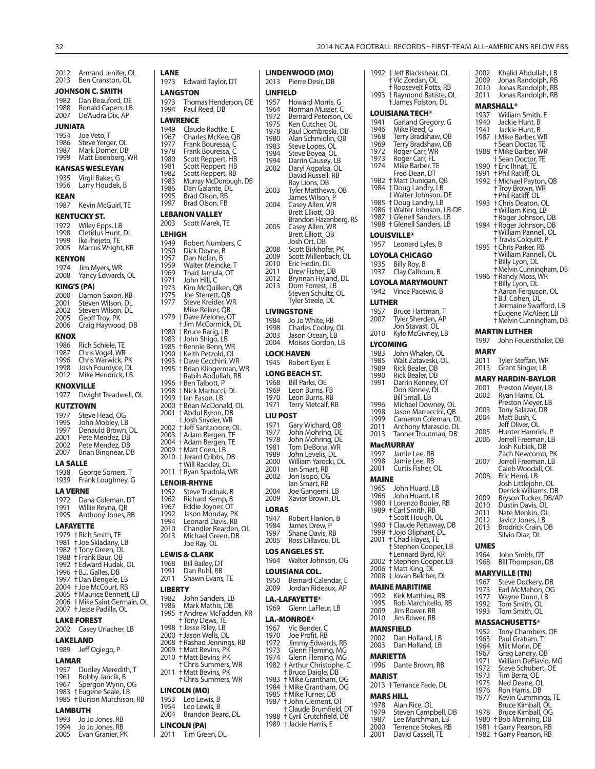2012 Armand Jenifer, OL
2013 Ben Cranston, OL

### JOHNSON C. SMITH

1982 Dan Beauford, DE
1988 Ronald Capers, LB
2007 De'Audra Dix, AP

### JUNIATA

1954 Joe Veto, T
1986 Steve Yerger, OL
1987 Mark Dorner, DB
1999 Matt Eisenberg, WR

### KANSAS WESLEYAN

1935 Virgil Baker, G
1956 Larry Houdek, B

### KEAN

1987 Kevin McGuirl, TE

### KENTUCKY ST.

1972 Wiley Epps, LB
1998 Cletidus Hunt, DL
1999 Ike Ihejeto, TE
2005 Marcus Wright, KR

### KENYON

1974 Jim Myers, WR
2008 Yancy Edwards, OL

### KING'S (PA)

2000 Damon Saxon, RB
2001 Steven Wilson, DL
2002 Steven Wilson, DL
2005 Geoff Troy, PK
2006 Craig Haywood, DB

### KNOX

1986 Rich Schiele, TE
1987 Chris Vogel, WR
1996 Chris Warwick, PK
1998 Josh Fourdyce, DL
2012 Mike Hendrick, LB

### KNOXVILLE

1977 Dwight Treadwell, OL

### KUTZTOWN

1977 Steve Head, OG
1995 John Mobley, LB
1997 Denauld Brown, DL
2001 Pete Mendez, DB
2002 Pete Mendez, DB
2007 Brian Bingnear, DB

### LA SALLE

1938 George Somers, T
1939 Frank Loughney, G

### LA VERNE

1972 Dana Coleman, DT
1991 Willie Reyna, QB
1995 Anthony Jones, RB

### LAFAYETTE

1979 †Rich Smith, TE
1981 †Joe Skladany, LB
1982 †Tony Green, DL
1988 †Frank Baur, QB
1992 †Edward Hudak, OL
1996 †B.J. Galles, DB
1997 †Dan Bengele, LB
2004 †Joe McCourt, RB
2005 †Maurice Bennett, LB
2006 †Mike Saint Germain, OL
2007 †Jesse Padilla, OL

### LAKE FOREST

2002 Casey Urlacher, LB

### LAKELAND

1989 Jeff Ogiego, P

### LAMAR

1957 Dudley Meredith, T
1961 Bobby Jancik, B
1967 Spergon Wynn, OG
1983 †Eugene Seale, LB
1985 †Burton Murchison, RB

### LAMBUTH

1993 Jo Jo Jones, RB
1994 Jo Jo Jones, RB
2005 Evan Granier, PK

### LANE

1973 Edward Taylor, DT

### LANGSTON

1973 Thomas Henderson, DE
1994 Paul Reed, DB

### LAWRENCE

1949 Claude Radtke, E
1967 Charles McKee, QB
1977 Frank Bouressa, C
1978 Frank Bouressa, C
1980 Scott Reppert, HB
1981 Scott Reppert, HB
1982 Scott Reppert, RB
1983 Murray McDonough, DB
1986 Dan Galante, DL
1995 Brad Olson, RB
1997 Brad Olson, FB

### LEBANON VALLEY

2003 Scott Marek, TE

### LEHIGH

1949 Robert Numbers, C
1950 Dick Doyne, B
1957 Dan Nolan, B
1959 Walter Meincke, T
1969 Thad Jamula, OT
1971 John Hill, C
1973 Kim McQuilken, QB
1975 Joe Sterrett, QB
1977 Steve Kreider, WR
Mike Reiker, QB
1979 †Dave Melone, OT
†Jim McCormick, DL
1980 †Bruce Rarig, LB
1983 †John Shigo, LB
1985 †Rennie Benn, WR
1990 †Keith Petzold, OL
1993 †Dave Cecchini, WR
1995 †Brian Klingerman, WR
†Rabih Abdullah, RB
1996 †Ben Talbott, P
1998 †Nick Martucci, DL
1999 †Ian Eason, LB
2000 †Brian McDonald, OL
2001 †Abdul Byron, DB
†Josh Snyder, WR
2002 †Jeff Santacroce, OL
2003 †Adam Bergen, TE
2004 †Adam Bergen, TE
2009 †Matt Coen, LB
2010 †Jerard Cribbs, DB
†Will Rackley, OL
2011 †Ryan Spadola, WR

### LENOIR-RHYNE

1952 Steve Trudnak, B
1962 Richard Kemp, B
1967 Eddie Joyner, OT
1992 Jason Monday, PK
1994 Leonard Davis, RB
2010 Chandler Rearden, OL
2013 Michael Green, DB
Joe Ray, OL

### LEWIS & CLARK

1968 Bill Bailey, DT
1991 Dan Ruhl, RB
2011 Shawn Evans, TE

### LIBERTY

1982 John Sanders, LB
1986 Mark Mathis, DB
1995 †Andrew McFadden, KR
†Tony Dews, TE
1998 †Jesse Riley, LB
2000 †Jason Wells, DL
2008 †Rashad Jennings, RB
2009 †Matt Bevins, PK
2010 †Matt Bevins, PK
†Chris Summers, WR
2011 †Matt Bevins, PK
†Chris Summers, WR

### LINCOLN (MO)

1953 Leo Lewis, B
1954 Leo Lewis, B
2004 Brandon Beard, DL

### LINCOLN (PA)

2011 Tim Green, DL

### LINDENWOOD (MO)

2013 Pierre Desir, DB

### LINFIELD

1957 Howard Morris, G
1964 Norman Musser, C
1972 Bernard Peterson, OE
1975 Ken Cutcher, OL
1978 Paul Dombroski, DB
1980 Alan Schmidlin, QB
1983 Steve Lopes, OL
1984 Steve Boyea, OL
1994 Darrin Causey, LB
2002 Daryl Agpalsa, OL
David Russell, RB
Ray Lions, DB
2003 Tyler Matthews, QB
James Wilson, P
2004 Casey Allen, WR
Brett Elliott, QB
Brandon Hazenberg, RS
2005 Casey Allen, WR
Brett Elliott, QB
Josh Ort, DB
2008 Scott Birkhofer, PK
2009 Scott Millenbach, OL
2010 Eric Hedin, DL
2011 Drew Fisher, DB
2012 Brynnan Hyland, DL
2013 Dom Forrest, LB
Steven Schultz, OL
Tyler Steele, DL

### LIVINGSTONE

1984 Jo Jo White, RB
1998 Charles Cooley, OL
2003 Jason Ocean, LB
2004 Moises Gordon, LB

### LOCK HAVEN

1945 Robert Eyer, E

### LONG BEACH ST.

1968 Bill Parks, OE
1969 Leon Burns, FB
1970 Leon Burns, RB
1971 Terry Metcalf, RB

### LIU POST

1971 Gary Wichard, QB
1977 John Mohring, DE
1978 John Mohring, DE
1981 Tom DeBona, WR
1989 John Levelis, DL
2000 William Yarocki, DL
2001 Ian Smart, RB
2002 Jon Isopo, OG
Ian Smart, RB
2004 Joe Gangemi, LB
2009 Xavier Brown, DL

### LORAS

1947 Robert Hanlon, B
1984 James Drew, P
1997 Shane Davis, RB
2005 Ross Dillavou, DL

### LOS ANGELES ST.

1964 Walter Johnson, OG

### LOUISIANA COL.

1950 Bernard Calendar, E
2009 Jordan Rideaux, AP

### LA.-LAFAYETTE*

1969 Glenn LaFleur, LB

### LA.-MONROE*

1967 Vic Bender, C
1970 Joe Profit, RB
1972 Jimmy Edwards, RB
1973 Glenn Fleming, MG
1974 Glenn Fleming, MG
1982 †Arthur Christophe, C
†Bruce Daigle, DB
1983 †Mike Grantham, OG
1984 †Mike Grantham, OG
1985 †Mike Turner, DB
1987 †John Clement, OT
†Claude Brumfield, DT
1988 †Cyril Crutchfield, DB
1989 †Jackie Harris, E
1992 †Jeff Blackshear, OL
†Vic Zordan, OL
†Roosevelt Potts, RB
1993 †Raymond Batiste, OL
†James Folston, DL

### LOUISIANA TECH*

1941 Garland Gregory, G
1946 Mike Reed, G
1968 Terry Bradshaw, QB
1969 Terry Bradshaw, QB
1972 Roger Carr, WR
1973 Roger Carr, FL
1974 Mike Barber, TE
Fred Dean, DT
1982 †Matt Dunigan, QB
1984 †Doug Landry, LB
†Walter Johnson, DE
1985 †Doug Landry, LB
1986 †Walter Johnson, LB-DE
1987 †Glenell Sanders, LB
1988 †Glenell Sanders, LB

### LOUISVILLE*

1957 Leonard Lyles, B

### LOYOLA CHICAGO

1935 Billy Roy, B
1937 Clay Calhoun, B

### LOYOLA MARYMOUNT

1942 Vince Pacewic, B

### LUTHER

1957 Bruce Hartman, T
2007 Tyler Sherden, AP
Jon Stavast, OL
2010 Kyle McGivney, LB

### LYCOMING

1983 John Whalen, OL
1985 Walt Zataveski, OL
1989 Rick Bealer, DB
1990 Rick Bealer, DB
1991 Darrin Kenney, OT
Don Kinney, DL
Bill Small, LB
1996 Michael Downey, OL
1998 Jason Marraccini, QB
1999 Cameron Coleman, DL
2011 Anthony Marascio, DL
2013 Tanner Troutman, DB

### MacMURRAY

1997 Jamie Lee, RB
1998 Jamie Lee, RB
2001 Curtis Fisher, OL

### MAINE

1965 John Huard, LB
1966 John Huard, LB
1980 †Lorenzo Bouier, RB
1989 †Carl Smith, RB
†Scott Hough, OL
1990 †Claude Pettaway, DB
1999 †Jojo Oliphant, DL
2001 †Chad Hayes, TE
†Stephen Cooper, LB
†Lennard Byrd, KR
2002 †Stephen Cooper, LB
2006 †Matt King, DL
2008 †Jovan Belcher, DL

### MAINE MARITIME

1992 Kirk Matthieu, RB
1995 Rob Marchitello, RB
2009 Jim Bower, RB
2010 Jim Bower, RB

### MANSFIELD

2002 Dan Holland, LB
2003 Dan Holland, LB

### MARIETTA

1996 Dante Brown, RB

### MARIST

2013 †Terrance Fede, DL

### MARS HILL

1978 Alan Rice, OL
1979 Steven Campbell, DB
1987 Lee Marchman, LB
2000 Terrence Stokes, RB
2001 David Cassell, TE
2002 Khalid Abdullah, LB
2009 Jonas Randolph, RB
2010 Jonas Randolph, RB
2011 Jonas Randolph, RB

### MARSHALL*

1937 William Smith, E
1940 Jackie Hunt, B
1941 Jackie Hunt, B
1987 †Mike Barber, WR
†Sean Doctor, TE
1988 †Mike Barber, WR
†Sean Doctor, TE
1990 †Eric Ihnat, TE
1991 †Phil Ratliff, OL
1992 †Michael Payton, QB
†Troy Brown, WR
†Phil Ratliff, OL
1993 †Chris Deaton, OL
†William King, LB
†Roger Johnson, DB
1994 †Roger Johnson, DB
†William Pannell, OL
†Travis Colquitt, P
1995 †Chris Parker, RB
†William Pannell, OL
†Billy Lyon, DL
†Melvin Cunningham, DB
1996 †Randy Moss, WR
†Billy Lyon, DL
†Aaron Ferguson, OL
†B.J. Cohen, DL
†Jermaine Swafford, LB
†Eugene McAleer, LB
†Melvin Cunningham, DB

### MARTIN LUTHER

1997 John Feuersthaler, DB

### MARY

2011 Tyler Steffan, WR
2013 Grant Singer, LB

### MARY HARDIN-BAYLOR

2001 Preston Meyer, LB
2002 Ryan Harris, OL
Preston Meyer, LB
2003 Tony Salazar, DB
2004 Matt Bush, C
Jeff Oliver, OL
2005 Hunter Hamrick, P
2006 Jerrell Freeman, LB
Josh Kubiak, DB
Zach Newcomb, PK
2007 Jerrell Freeman, LB
Caleb Woodall, OL
2008 Eric Henri, LB
Josh Littlejohn, OL
Derrick Williams, DB
2009 Bryson Tucker, DB/AP
2010 Dustin Davis, OL
2011 Nate Menkin, OL
2012 Javicz Jones, LB
2013 Brodrick Crain, DB
Silvio Diaz, DL

### UMES

1964 John Smith, DT
1968 Bill Thompson, DB

### MARYVILLE (TN)

1967 Steve Dockery, DB
1973 Earl McMahon, OG
1977 Wayne Dunn, LB
1992 Tom Smith, OL
1993 Tom Smith, OL

### MASSACHUSETTS*

1952 Tony Chambers, OE
1963 Paul Graham, T
1964 Milt Morin, DE
1967 Greg Landry, QB
1971 William DeFlavio, MG
1972 Steve Schubert, OE
1973 Tim Berra, OE
1975 Ned Deane, OL
1976 Ron Harris, DB
1977 Kevin Cummings, TE
Bruce Kimball, OL
1978 Bruce Kimball, OG
1980 †Bob Manning, DB
1981 †Garry Pearson, RB
1982 †Garry Pearson, RB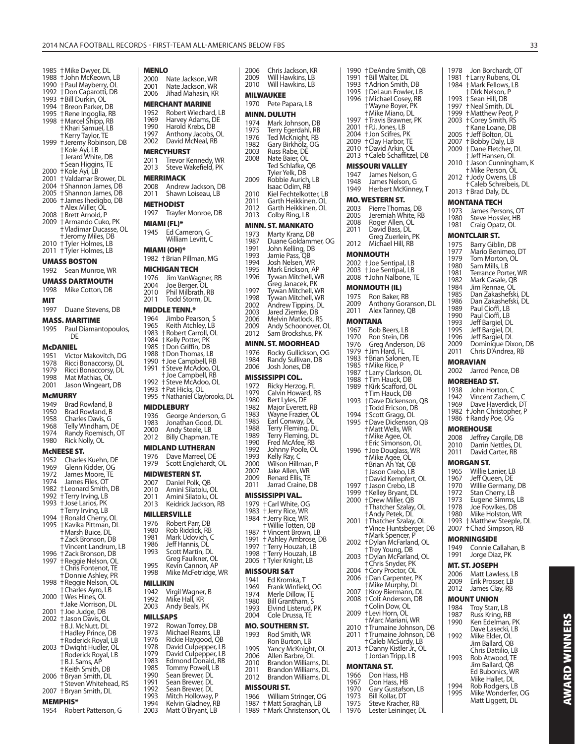1985 † Mike Dwyer, DL
1988 † John McKeown, LB
1990 † Paul Mayberry, OL
1992 † Don Caparotti, DB
1993 † Bill Durkin, OL
1994 † Breon Parker, DB
1995 † Rene Ingoglia, RB
1998 † Marcel Shipp, RB
† Khari Samuel, LB
† Kerry Taylor, TE
1999 † Jeremy Robinson, DB
† Kole Ayi, LB
† Jerard White, DB
† Sean Higgins, TE
2000 † Kole Ayi, LB
2001 † Valdamar Brower, DL
2004 † Shannon James, DB
2005 † Shannon James, DB
2006 † James Ihedigbo, DB
† Alex Miller, OL
2008 † Brett Arnold, P
2009 † Armando Cuko, PK
† Vladimar Ducasse, OL
† Jeromy Miles, DB
2010 † Tyler Holmes, LB
2011 † Tyler Holmes, LB

**UMASS BOSTON**
1992 Sean Munroe, WR

**UMASS DARTMOUTH**
1998 Mike Cotton, DB

**MIT**
1997 Duane Stevens, DB

**MASS. MARITIME**
1995 Paul Diamantopoulos, DE

**McDANIEL**
1951 Victor Makovitch, DG
1978 Ricci Bonaccorsy, DL
1979 Ricci Bonaccorsy, DL
1998 Mat Mathias, OL
2001 Jason Wingeart, DB

**McMURRY**
1949 Brad Rowland, B
1950 Brad Rowland, B
1958 Charles Davis, G
1968 Telly Windham, DE
1974 Randy Roemisch, OT
1980 Rick Nolly, OL

**McNEESE ST.**
1952 Charles Kuehn, DE
1969 Glenn Kidder, OG
1972 James Moore, TE
1974 James Files, OT
1982 † Leonard Smith, DB
1992 † Terry Irving, LB
1993 † Jose Larios, PK
† Terry Irving, LB
1994 † Ronald Cherry, OL
1995 † Kavika Pittman, DL
† Marsh Buice, DL
† Zack Bronson, DB
† Vincent Landrum, LB
1996 † Zack Bronson, DB
1997 † Reggie Nelson, OL
† Chris Fontenot, TE
† Donnie Ashley, PR
1998 † Reggie Nelson, OL
† Charles Ayro, LB
2000 † Wes Hines, OL
† Jake Morrison, DL
2001 † Joe Judge, DB
2002 † Jason Davis, OL
† B.J. McNutt, DL
† Hadley Prince, DB
† Roderick Royal, LB
2003 † Dwight Hudler, OL
† Roderick Royal, LB
† B.J. Sams, AP
† Keith Smith, DB
2006 † Bryan Smith, DL
† Steven Whitehead, RS
2007 † Bryan Smith, DL

**MEMPHIS***
1954 Robert Patterson, G

**MENLO**
2000 Nate Jackson, WR
2001 Nate Jackson, WR
2006 Jihad Mahasin, KR

**MERCHANT MARINE**
1952 Robert Wiechard, LB
1969 Harvey Adams, DE
1990 Harold Krebs, DB
1997 Anthony Jacobs, OL
2002 David McNeal, RB

**MERCYHURST**
2011 Trevor Kennedy, WR
2013 Steve Wakefield, PK

**MERRIMACK**
2008 Andrew Jackson, DB
2011 Shawn Loiseau, LB

**METHODIST**
1997 Trayfer Monroe, DB

**MIAMI (FL)***
1945 Ed Cameron, G
William Levitt, C

**MIAMI (OH)***
1982 † Brian Pillman, MG

**MICHIGAN TECH**
1976 Jim VanWagner, RB
2004 Joe Berger, OL
2010 Phil Milbrath, RB
2011 Todd Storm, DL

**MIDDLE TENN.***
1964 Jimbo Pearson, S
1965 Keith Atchley, LB
1983 † Robert Carroll, OL
1984 † Kelly Potter, PK
1985 † Don Griffin, DB
1988 † Don Thomas, LB
1990 † Joe Campbell, RB
1991 † Steve McAdoo, OL
† Joe Campbell, RB
1992 † Steve McAdoo, OL
1993 † Pat Hicks, OL
1995 † Nathaniel Claybrooks, DL

**MIDDLEBURY**
1936 George Anderson, G
1983 Jonathan Good, DL
2000 Andy Steele, LB
2012 Billy Chapman, TE

**MIDLAND LUTHERAN**
1976 Dave Marreel, DE
1979 Scott Englehardt, OL

**MIDWESTERN ST.**
2007 Daniel Polk, QB
2010 Amini Silatolu, OL
2011 Amini Silatolu, OL
2013 Keidrick Jackson, RB

**MILLERSVILLE**
1976 Robert Parr, DB
1980 Rob Riddick, RB
1981 Mark Udovich, C
1986 Jeff Hannis, DL
1993 Scott Martin, DL
Greg Faulkner, OL
1995 Kevin Cannon, AP
1998 Mike McFetridge, WR

**MILLIKIN**
1942 Virgil Wagner, B
1992 Mike Hall, KR
2003 Andy Beals, PK

**MILLSAPS**
1972 Rowan Torrey, DB
1973 Michael Reams, LB
1976 Rickie Haygood, QB
1978 David Culpepper, LB
1979 David Culpepper, LB
1983 Edmond Donald, RB
1985 Tommy Powell, LB
1990 Sean Brewer, DL
1991 Sean Brewer, DL
1992 Sean Brewer, DL
1993 Mitch Holloway, P
1994 Kelvin Gladney, RB
2003 Matt O'Bryant, LB

2006 Chris Jackson, KR
2009 Will Hawkins, LB
2010 Will Hawkins, LB

**MILWAUKEE**
1970 Pete Papara, LB

**MINN. DULUTH**
1974 Mark Johnson, DB
1975 Terry Egerdahl, RB
1976 Ted McKnight, RB
1982 Gary Birkholz, OG
2003 Russ Rabe, DE
2008 Nate Baier, OL
Ted Schlafke, QB
Tyler Yelk, DB
2009 Robbie Aurich, LB
Isaac Odim, RB
2010 Kiel Fechtelkotter, LB
2011 Garth Heikkinen, OL
2012 Garth Heikkinen, OL
2013 Colby Ring, LB

**MINN. ST. MANKATO**
1973 Marty Kranz, DB
1987 Duane Goldammer, OG
1991 John Kelling, DB
1993 Jamie Pass, QB
1994 Josh Nelsen, WR
1995 Mark Erickson, AP
1996 Tywan Mitchell, WR
Greg Janacek, PK
1997 Tywan Mitchell, WR
1998 Tywan Mitchell, WR
2002 Andrew Tippins, DL
2003 Jared Ziemke, DB
2006 Melvin Matlock, RS
2009 Andy Schoonover, OL
2012 Sam Brockshus, PK

**MINN. ST. MOORHEAD**
1976 Rocky Gullickson, OG
1984 Randy Sullivan, DB
2006 Josh Jones, DB

**MISSISSIPPI COL.**
1972 Ricky Herzog, FL
1979 Calvin Howard, RB
1980 Bert Lyles, DE
1982 Major Everett, RB
1983 Wayne Frazier, OL
1985 Earl Conway, DL
1988 Terry Fleming, DL
1989 Terry Fleming, DL
1990 Fred McAfee, RB
1992 Johnny Poole, OL
1993 Kelly Ray, C
2000 Wilson Hillman, P
2007 Jake Allen, WR
2009 Renard Ellis, TE
2011 Jarrad Craine, DB

**MISSISSIPPI VAL.**
1979 † Carl White, OG
1983 † Jerry Rice, WR
1984 † Jerry Rice, WR
† Willie Totten, QB
1987 † Vincent Brown, LB
1991 † Ashley Ambrose, DB
1997 † Terry Houzah, LB
1998 † Terry Houzah, LB
2005 † Tyler Knight, LB

**MISSOURI S&T**
1941 Ed Kromka, T
1969 Frank Winfield, OG
1974 Merle Dillow, TE
1980 Bill Grantham, S
1993 Elvind Listerud, PK
2004 Cole Drussa, TE

**MO. SOUTHERN ST.**
1993 Rod Smith, WR
Ron Burton, LB
1995 Yancy McKnight, OL
2006 Allen Barbre, OL
2010 Brandon Williams, DL
2011 Brandon Williams, DL
2012 Brandon Williams, DL

**MISSOURI ST.**
1966 William Stringer, OG
1987 † Matt Soraghan, LB
1989 † Mark Christenson, OL

1990 † DeAndre Smith, QB
1991 † Bill Walter, DL
1993 † Adrion Smith, DB
1995 † DeLaun Fowler, LB
1996 † Michael Cosey, RB
† Wayne Boyer, PK
† Mike Miano, DL
1997 † Travis Brawner, PK
2001 † P.J. Jones, LB
2004 † Jon Scifres, PK
2009 † Clay Harbor, TE
2010 † David Arkin, OL
2013 † Caleb Schaffitzel, DB

**MISSOURI VALLEY**
1947 James Nelson, G
1948 James Nelson, G
1949 Herbert McKinney, T

**MO. WESTERN ST.**
2003 Pierre Thomas, DB
2005 Jeremiah White, RB
2008 Roger Allen, OL
2011 David Bass, DL
Greg Zuerlein, PK
2012 Michael Hill, RB

**MONMOUTH**
2002 † Joe Sentipal, LB
2003 † Joe Sentipal, LB
2008 † John Nalbone, TE

**MONMOUTH (IL)**
1975 Ron Baker, RB
2009 Anthony Goranson, DL
2011 Alex Tanney, QB

**MONTANA**
1967 Bob Beers, LB
1970 Ron Stein, DB
1976 Greg Anderson, DB
1979 † Jim Hard, FL
1983 † Brian Salonen, TE
1985 † Mike Rice, P
1987 † Larry Clarkson, OL
1988 † Tim Hauck, DB
1989 † Kirk Scafford, OL
† Tim Hauck, DB
1993 † Dave Dickenson, QB
† Todd Ericson, DB
1994 † Scott Gragg, OL
1995 † Dave Dickenson, QB
† Matt Wells, WR
† Mike Agee, OL
† Eric Simonson, OL
1996 † Joe Douglass, WR
† Mike Agee, OL
† Brian Ah Yat, QB
† Jason Crebo, LB
† David Kempfert, OL
1997 † Jason Crebo, LB
1999 † Kelley Bryant, DL
2000 † Drew Miller, QB
† Thatcher Szalay, OL
† Andy Petek, DL
2001 † Thatcher Szalay, OL
† Vince Huntsberger, DB
† Mark Spencer, P
2002 † Dylan McFarland, OL
† Trey Young, DB
2003 † Dylan McFarland, OL
† Chris Snyder, PK
2004 † Cory Proctor, OL
2006 † Dan Carpenter, PK
† Mike Murphy, DL
2007 † Kroy Biermann, DL
2008 † Colt Anderson, DB
† Colin Dow, OL
2009 † Levi Horn, OL
† Marc Mariani, WR
2010 † Trumaine Johnson, DB
2011 † Trumaine Johnson, DB
† Caleb McSurdy, LB
2013 † Danny Kistler Jr., OL
† Jordan Tripp, LB

**MONTANA ST.**
1966 Don Hass, HB
1967 Don Hass, HB
1970 Gary Gustafson, LB
1973 Bill Kollar, DT
1975 Steve Kracher, RB
1976 Lester Leininger, DL

1978 Jon Borchardt, OT
1981 † Larry Rubens, OL
1984 † Mark Fellows, LB
† Dirk Nelson, P
1993 † Sean Hill, DB
1997 † Neal Smith, DL
1999 † Matthew Peot, P
2003 † Corey Smith, RS
† Kane Loane, DB
2005 † Jeff Bolton, OL
2007 † Bobby Daly, LB
2009 † Dane Fletcher, DL
† Jeff Hansen, OL
2010 † Jason Cunningham, K
† Mike Person, OL
2012 † Jody Owens, LB
† Caleb Schreibeis, DL
2013 † Brad Daly, DL

**MONTANA TECH**
1973 James Persons, OT
1980 Steve Hossler, HB
1981 Craig Opatz, OL

**MONTCLAIR ST.**
1975 Barry Giblin, DB
1977 Mario Benimeo, DT
1979 Tom Morton, OL
1980 Sam Mills, LB
1981 Terrance Porter, WR
1982 Mark Casale, QB
1984 Jim Rennae, OL
1985 Dan Zakashefski, DL
1986 Dan Zakashefski, DL
1989 Paul Cioffi, LB
1990 Paul Cioffi, LB
1993 Jeff Bargiel, DL
1995 Jeff Bargiel, DL
1996 Jeff Bargiel, DL
2009 Dominique Dixon, DB
2011 Chris D'Andrea, RB

**MORAVIAN**
2002 Jarrod Pence, DB

**MOREHEAD ST.**
1938 John Horton, C
1942 Vincent Zachem, C
1969 Dave Haverdick, DT
1982 † John Christopher, P
1986 † Randy Poe, OG

**MOREHOUSE**
2008 Jeffrey Cargile, DB
2010 Darrin Nettles, DL
2011 David Carter, RB

**MORGAN ST.**
1965 Willie Lanier, LB
1967 Jeff Queen, DE
1970 Willie Germany, DB
1972 Stan Cherry, LB
1973 Eugene Simms, LB
1978 Joe Fowlkes, DB
1980 Mike Holston, WR
1993 † Matthew Steeple, DL
2007 † Chad Simpson, RB

**MORNINGSIDE**
1949 Connie Callahan, B
1991 Jorge Diaz, PK

**MT. ST. JOSEPH**
2006 Matt Lawless, LB
2009 Erik Prosser, LB
2012 James Clay, RB

**MOUNT UNION**
1984 Troy Starr, LB
1987 Russ Kring, RB
1990 Ken Edelman, PK
Dave Lasecki, LB
1992 Mike Elder, OL
Jim Ballard, QB
Chris Dattilio, LB
1993 Rob Atwood, TE
Jim Ballard, QB
Ed Bubonics, WR
Mike Hallet, DL
1994 Rob Rodgers, LB
1995 Mike Wonderfer, OG
Matt Liggett, DL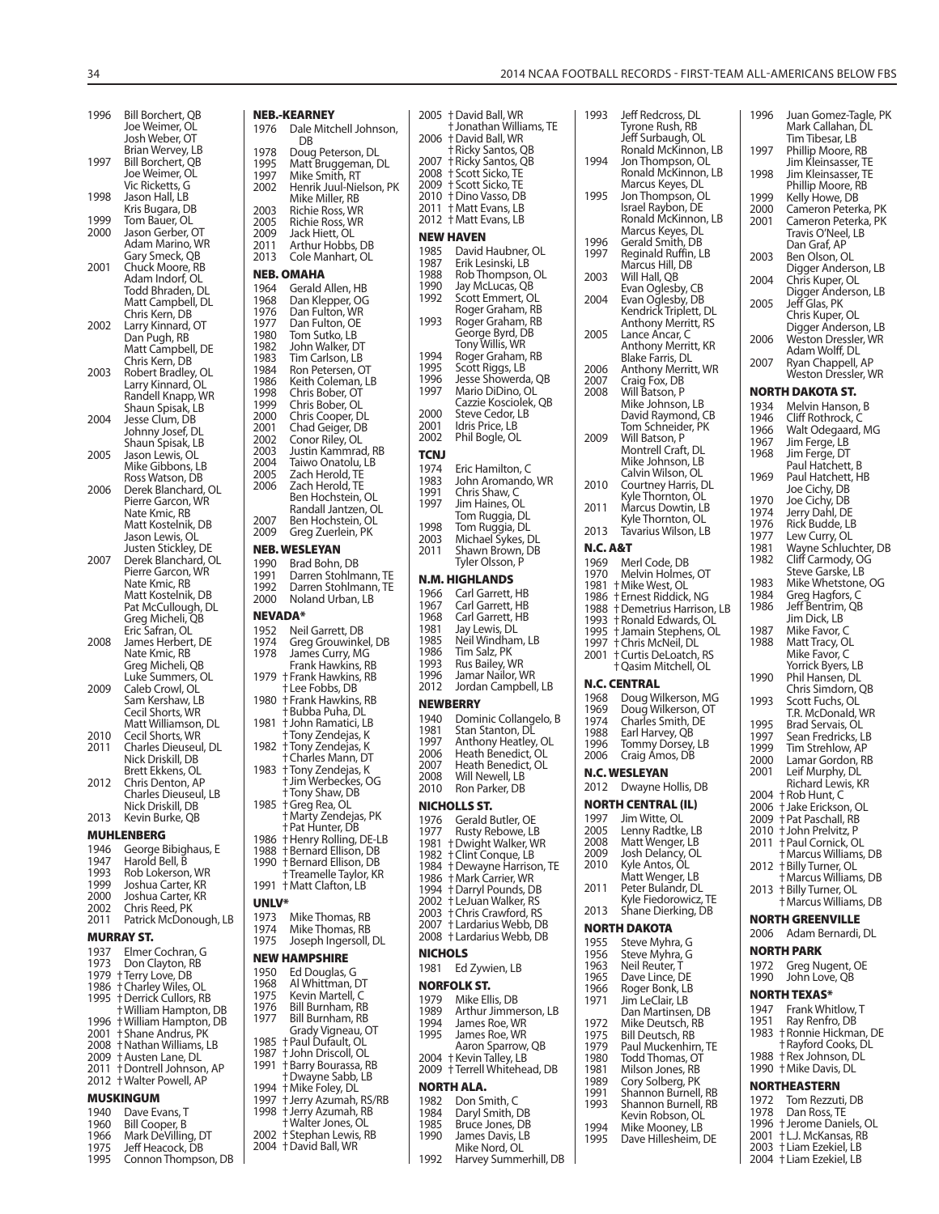1996 Bill Borchert, QB
Joe Weimer, OL
Josh Weber, OT
Brian Wervey, LB
1997 Bill Borchert, QB
Joe Weimer, OL
Vic Ricketts, G
1998 Jason Hall, LB
Kris Bugara, DB
1999 Tom Bauer, OL
2000 Jason Gerber, OT
Adam Marino, WR
Gary Smeck, QB
2001 Chuck Moore, RB
Adam Indorf, OL
Todd Bhraden, DL
Matt Campbell, DL
Chris Kern, DB
2002 Larry Kinnard, OT
Dan Pugh, RB
Matt Campbell, DE
Chris Kern, DB
2003 Robert Bradley, OL
Larry Kinnard, OL
Randell Knapp, WR
Shaun Spisak, LB
2004 Jesse Clum, DB
Johnny Josef, DL
Shaun Spisak, LB
2005 Jason Lewis, OL
Mike Gibbons, LB
Ross Watson, DB
2006 Derek Blanchard, OL
Pierre Garcon, WR
Nate Kmic, RB
Matt Kostelnik, DB
Jason Lewis, OL
Justen Stickley, DE
2007 Derek Blanchard, OL
Pierre Garcon, WR
Nate Kmic, RB
Matt Kostelnik, DB
Pat McCullough, DL
Greg Micheli, QB
Eric Safran, OL
2008 James Herbert, DE
Nate Kmic, RB
Greg Micheli, QB
Luke Summers, OL
2009 Caleb Crowl, OL
Sam Kershaw, LB
Cecil Shorts, WR
Matt Williamson, DL
2010 Cecil Shorts, WR
2011 Charles Dieuseul, DL
Nick Driskill, DB
Brett Ekkens, OL
2012 Chris Denton, AP
Charles Dieuseul, LB
Nick Driskill, DB
2013 Kevin Burke, QB

## MUHLENBERG
1946 George Bibighaus, E
1947 Harold Bell, B
1993 Rob Lokerson, WR
1999 Joshua Carter, KR
2000 Joshua Carter, KR
2002 Chris Reed, PK
2011 Patrick McDonough, LB

## MURRAY ST.
1937 Elmer Cochran, G
1973 Don Clayton, RB
1979 †Terry Love, DB
1986 †Charley Wiles, OL
1995 †Derrick Cullors, RB
†William Hampton, DB
1996 †William Hampton, DB
2001 †Shane Andrus, PK
2008 †Nathan Williams, LB
2009 †Austen Lane, DL
2011 †Dontrell Johnson, AP
2012 †Walter Powell, AP

## MUSKINGUM
1940 Dave Evans, T
1960 Bill Cooper, B
1966 Mark DeVilling, DT
1975 Jeff Heacock, DB
1995 Connon Thompson, DB

## NEB.-KEARNEY
1976 Dale Mitchell Johnson, DB
1978 Doug Peterson, DL
1995 Matt Bruggeman, DL
1997 Mike Smith, RT
2002 Henrik Juul-Nielson, PK
Mike Miller, RB
2003 Richie Ross, WR
2005 Richie Ross, WR
2009 Jack Hiett, OL
2011 Arthur Hobbs, DB
2013 Cole Manhart, OL

## NEB. OMAHA
1964 Gerald Allen, HB
1968 Dan Klepper, OG
1976 Dan Fulton, WR
1977 Dan Fulton, OE
1980 Tom Sutko, LB
1982 John Walker, DT
1983 Tim Carlson, LB
1984 Ron Petersen, OT
1986 Keith Coleman, LB
1998 Chris Bober, OT
1999 Chris Bober, OL
2000 Chris Cooper, DL
2001 Chad Geiger, DB
2002 Conor Riley, OL
2003 Justin Kammrad, RB
2004 Taiwo Onatolu, LB
2005 Zach Herold, TE
2006 Zach Herold, TE
Ben Hochstein, OL
Randall Jantzen, OL
2007 Ben Hochstein, OL
2009 Greg Zuerlein, PK

## NEB. WESLEYAN
1990 Brad Bohn, DB
1991 Darren Stohlmann, TE
1992 Darren Stohlmann, TE
2000 Noland Urban, LB

## NEVADA*
1952 Neil Garrett, DB
1974 Greg Grouwinkel, DB
1978 James Curry, MG
Frank Hawkins, RB
1979 †Frank Hawkins, RB
†Lee Fobbs, DB
1980 †Frank Hawkins, RB
†Bubba Puha, DL
1981 †John Ramatici, LB
†Tony Zendejas, K
1982 †Tony Zendejas, K
†Charles Mann, DT
1983 †Tony Zendejas, K
†Jim Werbeckes, OG
†Tony Shaw, DB
1985 †Greg Rea, OL
†Marty Zendejas, PK
†Pat Hunter, DB
1986 †Henry Rolling, DE-LB
1988 †Bernard Ellison, DB
1990 †Bernard Ellison, DB
†Treamelle Taylor, KR
1991 †Matt Clafton, LB

## UNLV*
1973 Mike Thomas, RB
1974 Mike Thomas, RB
1975 Joseph Ingersoll, DL

## NEW HAMPSHIRE
1950 Ed Douglas, G
1968 Al Whittman, DT
1975 Kevin Martell, C
1976 Bill Burnham, RB
1977 Bill Burnham, RB
Grady Vigneau, OT
1985 †Paul Dufault, OL
1987 †John Driscoll, OL
1991 †Barry Bourassa, RB
†Dwayne Sabb, LB
1994 †Mike Foley, DL
1997 †Jerry Azumah, RS/RB
1998 †Jerry Azumah, RB
†Walter Jones, OL
2002 †Stephan Lewis, RB
2004 †David Ball, WR
2005 †David Ball, WR
†Jonathan Williams, TE
2006 †David Ball, WR
†Ricky Santos, QB
2007 †Ricky Santos, QB
2008 †Scott Sicko, TE
2009 †Scott Sicko, TE
2010 †Dino Vasso, DB
2011 †Matt Evans, LB
2012 †Matt Evans, LB

## NEW HAVEN
1985 David Haubner, OL
1987 Erik Lesinski, LB
1988 Rob Thompson, OL
1990 Jay McLucas, QB
1992 Scott Emmert, OL
Roger Graham, RB
1993 Roger Graham, RB
George Byrd, DB
Tony Willis, WR
1994 Roger Graham, RB
1995 Scott Riggs, LB
1996 Jesse Showerda, QB
1997 Mario DiDino, OL
Cazzie Kosciolek, QB
2000 Steve Cedor, LB
2001 Idris Price, LB
2002 Phil Bogle, OL

## TCNJ
1974 Eric Hamilton, C
1983 John Aromando, WR
1991 Chris Shaw, C
1997 Jim Haines, OL
Tom Ruggia, DL
1998 Tom Ruggia, DL
2003 Michael Sykes, DL
2011 Shawn Brown, DB
Tyler Olsson, P

## N.M. HIGHLANDS
1966 Carl Garrett, HB
1967 Carl Garrett, HB
1968 Carl Garrett, HB
1981 Jay Lewis, DL
1985 Neil Windham, LB
1986 Tim Salz, PK
1993 Rus Bailey, WR
1996 Jamar Nailor, WR
2012 Jordan Campbell, LB

## NEWBERRY
1940 Dominic Collangelo, B
1981 Stan Stanton, DL
1997 Anthony Heatley, OL
2006 Heath Benedict, OL
2007 Heath Benedict, OL
2008 Will Newell, LB
2010 Ron Parker, DB

## NICHOLLS ST.
1976 Gerald Butler, OE
1977 Rusty Rebowe, LB
1981 †Dwight Walker, WR
1982 †Clint Conque, LB
1984 †Dewayne Harrison, TE
1986 †Mark Carrier, WR
1994 †Darryl Pounds, DB
2002 †LeJuan Walker, RS
2003 †Chris Crawford, RS
2007 †Lardarius Webb, DB
2008 †Lardarius Webb, DB

## NICHOLS
1981 Ed Zywien, LB

## NORFOLK ST.
1979 Mike Ellis, DB
1989 Arthur Jimmerson, LB
1994 James Roe, WR
1995 James Roe, WR
Aaron Sparrow, QB
2004 †Kevin Talley, LB
2009 †Terrell Whitehead, DB

## NORTH ALA.
1982 Don Smith, C
1984 Daryl Smith, DB
1985 Bruce Jones, DB
1990 James Davis, LB
Mike Nord, OL
1992 Harvey Summerhill, DB
1993 Jeff Redcross, DL
Tyrone Rush, RB
Jeff Surbaugh, OL
Ronald McKinnon, LB
1994 Jon Thompson, OL
Ronald McKinnon, LB
Marcus Keyes, DL
1995 Jon Thompson, OL
Israel Raybon, DE
Ronald McKinnon, LB
Marcus Keyes, DL
1996 Gerald Smith, DB
1997 Reginald Ruffin, LB
Marcus Hill, DB
2003 Will Hall, QB
Evan Oglesby, CB
2004 Evan Oglesby, DB
Kendrick Triplett, DL
Anthony Merritt, RS
2005 Lance Ancar, C
Anthony Merritt, KR
Blake Farris, DL
2006 Anthony Merritt, WR
2007 Craig Fox, DB
2008 Will Batson, P
Mike Johnson, LB
David Raymond, CB
Tom Schneider, PK
2009 Will Batson, P
Montrell Craft, DL
Mike Johnson, LB
Calvin Wilson, OL
2010 Courtney Harris, DL
Kyle Thornton, OL
2011 Marcus Dowtin, LB
Kyle Thornton, OL
2013 Tavarius Wilson, LB

## N.C. A&T
1969 Merl Code, DB
1970 Melvin Holmes, OT
1981 †Mike West, OL
1986 †Ernest Riddick, NG
1988 †Demetrius Harrison, LB
1993 †Ronald Edwards, OL
1995 †Jamain Stephens, OL
1997 †Chris McNeil, DL
2001 †Curtis DeLoatch, RS
†Qasim Mitchell, OL

## N.C. CENTRAL
1968 Doug Wilkerson, MG
1969 Doug Wilkerson, OT
1974 Charles Smith, DE
1988 Earl Harvey, QB
1996 Tommy Dorsey, LB
2006 Craig Amos, DB

## N.C. WESLEYAN
2012 Dwayne Hollis, DB

## NORTH CENTRAL (IL)
1997 Jim Witte, OL
2005 Lenny Radtke, LB
2008 Matt Wenger, LB
2009 Josh Delancy, OL
2010 Kyle Antos, OL
Matt Wenger, LB
2011 Peter Bulandr, DL
Kyle Fiedorowicz, TE
2013 Shane Dierking, DB

## NORTH DAKOTA
1955 Steve Myhra, G
1956 Steve Myhra, G
1963 Neil Reuter, T
1965 Dave Lince, DE
1966 Roger Bonk, LB
1971 Jim LeClair, LB
Dan Martinsen, DB
1972 Mike Deutsch, RB
1975 Bill Deutsch, RB
1979 Paul Muckenhirn, TE
1980 Todd Thomas, OT
1981 Milson Jones, RB
1989 Cory Solberg, PK
1991 Shannon Burnell, RB
1993 Shannon Burnell, RB
Kevin Robson, OL
1994 Mike Mooney, LB
1995 Dave Hillesheim, DE
1996 Juan Gomez-Tagle, PK
Mark Callahan, DL
Tim Tibesar, LB
1997 Phillip Moore, RB
Jim Kleinsasser, TE
1998 Jim Kleinsasser, TE
Phillip Moore, RB
1999 Kelly Howe, DB
2000 Cameron Peterka, PK
2001 Cameron Peterka, PK
Travis O'Neel, LB
Dan Graf, AP
2003 Ben Olson, OL
Digger Anderson, LB
2004 Chris Kuper, OL
Digger Anderson, LB
2005 Jeff Glas, PK
Chris Kuper, OL
Digger Anderson, LB
2006 Weston Dressler, WR
Adam Wolff, DL
2007 Ryan Chappell, AP
Weston Dressler, WR

## NORTH DAKOTA ST.
1934 Melvin Hanson, B
1946 Cliff Rothrock, C
1966 Walt Odegaard, MG
1967 Jim Ferge, LB
1968 Jim Ferge, DT
Paul Hatchett, B
1969 Paul Hatchett, HB
Joe Cichy, DB
1970 Joe Cichy, DB
1974 Jerry Dahl, DE
1976 Rick Budde, LB
1977 Lew Curry, OL
1981 Wayne Schluchter, DB
1982 Cliff Carmody, OG
Steve Garske, LB
1983 Mike Whetstone, OG
1984 Greg Hagfors, C
1986 Jeff Bentrim, QB
Jim Dick, LB
1987 Mike Favor, C
1988 Matt Tracy, OL
Mike Favor, C
Yorrick Byers, LB
1990 Phil Hansen, DL
Chris Simdorn, QB
1993 Scott Fuchs, OL
T.R. McDonald, WR
1995 Brad Servais, OL
1997 Sean Fredricks, LB
1999 Tim Strehlow, AP
2000 Lamar Gordon, RB
2001 Leif Murphy, DL
Richard Lewis, KR
2004 †Rob Hunt, C
2006 †Jake Erickson, OL
2009 †Pat Paschall, RB
2010 †John Prelvitz, P
2011 †Paul Cornick, OL
†Marcus Williams, DB
2012 †Billy Turner, OL
†Marcus Williams, DB
2013 †Billy Turner, OL
†Marcus Williams, DB

## NORTH GREENVILLE
2006 Adam Bernardi, DL

## NORTH PARK
1972 Greg Nugent, OE
1990 John Love, QB

## NORTH TEXAS*
1947 Frank Whitlow, T
1951 Ray Renfro, DB
1983 †Ronnie Hickman, DE
†Rayford Cooks, DL
1988 †Rex Johnson, DL
1990 †Mike Davis, DL

## NORTHEASTERN
1972 Tom Rezzuti, DB
1978 Dan Ross, TE
1996 †Jerome Daniels, OL
2001 †L.J. McKansas, RB
2003 †Liam Ezekiel, LB
2004 †Liam Ezekiel, LB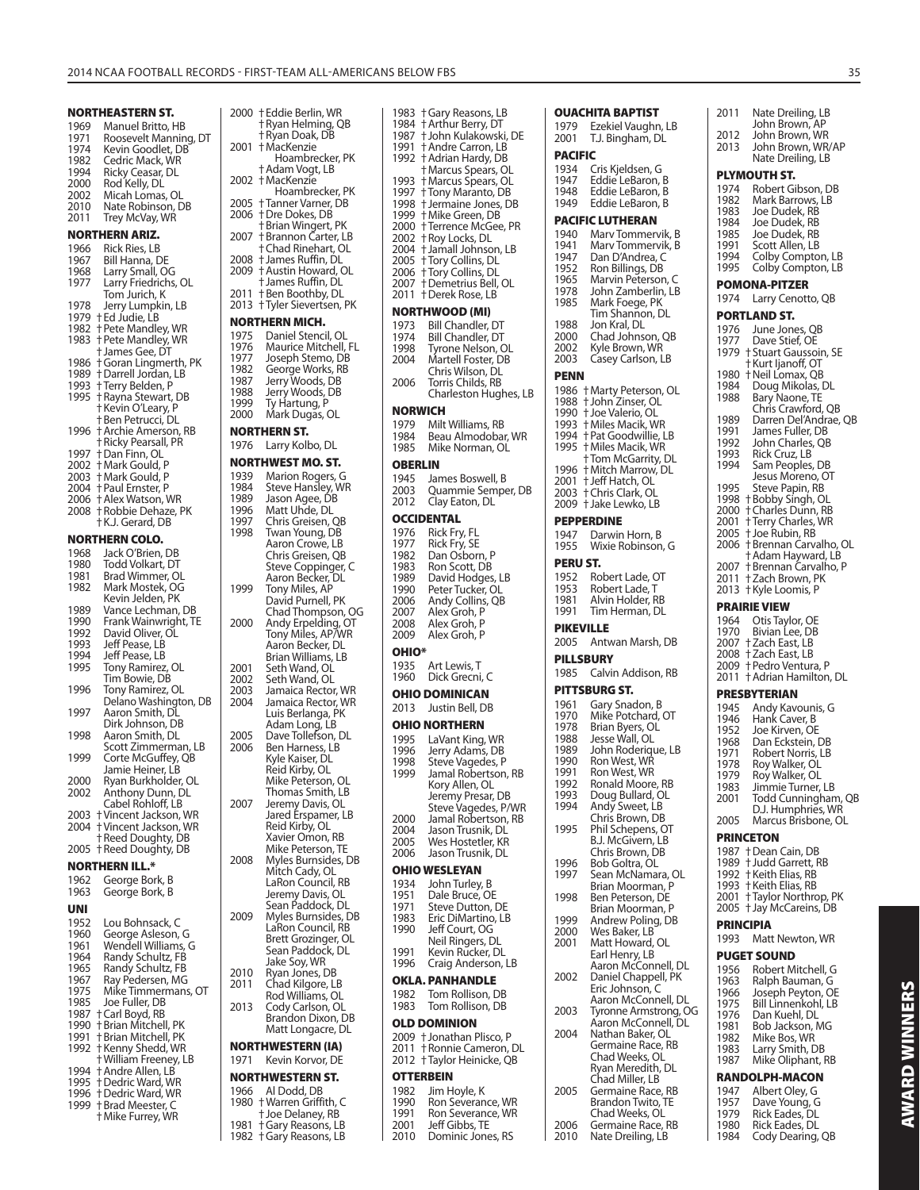## NORTHEASTERN ST.

1969 Manuel Britto, HB
1971 Roosevelt Manning, DT
1974 Kevin Goodlet, DB
1982 Cedric Mack, WR
1994 Ricky Ceasar, DL
2000 Rod Kelly, DL
2002 Micah Lomas, OL
2010 Nate Robinson, DB
2011 Trey McVay, WR

## NORTHERN ARIZ.

1966 Rick Ries, LB
1967 Bill Hanna, DE
1968 Larry Small, OG
1977 Larry Friedrichs, OL
Tom Jurich, K
1978 Jerry Lumpkin, LB
1979 †Ed Judie, LB
1982 †Pete Mandley, WR
1983 †Pete Mandley, WR
†James Gee, DT
1986 †Goran Lingmerth, PK
1989 †Darrell Jordan, LB
1993 †Terry Belden, P
1995 †Rayna Stewart, DB
†Kevin O'Leary, P
†Ben Petrucci, DL
1996 †Archie Amerson, RB
†Ricky Pearsall, PR
1997 †Dan Finn, OL
2002 †Mark Gould, P
2003 †Mark Gould, P
2004 †Paul Ernster, P
2006 †Alex Watson, WR
2008 †Robbie Dehaze, PK
†K.J. Gerard, DB

## NORTHERN COLO.

1968 Jack O'Brien, DB
1980 Todd Volkart, DT
1981 Brad Wimmer, OL
1982 Mark Mostek, OG
Kevin Jelden, PK
1989 Vance Lechman, DB
1990 Frank Wainwright, TE
1992 David Oliver, OL
1993 Jeff Pease, LB
1994 Jeff Pease, LB
1995 Tony Ramirez, OL
Tim Bowie, DB
1996 Tony Ramirez, OL
Delano Washington, DB
1997 Aaron Smith, DL
Dirk Johnson, DB
1998 Aaron Smith, DL
Scott Zimmerman, LB
1999 Corte McGuffey, QB
Jamie Heiner, LB
2000 Ryan Burkholder, OL
2002 Anthony Dunn, DL
Cabel Rohloff, LB
2003 †Vincent Jackson, WR
2004 †Vincent Jackson, WR
†Reed Doughty, DB
2005 †Reed Doughty, DB

## NORTHERN ILL.*

1962 George Bork, B
1963 George Bork, B

## UNI

1952 Lou Bohnsack, C
1960 George Asleson, G
1961 Wendell Williams, G
1964 Randy Schultz, FB
1965 Randy Schultz, FB
1967 Ray Pedersen, MG
1975 Mike Timmermans, OT
1985 Joe Fuller, DB
1987 †Carl Boyd, RB
1990 †Brian Mitchell, PK
1991 †Brian Mitchell, PK
1992 †Kenny Shedd, WR
†William Freeney, LB
1994 †Andre Allen, LB
1995 †Dedric Ward, WR
1996 †Dedric Ward, WR
1999 †Brad Meester, C
†Mike Furrey, WR

2000 †Eddie Berlin, WR
†Ryan Helming, QB
†Ryan Doak, DB
2001 †MacKenzie Hoambrecker, PK
†Adam Vogt, LB
2002 †MacKenzie Hoambrecker, PK
2005 †Tanner Varner, DB
2006 †Dre Dokes, DB
†Brian Wingert, PK
2007 †Brannon Carter, LB
†Chad Rinehart, OL
2008 †James Ruffin, DL
2009 †Austin Howard, OL
†James Ruffin, DL
2011 †Ben Boothby, DL
2013 †Tyler Sievertsen, PK

## NORTHERN MICH.

1975 Daniel Stencil, OL
1976 Maurice Mitchell, FL
1977 Joseph Stemo, DB
1982 George Works, RB
1987 Jerry Woods, DB
1988 Jerry Woods, DB
1999 Ty Hartung, P
2000 Mark Dugas, OL

## NORTHERN ST.

1976 Larry Kolbo, DL

## NORTHWEST MO. ST.

1939 Marion Rogers, G
1984 Steve Hansley, WR
1989 Jason Agee, DB
1996 Matt Uhde, DL
1997 Chris Greisen, QB
1998 Twan Young, DB
Aaron Crowe, LB
Chris Greisen, QB
Steve Coppinger, C
Aaron Becker, DL
1999 Tony Miles, AP
David Purnell, PK
Chad Thompson, OG
2000 Andy Erpelding, OT
Tony Miles, AP/WR
Aaron Becker, DL
Brian Williams, LB
2001 Seth Wand, OL
2002 Seth Wand, OL
2003 Jamaica Rector, WR
2004 Jamaica Rector, WR
Luis Berlanga, PK
Adam Long, LB
2005 Dave Tollefson, DL
2006 Ben Harness, LB
Kyle Kaiser, DL
Reid Kirby, OL
Mike Peterson, OL
Thomas Smith, LB
2007 Jeremy Davis, OL
Jared Erspamer, LB
Reid Kirby, OL
Xavier Omon, RB
Mike Peterson, TE
2008 Myles Burnsides, DB
Mitch Cady, OL
LaRon Council, RB
Jeremy Davis, OL
Sean Paddock, DL
2009 Myles Burnsides, DB
LaRon Council, RB
Brett Grozinger, OL
Sean Paddock, DL
Jake Soy, WR
2010 Ryan Jones, DB
2011 Chad Kilgore, LB
Rod Williams, OL
2013 Cody Carlson, OL
Brandon Dixon, DB
Matt Longacre, DL

## NORTHWESTERN (IA)

1971 Kevin Korvor, DE

## NORTHWESTERN ST.

1966 Al Dodd, DB
1980 †Warren Griffith, C
†Joe Delaney, RB
1981 †Gary Reasons, LB
1982 †Gary Reasons, LB
1983 †Gary Reasons, LB
1984 †Arthur Berry, DT
1987 †John Kulakowski, DE
1991 †Andre Carron, LB
1992 †Adrian Hardy, DB
†Marcus Spears, OL
1993 †Marcus Spears, OL
1997 †Tony Maranto, DB
1998 †Jermaine Jones, DB
1999 †Mike Green, DB
2000 †Terrence McGee, PR
2002 †Roy Locks, DL
2004 †Jamall Johnson, LB
2005 †Tory Collins, DL
2006 †Tory Collins, DL
2007 †Demetrius Bell, OL
2011 †Derek Rose, LB

## NORTHWOOD (MI)

1973 Bill Chandler, DT
1974 Bill Chandler, DT
1998 Tyrone Nelson, OL
2004 Martell Foster, DB
Chris Wilson, DL
2006 Torris Childs, RB
Charleston Hughes, LB

## NORWICH

1979 Milt Williams, RB
1984 Beau Almodobar, WR
1985 Mike Norman, OL

## OBERLIN

1945 James Boswell, B
2003 Quammie Semper, DB
2012 Clay Eaton, DL

## OCCIDENTAL

1976 Rick Fry, FL
1977 Rick Fry, SE
1982 Dan Osborn, P
1983 Ron Scott, DB
1989 David Hodges, LB
1990 Peter Tucker, OL
2006 Andy Collins, QB
2007 Alex Groh, P
2008 Alex Groh, P
2009 Alex Groh, P

## OHIO*

1935 Art Lewis, T
1960 Dick Grecni, C

## OHIO DOMINICAN

2013 Justin Bell, DB

## OHIO NORTHERN

1995 LaVant King, WR
1996 Jerry Adams, DB
1998 Steve Vagedes, P
1999 Jamal Robertson, RB
Kory Allen, OL
Jeremy Presar, DB
Steve Vagedes, P/WR
2000 Jamal Robertson, RB
2004 Jason Trusnik, DL
2005 Wes Hostetler, KR
2006 Jason Trusnik, DL

## OHIO WESLEYAN

1934 John Turley, B
1951 Dale Bruce, OE
1971 Steve Dutton, DE
1983 Eric DiMartino, LB
1990 Jeff Court, OG
Neil Ringers, DL
1991 Kevin Rucker, DL
1996 Craig Anderson, LB

## OKLA. PANHANDLE

1982 Tom Rollison, DB
1983 Tom Rollison, DB

## OLD DOMINION

2009 †Jonathan Plisco, P
2011 †Ronnie Cameron, DL
2012 †Taylor Heinicke, QB

## OTTERBEIN

1982 Jim Hoyle, K
1990 Ron Severance, WR
1991 Ron Severance, WR
2001 Jeff Gibbs, TE
2010 Dominic Jones, RS

## OUACHITA BAPTIST

1979 Ezekiel Vaughn, LB
2001 T.J. Bingham, DL

## PACIFIC

1934 Cris Kjeldsen, G
1947 Eddie LeBaron, B
1948 Eddie LeBaron, B
1949 Eddie LeBaron, B

## PACIFIC LUTHERAN

1940 Marv Tommervik, B
1941 Marv Tommervik, B
1947 Dan D'Andrea, C
1952 Ron Billings, DB
1965 Marvin Peterson, C
1978 John Zamberlin, LB
1985 Mark Foege, PK
Tim Shannon, DL
1988 Jon Kral, DL
2000 Chad Johnson, QB
2002 Kyle Brown, WR
2003 Casey Carlson, LB

## PENN

1986 †Marty Peterson, OL
1988 †John Zinser, OL
1990 †Joe Valerio, OL
1993 †Miles Macik, WR
1994 †Pat Goodwillie, LB
1995 †Miles Macik, WR
†Tom McGarrity, DL
1996 †Mitch Marrow, DL
2001 †Jeff Hatch, OL
2003 †Chris Clark, OL
2009 †Jake Lewko, LB

## PEPPERDINE

1947 Darwin Horn, B
1955 Wixie Robinson, G

## PERU ST.

1952 Robert Lade, OT
1953 Robert Lade, T
1981 Alvin Holder, RB
1991 Tim Herman, DL

## PIKEVILLE

2005 Antwan Marsh, DB

## PILLSBURY

1985 Calvin Addison, RB

## PITTSBURG ST.

1961 Gary Snadon, B
1970 Mike Potchard, OT
1978 Brian Byers, OL
1988 Jesse Wall, OL
1989 John Roderique, LB
1990 Ron West, WR
1991 Ron West, WR
1992 Ronald Moore, RB
1993 Doug Bullard, OL
1994 Andy Sweet, LB
Chris Brown, DB
1995 Phil Schepens, OT
B.J. McGivern, LB
Chris Brown, DB
1996 Bob Goltra, OL
1997 Sean McNamara, OL
Brian Moorman, P
1998 Ben Peterson, DE
Brian Moorman, P
1999 Andrew Poling, DB
2000 Wes Baker, LB
2001 Matt Howard, OL
Earl Henry, LB
Aaron McConnell, DL
2002 Daniel Chappell, PK
Eric Johnson, C
Aaron McConnell, DL
2003 Tyronne Armstrong, OG
Aaron McConnell, DL
2004 Nathan Baker, OL
Germaine Race, RB
Chad Weeks, OL
Ryan Meredith, DL
Chad Miller, LB
2005 Germaine Race, RB
Brandon Twito, TE
Chad Weeks, OL
2006 Germaine Race, RB
2010 Nate Dreiling, LB
2011 Nate Dreiling, LB
John Brown, AP
2012 John Brown, WR
2013 John Brown, WR/AP
Nate Dreiling, LB

## PLYMOUTH ST.

1974 Robert Gibson, DB
1982 Mark Barrows, LB
1983 Joe Dudek, RB
1984 Joe Dudek, RB
1985 Joe Dudek, RB
1991 Scott Allen, LB
1994 Colby Compton, LB
1995 Colby Compton, LB

## POMONA-PITZER

1974 Larry Cenotto, QB

## PORTLAND ST.

1976 June Jones, QB
1977 Dave Stief, OE
1979 †Stuart Gaussoin, SE
†Kurt Ijanoff, OT
1980 †Neil Lomax, QB
1984 Doug Mikolas, DL
1988 Bary Naone, TE
Chris Crawford, QB
1989 Darren Del'Andrae, QB
1991 James Fuller, DB
1992 John Charles, QB
1993 Rick Cruz, LB
1994 Sam Peoples, DB
Jesus Moreno, OT
1995 Steve Papin, RB
1998 †Bobby Singh, OL
2000 †Charles Dunn, RB
2001 †Terry Charles, WR
2005 †Joe Rubin, RB
2006 †Brennan Carvalho, OL
†Adam Hayward, LB
2007 †Brennan Carvalho, P
2011 †Zach Brown, PK
2013 †Kyle Loomis, P

## PRAIRIE VIEW

1964 Otis Taylor, OE
1970 Bivian Lee, DB
2007 †Zach East, LB
2008 †Zach East, LB
2009 †Pedro Ventura, P
2011 †Adrian Hamilton, DL

## PRESBYTERIAN

1945 Andy Kavounis, G
1946 Hank Caver, B
1952 Joe Kirven, OE
1968 Dan Eckstein, DB
1971 Robert Norris, LB
1978 Roy Walker, OL
1979 Roy Walker, OL
1983 Jimmie Turner, LB
2001 Todd Cunningham, QB
D.J. Humphries, WR
2005 Marcus Brisbone, OL

## PRINCETON

1987 †Dean Cain, DB
1989 †Judd Garrett, RB
1992 †Keith Elias, RB
1993 †Keith Elias, RB
2001 †Taylor Northrop, PK
2005 †Jay McCareins, DB

## PRINCIPIA

1993 Matt Newton, WR

## PUGET SOUND

1956 Robert Mitchell, G
1963 Ralph Bauman, G
1966 Joseph Peyton, OE
1975 Bill Linnenkohl, LB
1976 Dan Kuehl, DL
1981 Bob Jackson, MG
1982 Mike Bos, WR
1983 Larry Smith, DB
1987 Mike Oliphant, RB

## RANDOLPH-MACON

1947 Albert Oley, G
1957 Dave Young, G
1979 Rick Eades, DL
1980 Rick Eades, DL
1984 Cody Dearing, QB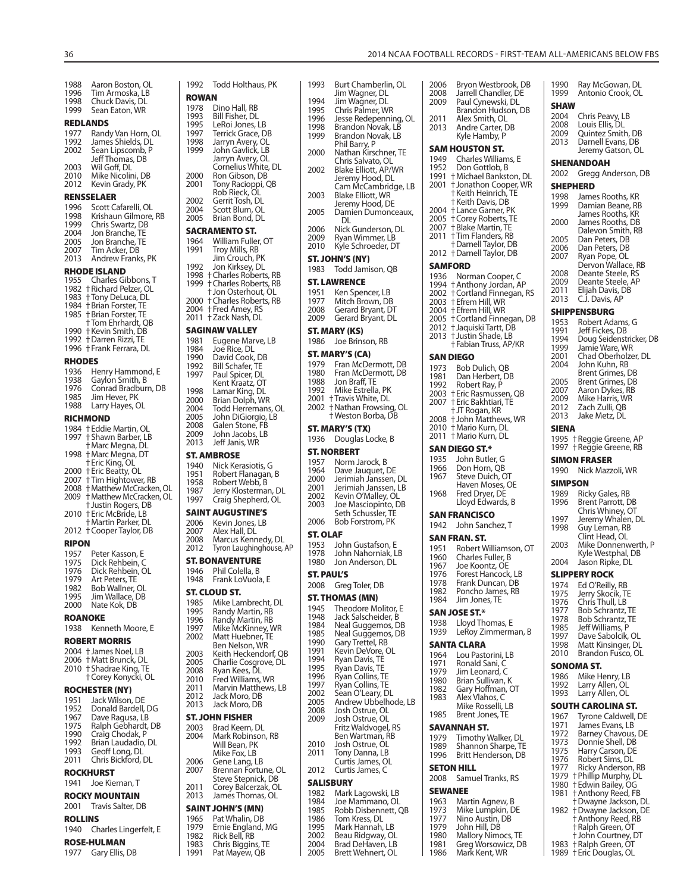1988 Aaron Boston, OL
1996 Tim Armoska, LB
1998 Chuck Davis, DL
1999 Sean Eaton, WR

**REDLANDS**

1977 Randy Van Horn, OL
1992 James Shields, DL
2002 Sean Lipscomb, P
Jeff Thomas, DB
2003 Wil Goff, DL
2010 Mike Nicolini, DB
2012 Kevin Grady, PK

**RENSSELAER**

1996 Scott Cafarelli, OL
1998 Krishaun Gilmore, RB
1999 Chris Swartz, DB
2004 Jon Branche, TE
2005 Jon Branche, TE
2007 Tim Acker, DB
2013 Andrew Franks, PK

**RHODE ISLAND**

1955 Charles Gibbons, T
1982 †Richard Pelzer, OL
1983 †Tony DeLuca, DL
1984 †Brian Forster, TE
1985 †Brian Forster, TE
†Tom Ehrhardt, QB
1990 †Kevin Smith, DB
1992 †Darren Rizzi, TE
1996 †Frank Ferrara, DL

**RHODES**

1936 Henry Hammond, E
1938 Gaylon Smith, B
1976 Conrad Bradburn, DB
1985 Jim Hever, PK
1988 Larry Hayes, OL

**RICHMOND**

1984 †Eddie Martin, OL
1997 †Shawn Barber, LB
†Marc Megna, DL
1998 †Marc Megna, DT
†Eric King, OL
2000 †Eric Beatty, OL
2007 †Tim Hightower, RB
2008 †Matthew McCracken, OL
2009 †Matthew McCracken, OL
†Justin Rogers, DB
2010 †Eric McBride, LB
†Martin Parker, DL
2012 †Cooper Taylor, DB

**RIPON**

1957 Peter Kasson, E
1975 Dick Rehbein, C
1976 Dick Rehbein, OL
1979 Art Peters, TE
1982 Bob Wallner, OL
1995 Jim Wallace, DB
2000 Nate Kok, DB

**ROANOKE**

1938 Kenneth Moore, E

**ROBERT MORRIS**

2004 †James Noel, LB
2006 †Matt Brunck, DL
2010 †Shadrae King, TE
†Corey Konycki, OL

**ROCHESTER (NY)**

1951 Jack Wilson, DE
1952 Donald Bardell, DG
1967 Dave Ragusa, LB
1975 Ralph Gebhardt, DB
1990 Craig Chodak, P
1992 Brian Laudadio, DL
1993 Geoff Long, DL
2011 Chris Bickford, DL

**ROCKHURST**

1941 Joe Kiernan, T

**ROCKY MOUNTAIN**

2001 Travis Salter, DB

**ROLLINS**

1940 Charles Lingerfelt, E

**ROSE-HULMAN**

1977 Gary Ellis, DB

1992 Todd Holthaus, PK

**ROWAN**

1978 Dino Hall, RB
1993 Bill Fisher, DL
1995 LeRoi Jones, LB
1997 Terrick Grace, DB
1998 Jarryn Avery, OL
1999 John Gavlick, LB
Jarryn Avery, OL
Cornelius White, DL
2000 Ron Gibson, DB
2001 Tony Racioppi, QB
Rob Rieck, OL
2002 Gerrit Tosh, DL
2004 Scott Blum, OL
2005 Brian Bond, DL

**SACRAMENTO ST.**

1964 William Fuller, OT
1991 Troy Mills, RB
Jim Crouch, PK
1992 Jon Kirksey, DL
1998 †Charles Roberts, RB
1999 †Charles Roberts, RB
†Jon Osterhout, OL
2000 †Charles Roberts, RB
2004 †Fred Amey, RS
2011 †Zack Nash, DL

**SAGINAW VALLEY**

1981 Eugene Marve, LB
1984 Joe Rice, DL
1990 David Cook, DB
1992 Bill Schafer, TE
1997 Paul Spicer, DL
Kent Kraatz, OT
1998 Lamar King, DL
2000 Brian Dolph, WR
2004 Todd Herremans, OL
2005 John DiGiorgio, LB
2008 Galen Stone, FB
2009 John Jacobs, LB
2013 Jeff Janis, WR

**ST. AMBROSE**

1940 Nick Kerasiotis, G
1951 Robert Flanagan, B
1958 Robert Webb, B
1987 Jerry Klosterman, DL
1997 Craig Shepherd, OL

**SAINT AUGUSTINE'S**

2006 Kevin Jones, LB
2007 Alex Hall, DL
2008 Marcus Kennedy, DL
2012 Tyron Laughinghouse, AP

**ST. BONAVENTURE**

1946 Phil Colella, B
1948 Frank LoVuola, E

**ST. CLOUD ST.**

1985 Mike Lambrecht, DL
1995 Randy Martin, RB
1996 Randy Martin, RB
1997 Mike McKinney, WR
2002 Matt Huebner, TE
Ben Nelson, WR
2003 Keith Heckendorf, QB
2005 Charlie Cosgrove, DL
2008 Ryan Kees, DL
2010 Fred Williams, WR
2011 Marvin Matthews, LB
2012 Jack Moro, DB
2013 Jack Moro, DB

**ST. JOHN FISHER**

2003 Brad Keem, DL
2004 Mark Robinson, RB
Will Bean, PK
Mike Fox, LB
2006 Gene Lang, LB
2007 Brennan Fortune, OL
Steve Stepnick, DB
2011 Corey Balcerzak, OL
2013 James Thomas, OL

**SAINT JOHN'S (MN)**

1965 Pat Whalin, DB
1979 Ernie England, MG
1982 Rick Bell, RB
1983 Chris Biggins, TE
1991 Pat Mayew, QB

1993 Burt Chamberlin, OL
Jim Wagner, DL
1994 Jim Wagner, DL
1995 Chris Palmer, WR
1996 Jesse Redepenning, OL
1998 Brandon Novak, LB
1999 Brandon Novak, LB
Phil Barry, P
2000 Nathan Kirschner, TE
Chris Salvato, OL
2002 Blake Elliott, AP/WR
Jeremy Hood, DL
Cam McCambridge, LB
2003 Blake Elliott, WR
Jeremy Hood, DE
2005 Damien Dumonceaux, DL
2006 Nick Gunderson, DL
2009 Ryan Wimmer, LB
2010 Kyle Schroeder, DT

**ST. JOHN'S (NY)**

1983 Todd Jamison, QB

**ST. LAWRENCE**

1951 Ken Spencer, LB
1977 Mitch Brown, DB
2008 Gerard Bryant, DT
2009 Gerard Bryant, DL

**ST. MARY (KS)**

1986 Joe Brinson, RB

**ST. MARY'S (CA)**

1979 Fran McDermott, DB
1980 Fran McDermott, DB
1988 Jon Braff, TE
1992 Mike Estrella, PK
2001 †Travis White, DL
2002 †Nathan Frowsing, OL
†Weston Borba, DB

**ST. MARY'S (TX)**

1936 Douglas Locke, B

**ST. NORBERT**

1957 Norm Jarock, B
1964 Dave Jauquet, DE
2000 Jerimiah Janssen, DL
2001 Jerimiah Janssen, LB
2002 Kevin O'Malley, OL
2003 Joe Masciopinto, DB
Seth Schussler, TE
2006 Bob Forstrom, PK

**ST. OLAF**

1953 John Gustafson, E
1978 John Nahorniak, LB
1980 Jon Anderson, DL

**ST. PAUL'S**

2008 Greg Toler, DB

**ST. THOMAS (MN)**

1945 Theodore Molitor, E
1948 Jack Salscheider, B
1984 Neal Guggemos, DB
1985 Neal Guggemos, DB
1990 Gary Trettel, RB
1991 Kevin DeVore, OL
1994 Ryan Davis, TE
1995 Ryan Davis, TE
1996 Ryan Collins, TE
1997 Ryan Collins, TE
2002 Sean O'Leary, DL
2005 Andrew Ubbelhode, LB
2008 Josh Ostrue, OL
2009 Josh Ostrue, OL
Fritz Waldvogel, RS
Ben Wartman, RB
2010 Josh Ostrue, OL
2011 Tony Danna, LB
Curtis James, OL
2012 Curtis James, C

**SALISBURY**

1982 Mark Lagowski, LB
1984 Joe Mammano, OL
1985 Robb Disbennett, QB
1986 Tom Kress, DL
1995 Mark Hannah, LB
2002 Beau Ridgway, OL
2004 Brad DeHaven, LB
2005 Brett Wehnert, OL

2006 Bryon Westbrook, DB
2008 Jarrell Chandler, DE
2009 Paul Cynewski, DL
Brandon Hudson, DB
2011 Alex Smith, OL
2013 Andre Carter, DB
Kyle Hamby, P

**SAM HOUSTON ST.**

1949 Charles Williams, E
1952 Don Gottlob, B
1991 †Michael Bankston, DL
2001 †Jonathon Cooper, WR
†Keith Heinrich, TE
†Keith Davis, DB
2004 †Lance Garner, PK
2005 †Corey Roberts, TE
2007 †Blake Martin, TE
2011 †Tim Flanders, RB
†Darnell Taylor, DB
2012 †Darnell Taylor, DB

**SAMFORD**

1936 Norman Cooper, C
1994 †Anthony Jordan, AP
2002 †Cortland Finnegan, RS
2003 †Efrem Hill, WR
2004 †Efrem Hill, WR
2005 †Cortland Finnegan, DB
2012 †Jaquiski Tartt, DB
2013 †Justin Shade, LB
†Fabian Truss, AP/KR

**SAN DIEGO**

1973 Bob Dulich, QB
1981 Dan Herbert, DB
1992 Robert Ray, P
2003 †Eric Rasmussen, QB
2007 †Eric Bakhtiari, TE
†JT Rogan, KR
2008 †John Matthews, WR
2010 †Mario Kurn, DL
2011 †Mario Kurn, DL

**SAN DIEGO ST.***

1935 John Butler, G
1966 Don Horn, QB
1967 Steve Duich, OT
Haven Moses, OE
1968 Fred Dryer, DE
Lloyd Edwards, B

**SAN FRANCISCO**

1942 John Sanchez, T

**SAN FRAN. ST.**

1951 Robert Williamson, OT
1960 Charles Fuller, B
1967 Joe Koontz, OE
1976 Forest Hancock, LB
1978 Frank Duncan, DB
1982 Poncho James, RB
1984 Jim Jones, TE

**SAN JOSE ST.***

1938 Lloyd Thomas, E
1939 LeRoy Zimmerman, B

**SANTA CLARA**

1964 Lou Pastorini, LB
1971 Ronald Sani, C
1979 Jim Leonard, C
1980 Brian Sullivan, K
1982 Gary Hoffman, OT
1983 Alex Vlahos, C
Mike Rosselli, LB
1985 Brent Jones, TE

**SAVANNAH ST.**

1979 Timothy Walker, DL
1989 Shannon Sharpe, TE
1996 Britt Henderson, DB

**SETON HILL**

2008 Samuel Tranks, RS

**SEWANEE**

1963 Martin Agnew, B
1973 Mike Lumpkin, DE
1977 Nino Austin, DB
1979 John Hill, DB
1980 Mallory Nimocs, TE
1981 Greg Worsowicz, DB
1986 Mark Kent, WR

1990 Ray McGowan, DL
1999 Antonio Crook, OL

**SHAW**

2004 Chris Peavy, LB
2008 Louis Ellis, DL
2009 Quintez Smith, DB
2013 Darnell Evans, DB
Jeremy Gatson, OL

**SHENANDOAH**

2002 Gregg Anderson, DB

**SHEPHERD**

1998 James Rooths, KR
1999 Damian Beane, RB
James Rooths, KR
2000 James Rooths, DB
Dalevon Smith, RB
2005 Dan Peters, DB
2006 Dan Peters, DB
2007 Ryan Pope, OL
Dervon Wallace, RB
2008 Deante Steele, RS
2009 Deante Steele, AP
2011 Elijah Davis, DB
2013 C.J. Davis, AP

**SHIPPENSBURG**

1953 Robert Adams, G
1991 Jeff Fickes, DB
1994 Doug Seidenstricker, DB
1999 Jamie Ware, WR
2001 Chad Oberholzer, DL
2004 John Kuhn, RB
Brent Grimes, DB
2005 Brent Grimes, DB
2007 Aaron Dykes, RB
2009 Mike Harris, WR
2012 Zach Zulli, QB
2013 Jake Metz, DL

**SIENA**

1995 †Reggie Greene, AP
1997 †Reggie Greene, RB

**SIMON FRASER**

1990 Nick Mazzoli, WR

**SIMPSON**

1989 Ricky Gales, RB
1996 Brent Parrott, DB
Chris Whiney, OT
1997 Jeremy Whalen, DL
1998 Guy Leman, RB
Clint Head, OL
2003 Mike Donnenwerth, P
Kyle Westphal, DB
2004 Jason Ripke, DL

**SLIPPERY ROCK**

1974 Ed O'Reilly, RB
1975 Jerry Skocik, TE
1976 Chris Thull, LB
1977 Bob Schrantz, TE
1978 Bob Schrantz, TE
1985 Jeff Williams, P
1997 Dave Sabolcik, OL
1998 Matt Kinsinger, DL
2010 Brandon Fusco, OL

**SONOMA ST.**

1986 Mike Henry, LB
1992 Larry Allen, OL
1993 Larry Allen, OL

**SOUTH CAROLINA ST.**

1967 Tyrone Caldwell, DE
1971 James Evans, LB
1972 Barney Chavous, DE
1973 Donnie Shell, DB
1975 Harry Carson, DE
1976 Robert Sims, DL
1977 Ricky Anderson, RB
1979 †Phillip Murphy, DL
1980 †Edwin Bailey, OG
1981 †Anthony Reed, FB
†Dwayne Jackson, DL
1982 †Dwayne Jackson, DE
†Anthony Reed, RB
†Ralph Green, OT
†John Courtney, DT
1983 †Ralph Green, OT
1989 †Eric Douglas, OL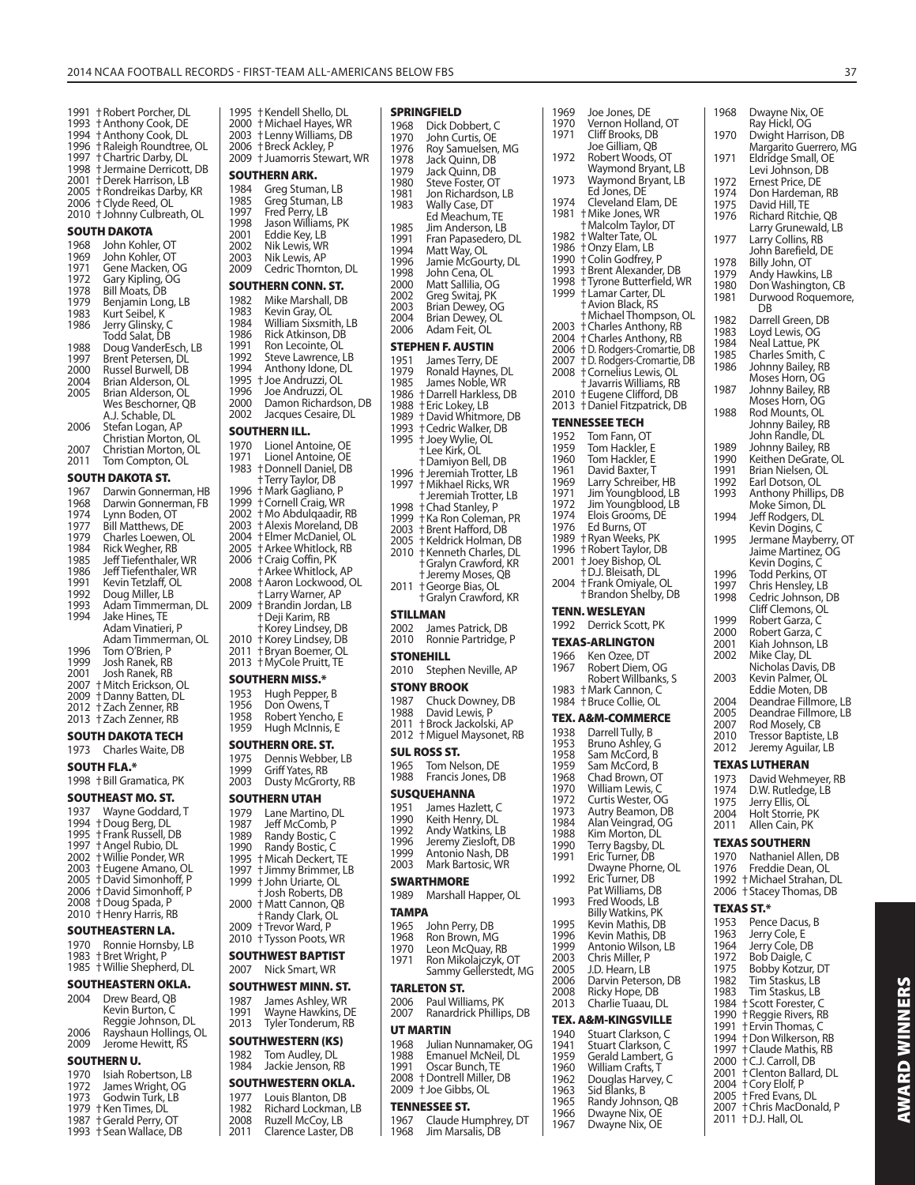1991 † Robert Porcher, DL
1993 † Anthony Cook, DE
1994 † Anthony Cook, DL
1996 † Raleigh Roundtree, OL
1997 † Chartric Darby, DL
1998 † Jermaine Derricott, DB
2001 † Derek Harrison, LB
2005 † Rondreikas Darby, KR
2006 † Clyde Reed, OL
2010 † Johnny Culbreath, OL

### SOUTH DAKOTA

1968 John Kohler, OT
1969 John Kohler, OT
1971 Gene Macken, OG
1972 Gary Kipling, OG
1978 Bill Moats, DB
1979 Benjamin Long, LB
1983 Kurt Seibel, K
1986 Jerry Glinsky, C
Todd Salat, DB
1988 Doug VanderEsch, LB
1997 Brent Petersen, DL
2000 Russel Burwell, DB
2004 Brian Alderson, OL
2005 Brian Alderson, OL
Wes Beschorner, QB
A.J. Schable, DL
2006 Stefan Logan, AP
Christian Morton, OL
2007 Christian Morton, OL
2011 Tom Compton, OL

### SOUTH DAKOTA ST.

1967 Darwin Gonnerman, HB
1968 Darwin Gonnerman, FB
1974 Lynn Boden, OT
1977 Bill Matthews, DE
1979 Charles Loewen, OL
1984 Rick Wegher, RB
1985 Jeff Tiefenthaler, WR
1986 Jeff Tiefenthaler, WR
1991 Kevin Tetzlaff, OL
1992 Doug Miller, LB
1993 Adam Timmerman, DL
1994 Jake Hines, TE
Adam Vinatieri, P
Adam Timmerman, OL
1996 Tom O'Brien, P
1999 Josh Ranek, RB
2001 Josh Ranek, RB
2007 † Mitch Erickson, OL
2009 † Danny Batten, DL
2012 † Zach Zenner, RB
2013 † Zach Zenner, RB

### SOUTH DAKOTA TECH

1973 Charles Waite, DB

### SOUTH FLA.*

1998 † Bill Gramatica, PK

### SOUTHEAST MO. ST.

1937 Wayne Goddard, T
1994 † Doug Berg, DL
1995 † Frank Russell, DB
1997 † Angel Rubio, DL
2002 † Willie Ponder, WR
2003 † Eugene Amano, OL
2005 † David Simonhoff, P
2006 † David Simonhoff, P
2008 † Doug Spada, P
2010 † Henry Harris, RB

### SOUTHEASTERN LA.

1970 Ronnie Hornsby, LB
1983 † Bret Wright, P
1985 † Willie Shepherd, DL

### SOUTHEASTERN OKLA.

2004 Drew Beard, QB
Kevin Burton, C
Reggie Johnson, DL
2006 Rayshaun Hollings, OL
2009 Jerome Hewitt, RS

### SOUTHERN U.

1970 Isiah Robertson, LB
1972 James Wright, OG
1973 Godwin Turk, LB
1979 † Ken Times, DL
1987 † Gerald Perry, OT
1993 † Sean Wallace, DB
1995 † Kendell Shello, DL
2000 † Michael Hayes, WR
2003 † Lenny Williams, DB
2006 † Breck Ackley, P
2009 † Juamorris Stewart, WR

### SOUTHERN ARK.

1984 Greg Stuman, LB
1985 Greg Stuman, LB
1997 Fred Perry, LB
1998 Jason Williams, PK
2001 Eddie Key, LB
2002 Nik Lewis, WR
2003 Nik Lewis, AP
2009 Cedric Thornton, DL

### SOUTHERN CONN. ST.

1982 Mike Marshall, DB
1983 Kevin Gray, OL
1984 William Sixsmith, LB
1986 Rick Atkinson, DB
1991 Ron Lecointe, OL
1992 Steve Lawrence, LB
1994 Anthony Idone, DL
1995 † Joe Andruzzi, OL
1996 Joe Andruzzi, OL
2000 Damon Richardson, DB
2002 Jacques Cesaire, DL

### SOUTHERN ILL.

1970 Lionel Antoine, OE
1971 Lionel Antoine, OE
1983 † Donnell Daniel, DB
† Terry Taylor, DB
1996 † Mark Gagliano, P
1999 † Cornell Craig, WR
2002 † Mo Abdulqaadir, RB
2003 † Alexis Moreland, DB
2004 † Elmer McDaniel, OL
2005 † Arkee Whitlock, RB
2006 † Craig Coffin, PK
† Arkee Whitlock, AP
2008 † Aaron Lockwood, OL
† Larry Warner, AP
2009 † Brandin Jordan, LB
† Deji Karim, RB
† Korey Lindsey, DB
2010 † Korey Lindsey, DB
2011 † Bryan Boemer, OL
2013 † MyCole Pruitt, TE

### SOUTHERN MISS.*

1953 Hugh Pepper, B
1956 Don Owens, T
1958 Robert Yencho, E
1959 Hugh McInnis, E

### SOUTHERN ORE. ST.

1975 Dennis Webber, LB
1999 Griff Yates, RB
2003 Dusty McGrorty, RB

### SOUTHERN UTAH

1979 Lane Martino, DL
1987 Jeff McComb, P
1989 Randy Bostic, C
1990 Randy Bostic, C
1995 † Micah Deckert, TE
1997 † Jimmy Brimmer, LB
1999 † John Uriarte, OL
† Josh Roberts, DB
2000 † Matt Cannon, QB
† Randy Clark, OL
2009 † Trevor Ward, P
2010 † Tysson Poots, WR

### SOUTHWEST BAPTIST

2007 Nick Smart, WR

### SOUTHWEST MINN. ST.

1987 James Ashley, WR
1991 Wayne Hawkins, DE
2013 Tyler Tonderum, RB

### SOUTHWESTERN (KS)

1982 Tom Audley, DL
1984 Jackie Jenson, RB

### SOUTHWESTERN OKLA.

1977 Louis Blanton, DB
1982 Richard Lockman, LB
2008 Ruzell McCoy, LB
2011 Clarence Laster, DB

### SPRINGFIELD

1968 Dick Dobbert, C
1970 John Curtis, OE
1976 Roy Samuelsen, MG
1978 Jack Quinn, DB
1979 Jack Quinn, DB
1980 Steve Foster, OT
1981 Jon Richardson, LB
1983 Wally Case, DT
Ed Meacham, TE
1985 Jim Anderson, LB
1991 Fran Papasedero, DL
1994 Matt Way, OL
1996 Jamie McGourty, DL
1998 John Cena, OL
2000 Matt Sallilia, OG
2002 Greg Switaj, PK
2003 Brian Dewey, OG
2004 Brian Dewey, OL
2006 Adam Feit, OL

### STEPHEN F. AUSTIN

1951 James Terry, DE
1979 Ronald Haynes, DL
1985 James Noble, WR
1986 † Darrell Harkless, DB
1988 † Eric Lokey, LB
1989 † David Whitmore, DB
1993 † Cedric Walker, DB
1995 † Joey Wylie, OL
† Lee Kirk, OL
† Damiyon Bell, DB
1996 † Jeremiah Trotter, LB
1997 † Mikhael Ricks, WR
† Jeremiah Trotter, LB
1998 † Chad Stanley, P
1999 † Ka Ron Coleman, PR
2003 † Brent Hafford, DB
2005 † Keldrick Holman, DB
2010 † Kenneth Charles, DL
† Gralyn Crawford, KR
† Jeremy Moses, QB
2011 † George Bias, OL
† Gralyn Crawford, KR

### STILLMAN

2002 James Patrick, DB
2010 Ronnie Partridge, P

### STONEHILL

2010 Stephen Neville, AP

### STONY BROOK

1987 Chuck Downey, DB
1988 David Lewis, P
2011 † Brock Jackolski, AP
2012 † Miguel Maysonet, RB

### SUL ROSS ST.

1965 Tom Nelson, DE
1988 Francis Jones, DB

### SUSQUEHANNA

1951 James Hazlett, C
1990 Keith Henry, DL
1992 Andy Watkins, LB
1996 Jeremy Ziesloft, DB
1999 Antonio Nash, DB
2003 Mark Bartosic, WR

### SWARTHMORE

1989 Marshall Happer, OL

### TAMPA

1965 John Perry, DB
1968 Ron Brown, MG
1970 Leon McQuay, RB
1971 Ron Mikolajczyk, OT
Sammy Gellerstedt, MG

### TARLETON ST.

2006 Paul Williams, PK
2007 Ranardrick Phillips, DB

### UT MARTIN

1968 Julian Nunnamaker, OG
1988 Emanuel McNeil, DL
1991 Oscar Bunch, TE
2008 † Dontrell Miller, DB
2009 † Joe Gibbs, OL

### TENNESSEE ST.

1967 Claude Humphrey, DT
1968 Jim Marsalis, DB
1969 Joe Jones, DE
1970 Vernon Holland, OT
1971 Cliff Brooks, DB
Joe Gilliam, QB
1972 Robert Woods, OT
Waymond Bryant, LB
1973 Waymond Bryant, LB
Ed Jones, DE
1974 Cleveland Elam, DE
1981 † Mike Jones, WR
† Malcolm Taylor, DT
1982 † Walter Tate, OL
1986 † Onzy Elam, LB
1990 † Colin Godfrey, P
1993 † Brent Alexander, DB
1998 † Tyrone Butterfield, WR
1999 † Lamar Carter, DL
† Avion Black, RS
† Michael Thompson, OL
2003 † Charles Anthony, RB
2004 † Charles Anthony, RB
2006 † D. Rodgers-Cromartie, DB
2007 † D. Rodgers-Cromartie, DB
2008 † Cornelius Lewis, OL
† Javarris Williams, RB
2010 † Eugene Clifford, DB
2013 † Daniel Fitzpatrick, DB

### TENNESSEE TECH

1952 Tom Fann, OT
1959 Tom Hackler, E
1960 Tom Hackler, E
1961 David Baxter, T
1969 Larry Schreiber, HB
1971 Jim Youngblood, LB
1972 Jim Youngblood, LB
1974 Elois Grooms, DE
1976 Ed Burns, OT
1989 † Ryan Weeks, PK
1996 † Robert Taylor, DB
2001 † Joey Bishop, OL
† D.J. Bleisath, DL
2004 † Frank Omiyale, OL
† Brandon Shelby, DB

### TENN. WESLEYAN

1992 Derrick Scott, PK

### TEXAS-ARLINGTON

1966 Ken Ozee, DT
1967 Robert Diem, OG
Robert Willbanks, S
1983 † Mark Cannon, C
1984 † Bruce Collie, OL

### TEX. A&M-COMMERCE

1938 Darrell Tully, B
1953 Bruno Ashley, G
1958 Sam McCord, B
1959 Sam McCord, B
1968 Chad Brown, OT
1970 William Lewis, C
1972 Curtis Wester, OG
1973 Autry Beamon, DB
1984 Alan Veingrad, OG
1988 Kim Morton, DL
1990 Terry Bagsby, DL
1991 Eric Turner, DB
Dwayne Phorne, OL
1992 Eric Turner, DB
Pat Williams, DB
1993 Fred Woods, LB
Billy Watkins, PK
1995 Kevin Mathis, DB
1996 Kevin Mathis, DB
1999 Antonio Wilson, LB
2003 Chris Miller, P
2005 J.D. Hearn, LB
2006 Darvin Peterson, DB
2008 Ricky Hope, DB
2013 Charlie Tuaau, DL

### TEX. A&M-KINGSVILLE

1940 Stuart Clarkson, C
1941 Stuart Clarkson, C
1959 Gerald Lambert, G
1960 William Crafts, T
1962 Douglas Harvey, C
1963 Sid Blanks, B
1965 Randy Johnson, QB
1966 Dwayne Nix, OE
1967 Dwayne Nix, OE
1968 Dwayne Nix, OE
Ray Hickl, OG
1970 Dwight Harrison, DB
Margarito Guerrero, MG
1971 Eldridge Small, OE
Levi Johnson, DB
1972 Ernest Price, DE
1974 Don Hardeman, RB
1975 David Hill, TE
1976 Richard Ritchie, QB
Larry Grunewald, LB
1977 Larry Collins, RB
John Barefield, DE
1978 Billy John, OT
1979 Andy Hawkins, LB
1980 Don Washington, CB
1981 Durwood Roquemore, DB
1982 Darrell Green, DB
1983 Loyd Lewis, OG
1984 Neal Lattue, PK
1985 Charles Smith, C
1986 Johnny Bailey, RB
Moses Horn, OG
1987 Johnny Bailey, RB
Moses Horn, OG
1988 Rod Mounts, OL
Johnny Bailey, RB
John Randle, DL
1989 Johnny Bailey, RB
1990 Keithen DeGrate, OL
1991 Brian Nielsen, OL
1992 Earl Dotson, OL
1993 Anthony Phillips, DB
Moke Simon, DL
1994 Jeff Rodgers, DL
Kevin Dogins, C
1995 Jermane Mayberry, OT
Jaime Martinez, OG
Kevin Dogins, C
1996 Todd Perkins, OT
1997 Chris Hensley, LB
1998 Cedric Johnson, DB
Cliff Clemons, OL
1999 Robert Garza, C
2000 Robert Garza, C
2001 Kiah Johnson, LB
2002 Mike Clay, DL
Nicholas Davis, DB
2003 Kevin Palmer, OL
Eddie Moten, DB
2004 Deandrae Fillmore, LB
2005 Deandrae Fillmore, LB
2007 Rod Mosely, CB
2010 Tressor Baptiste, LB
2012 Jeremy Aguilar, LB

### TEXAS LUTHERAN

1973 David Wehmeyer, RB
1974 D.W. Rutledge, LB
1975 Jerry Ellis, OL
2004 Holt Storrie, PK
2011 Allen Cain, PK

### TEXAS SOUTHERN

1970 Nathaniel Allen, DB
1976 Freddie Dean, OL
1992 † Michael Strahan, DL
2006 † Stacey Thomas, DB

### TEXAS ST.*

1953 Pence Dacus, B
1963 Jerry Cole, E
1964 Jerry Cole, DB
1972 Bob Daigle, C
1975 Bobby Kotzur, DT
1982 Tim Staskus, LB
1983 Tim Staskus, LB
1984 † Scott Forester, C
1990 † Reggie Rivers, RB
1991 † Ervin Thomas, C
1994 † Don Wilkerson, RB
1997 † Claude Mathis, RB
2000 † C.J. Carroll, DB
2001 † Clenton Ballard, DL
2004 † Cory Elolf, P
2005 † Fred Evans, DL
2007 † Chris MacDonald, P
2011 † D.J. Hall, OL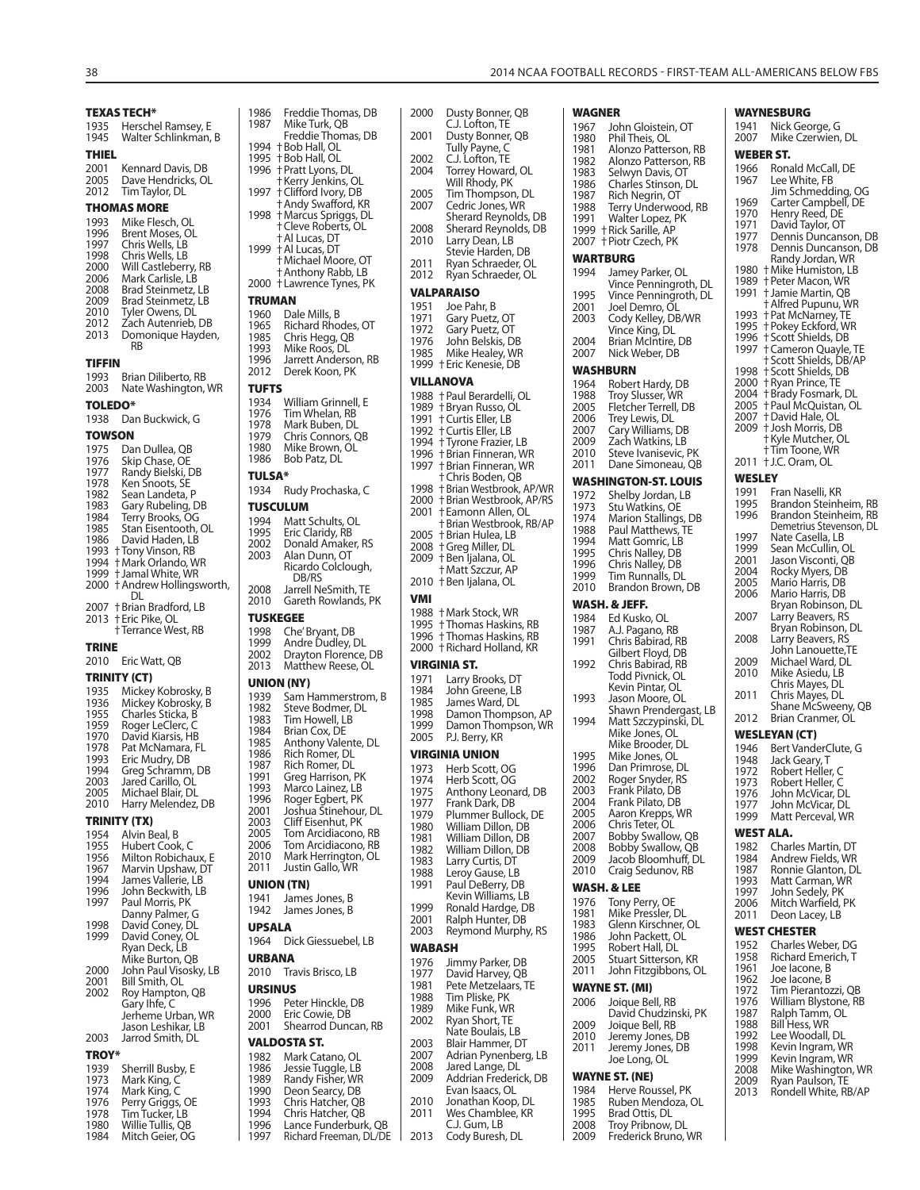### TEXAS TECH*

1935 Herschel Ramsey, E
1945 Walter Schlinkman, B

### THIEL

2001 Kennard Davis, DB
2005 Dave Hendricks, OL
2012 Tim Taylor, DL

### THOMAS MORE

1993 Mike Flesch, OL
1996 Brent Moses, OL
1997 Chris Wells, LB
1998 Chris Wells, LB
2000 Will Castleberry, RB
2006 Mark Carlisle, LB
2008 Brad Steinmetz, LB
2009 Brad Steinmetz, LB
2010 Tyler Owens, DL
2012 Zach Autenrieb, DB
2013 Domonique Hayden, RB

### TIFFIN

1993 Brian Diliberto, RB
2003 Nate Washington, WR

### TOLEDO*

1938 Dan Buckwick, G

### TOWSON

1975 Dan Dullea, QB
1976 Skip Chase, OE
1977 Randy Bielski, DB
1978 Ken Snoots, SE
1982 Sean Landeta, P
1983 Gary Rubeling, DB
1984 Terry Brooks, OG
1985 Stan Eisentooth, OL
1986 David Haden, LB
1993 †Tony Vinson, RB
1994 †Mark Orlando, WR
1999 †Jamal White, WR
2000 †Andrew Hollingsworth, DL
2007 †Brian Bradford, LB
2013 †Eric Pike, OL
†Terrance West, RB

### TRINE

2010 Eric Watt, QB

### TRINITY (CT)

1935 Mickey Kobrosky, B
1936 Mickey Kobrosky, B
1955 Charles Sticka, B
1959 Roger LeClerc, C
1970 David Kiarsis, HB
1978 Pat McNamara, FL
1993 Eric Mudry, DB
1994 Greg Schramm, DB
2003 Jared Carillo, OL
2005 Michael Blair, DL
2010 Harry Melendez, DB

### TRINITY (TX)

1954 Alvin Beal, B
1955 Hubert Cook, C
1956 Milton Robichaux, E
1967 Marvin Upshaw, DT
1994 James Vallerie, LB
1996 John Beckwith, LB
1997 Paul Morris, PK
Danny Palmer, G
1998 David Coney, DL
1999 David Coney, OL
Ryan Deck, LB
Mike Burton, QB
2000 John Paul Visosky, LB
2001 Bill Smith, OL
2002 Roy Hampton, QB
Gary Ihfe, C
Jerheme Urban, WR
Jason Leshikar, LB
2003 Jarrod Smith, DL

### TROY*

1939 Sherrill Busby, E
1973 Mark King, C
1974 Mark King, C
1976 Perry Griggs, OE
1978 Tim Tucker, LB
1980 Willie Tullis, QB
1984 Mitch Geier, OG
1986 Freddie Thomas, DB
1987 Mike Turk, QB
Freddie Thomas, DB
1994 †Bob Hall, OL
1995 †Bob Hall, OL
1996 †Pratt Lyons, DL
†Kerry Jenkins, OL
1997 †Clifford Ivory, DB
†Andy Swafford, KR
1998 †Marcus Spriggs, DL
†Cleve Roberts, OL
†Al Lucas, DT
1999 †Al Lucas, DT
†Michael Moore, OT
†Anthony Rabb, LB
2000 †Lawrence Tynes, PK

### TRUMAN

1960 Dale Mills, B
1965 Richard Rhodes, OT
1985 Chris Hegg, QB
1993 Mike Roos, DL
1996 Jarrett Anderson, RB
2012 Derek Koon, PK

### TUFTS

1934 William Grinnell, E
1976 Tim Whelan, RB
1978 Mark Buben, DL
1979 Chris Connors, QB
1980 Mike Brown, OL
1986 Bob Patz, DL

### TULSA*

1934 Rudy Prochaska, C

### TUSCULUM

1994 Matt Schults, OL
1995 Eric Claridy, RB
2002 Donald Amaker, RS
2003 Alan Dunn, OT
Ricardo Colclough, DB/RS
2008 Jarrell NeSmith, TE
2010 Gareth Rowlands, PK

### TUSKEGEE

1998 Che' Bryant, DB
1999 Andre Dudley, DL
2002 Drayton Florence, DB
2013 Matthew Reese, OL

### UNION (NY)

1939 Sam Hammerstrom, B
1982 Steve Bodmer, DL
1983 Tim Howell, LB
1984 Brian Cox, DE
1985 Anthony Valente, DL
1986 Rich Romer, DL
1987 Rich Romer, DL
1991 Greg Harrison, PK
1993 Marco Lainez, LB
1996 Roger Egbert, PK
2001 Joshua Stinehour, DL
2003 Cliff Eisenhut, PK
2005 Tom Arcidiacono, RB
2006 Tom Arcidiacono, RB
2010 Mark Herrington, OL
2011 Justin Gallo, WR

### UNION (TN)

1941 James Jones, B
1942 James Jones, B

### UPSALA

1964 Dick Giessuebel, LB

### URBANA

2010 Travis Brisco, LB

### URSINUS

1996 Peter Hinckle, DB
2000 Eric Cowie, DB
2001 Shearrod Duncan, RB

### VALDOSTA ST.

1982 Mark Catano, OL
1986 Jessie Tuggle, LB
1989 Randy Fisher, WR
1990 Deon Searcy, DB
1993 Chris Hatcher, QB
1994 Chris Hatcher, QB
1996 Lance Funderburk, QB
1997 Richard Freeman, DL/DE
2000 Dusty Bonner, QB
C.J. Lofton, TE
2001 Dusty Bonner, QB
Tully Payne, C
2002 C.J. Lofton, TE
2004 Torrey Howard, OL
Will Rhody, PK
2005 Tim Thompson, DL
2007 Cedric Jones, WR
Sherard Reynolds, DB
2008 Sherard Reynolds, DB
2010 Larry Dean, LB
Stevie Harden, DB
2011 Ryan Schraeder, OL
2012 Ryan Schraeder, OL

### VALPARAISO

1951 Joe Pahr, B
1971 Gary Puetz, OT
1972 Gary Puetz, OT
1976 John Belskis, DB
1985 Mike Healey, WR
1999 †Eric Kenesie, DB

### VILLANOVA

1988 †Paul Berardelli, OL
1989 †Bryan Russo, OL
1991 †Curtis Eller, LB
1992 †Curtis Eller, LB
1994 †Tyrone Frazier, LB
1996 †Brian Finneran, WR
1997 †Brian Finneran, WR
†Chris Boden, QB
1998 †Brian Westbrook, AP/WR
2000 †Brian Westbrook, AP/RS
2001 †Eamonn Allen, OL
†Brian Westbrook, RB/AP
2005 †Brian Hulea, LB
2008 †Greg Miller, DL
2009 †Ben Ijalana, OL
†Matt Szczur, AP
2010 †Ben Ijalana, OL

### VMI

1988 †Mark Stock, WR
1995 †Thomas Haskins, RB
1996 †Thomas Haskins, RB
2000 †Richard Holland, KR

### VIRGINIA ST.

1971 Larry Brooks, DT
1984 John Greene, LB
1985 James Ward, DL
1998 Damon Thompson, AP
1999 Damon Thompson, WR
2005 P.J. Berry, KR

### VIRGINIA UNION

1973 Herb Scott, OG
1974 Herb Scott, OG
1975 Anthony Leonard, DB
1977 Frank Dark, DB
1979 Plummer Bullock, DE
1980 William Dillon, DB
1981 William Dillon, DB
1982 William Dillon, DB
1983 Larry Curtis, DT
1988 Leroy Gause, LB
1991 Paul DeBerry, DB
Kevin Williams, LB
1999 Ronald Hardge, DB
2001 Ralph Hunter, DB
2003 Reymond Murphy, RS

### WABASH

1976 Jimmy Parker, DB
1977 David Harvey, QB
1981 Pete Metzelaars, TE
1988 Tim Pliske, PK
1989 Mike Funk, WR
2002 Ryan Short, TE
Nate Boulais, LB
2003 Blair Hammer, DT
2007 Adrian Pynenberg, LB
2008 Jared Lange, DL
2009 Addrian Frederick, DB
Evan Isaacs, OL
2010 Jonathan Koop, DL
2011 Wes Chamblee, KR
C.J. Gum, LB
2013 Cody Buresh, DL

### WAGNER

1967 John Gloistein, OT
1980 Phil Theis, OL
1981 Alonzo Patterson, RB
1982 Alonzo Patterson, RB
1983 Selwyn Davis, OT
1986 Charles Stinson, DL
1987 Rich Negrin, OT
1988 Terry Underwood, RB
1991 Walter Lopez, PK
1999 †Rick Sarille, AP
2007 †Piotr Czech, PK

### WARTBURG

1994 Jamey Parker, OL
Vince Penningroth, DL
1995 Vince Penningroth, DL
2001 Joel Demro, OL
2003 Cody Kelley, DB/WR
Vince King, DL
2004 Brian McIntire, DB
2007 Nick Weber, DB

### WASHBURN

1964 Robert Hardy, DB
1988 Troy Slusser, WR
2005 Fletcher Terrell, DB
2006 Trey Lewis, DL
2007 Cary Williams, DB
2009 Zach Watkins, LB
2010 Steve Ivanisevic, PK
2011 Dane Simoneau, QB

### WASHINGTON-ST. LOUIS

1972 Shelby Jordan, LB
1973 Stu Watkins, OE
1974 Marion Stallings, DB
1988 Paul Matthews, TE
1994 Matt Gomric, LB
1995 Chris Nalley, DB
1996 Chris Nalley, DB
1999 Tim Runnalls, DL
2010 Brandon Brown, DB

### WASH. & JEFF.

1984 Ed Kusko, OL
1987 A.J. Pagano, RB
1991 Chris Babirad, RB
Gilbert Floyd, DB
1992 Chris Babirad, RB
Todd Pivnick, OL
Kevin Pintar, OL
1993 Jason Moore, OL
Shawn Prendergast, LB
1994 Matt Szczypinski, DL
Mike Jones, OL
Mike Brooder, DL
1995 Mike Jones, OL
1996 Dan Primrose, DL
2002 Roger Snyder, RS
2003 Frank Pilato, DB
2004 Frank Pilato, DB
2005 Aaron Krepps, WR
2006 Chris Teter, OL
2007 Bobby Swallow, QB
2008 Bobby Swallow, QB
2009 Jacob Bloomhuff, DL
2010 Craig Sedunov, RB

### WASH. & LEE

1976 Tony Perry, OE
1981 Mike Pressler, DL
1983 Glenn Kirschner, OL
1986 John Packett, OL
1995 Robert Hall, DL
2005 Stuart Sitterson, KR
2011 John Fitzgibbons, OL

### WAYNE ST. (MI)

2006 Joique Bell, RB
David Chudzinski, PK
2009 Joique Bell, RB
2010 Jeremy Jones, DB
2011 Jeremy Jones, DB
Joe Long, OL

### WAYNE ST. (NE)

1984 Herve Roussel, PK
1985 Ruben Mendoza, OL
1995 Brad Ottis, DL
2008 Troy Pribnow, DL
2009 Frederick Bruno, WR

### WAYNESBURG

1941 Nick George, G
2007 Mike Czerwien, DL

### WEBER ST.

1966 Ronald McCall, DE
1967 Lee White, FB
Jim Schmedding, OG
1969 Carter Campbell, DE
1970 Henry Reed, DE
1971 David Taylor, OT
1977 Dennis Duncanson, DB
1978 Dennis Duncanson, DB
Randy Jordan, WR
1980 †Mike Humiston, LB
1989 †Peter Macon, WR
1991 †Jamie Martin, QB
†Alfred Pupunu, WR
1993 †Pat McNarney, TE
1995 †Pokey Eckford, WR
1996 †Scott Shields, DB
1997 †Cameron Quayle, TE
†Scott Shields, DB/AP
1998 †Scott Shields, DB
2000 †Ryan Prince, TE
2004 †Brady Fosmark, DL
2005 †Paul McQuistan, OL
2007 †David Hale, OL
2009 †Josh Morris, DB
†Kyle Mutcher, OL
†Tim Toone, WR
2011 †J.C. Oram, OL

### WESLEY

1991 Fran Naselli, KR
1995 Brandon Steinheim, RB
1996 Brandon Steinheim, RB
Demetrius Stevenson, DL
1997 Nate Casella, LB
1999 Sean McCullin, OL
2001 Jason Visconti, QB
2004 Rocky Myers, DB
2005 Mario Harris, DB
2006 Mario Harris, DB
Bryan Robinson, DL
2007 Larry Beavers, RS
Bryan Robinson, DL
2008 Larry Beavers, RS
John Lanouette,TE
2009 Michael Ward, DL
2010 Mike Asiedu, LB
Chris Mayes, DL
2011 Chris Mayes, DL
Shane McSweeny, QB
2012 Brian Cranmer, OL

### WESLEYAN (CT)

1946 Bert VanderClute, G
1948 Jack Geary, T
1972 Robert Heller, C
1973 Robert Heller, C
1976 John McVicar, DL
1977 John McVicar, DL
1999 Matt Perceval, WR

### WEST ALA.

1982 Charles Martin, DT
1984 Andrew Fields, WR
1987 Ronnie Glanton, DL
1993 Matt Carman, WR
1997 John Sedely, PK
2006 Mitch Warfield, PK
2011 Deon Lacey, LB

### WEST CHESTER

1952 Charles Weber, DG
1958 Richard Emerich, T
1961 Joe Iacone, B
1962 Joe Iacone, B
1972 Tim Pierantozzi, QB
1976 William Blystone, RB
1987 Ralph Tamm, OL
1988 Bill Hess, WR
1992 Lee Woodall, DL
1998 Kevin Ingram, WR
1999 Kevin Ingram, WR
2008 Mike Washington, WR
2009 Ryan Paulson, TE
2013 Rondell White, RB/AP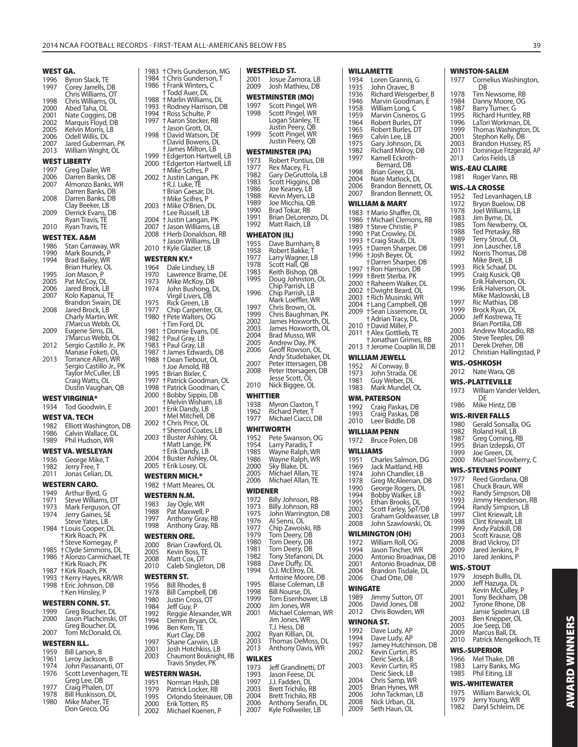**WEST GA.**
1996 Byron Slack, TE
1997 Corey Jarrells, DB
Chris Williams, OT
1998 Chris Williams, OL
2000 Abed Taha, OL
2001 Nate Coggins, DB
2002 Marquis Floyd, DB
2005 Kelvin Morris, LB
2006 Odell Willis, DL
2007 Jared Guberman, PK
2013 William Wright, OL

**WEST LIBERTY**
1997 Greg Dailer, WR
2006 Darren Banks, DB
2007 Almonzo Banks, WR
Darren Banks, DB
2008 Darren Banks, DB
Clay Beeker, LB
2009 Derrick Evans, DB
Ryan Travis, TE
2010 Ryan Travis, TE

**WEST TEX. A&M**
1986 Stan Carraway, WR
1990 Mark Bounds, P
1994 Brad Bailey, WR
Brian Hurley, OL
1995 Jon Mason, P
2005 Pat McCoy, OL
2006 Jared Brock, LB
2007 Kolo Kapanui, TE
Brandon Swain, DE
2008 Jared Brock, LB
Charly Martin, WR
J'Marcus Webb, OL
2009 Eugene Sims, DL
J'Marcus Webb, OL
2012 Sergio Castillo Jr., PK
Manase Foketi, OL
2013 Torrance Allen, WR
Sergio Castillo Jr., PK
Taylor McCuller, LB
Craig Watts, OL
Dustin Vaughan, QB

**WEST VIRGINIA***
1934 Tod Goodwin, E

**WEST VA. TECH**
1982 Elliott Washington, DB
1986 Calvin Wallace, DL
1989 Phil Hudson, WR

**WEST VA. WESLEYAN**
1936 George Mike, T
1982 Jerry Free, T
2011 Jonas Celian, DL

**WESTERN CARO.**
1949 Arthur Byrd, G
1971 Steve Williams, DT
1973 Mark Ferguson, OT
1974 Jerry Gaines, SE
Steve Yates, LB
1984 †Louis Cooper, DL
†Kirk Roach, PK
†Steve Kornegay, P
1985 †Clyde Simmons, DL
1986 †Alonzo Carmichael, TE
†Kirk Roach, PK
1987 †Kirk Roach, PK
1993 †Kerry Hayes, KR/WR
1998 †Eric Johnson, DB
†Ken Hinsley, P

**WESTERN CONN. ST.**
1999 Greg Boucher, DL
2000 Jason Plachcinski, OT
Greg Boucher, DL
2007 Tom McDonald, OL

**WESTERN ILL.**
1959 Bill Larson, B
1961 Leroy Jackson, B
1974 John Passananti, OT
1976 Scott Levenhagen, TE
Greg Lee, DB
1977 Craig Phalen, DT
1978 Bill Huskisson, DL
1980 Mike Maher, TE
Don Greco, OG
1983 †Chris Gunderson, MG
1984 †Chris Gunderson, T
1986 †Frank Winters, C
†Todd Auer, DL
1988 †Marlin Williams, DL
1993 †Rodney Harrison, DB
1994 †Ross Schulte, P
1997 †Aaron Stecker, RB
†Jason Grott, OL
1998 †David Watson, DE
†David Bowens, DL
†James Milton, LB
1999 †Edgerton Hartwell, LB
2000 †Edgerton Hartwell, LB
†Mike Scifres, P
2002 †Justin Langan, PK
†R.J. Luke, TE
†Brian Caesar, DL
†Mike Scifres, P
2003 †Mike O'Brien, DL
†Lee Russell, LB
2004 †Justin Langan, PK
2007 †Jason Williams, LB
2008 †Herb Donaldson, RB
†Jason Williams, LB
2010 †Kyle Glazier, LB

**WESTERN KY.***
1964 Dale Lindsey, LB
1970 Lawrence Brame, DE
1973 Mike McKoy, DB
1974 John Bushong, DL
Virgil Livers, DB
1975 Rick Green, LB
1977 Chip Carpenter, OL
1980 †Pete Walters, OG
†Tim Ford, DL
1981 †Donnie Evans, DE
1982 †Paul Gray, LB
1983 †Paul Gray, LB
1987 †James Edwards, DB
1988 †Dean Tiebout, OL
†Joe Arnold, RB
1995 †Brian Bixler, C
1997 †Patrick Goodman, OL
1998 †Patrick Goodman, C
2000 †Bobby Sippio, DB
†Melvin Wisham, LB
2001 †Erik Dandy, LB
†Mel Mitchell, DB
2002 †Chris Price, OL
†Sherrod Coates, LB
2003 †Buster Ashley, OL
†Matt Lange, PK
†Erik Dandy, LB
2004 †Buster Ashley, OL
2005 †Erik Losey, OL

**WESTERN MICH.***
1982 †Matt Meares, OL

**WESTERN N.M.**
1983 Jay Ogle, WR
1988 Pat Maxwell, P
1997 Anthony Gray, RB
1998 Anthony Gray, RB

**WESTERN ORE.**
2000 Brian Crawford, OL
2005 Kevin Boss, TE
2008 Matt Cox, DT
2010 Caleb Singleton, DB

**WESTERN ST.**
1956 Bill Rhodes, B
1978 Bill Campbell, DB
1980 Justin Cross, OT
1984 Jeff Guy, P
1992 Reggie Alexander, WR
1994 Derren Bryan, OL
1996 Ben Kern, TE
Kurt Clay, DB
1997 Shane Carwin, LB
2001 Josh Hotchkiss, LB
2003 Chaumont Bouknight, RB
Travis Snyder, PK

**WESTERN WASH.**
1951 Norman Hash, DB
1979 Patrick Locker, RB
1995 Orlondo Steinauer, DB
2000 Erik Totten, RS
2002 Michael Koenen, P

**WESTFIELD ST.**
2001 Josue Zamora, LB
2009 Josh Mathieu, DB

**WESTMINSTER (MO)**
1997 Scott Pingel, WR
1998 Scott Pingel, WR
Logan Stanley, TE
Justin Peery, QB
1999 Scott Pingel, WR
Justin Peery, QB

**WESTMINSTER (PA)**
1973 Robert Pontius, DB
1977 Rex Macey, FL
1982 Gary DeGruttola, LB
1983 Scott Higgins, DB
1986 Joe Keaney, LB
1988 Kevin Myers, LB
1989 Joe Micchia, QB
1990 Brad Tokar, RB
1991 Brian DeLorenzo, DL
1992 Matt Raich, LB

**WHEATON (IL)**
1955 Dave Burnham, B
1958 Robert Bakke, T
1977 Larry Wagner, LB
1978 Scott Hall, QB
1983 Keith Bishop, QB
1995 Doug Johnston, OL
Chip Parrish, LB
1996 Chip Parrish, LB
Mark Loeffler, WR
1997 Chris Brown, OL
1999 Chris Baughman, PK
2002 James Hoxworth, OL
2003 James Hoxworth, OL
2004 Brad Musso, WR
2005 Andrew Day, PK
2006 Geoff Rowson, OL
Andy Studebaker, DL
2007 Peter Ittersagen, DB
2008 Peter Ittersagen, DB
Jesse Scott, OL
2010 Nick Biggee, OL

**WHITTIER**
1938 Myron Claxton, T
1962 Richard Peter, T
1977 Michael Ciacci, DB

**WHITWORTH**
1952 Pete Swanson, OG
1954 Larry Paradis, T
1985 Wayne Ralph, WR
1986 Wayne Ralph, WR
2000 Sky Blake, DL
2005 Michael Allan, TE
2006 Michael Allan, TE

**WIDENER**
1972 Billy Johnson, RB
1973 Billy Johnson, RB
1975 John Warrington, DB
1976 Al Senni, OL
1977 Chip Zawoiski, RB
1979 Tom Deery, DB
1980 Tom Deery, DB
1981 Tom Deery, DB
1982 Tony Stefanoni, DL
1988 Dave Duffy, DL
1994 O.J. McElroy, DL
Antoine Moore, DB
1995 Blaise Coleman, LB
1998 Bill Nourse, DL
1999 Tom Eisenhower, LB
2000 Jim Jones, WR
2001 Michael Coleman, WR
Jim Jones, WR
T.J. Hess, DB
2002 Ryan Killian, DL
2003 Thomas DeMoss, DL
2013 Anthony Davis, WR

**WILKES**
1973 Jeff Grandinetti, DT
1993 Jason Feese, DL
1997 J.J. Fadden, DL
2003 Brett Trichilo, RB
2004 Brett Trichilo, RB
2006 Anthony Serafin, DL
2007 Kyle Follweiler, LB

**WILLAMETTE**
1934 Loren Grannis, G
1935 John Oravec, B
1936 Richard Weisgerber, B
1946 Marvin Goodman, E
1958 William Long, C
1959 Marvin Cisneros, G
1964 Robert Burles, DT
1965 Robert Burles, DT
1969 Calvin Lee, LB
1975 Gary Johnson, DL
1982 Richard Milroy, DB
1997 Kamell Eckroth-Bernard, DB
1998 Brian Greer, OL
2004 Nate Matlock, DL
2006 Brandon Bennett, OL
2007 Brandon Bennett, OL

**WILLIAM & MARY**
1983 †Mario Shaffer, OL
1986 †Michael Clemons, RB
1989 †Steve Christie, P
1990 †Pat Crowley, DL
1993 †Craig Staub, DL
1995 †Darren Sharper, DB
1996 †Josh Beyer, OL
†Darren Sharper, DB
1997 †Ron Harrison, DB
1999 †Brett Sterba, PK
2000 †Raheem Walker, DL
2002 †Dwight Beard, OL
2003 †Rich Musinski, WR
2004 †Lang Campbell, QB
2009 †Sean Lissemore, DL
†Adrian Tracy, DL
2010 †David Miller, P
2011 †Alex Gottlieb, TE
†Jonathan Grimes, RB
2013 †Jerome Couplin III, DB

**WILLIAM JEWELL**
1952 Al Conway, B
1973 John Strada, OE
1981 Guy Weber, DL
1983 Mark Mundel, OL

**WM. PATERSON**
1992 Craig Paskas, DB
1993 Craig Paskas, DB
2010 Leer Biddle, DB

**WILLIAM PENN**
1972 Bruce Polen, DB

**WILLIAMS**
1951 Charles Salmon, DG
1969 Jack Maitland, HB
1974 John Chandler, LB
1978 Greg McAleenan, DB
1990 George Rogers, DL
1994 Bobby Walker, LB
1995 Ethan Brooks, DL
2002 Scott Farley, SpT/DB
2003 Graham Goldwasser, LB
2008 John Szawlowski, OL

**WILMINGTON (OH)**
1972 William Roll, OG
1994 Jason Tincher, WR
2000 Antonio Broadnax, DB
2001 Antonio Broadnax, DB
2004 Brandon Tisdale, DL
2006 Chad Otte, DB

**WINGATE**
1989 Jimmy Sutton, OT
2006 David Jones, DB
2012 Chris Bowden, WR

**WINONA ST.**
1992 Dave Ludy, AP
1994 Dave Ludy, AP
1997 Jamey Hutchinson, DB
2002 Kevin Curtin, RS
Deric Sieck, LB
2003 Kevin Curtin, RS
Deric Sieck, LB
2004 Chris Samp, WR
2005 Brian Hynes, WR
2006 John Tackman, LB
2008 Nick Urban, OL
2009 Seth Haun, OL

**WINSTON-SALEM**
1977 Cornelius Washington, DB
1978 Tim Newsome, RB
1984 Danny Moore, OG
1987 Barry Turner, G
1995 Richard Huntley, RB
1996 LaTori Workman, DL
1999 Thomas Washington, DL
2001 Stephon Kelly, DB
2003 Brandon Hussey, RS
2011 Dominique Fitzgerald, AP
2013 Carlos Fields, LB

**WIS.-EAU CLAIRE**
1981 Roger Vann, RB

**WIS.-LA CROSSE**
1952 Ted Levanhagen, LB
1972 Bryon Buelow, DB
1978 Joel Williams, LB
1983 Jim Byrne, DL
1985 Tom Newberry, OL
1988 Ted Pretasky, RB
1989 Terry Strouf, OL
1991 Jon Lauscher, LB
1992 Norris Thomas, DB
Mike Breit, LB
1993 Rick Schaaf, DL
1995 Craig Kusick, QB
Erik Halverson, OL
1996 Erik Halverson, OL
Mike Maslowski, LB
1997 Ric Mathias, DB
1999 Brock Ryan, DL
2000 Jeff Kostrewa, TE
Brian Portilia, DB
2003 Andrew Mocadlo, RB
2006 Steve Teeples, DB
2011 Derek Dreher, DB
2012 Christian Hallingstad, P

**WIS.-OSHKOSH**
2012 Nate Wara, QB

**WIS.-PLATTEVILLE**
1973 William Vander Velden, DE
1986 Mike Hintz, DB

**WIS.-RIVER FALLS**
1980 Gerald Sonsalla, OG
1982 Roland Hall, LB
1987 Greg Corning, RB
1995 Brian Izdepski, OT
1999 Joe Green, DL
2000 Michael Snowberry, C

**WIS.-STEVENS POINT**
1977 Reed Giordana, QB
1981 Chuck Braun, WR
1992 Randy Simpson, DB
1993 Jimmy Henderson, RB
1994 Randy Simpson, LB
1997 Clint Kriewalt, LB
1998 Clint Kriewalt, LB
1999 Andy Palzkill, DB
2003 Scott Krause, QB
2008 Brad Vickroy, DT
2009 Jared Jenkins, P
2010 Jared Jenkins, P

**WIS.-STOUT**
1979 Joseph Bullis, DL
2000 Jeff Hazuga, DL
Kevin McCulley, P
2001 Tony Beckham, DB
2002 Tyrone Rhone, DB
Jamie Spielman, LB
2003 Ben Knepper, OL
2005 Joe Seep, DB
2009 Marcus Ball, DL
2010 Patrick Mengelkoch, TE

**WIS.-SUPERIOR**
1966 Mel Thake, DB
1983 Larry Banks, MG
1985 Phil Eiting, LB

**WIS.-WHITEWATER**
1975 William Barwick, OL
1979 Jerry Young, WR
1982 Daryl Schleim, DE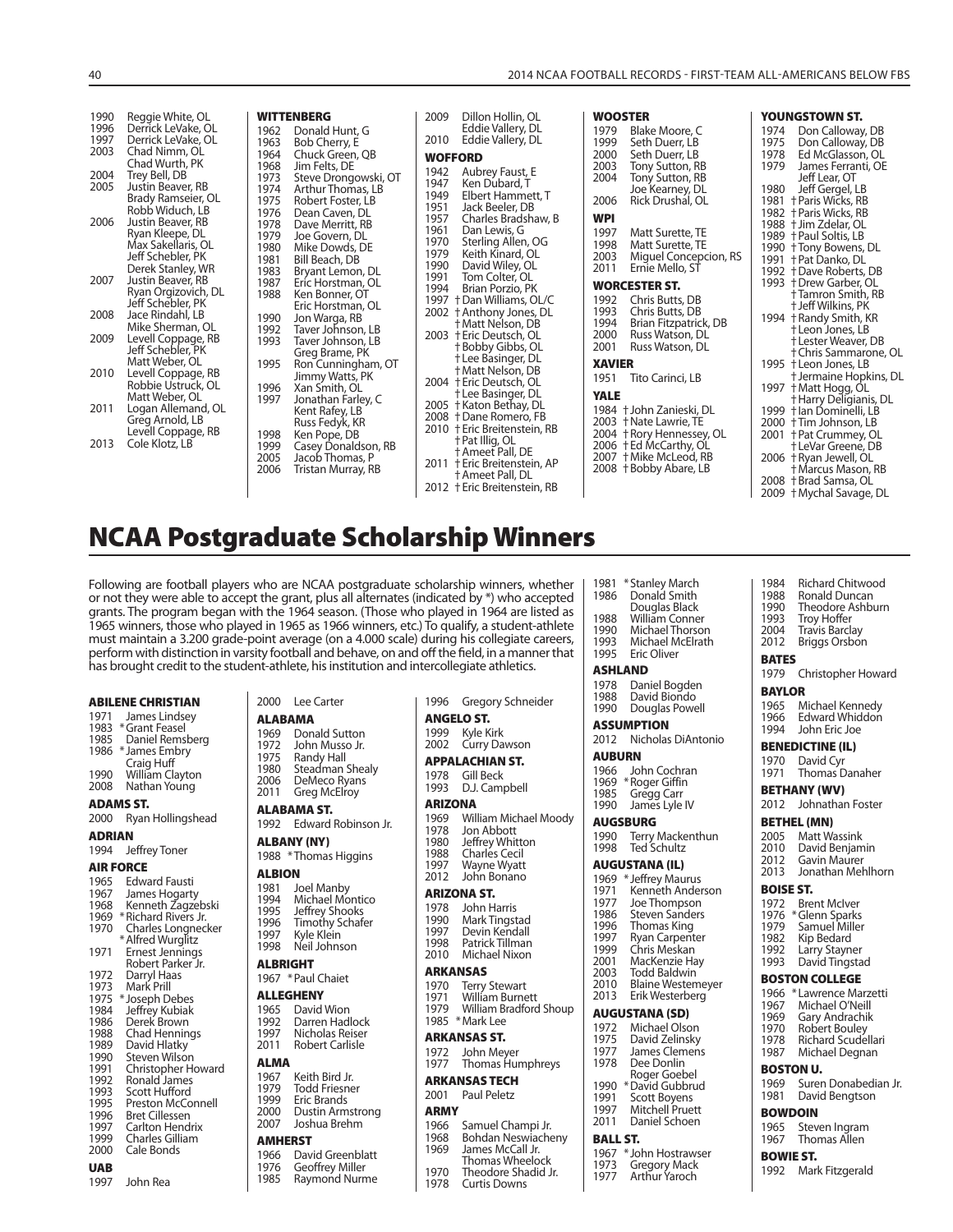1990 Reggie White, OL
1996 Derrick LeVake, OL
1997 Derrick LeVake, OL
2003 Chad Nimm, OL
Chad Wurth, PK
2004 Trey Bell, DB
2005 Justin Beaver, RB
Brady Ramseier, OL
Robb Widuch, LB
2006 Justin Beaver, RB
Ryan Kleepe, DL
Max Sakellaris, OL
Jeff Schebler, PK
Derek Stanley, WR
2007 Justin Beaver, RB
Ryan Orgizovich, DL
Jeff Schebler, PK
2008 Jace Rindahl, LB
Mike Sherman, OL
2009 Levell Coppage, RB
Jeff Schebler, PK
Matt Weber, OL
2010 Levell Coppage, RB
Robbie Ustruck, OL
Matt Weber, OL
2011 Logan Allemand, OL
Greg Arnold, LB
Levell Coppage, RB
2013 Cole Klotz, LB

**WITTENBERG**
1962 Donald Hunt, G
1963 Bob Cherry, E
1964 Chuck Green, QB
1968 Jim Felts, DE
1973 Steve Drongowski, OT
1974 Arthur Thomas, LB
1975 Robert Foster, LB
1976 Dean Caven, DL
1978 Dave Merritt, RB
1979 Joe Govern, DL
1980 Mike Dowds, DE
1981 Bill Beach, DB
1983 Bryant Lemon, DL
1987 Eric Horstman, OL
1988 Ken Bonner, OT
Eric Horstman, OL
1990 Jon Warga, RB
1992 Taver Johnson, LB
1993 Taver Johnson, LB
Greg Brame, PK
1995 Ron Cunningham, OT
Jimmy Watts, PK
1996 Xan Smith, OL
1997 Jonathan Farley, C
Kent Rafey, LB
Russ Fedyk, KR
1998 Ken Pope, DB
1999 Casey Donaldson, RB
2005 Jacob Thomas, P
2006 Tristan Murray, RB

2009 Dillon Hollin, OL
Eddie Vallery, DL
2010 Eddie Vallery, DL

**WOFFORD**
1942 Aubrey Faust, E
1947 Ken Dubard, T
1949 Elbert Hammett, T
1951 Jack Beeler, DB
1957 Charles Bradshaw, B
1961 Dan Lewis, G
1970 Sterling Allen, OG
1979 Keith Kinard, OL
1990 David Wiley, OL
1991 Tom Colter, OL
1994 Brian Porzio, PK
1997 †Dan Williams, OL/C
2002 †Anthony Jones, DL
†Matt Nelson, DB
2003 †Eric Deutsch, OL
†Bobby Gibbs, OL
†Lee Basinger, DL
†Matt Nelson, DB
2004 †Eric Deutsch, OL
†Lee Basinger, DL
2005 †Katon Bethay, DL
2008 †Dane Romero, FB
2010 †Eric Breitenstein, RB
†Pat Illig, OL
†Ameet Pall, DE
2011 †Eric Breitenstein, AP
†Ameet Pall, DL
2012 †Eric Breitenstein, RB

**WOOSTER**
1979 Blake Moore, C
1999 Seth Duerr, LB
2000 Seth Duerr, LB
2003 Tony Sutton, RB
2004 Tony Sutton, RB
Joe Kearney, DL
2006 Rick Drushal, OL

**WPI**
1997 Matt Surette, TE
1998 Matt Surette, TE
2003 Miguel Concepcion, RS
2011 Ernie Mello, ST

**WORCESTER ST.**
1992 Chris Butts, DB
1993 Chris Butts, DB
1994 Brian Fitzpatrick, DB
2000 Russ Watson, DL
2001 Russ Watson, DL

**XAVIER**
1951 Tito Carinci, LB

**YALE**
1984 †John Zanieski, DL
2003 †Nate Lawrie, TE
2004 †Rory Hennessey, OL
2006 †Ed McCarthy, OL
2007 †Mike McLeod, RB
2008 †Bobby Abare, LB

**YOUNGSTOWN ST.**
1974 Don Calloway, DB
1975 Don Calloway, DB
1978 Ed McGlasson, OL
1979 James Ferranti, OE
Jeff Lear, OT
1980 Jeff Gergel, LB
1981 †Paris Wicks, RB
1982 †Paris Wicks, RB
1988 †Jim Zdelar, OL
1989 †Paul Soltis, LB
1990 †Tony Bowens, DL
1991 †Pat Danko, DL
1992 †Dave Roberts, DB
1993 †Drew Garber, OL
†Tamron Smith, RB
†Jeff Wilkins, PK
1994 †Randy Smith, KR
†Leon Jones, LB
†Lester Weaver, DB
†Chris Sammarone, OL
1995 †Leon Jones, LB
†Jermaine Hopkins, DL
1997 †Matt Hogg, OL
†Harry Deligianis, DL
1999 †Ian Dominelli, LB
2000 †Tim Johnson, LB
2001 †Pat Crummey, OL
†LeVar Greene, DB
2006 †Ryan Jewell, OL
†Marcus Mason, RB
2008 †Brad Samsa, OL
2009 †Mychal Savage, DL

# NCAA Postgraduate Scholarship Winners

Following are football players who are NCAA postgraduate scholarship winners, whether or not they were able to accept the grant, plus all alternates (indicated by *) who accepted grants. The program began with the 1964 season. (Those who played in 1964 are listed as 1965 winners, those who played in 1965 as 1966 winners, etc.) To qualify, a student-athlete must maintain a 3.200 grade-point average (on a 4.000 scale) during his collegiate careers, perform with distinction in varsity football and behave, on and off the field, in a manner that has brought credit to the student-athlete, his institution and intercollegiate athletics.

**ABILENE CHRISTIAN**
1971 James Lindsey
1983 *Grant Feasel
1985 Daniel Remsberg
1986 *James Embry
Craig Huff
1990 William Clayton
2008 Nathan Young

**ADAMS ST.**
2000 Ryan Hollingshead

**ADRIAN**
1994 Jeffrey Toner

**AIR FORCE**
1965 Edward Fausti
1967 James Hogarty
1968 Kenneth Zagzebski
1969 *Richard Rivers Jr.
1970 Charles Longnecker
*Alfred Wurglitz
1971 Ernest Jennings
Robert Parker Jr.
1972 Darryl Haas
1973 Mark Prill
1975 *Joseph Debes
1984 Jeffrey Kubiak
1986 Derek Brown
1988 Chad Hennings
1989 David Hlatky
1990 Steven Wilson
1991 Christopher Howard
1992 Ronald James
1993 Scott Hufford
1995 Preston McConnell
1996 Bret Cillessen
1997 Carlton Hendrix
1999 Charles Gilliam
2000 Cale Bonds

**UAB**
1997 John Rea

2000 Lee Carter

**ALABAMA**
1969 Donald Sutton
1972 John Musso Jr.
1975 Randy Hall
1980 Steadman Shealy
2006 DeMeco Ryans
2011 Greg McElroy

**ALABAMA ST.**
1992 Edward Robinson Jr.

**ALBANY (NY)**
1988 *Thomas Higgins

**ALBION**
1981 Joel Manby
1994 Michael Montico
1995 Jeffrey Shooks
1996 Timothy Schafer
1997 Kyle Klein
1998 Neil Johnson

**ALBRIGHT**
1967 *Paul Chaiet

**ALLEGHENY**
1965 David Wion
1992 Darren Hadlock
1997 Nicholas Reiser
2011 Robert Carlisle

**ALMA**
1967 Keith Bird Jr.
1979 Todd Friesner
1999 Eric Brands
2000 Dustin Armstrong
2007 Joshua Brehm

**AMHERST**
1966 David Greenblatt
1976 Geoffrey Miller
1985 Raymond Nurme

1996 Gregory Schneider

**ANGELO ST.**
1999 Kyle Kirk
2002 Curry Dawson

**APPALACHIAN ST.**
1978 Gill Beck
1993 D.J. Campbell

**ARIZONA**
1969 William Michael Moody
1978 Jon Abbott
1980 Jeffrey Whitton
1988 Charles Cecil
1997 Wayne Wyatt
2012 John Bonano

**ARIZONA ST.**
1978 John Harris
1990 Mark Tingstad
1997 Devin Kendall
1998 Patrick Tillman
2010 Michael Nixon

**ARKANSAS**
1970 Terry Stewart
1971 William Burnett
1979 William Bradford Shoup
1985 *Mark Lee

**ARKANSAS ST.**
1972 John Meyer
1977 Thomas Humphreys

**ARKANSAS TECH**
2001 Paul Peletz

**ARMY**
1966 Samuel Champi Jr.
1968 Bohdan Neswiacheny
1969 James McCall Jr.
Thomas Wheelock
1970 Theodore Shadid Jr.
1978 Curtis Downs

1981 *Stanley March
1986 Donald Smith
Douglas Black
1988 William Conner
1990 Michael Thorson
1993 Michael McElrath
1995 Eric Oliver

**ASHLAND**
1978 Daniel Bogden
1988 David Biondo
1990 Douglas Powell

**ASSUMPTION**
2012 Nicholas DiAntonio

**AUBURN**
1966 John Cochran
1969 *Roger Giffin
1985 Gregg Carr
1990 James Lyle IV

**AUGSBURG**
1990 Terry Mackenthun
1998 Ted Schultz

**AUGUSTANA (IL)**
1969 *Jeffrey Maurus
1971 Kenneth Anderson
1977 Joe Thompson
1986 Steven Sanders
1996 Thomas King
1997 Ryan Carpenter
1999 Chris Meskan
2001 MacKenzie Hay
2003 Todd Baldwin
2010 Blaine Westemeyer
2013 Erik Westerberg

**AUGUSTANA (SD)**
1972 Michael Olson
1975 David Zelinsky
1977 James Clemens
1978 Dee Donlin
Roger Goebel
1990 *David Gubbrud
1991 Scott Boyens
1997 Mitchell Pruett
2011 Daniel Schoen

**BALL ST.**
1967 *John Hostrawser
1973 Gregory Mack
1977 Arthur Yaroch

1984 Richard Chitwood
1988 Ronald Duncan
1990 Theodore Ashburn
1993 Troy Hoffer
2004 Travis Barclay
2012 Briggs Orsbon

**BATES**
1979 Christopher Howard

**BAYLOR**
1965 Michael Kennedy
1966 Edward Whiddon
1994 John Eric Joe

**BENEDICTINE (IL)**
1970 David Cyr
1971 Thomas Danaher

**BETHANY (WV)**
2012 Johnathan Foster

**BETHEL (MN)**
2005 Matt Wassink
2010 David Benjamin
2012 Gavin Maurer
2013 Jonathan Mehlhorn

**BOISE ST.**
1972 Brent McIver
1976 *Glenn Sparks
1979 Samuel Miller
1982 Kip Bedard
1992 Larry Stayner
1993 David Tingstad

**BOSTON COLLEGE**
1966 *Lawrence Marzetti
1967 Michael O'Neill
1969 Gary Andrachik
1970 Robert Bouley
1978 Richard Scudellari
1987 Michael Degnan

**BOSTON U.**
1969 Suren Donabedian Jr.
1981 David Bengtson

**BOWDOIN**
1965 Steven Ingram
1967 Thomas Allen

**BOWIE ST.**
1992 Mark Fitzgerald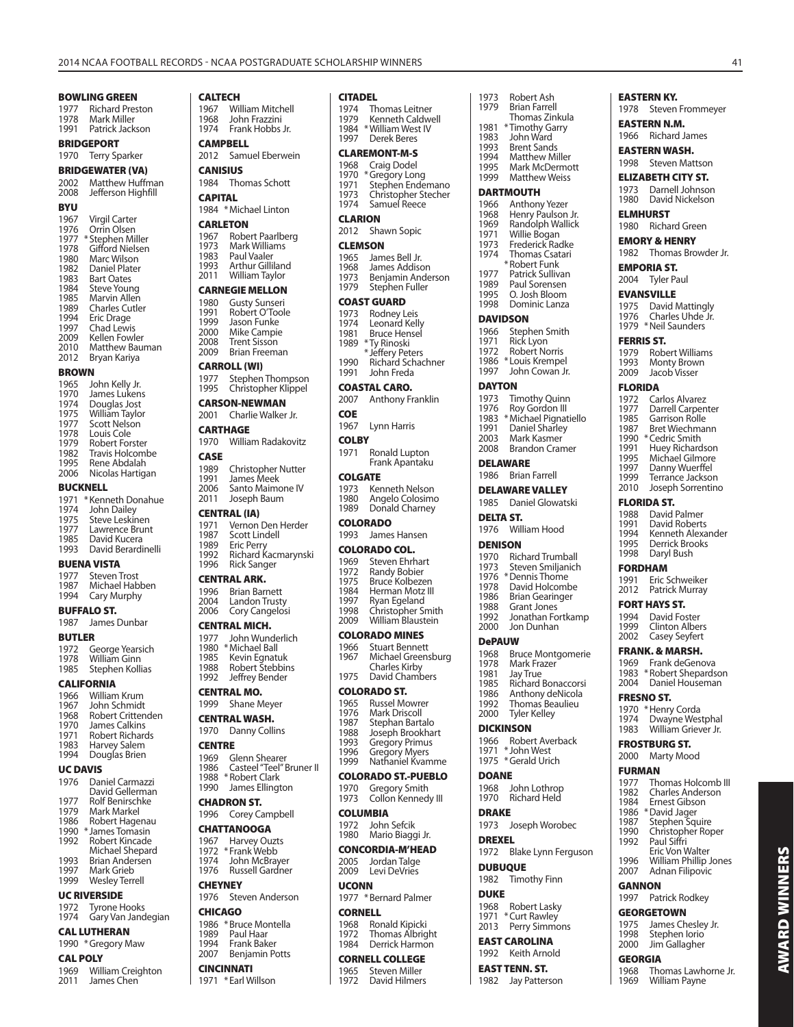**BOWLING GREEN**
1977 Richard Preston
1978 Mark Miller
1991 Patrick Jackson

**BRIDGEPORT**
1970 Terry Sparker

**BRIDGEWATER (VA)**
2002 Matthew Huffman
2008 Jefferson Highfill

**BYU**
1967 Virgil Carter
1976 Orrin Olsen
1977 *Stephen Miller
1978 Gifford Nielsen
1980 Marc Wilson
1982 Daniel Plater
1983 Bart Oates
1984 Steve Young
1985 Marvin Allen
1989 Charles Cutler
1994 Eric Drage
1997 Chad Lewis
2009 Kellen Fowler
2010 Matthew Bauman
2012 Bryan Kariya

**BROWN**
1965 John Kelly Jr.
1970 James Lukens
1974 Douglas Jost
1975 William Taylor
1977 Scott Nelson
1978 Louis Cole
1979 Robert Forster
1982 Travis Holcombe
1995 Rene Abdalah
2006 Nicolas Hartigan

**BUCKNELL**
1971 *Kenneth Donahue
1974 John Dailey
1975 Steve Leskinen
1977 Lawrence Brunt
1985 David Kucera
1993 David Berardinelli

**BUENA VISTA**
1977 Steven Trost
1987 Michael Habben
1994 Cary Murphy

**BUFFALO ST.**
1987 James Dunbar

**BUTLER**
1972 George Yearsich
1978 William Ginn
1985 Stephen Kollias

**CALIFORNIA**
1966 William Krum
1967 John Schmidt
1968 Robert Crittenden
1970 James Calkins
1971 Robert Richards
1983 Harvey Salem
1994 Douglas Brien

**UC DAVIS**
1976 Daniel Carmazzi
David Gellerman
1977 Rolf Benirschke
1979 Mark Markel
1986 Robert Hagenau
1990 *James Tomasin
1992 Robert Kincade
Michael Shepard
1993 Brian Andersen
1997 Mark Grieb
1999 Wesley Terrell

**UC RIVERSIDE**
1972 Tyrone Hooks
1974 Gary Van Jandegian

**CAL LUTHERAN**
1990 *Gregory Maw

**CAL POLY**
1969 William Creighton
2011 James Chen

**CALTECH**
1967 William Mitchell
1968 John Frazzini
1974 Frank Hobbs Jr.

**CAMPBELL**
2012 Samuel Eberwein

**CANISIUS**
1984 Thomas Schott

**CAPITAL**
1984 *Michael Linton

**CARLETON**
1967 Robert Paarlberg
1973 Mark Williams
1983 Paul Vaaler
1993 Arthur Gilliland
2011 William Taylor

**CARNEGIE MELLON**
1980 Gusty Sunseri
1991 Robert O'Toole
1999 Jason Funke
2000 Mike Campie
2008 Trent Sisson
2009 Brian Freeman

**CARROLL (WI)**
1977 Stephen Thompson
1995 Christopher Klippel

**CARSON-NEWMAN**
2001 Charlie Walker Jr.

**CARTHAGE**
1970 William Radakovitz

**CASE**
1989 Christopher Nutter
1991 James Meek
2006 Santo Maimone IV
2011 Joseph Baum

**CENTRAL (IA)**
1971 Vernon Den Herder
1987 Scott Lindell
1989 Eric Perry
1992 Richard Kacmarynski
1996 Rick Sanger

**CENTRAL ARK.**
1996 Brian Barnett
2004 Landon Trusty
2006 Cory Cangelosi

**CENTRAL MICH.**
1977 John Wunderlich
1980 *Michael Ball
1985 Kevin Egnatuk
1988 Robert Stebbins
1992 Jeffrey Bender

**CENTRAL MO.**
1999 Shane Meyer

**CENTRAL WASH.**
1970 Danny Collins

**CENTRE**
1969 Glenn Shearer
1986 Casteel "Teel" Bruner II
1988 *Robert Clark
1990 James Ellington

**CHADRON ST.**
1996 Corey Campbell

**CHATTANOOGA**
1967 Harvey Oujts
1972 *Frank Webb
1974 John McBrayer
1976 Russell Gardner

**CHEYNEY**
1976 Steven Anderson

**CHICAGO**
1986 *Bruce Montella
1989 Paul Haar
1994 Frank Baker
2007 Benjamin Potts

**CINCINNATI**
1971 *Earl Willson

**CITADEL**
1974 Thomas Leitner
1979 Kenneth Caldwell
1984 *William West IV
1997 Derek Beres

**CLAREMONT-M-S**
1968 Craig Dodel
1970 *Gregory Long
1971 Stephen Endemano
1973 Christopher Stecher
1974 Samuel Reece

**CLARION**
2012 Shawn Sopic

**CLEMSON**
1965 James Bell Jr.
1968 James Addison
1973 Benjamin Anderson
1979 Stephen Fuller

**COAST GUARD**
1973 Rodney Leis
1974 Leonard Kelly
1981 Bruce Hensel
1989 *Ty Rinoski
*Jeffery Peters
1990 Richard Schachner
1991 John Freda

**COASTAL CARO.**
2007 Anthony Franklin

**COE**
1967 Lynn Harris

**COLBY**
1971 Ronald Lupton
Frank Apantaku

**COLGATE**
1973 Kenneth Nelson
1980 Angelo Colosimo
1989 Donald Charney

**COLORADO**
1993 James Hansen

**COLORADO COL.**
1969 Steven Ehrhart
1972 Randy Bobier
1975 Bruce Kolbezen
1984 Herman Motz III
1997 Ryan Egeland
1998 Christopher Smith
2009 William Blaustein

**COLORADO MINES**
1966 Stuart Bennett
1967 Michael Greensburg
Charles Kirby
1975 David Chambers

**COLORADO ST.**
1965 Russel Mowrer
1976 Mark Driscoll
1987 Stephan Bartalo
1988 Joseph Brookhart
1993 Gregory Primus
1996 Gregory Myers
1999 Nathaniel Kvamme

**COLORADO ST.-PUEBLO**
1970 Gregory Smith
1973 Collon Kennedy III

**COLUMBIA**
1972 John Sefcik
1980 Mario Biaggi Jr.

**CONCORDIA-M'HEAD**
2005 Jordan Talge
2009 Levi DeVries

**UCONN**
1977 *Bernard Palmer

**CORNELL**
1968 Ronald Kipicki
1972 Thomas Albright
1984 Derrick Harmon

**CORNELL COLLEGE**
1965 Steven Miller
1972 David Hilmers
1973 Robert Ash
1979 Brian Farrell
Thomas Zinkula
1981 *Timothy Garry
1983 John Ward
1993 Brent Sands
1994 Matthew Miller
1995 Mark McDermott
1999 Matthew Weiss

**DARTMOUTH**
1966 Anthony Yezer
1968 Henry Paulson Jr.
1969 Randolph Wallick
1971 Willie Bogan
1973 Frederick Radke
1974 Thomas Csatari
*Robert Funk
1977 Patrick Sullivan
1989 Paul Sorensen
1995 O. Josh Bloom
1998 Dominic Lanza

**DAVIDSON**
1966 Stephen Smith
1971 Rick Lyon
1972 Robert Norris
1986 *Louis Krempel
1997 John Cowan Jr.

**DAYTON**
1973 Timothy Quinn
1976 Roy Gordon III
1983 *Michael Pignatiello
1991 Daniel Sharley
2003 Mark Kasmer
2008 Brandon Cramer

**DELAWARE**
1986 Brian Farrell

**DELAWARE VALLEY**
1985 Daniel Glowatski

**DELTA ST.**
1976 William Hood

**DENISON**
1970 Richard Trumball
1973 Steven Smiljanich
1976 *Dennis Thome
1978 David Holcombe
1986 Brian Gearinger
1988 Grant Jones
1992 Jonathan Fortkamp
2000 Jon Dunhan

**DePAUW**
1968 Bruce Montgomerie
1978 Mark Frazer
1981 Jay True
1985 Richard Bonaccorsi
1986 Anthony deNicola
1992 Thomas Beaulieu
2000 Tyler Kelley

**DICKINSON**
1966 Robert Averback
1971 *John West
1975 *Gerald Urich

**DOANE**
1968 John Lothrop
1970 Richard Held

**DRAKE**
1973 Joseph Worobec

**DREXEL**
1972 Blake Lynn Ferguson

**DUBUQUE**
1982 Timothy Finn

**DUKE**
1968 Robert Lasky
1971 *Curt Rawley
2013 Perry Simmons

**EAST CAROLINA**
1992 Keith Arnold

**EAST TENN. ST.**
1982 Jay Patterson

**EASTERN KY.**
1978 Steven Frommeyer

**EASTERN N.M.**
1966 Richard James

**EASTERN WASH.**
1998 Steven Mattson

**ELIZABETH CITY ST.**
1973 Darnell Johnson
1980 David Nickelson

**ELMHURST**
1980 Richard Green

**EMORY & HENRY**
1982 Thomas Browder Jr.

**EMPORIA ST.**
2004 Tyler Paul

**EVANSVILLE**
1975 David Mattingly
1976 Charles Uhde Jr.
1979 *Neil Saunders

**FERRIS ST.**
1979 Robert Williams
1993 Monty Brown
2009 Jacob Visser

**FLORIDA**
1972 Carlos Alvarez
1977 Darrell Carpenter
1985 Garrison Rolle
1987 Bret Wiechmann
1990 *Cedric Smith
1991 Huey Richardson
1995 Michael Gilmore
1997 Danny Wuerffel
1999 Terrance Jackson
2010 Joseph Sorrentino

**FLORIDA ST.**
1988 David Palmer
1991 David Roberts
1994 Kenneth Alexander
1995 Derrick Brooks
1998 Daryl Bush

**FORDHAM**
1991 Eric Schweiker
2012 Patrick Murray

**FORT HAYS ST.**
1994 David Foster
1999 Clinton Albers
2002 Casey Seyfert

**FRANK. & MARSH.**
1969 Frank deGenova
1983 *Robert Shepardson
2004 Daniel Houseman

**FRESNO ST.**
1970 *Henry Corda
1974 Dwayne Westphal
1983 William Griever Jr.

**FROSTBURG ST.**
2000 Marty Mood

**FURMAN**
1977 Thomas Holcomb III
1982 Charles Anderson
1984 Ernest Gibson
1986 *David Jager
1987 Stephen Squire
1990 Christopher Roper
1992 Paul Siffri
Eric Von Walter
1996 William Phillip Jones
2007 Adnan Filipovic

**GANNON**
1997 Patrick Rodkey

**GEORGETOWN**
1975 James Chesley Jr.
1998 Stephen Iorio
2000 Jim Gallagher

**GEORGIA**
1968 Thomas Lawhorne Jr.
1969 William Payne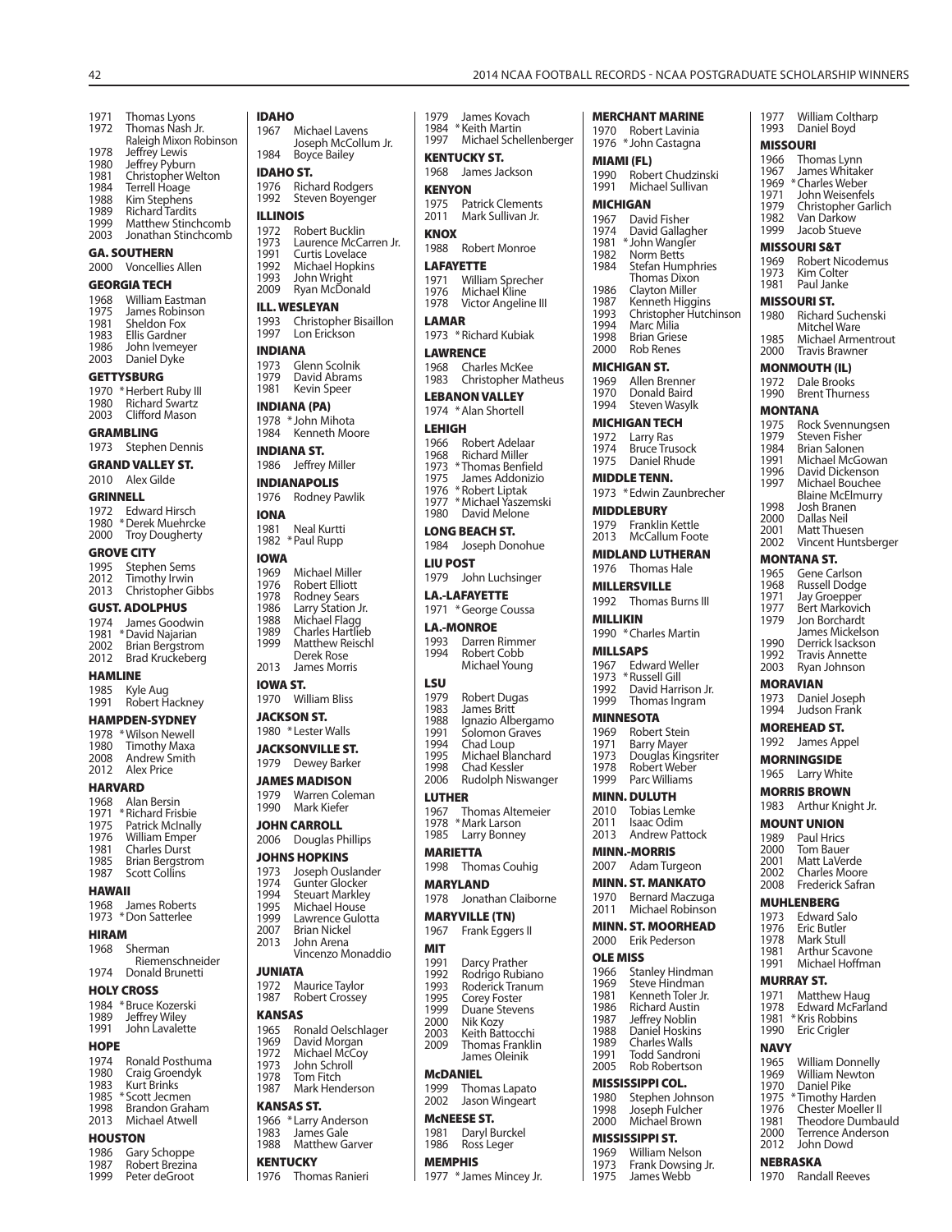1971 Thomas Lyons
1972 Thomas Nash Jr.
Raleigh Mixon Robinson
1978 Jeffrey Lewis
1980 Jeffrey Pyburn
1981 Christopher Welton
1984 Terrell Hoage
1988 Kim Stephens
1989 Richard Tardits
1999 Matthew Stinchcomb
2003 Jonathan Stinchcomb

**GA. SOUTHERN**
2000 Voncellies Allen

**GEORGIA TECH**
1968 William Eastman
1975 James Robinson
1981 Sheldon Fox
1983 Ellis Gardner
1986 John Ivemeyer
2003 Daniel Dyke

**GETTYSBURG**
1970 *Herbert Ruby III
1980 Richard Swartz
2003 Clifford Mason

**GRAMBLING**
1973 Stephen Dennis

**GRAND VALLEY ST.**
2010 Alex Gilde

**GRINNELL**
1972 Edward Hirsch
1980 *Derek Muehrcke
2000 Troy Dougherty

**GROVE CITY**
1995 Stephen Sems
2012 Timothy Irwin
2013 Christopher Gibbs

**GUST. ADOLPHUS**
1974 James Goodwin
1981 *David Najarian
2002 Brian Bergstrom
2012 Brad Kruckeberg

**HAMLINE**
1985 Kyle Aug
1991 Robert Hackney

**HAMPDEN-SYDNEY**
1978 *Wilson Newell
1980 Timothy Maxa
2008 Andrew Smith
2012 Alex Price

**HARVARD**
1968 Alan Bersin
1971 *Richard Frisbie
1975 Patrick McInally
1976 William Emper
1981 Charles Durst
1985 Brian Bergstrom
1987 Scott Collins

**HAWAII**
1968 James Roberts
1973 *Don Satterlee

**HIRAM**
1968 Sherman Riemenschneider
1974 Donald Brunetti

**HOLY CROSS**
1984 *Bruce Kozerski
1989 Jeffrey Wiley
1991 John Lavalette

**HOPE**
1974 Ronald Posthuma
1980 Craig Groendyk
1983 Kurt Brinks
1985 *Scott Jecmen
1998 Brandon Graham
2013 Michael Atwell

**HOUSTON**
1986 Gary Schoppe
1987 Robert Brezina
1999 Peter deGroot

**IDAHO**
1967 Michael Lavens
Joseph McCollum Jr.
1984 Boyce Bailey

**IDAHO ST.**
1976 Richard Rodgers
1992 Steven Boyenger

**ILLINOIS**
1972 Robert Bucklin
1973 Laurence McCarren Jr.
1991 Curtis Lovelace
1992 Michael Hopkins
1993 John Wright
2009 Ryan McDonald

**ILL. WESLEYAN**
1993 Christopher Bisaillon
1997 Lon Erickson

**INDIANA**
1973 Glenn Scolnik
1979 David Abrams
1981 Kevin Speer

**INDIANA (PA)**
1978 *John Mihota
1984 Kenneth Moore

**INDIANA ST.**
1986 Jeffrey Miller

**INDIANAPOLIS**
1976 Rodney Pawlik

**IONA**
1981 Neal Kurtti
1982 *Paul Rupp

**IOWA**
1969 Michael Miller
1976 Robert Elliott
1978 Rodney Sears
1986 Larry Station Jr.
1988 Michael Flagg
1989 Charles Hartlieb
1999 Matthew Reischl
Derek Rose
2013 James Morris

**IOWA ST.**
1970 William Bliss

**JACKSON ST.**
1980 *Lester Walls

**JACKSONVILLE ST.**
1979 Dewey Barker

**JAMES MADISON**
1979 Warren Coleman
1990 Mark Kiefer

**JOHN CARROLL**
2006 Douglas Phillips

**JOHNS HOPKINS**
1973 Joseph Ouslander
1974 Gunter Glocker
1994 Steuart Markley
1995 Michael House
1999 Lawrence Gulotta
2007 Brian Nickel
2013 John Arena
Vincenzo Monaddio

**JUNIATA**
1972 Maurice Taylor
1987 Robert Crossey

**KANSAS**
1965 Ronald Oelschlager
1969 David Morgan
1972 Michael McCoy
1973 John Schroll
1978 Tom Fitch
1987 Mark Henderson

**KANSAS ST.**
1966 *Larry Anderson
1983 James Gale
1988 Matthew Garver

**KENTUCKY**
1976 Thomas Ranieri
1979 James Kovach
1984 *Keith Martin
1997 Michael Schellenberger

**KENTUCKY ST.**
1968 James Jackson

**KENYON**
1975 Patrick Clements
2011 Mark Sullivan Jr.

**KNOX**
1988 Robert Monroe

**LAFAYETTE**
1971 William Sprecher
1976 Michael Kline
1978 Victor Angeline III

**LAMAR**
1973 *Richard Kubiak

**LAWRENCE**
1968 Charles McKee
1983 Christopher Matheus

**LEBANON VALLEY**
1974 *Alan Shortell

**LEHIGH**
1966 Robert Adelaar
1968 Richard Miller
1973 *Thomas Benfield
1975 James Addonizio
1976 *Robert Liptak
1977 *Michael Yaszemski
1980 David Melone

**LONG BEACH ST.**
1984 Joseph Donohue

**LIU POST**
1979 John Luchsinger

**LA.-LAFAYETTE**
1971 *George Coussa

**LA.-MONROE**
1993 Darren Rimmer
1994 Robert Cobb
Michael Young

**LSU**
1979 Robert Dugas
1983 James Britt
1988 Ignazio Albergamo
1991 Solomon Graves
1994 Chad Loup
1995 Michael Blanchard
1998 Chad Kessler
2006 Rudolph Niswanger

**LUTHER**
1967 Thomas Altemeier
1978 *Mark Larson
1985 Larry Bonney

**MARIETTA**
1998 Thomas Couhig

**MARYLAND**
1978 Jonathan Claiborne

**MARYVILLE (TN)**
1967 Frank Eggers II

**MIT**
1991 Darcy Prather
1992 Rodrigo Rubiano
1993 Roderick Tranum
1995 Corey Foster
1999 Duane Stevens
2000 Nik Kozy
2003 Keith Battocchi
2009 Thomas Franklin
James Oleinik

**McDANIEL**
1999 Thomas Lapato
2002 Jason Wingeart

**McNEESE ST.**
1981 Daryl Burckel
1986 Ross Leger

**MEMPHIS**
1977 *James Mincey Jr.

**MERCHANT MARINE**
1970 Robert Lavinia
1976 *John Castagna

**MIAMI (FL)**
1990 Robert Chudzinski
1991 Michael Sullivan

**MICHIGAN**
1967 David Fisher
1974 David Gallagher
1981 *John Wangler
1982 Norm Betts
1984 Stefan Humphries
Thomas Dixon
1986 Clayton Miller
1987 Kenneth Higgins
1993 Christopher Hutchinson
1994 Marc Milia
1998 Brian Griese
2000 Rob Renes

**MICHIGAN ST.**
1969 Allen Brenner
1970 Donald Baird
1994 Steven Wasylk

**MICHIGAN TECH**
1972 Larry Ras
1974 Bruce Trusock
1975 Daniel Rhude

**MIDDLE TENN.**
1973 *Edwin Zaunbrecher

**MIDDLEBURY**
1979 Franklin Kettle
2013 McCallum Foote

**MIDLAND LUTHERAN**
1976 Thomas Hale

**MILLERSVILLE**
1992 Thomas Burns III

**MILLIKIN**
1990 *Charles Martin

**MILLSAPS**
1967 Edward Weller
1973 *Russell Gill
1992 David Harrison Jr.
1999 Thomas Ingram

**MINNESOTA**
1969 Robert Stein
1971 Barry Mayer
1973 Douglas Kingsriter
1978 Robert Weber
1999 Parc Williams

**MINN. DULUTH**
2010 Tobias Lemke
2011 Isaac Odim
2013 Andrew Pattock

**MINN.-MORRIS**
2007 Adam Turgeon

**MINN. ST. MANKATO**
1970 Bernard Maczuga
2011 Michael Robinson

**MINN. ST. MOORHEAD**
2000 Erik Pederson

**OLE MISS**
1966 Stanley Hindman
1969 Steve Hindman
1981 Kenneth Toler Jr.
1986 Richard Austin
1987 Jeffrey Noblin
1988 Daniel Hoskins
1989 Charles Walls
1991 Todd Sandroni
2005 Rob Robertson

**MISSISSIPPI COL.**
1980 Stephen Johnson
1998 Joseph Fulcher
2000 Michael Brown

**MISSISSIPPI ST.**
1969 William Nelson
1973 Frank Dowsing Jr.
1975 James Webb
1977 William Coltharp
1993 Daniel Boyd

**MISSOURI**
1966 Thomas Lynn
1967 James Whitaker
1969 *Charles Weber
1971 John Weisenfels
1979 Christopher Garlich
1982 Van Darkow
1999 Jacob Stueve

**MISSOURI S&T**
1969 Robert Nicodemus
1973 Kim Colter
1981 Paul Janke

**MISSOURI ST.**
1980 Richard Suchenski
Mitchel Ware
1985 Michael Armentrout
2000 Travis Brawner

**MONMOUTH (IL)**
1972 Dale Brooks
1990 Brent Thurness

**MONTANA**
1975 Rock Svennungsen
1979 Steven Fisher
1984 Brian Salonen
1991 Michael McGowan
1996 David Dickenson
1997 Michael Bouchee
Blaine McElmurry
1998 Josh Branen
2000 Dallas Neil
2001 Matt Thuesen
2002 Vincent Huntsberger

**MONTANA ST.**
1965 Gene Carlson
1968 Russell Dodge
1971 Jay Groepper
1977 Bert Markovich
1979 Jon Borchardt
James Mickelson
1990 Derrick Isackson
1992 Travis Annette
2003 Ryan Johnson

**MORAVIAN**
1973 Daniel Joseph
1994 Judson Frank

**MOREHEAD ST.**
1992 James Appel

**MORNINGSIDE**
1965 Larry White

**MORRIS BROWN**
1983 Arthur Knight Jr.

**MOUNT UNION**
1989 Paul Hrics
2000 Tom Bauer
2001 Matt LaVerde
2002 Charles Moore
2008 Frederick Safran

**MUHLENBERG**
1973 Edward Salo
1976 Eric Butler
1978 Mark Stull
1981 Arthur Scavone
1991 Michael Hoffman

**MURRAY ST.**
1971 Matthew Haug
1978 Edward McFarland
1981 *Kris Robbins
1990 Eric Crigler

**NAVY**
1965 William Donnelly
1969 William Newton
1970 Daniel Pike
1975 *Timothy Harden
1976 Chester Moeller II
1981 Theodore Dumbauld
2000 Terrence Anderson
2012 John Dowd

**NEBRASKA**
1970 Randall Reeves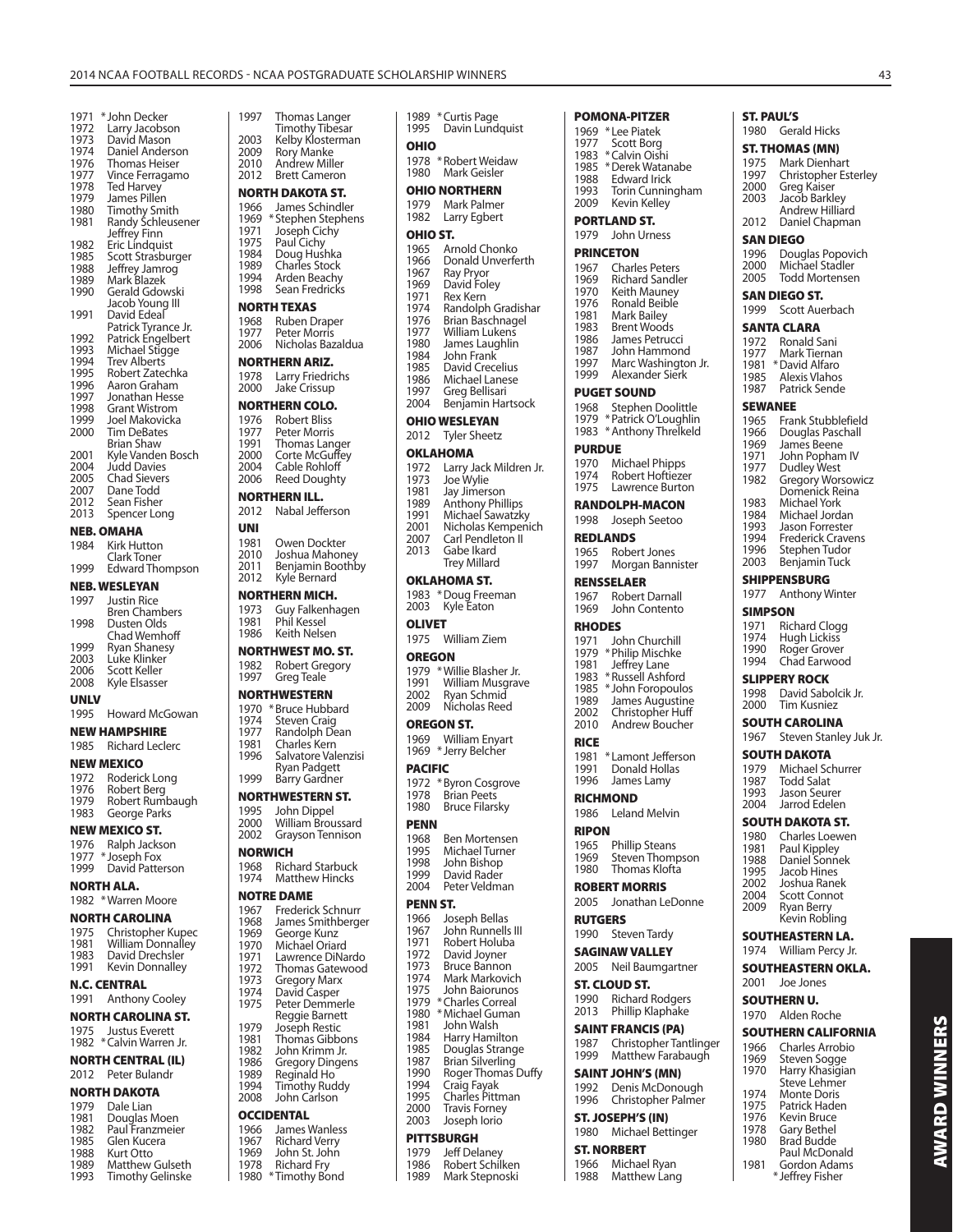1971 *John Decker
1972 Larry Jacobson
1973 David Mason
1974 Daniel Anderson
1976 Thomas Heiser
1977 Vince Ferragamo
1978 Ted Harvey
1979 James Pillen
1980 Timothy Smith
1981 Randy Schleusener
Jeffrey Finn
1982 Eric Lindquist
1985 Scott Strasburger
1988 Jeffrey Jamrog
1989 Mark Blazek
1990 Gerald Gdowski
Jacob Young III
1991 David Edeal
Patrick Tyrance Jr.
1992 Patrick Engelbert
1993 Michael Stigge
1994 Trev Alberts
1995 Robert Zatechka
1996 Aaron Graham
1997 Jonathan Hesse
1998 Grant Wistrom
1999 Joel Makovicka
2000 Tim DeBates
Brian Shaw
2001 Kyle Vanden Bosch
2004 Judd Davies
2005 Chad Sievers
2007 Dane Todd
2012 Sean Fisher
2013 Spencer Long

**NEB. OMAHA**
1984 Kirk Hutton
Clark Toner
1999 Edward Thompson

**NEB. WESLEYAN**
1997 Justin Rice
Bren Chambers
1998 Dusten Olds
Chad Wemhoff
1999 Ryan Shanesy
2003 Luke Klinker
2006 Scott Keller
2008 Kyle Elsasser

**UNLV**
1995 Howard McGowan

**NEW HAMPSHIRE**
1985 Richard Leclerc

**NEW MEXICO**
1972 Roderick Long
1976 Robert Berg
1979 Robert Rumbaugh
1983 George Parks

**NEW MEXICO ST.**
1976 Ralph Jackson
1977 *Joseph Fox
1999 David Patterson

**NORTH ALA.**
1982 *Warren Moore

**NORTH CAROLINA**
1975 Christopher Kupec
1981 William Donnalley
1983 David Drechsler
1991 Kevin Donnalley

**N.C. CENTRAL**
1991 Anthony Cooley

**NORTH CAROLINA ST.**
1975 Justus Everett
1982 *Calvin Warren Jr.

**NORTH CENTRAL (IL)**
2012 Peter Bulandr

**NORTH DAKOTA**
1979 Dale Lian
1981 Douglas Moen
1982 Paul Franzmeier
1985 Glen Kucera
1988 Kurt Otto
1989 Matthew Gulseth
1993 Timothy Gelinske
1997 Thomas Langer
Timothy Tibesar
2003 Kelby Klosterman
2009 Rory Manke
2010 Andrew Miller
2012 Brett Cameron

**NORTH DAKOTA ST.**
1966 James Schindler
1969 *Stephen Stephens
1971 Joseph Cichy
1975 Paul Cichy
1984 Doug Hushka
1989 Charles Stock
1994 Arden Beachy
1998 Sean Fredricks

**NORTH TEXAS**
1968 Ruben Draper
1977 Peter Morris
2006 Nicholas Bazaldua

**NORTHERN ARIZ.**
1978 Larry Friedrichs
2000 Jake Crissup

**NORTHERN COLO.**
1976 Robert Bliss
1977 Peter Morris
1991 Thomas Langer
2000 Corte McGuffey
2004 Cable Rohloff
2006 Reed Doughty

**NORTHERN ILL.**
2012 Nabal Jefferson

**UNI**
1981 Owen Dockter
2010 Joshua Mahoney
2011 Benjamin Boothby
2012 Kyle Bernard

**NORTHERN MICH.**
1973 Guy Falkenhagen
1981 Phil Kessel
1986 Keith Nelsen

**NORTHWEST MO. ST.**
1982 Robert Gregory
1997 Greg Teale

**NORTHWESTERN**
1970 *Bruce Hubbard
1974 Steven Craig
1977 Randolph Dean
1981 Charles Kern
1996 Salvatore Valenzisi
Ryan Padgett
1999 Barry Gardner

**NORTHWESTERN ST.**
1995 John Dippel
2000 William Broussard
2002 Grayson Tennison

**NORWICH**
1968 Richard Starbuck
1974 Matthew Hincks

**NOTRE DAME**
1967 Frederick Schnurr
1968 James Smithberger
1969 George Kunz
1970 Michael Oriard
1971 Lawrence DiNardo
1972 Thomas Gatewood
1973 Gregory Marx
1974 David Casper
1975 Peter Demmerle
Reggie Barnett
1979 Joseph Restic
1981 Thomas Gibbons
1982 John Krimm Jr.
1986 Gregory Dingens
1989 Reginald Ho
1994 Timothy Ruddy
2008 John Carlson

**OCCIDENTAL**
1966 James Wanless
1967 Richard Verry
1969 John St. John
1978 Richard Fry
1980 *Timothy Bond
1989 *Curtis Page
1995 Davin Lundquist

**OHIO**
1978 *Robert Weidaw
1980 Mark Geisler

**OHIO NORTHERN**
1979 Mark Palmer
1982 Larry Egbert

**OHIO ST.**
1965 Arnold Chonko
1966 Donald Unverferth
1967 Ray Pryor
1969 David Foley
1971 Rex Kern
1974 Randolph Gradishar
1976 Brian Baschnagel
1977 William Lukens
1980 James Laughlin
1984 John Frank
1985 David Crecelius
1986 Michael Lanese
1997 Greg Bellisari
2004 Benjamin Hartsock

**OHIO WESLEYAN**
2012 Tyler Sheetz

**OKLAHOMA**
1972 Larry Jack Mildren Jr.
1973 Joe Wylie
1981 Jay Jimerson
1989 Anthony Phillips
1991 Michael Sawatzky
2001 Nicholas Kempenich
2007 Carl Pendleton II
2013 Gabe Ikard
Trey Millard

**OKLAHOMA ST.**
1983 *Doug Freeman
2003 Kyle Eaton

**OLIVET**
1975 William Ziem

**OREGON**
1979 *Willie Blasher Jr.
1991 William Musgrave
2002 Ryan Schmid
2009 Nicholas Reed

**OREGON ST.**
1969 William Enyart
1969 *Jerry Belcher

**PACIFIC**
1972 *Byron Cosgrove
1978 Brian Peets
1980 Bruce Filarsky

**PENN**
1968 Ben Mortensen
1995 Michael Turner
1998 John Bishop
1999 David Rader
2004 Peter Veldman

**PENN ST.**
1966 Joseph Bellas
1967 John Runnells III
1971 Robert Holuba
1972 David Joyner
1973 Bruce Bannon
1974 Mark Markovich
1975 John Baiorunos
1979 *Charles Correal
1980 *Michael Guman
1981 John Walsh
1984 Harry Hamilton
1985 Douglas Strange
1987 Brian Silverling
1990 Roger Thomas Duffy
1994 Craig Fayak
1995 Charles Pittman
2000 Travis Forney
2003 Joseph Iorio

**PITTSBURGH**
1979 Jeff Delaney
1986 Robert Schilken
1989 Mark Stepnoski

**POMONA-PITZER**
1969 *Lee Piatek
1977 Scott Borg
1983 *Calvin Oishi
1985 *Derek Watanabe
1988 Edward Irick
1993 Torin Cunningham
2009 Kevin Kelley

**PORTLAND ST.**
1979 John Urness

**PRINCETON**
1967 Charles Peters
1969 Richard Sandler
1970 Keith Mauney
1976 Ronald Beible
1981 Mark Bailey
1983 Brent Woods
1986 James Petrucci
1987 John Hammond
1997 Marc Washington Jr.
1999 Alexander Sierk

**PUGET SOUND**
1968 Stephen Doolittle
1979 *Patrick O'Loughlin
1983 *Anthony Threlkeld

**PURDUE**
1970 Michael Phipps
1974 Robert Hoftiezer
1975 Lawrence Burton

**RANDOLPH-MACON**
1998 Joseph Seetoo

**REDLANDS**
1965 Robert Jones
1997 Morgan Bannister

**RENSSELAER**
1967 Robert Darnall
1969 John Contento

**RHODES**
1971 John Churchill
1979 *Philip Mischke
1981 Jeffrey Lane
1983 *Russell Ashford
1985 *John Foropoulos
1989 James Augustine
2002 Christopher Huff
2010 Andrew Boucher

**RICE**
1981 *Lamont Jefferson
1991 Donald Hollas
1996 James Lamy

**RICHMOND**
1986 Leland Melvin

**RIPON**
1965 Phillip Steans
1969 Steven Thompson
1980 Thomas Klofta

**ROBERT MORRIS**
2005 Jonathan LeDonne

**RUTGERS**
1990 Steven Tardy

**SAGINAW VALLEY**
2005 Neil Baumgartner

**ST. CLOUD ST.**
1990 Richard Rodgers
2013 Phillip Klaphake

**SAINT FRANCIS (PA)**
1987 Christopher Tantlinger
1999 Matthew Farabaugh

**SAINT JOHN'S (MN)**
1992 Denis McDonough
1996 Christopher Palmer

**ST. JOSEPH'S (IN)**
1980 Michael Bettinger

**ST. NORBERT**
1966 Michael Ryan
1988 Matthew Lang

**ST. PAUL'S**
1980 Gerald Hicks

**ST. THOMAS (MN)**
1975 Mark Dienhart
1997 Christopher Esterley
2000 Greg Kaiser
2003 Jacob Barkley
Andrew Hilliard
2012 Daniel Chapman

**SAN DIEGO**
1996 Douglas Popovich
2000 Michael Stadler
2005 Todd Mortensen

**SAN DIEGO ST.**
1999 Scott Auerbach

**SANTA CLARA**
1972 Ronald Sani
1977 Mark Tiernan
1981 *David Alfaro
1985 Alexis Vlahos
1987 Patrick Sende

**SEWANEE**
1965 Frank Stubblefield
1966 Douglas Paschall
1969 James Beene
1971 John Popham IV
1977 Dudley West
1982 Gregory Worsowicz
Domenick Reina
1983 Michael York
1984 Michael Jordan
1993 Jason Forrester
1994 Frederick Cravens
1996 Stephen Tudor
2003 Benjamin Tuck

**SHIPPENSBURG**
1977 Anthony Winter

**SIMPSON**
1971 Richard Clogg
1974 Hugh Lickiss
1990 Roger Grover
1994 Chad Earwood

**SLIPPERY ROCK**
1998 David Sabolcik Jr.
2000 Tim Kusniez

**SOUTH CAROLINA**
1967 Steven Stanley Juk Jr.

**SOUTH DAKOTA**
1979 Michael Schurrer
1987 Todd Salat
1993 Jason Seurer
2004 Jarrod Edelen

**SOUTH DAKOTA ST.**
1980 Charles Loewen
1981 Paul Kippley
1988 Daniel Sonnek
1995 Jacob Hines
2002 Joshua Ranek
2004 Scott Connot
2009 Ryan Berry
Kevin Robling

**SOUTHEASTERN LA.**
1974 William Percy Jr.

**SOUTHEASTERN OKLA.**
2001 Joe Jones

**SOUTHERN U.**
1970 Alden Roche

**SOUTHERN CALIFORNIA**
1966 Charles Arrobio
1969 Steven Sogge
1970 Harry Khasigian
Steve Lehmer
1974 Monte Doris
1975 Patrick Haden
1976 Kevin Bruce
1978 Gary Bethel
1980 Brad Budde
Paul McDonald
1981 Gordon Adams
*Jeffrey Fisher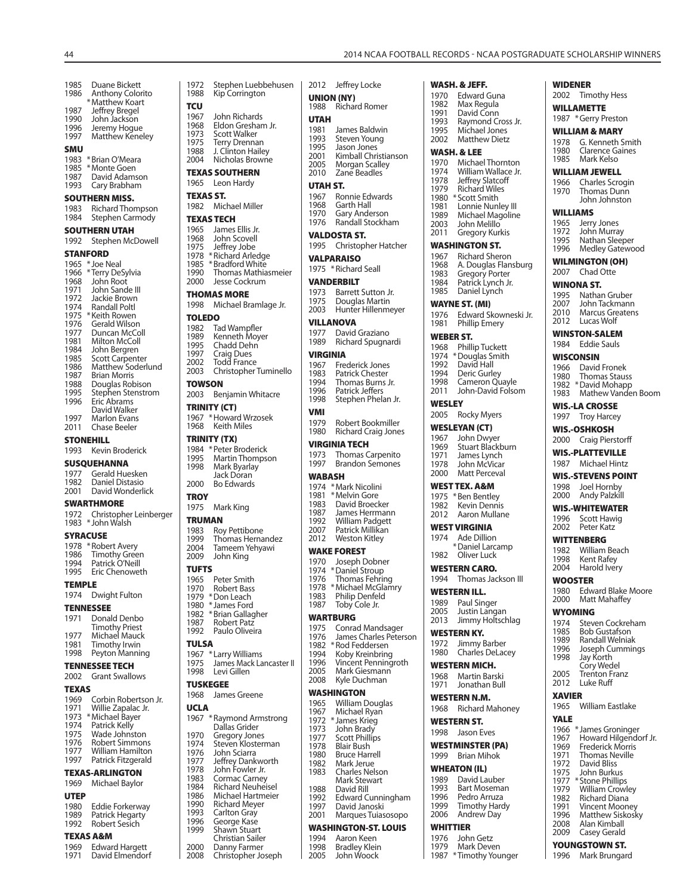1985 Duane Bickett
1986 Anthony Colorito
*Matthew Koart
1987 Jeffrey Bregel
1990 John Jackson
1996 Jeremy Hogue
1997 Matthew Keneley

**SMU**

1983 *Brian O'Meara
1985 *Monte Goen
1987 David Adamson
1993 Cary Brabham

**SOUTHERN MISS.**

1983 Richard Thompson
1984 Stephen Carmody

**SOUTHERN UTAH**

1992 Stephen McDowell

**STANFORD**

1965 *Joe Neal
1966 *Terry DeSylvia
1968 John Root
1971 John Sande III
1972 Jackie Brown
1974 Randall Poltl
1975 *Keith Rowen
1976 Gerald Wilson
1977 Duncan McColl
1981 Milton McColl
1984 John Bergren
1985 Scott Carpenter
1986 Matthew Soderlund
1987 Brian Morris
1988 Douglas Robison
1995 Stephen Stenstrom
1996 Eric Abrams
David Walker
1997 Marlon Evans
2011 Chase Beeler

**STONEHILL**

1993 Kevin Broderick

**SUSQUEHANNA**

1977 Gerald Huesken
1982 Daniel Distasio
2001 David Wonderlick

**SWARTHMORE**

1972 Christopher Leinberger
1983 *John Walsh

**SYRACUSE**

1978 *Robert Avery
1986 Timothy Green
1994 Patrick O'Neill
1995 Eric Chenoweth

**TEMPLE**

1974 Dwight Fulton

**TENNESSEE**

1971 Donald Denbo
Timothy Priest
1977 Michael Mauck
1981 Timothy Irwin
1998 Peyton Manning

**TENNESSEE TECH**

2002 Grant Swallows

**TEXAS**

1969 Corbin Robertson Jr.
1971 Willie Zapalac Jr.
1973 *Michael Bayer
1974 Patrick Kelly
1975 Wade Johnston
1976 Robert Simmons
1977 William Hamilton
1997 Patrick Fitzgerald

**TEXAS-ARLINGTON**

1969 Michael Baylor

**UTEP**

1980 Eddie Forkerway
1989 Patrick Hegarty
1992 Robert Sesich

**TEXAS A&M**

1969 Edward Hargett
1971 David Elmendorf
1972 Stephen Luebbehusen
1988 Kip Corrington

**TCU**

1967 John Richards
1968 Eldon Gresham Jr.
1973 Scott Walker
1975 Terry Drennan
1988 J. Clinton Hailey
2004 Nicholas Browne

**TEXAS SOUTHERN**

1965 Leon Hardy

**TEXAS ST.**

1982 Michael Miller

**TEXAS TECH**

1965 James Ellis Jr.
1968 John Scovell
1975 Jeffrey Jobe
1978 *Richard Arledge
1985 *Bradford White
1990 Thomas Mathiasmeier
2000 Jesse Cockrum

**THOMAS MORE**

1998 Michael Bramlage Jr.

**TOLEDO**

1982 Tad Wampfler
1989 Kenneth Moyer
1995 Chadd Dehn
1997 Craig Dues
2002 Todd France
2003 Christopher Tuminello

**TOWSON**

2003 Benjamin Whitacre

**TRINITY (CT)**

1967 *Howard Wrzosek
1968 Keith Miles

**TRINITY (TX)**

1984 *Peter Broderick
1995 Martin Thompson
1998 Mark Byarlay
Jack Doran
2000 Bo Edwards

**TROY**

1975 Mark King

**TRUMAN**

1983 Roy Pettibone
1999 Thomas Hernandez
2004 Tameem Yehyawi
2009 John King

**TUFTS**

1965 Peter Smith
1970 Robert Bass
1979 *Don Leach
1980 *James Ford
1982 *Brian Gallagher
1987 Robert Patz
1992 Paulo Oliveira

**TULSA**

1967 *Larry Williams
1975 James Mack Lancaster II
1998 Levi Gillen

**TUSKEGEE**

1968 James Greene

**UCLA**

1967 *Raymond Armstrong
Dallas Grider
1970 Gregory Jones
1974 Steven Klosterman
1976 John Sciarra
1977 Jeffrey Dankworth
1978 John Fowler Jr.
1983 Cormac Carney
1984 Richard Neuheisel
1986 Michael Hartmeier
1990 Richard Meyer
1993 Carlton Gray
1996 George Kase
1999 Shawn Stuart
Christian Sailer
2000 Danny Farmer
2008 Christopher Joseph
2012 Jeffrey Locke

**UNION (NY)**

1988 Richard Romer

**UTAH**

1981 James Baldwin
1993 Steven Young
1995 Jason Jones
2001 Kimball Christianson
2005 Morgan Scalley
2010 Zane Beadles

**UTAH ST.**

1967 Ronnie Edwards
1968 Garth Hall
1970 Gary Anderson
1976 Randall Stockham

**VALDOSTA ST.**

1995 Christopher Hatcher

**VALPARAISO**

1975 *Richard Seall

**VANDERBILT**

1973 Barrett Sutton Jr.
1975 Douglas Martin
2003 Hunter Hillenmeyer

**VILLANOVA**

1977 David Graziano
1989 Richard Spugnardi

**VIRGINIA**

1967 Frederick Jones
1983 Patrick Chester
1994 Thomas Burns Jr.
1996 Patrick Jeffers
1998 Stephen Phelan Jr.

**VMI**

1979 Robert Bookmiller
1980 Richard Craig Jones

**VIRGINIA TECH**

1973 Thomas Carpenito
1997 Brandon Semones

**WABASH**

1974 *Mark Nicolini
1981 *Melvin Gore
1983 David Broecker
1987 James Herrmann
1992 William Padgett
2007 Patrick Millikan
2012 Weston Kitley

**WAKE FOREST**

1970 Joseph Dobner
1974 *Daniel Stroup
1976 Thomas Fehring
1978 *Michael McGlamry
1983 Philip Denfeld
1987 Toby Cole Jr.

**WARTBURG**

1975 Conrad Mandsager
1976 James Charles Peterson
1982 *Rod Feddersen
1994 Koby Kreinbring
1996 Vincent Penningroth
2005 Mark Giesmann
2008 Kyle Duchman

**WASHINGTON**

1965 William Douglas
1967 Michael Ryan
1972 *James Krieg
1973 John Brady
1977 Scott Phillips
1978 Blair Bush
1980 Bruce Harrell
1982 Mark Jerue
1983 Charles Nelson
Mark Stewart
1988 David Rill
1992 Edward Cunningham
1997 David Janoski
2001 Marques Tuiasosopo

**WASHINGTON-ST. LOUIS**

1994 Aaron Keen
1998 Bradley Klein
2005 John Woock

**WASH. & JEFF.**

1970 Edward Guna
1982 Max Regula
1991 David Conn
1993 Raymond Cross Jr.
1995 Michael Jones
2002 Matthew Dietz

**WASH. & LEE**

1970 Michael Thornton
1974 William Wallace Jr.
1978 Jeffrey Slatcoff
1979 Richard Wiles
1980 *Scott Smith
1981 Lonnie Nunley III
1989 Michael Magoline
2003 John Melillo
2011 Gregory Kurkis

**WASHINGTON ST.**

1967 Richard Sheron
1968 A. Douglas Flansburg
1983 Gregory Porter
1984 Patrick Lynch Jr.
1985 Daniel Lynch

**WAYNE ST. (MI)**

1976 Edward Skowneski Jr.
1981 Phillip Emery

**WEBER ST.**

1968 Phillip Tuckett
1974 *Douglas Smith
1992 David Hall
1994 Deric Gurley
1998 Cameron Quayle
2011 John-David Folsom

**WESLEY**

2005 Rocky Myers

**WESLEYAN (CT)**

1967 John Dwyer
1969 Stuart Blackburn
1971 James Lynch
1978 John McVicar
2000 Matt Perceval

**WEST TEX. A&M**

1975 *Ben Bentley
1982 Kevin Dennis
2012 Aaron Mullane

**WEST VIRGINIA**

1974 Ade Dillion
*Daniel Larcamp
1982 Oliver Luck

**WESTERN CARO.**

1994 Thomas Jackson III

**WESTERN ILL.**

1989 Paul Singer
2005 Justin Langan
2013 Jimmy Holtschlag

**WESTERN KY.**

1972 Jimmy Barber
1980 Charles DeLacey

**WESTERN MICH.**

1968 Martin Barski
1971 Jonathan Bull

**WESTERN N.M.**

1968 Richard Mahoney

**WESTERN ST.**

1998 Jason Eves

**WESTMINSTER (PA)**

1999 Brian Mihok

**WHEATON (IL)**

1989 David Lauber
1993 Bart Moseman
1996 Pedro Arruza
1999 Timothy Hardy
2006 Andrew Day

**WHITTIER**

1976 John Getz
1979 Mark Deven
1987 *Timothy Younger

**WIDENER**

2002 Timothy Hess

**WILLAMETTE**

1987 *Gerry Preston

**WILLIAM & MARY**

1978 G. Kenneth Smith
1980 Clarence Gaines
1985 Mark Kelso

**WILLIAM JEWELL**

1966 Charles Scrogin
1970 Thomas Dunn
John Johnston

**WILLIAMS**

1965 Jerry Jones
1972 John Murray
1995 Nathan Sleeper
1996 Medley Gatewood

**WILMINGTON (OH)**

2007 Chad Otte

**WINONA ST.**

1995 Nathan Gruber
2007 John Tackmann
2010 Marcus Greatens
2012 Lucas Wolf

**WINSTON-SALEM**

1984 Eddie Sauls

**WISCONSIN**

1966 David Fronek
1980 Thomas Stauss
1982 *David Mohapp
1983 Mathew Vanden Boom

**WIS.-LA CROSSE**

1997 Troy Harcey

**WIS.-OSHKOSH**

2000 Craig Pierstorff

**WIS.-PLATTEVILLE**

1987 Michael Hintz

**WIS.-STEVENS POINT**

1998 Joel Hornby
2000 Andy Palzkill

**WIS.-WHITEWATER**

1996 Scott Hawig
2002 Peter Katz

**WITTENBERG**

1982 William Beach
1998 Kent Rafey
2004 Harold Ivery

**WOOSTER**

1980 Edward Blake Moore
2000 Matt Mahaffey

**WYOMING**

1974 Steven Cockreham
1985 Bob Gustafson
1989 Randall Welniak
1996 Joseph Cummings
1998 Jay Korth
Cory Wedel
2005 Trenton Franz
2012 Luke Ruff

**XAVIER**

1965 William Eastlake

**YALE**

1966 *James Groninger
1967 Howard Hilgendorf Jr.
1969 Frederick Morris
1971 Thomas Neville
1972 David Bliss
1975 John Burkus
1977 *Stone Phillips
1979 William Crowley
1982 Richard Diana
1991 Vincent Mooney
1996 Matthew Siskosky
2008 Alan Kimball
2009 Casey Gerald

**YOUNGSTOWN ST.**

1996 Mark Brungard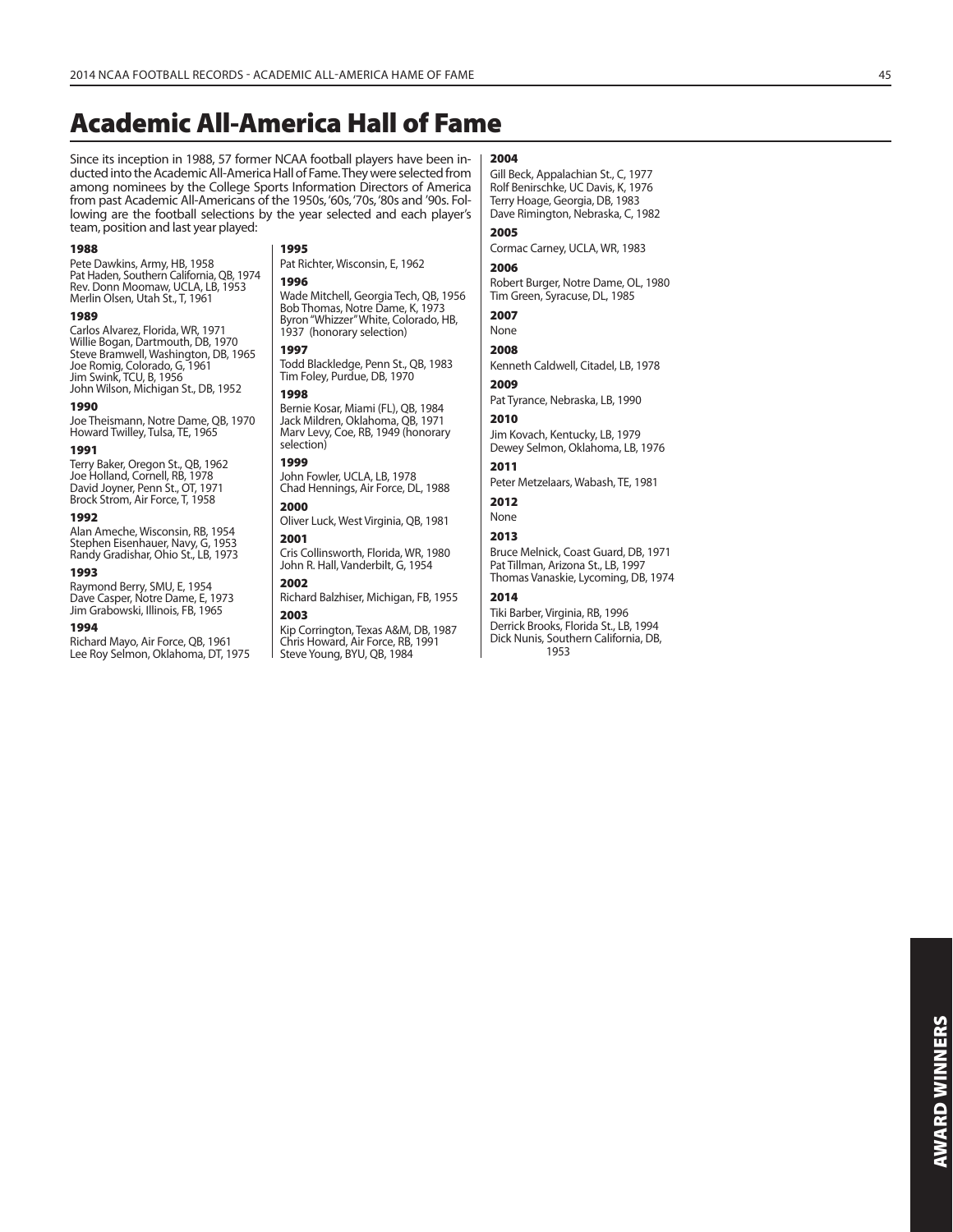# Academic All-America Hall of Fame

Since its inception in 1988, 57 former NCAA football players have been inducted into the Academic All-America Hall of Fame. They were selected from among nominees by the College Sports Information Directors of America from past Academic All-Americans of the 1950s, '60s, '70s, '80s and '90s. Following are the football selections by the year selected and each player's team, position and last year played:

**1988**

Pete Dawkins, Army, HB, 1958
Pat Haden, Southern California, QB, 1974
Rev. Donn Moomaw, UCLA, LB, 1953
Merlin Olsen, Utah St., T, 1961

**1989**

Carlos Alvarez, Florida, WR, 1971
Willie Bogan, Dartmouth, DB, 1970
Steve Bramwell, Washington, DB, 1965
Joe Romig, Colorado, G, 1961
Jim Swink, TCU, B, 1956
John Wilson, Michigan St., DB, 1952

**1990**

Joe Theismann, Notre Dame, QB, 1970
Howard Twilley, Tulsa, TE, 1965

**1991**

Terry Baker, Oregon St., QB, 1962
Joe Holland, Cornell, RB, 1978
David Joyner, Penn St., OT, 1971
Brock Strom, Air Force, T, 1958

**1992**

Alan Ameche, Wisconsin, RB, 1954
Stephen Eisenhauer, Navy, G, 1953
Randy Gradishar, Ohio St., LB, 1973

**1993**

Raymond Berry, SMU, E, 1954
Dave Casper, Notre Dame, E, 1973
Jim Grabowski, Illinois, FB, 1965

**1994**

Richard Mayo, Air Force, QB, 1961
Lee Roy Selmon, Oklahoma, DT, 1975

**1995**

Pat Richter, Wisconsin, E, 1962

**1996**

Wade Mitchell, Georgia Tech, QB, 1956
Bob Thomas, Notre Dame, K, 1973
Byron "Whizzer" White, Colorado, HB, 1937 (honorary selection)

**1997**

Todd Blackledge, Penn St., QB, 1983
Tim Foley, Purdue, DB, 1970

**1998**

Bernie Kosar, Miami (FL), QB, 1984
Jack Mildren, Oklahoma, QB, 1971
Marv Levy, Coe, RB, 1949 (honorary selection)

**1999**

John Fowler, UCLA, LB, 1978
Chad Hennings, Air Force, DL, 1988

**2000**

Oliver Luck, West Virginia, QB, 1981

**2001**

Cris Collinsworth, Florida, WR, 1980
John R. Hall, Vanderbilt, G, 1954

**2002**

Richard Balzhiser, Michigan, FB, 1955

**2003**

Kip Corrington, Texas A&M, DB, 1987
Chris Howard, Air Force, RB, 1991
Steve Young, BYU, QB, 1984

**2004**

Gill Beck, Appalachian St., C, 1977
Rolf Benirschke, UC Davis, K, 1976
Terry Hoage, Georgia, DB, 1983
Dave Rimington, Nebraska, C, 1982

**2005**

Cormac Carney, UCLA, WR, 1983

**2006**

Robert Burger, Notre Dame, OL, 1980
Tim Green, Syracuse, DL, 1985

**2007**

None

**2008**

Kenneth Caldwell, Citadel, LB, 1978

**2009**

Pat Tyrance, Nebraska, LB, 1990

**2010**

Jim Kovach, Kentucky, LB, 1979
Dewey Selmon, Oklahoma, LB, 1976

**2011**

Peter Metzelaars, Wabash, TE, 1981

**2012**

None

**2013**

Bruce Melnick, Coast Guard, DB, 1971
Pat Tillman, Arizona St., LB, 1997
Thomas Vanaskie, Lycoming, DB, 1974

**2014**

Tiki Barber, Virginia, RB, 1996
Derrick Brooks, Florida St., LB, 1994
Dick Nunis, Southern California, DB, 1953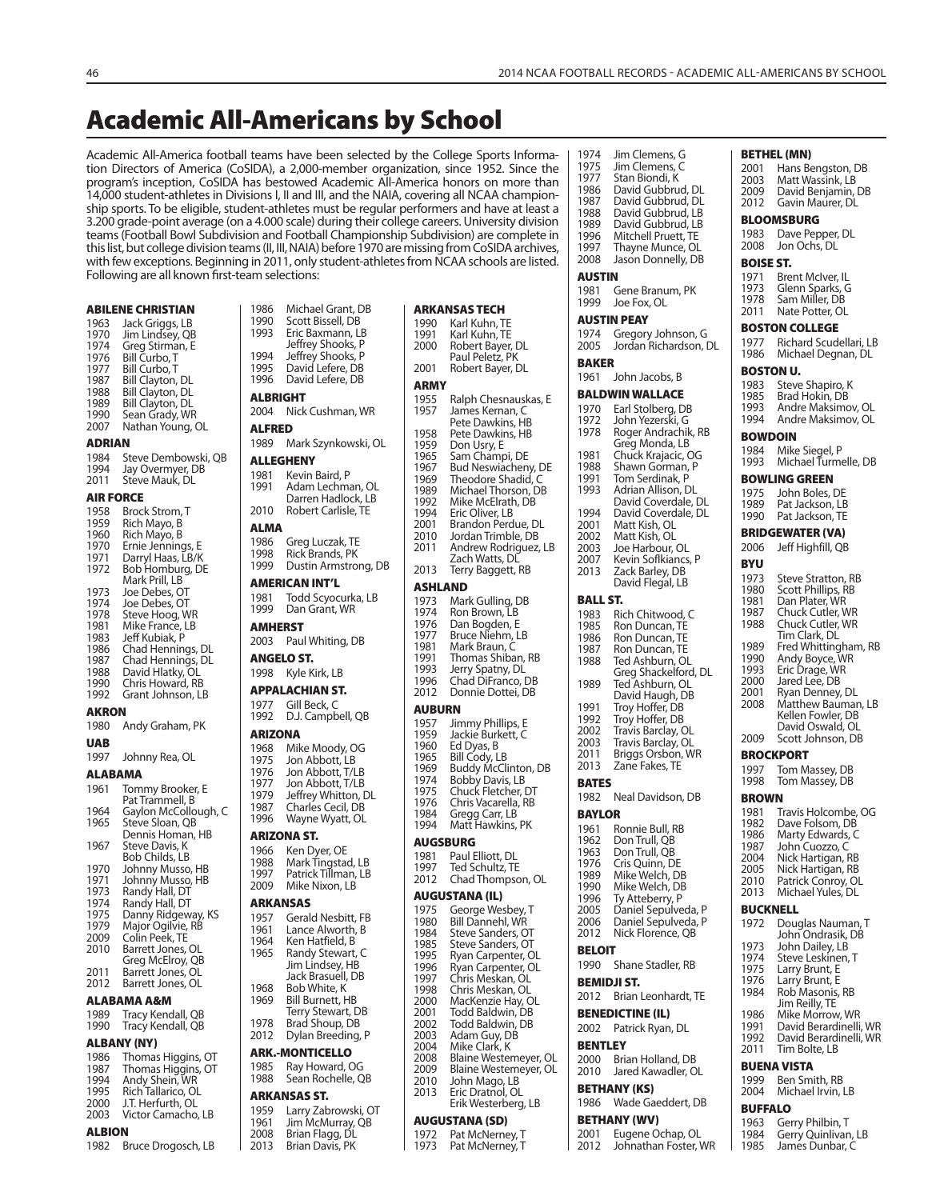# Academic All-Americans by School

Academic All-America football teams have been selected by the College Sports Information Directors of America (CoSIDA), a 2,000-member organization, since 1952. Since the program's inception, CoSIDA has bestowed Academic All-America honors on more than 14,000 student-athletes in Divisions I, II and III, and the NAIA, covering all NCAA championship sports. To be eligible, student-athletes must be regular performers and have at least a 3.200 grade-point average (on a 4.000 scale) during their college careers. University division teams (Football Bowl Subdivision and Football Championship Subdivision) are complete in this list, but college division teams (II, III, NAIA) before 1970 are missing from CoSIDA archives, with few exceptions. Beginning in 2011, only student-athletes from NCAA schools are listed. Following are all known first-team selections:

**ABILENE CHRISTIAN**
1963 Jack Griggs, LB
1970 Jim Lindsey, QB
1974 Greg Stirman, E
1976 Bill Curbo, T
1977 Bill Curbo, T
1987 Bill Clayton, DL
1988 Bill Clayton, DL
1989 Bill Clayton, DL
1990 Sean Grady, WR
2007 Nathan Young, OL

**ADRIAN**
1984 Steve Dembowski, QB
1994 Jay Overmyer, DB
2011 Steve Mauk, DL

**AIR FORCE**
1958 Brock Strom, T
1959 Rich Mayo, B
1960 Rich Mayo, B
1970 Ernie Jennings, E
1971 Darryl Haas, LB/K
1972 Bob Homburg, DE
Mark Prill, LB
1973 Joe Debes, OT
1974 Joe Debes, OT
1978 Steve Hoog, WR
1981 Mike France, LB
1983 Jeff Kubiak, P
1986 Chad Hennings, DL
1987 Chad Hennings, DL
1988 David Hlatky, OL
1990 Chris Howard, RB
1992 Grant Johnson, LB

**AKRON**
1980 Andy Graham, PK

**UAB**
1997 Johnny Rea, OL

**ALABAMA**
1961 Tommy Brooker, E
Pat Trammell, B
1964 Gaylon McCollough, C
1965 Steve Sloan, QB
Dennis Homan, HB
1967 Steve Davis, K
Bob Childs, LB
1970 Johnny Musso, HB
1971 Johnny Musso, HB
1973 Randy Hall, DT
1974 Randy Hall, DT
1975 Danny Ridgeway, KS
1979 Major Ogilvie, RB
2009 Colin Peek, TE
2010 Barrett Jones, OL
Greg McElroy, QB
2011 Barrett Jones, OL
2012 Barrett Jones, OL

**ALABAMA A&M**
1989 Tracy Kendall, QB
1990 Tracy Kendall, QB

**ALBANY (NY)**
1986 Thomas Higgins, OT
1987 Thomas Higgins, OT
1994 Andy Shein, WR
1995 Rich Tallarico, OL
2000 J.T. Herfurth, OL
2003 Victor Camacho, LB

**ALBION**
1982 Bruce Drogosch, LB
1986 Michael Grant, DB
1990 Scott Bissell, DB
1993 Eric Baxmann, LB
Jeffrey Shooks, P
1994 Jeffrey Shooks, P
1995 David Lefere, DB
1996 David Lefere, DB

**ALBRIGHT**
2004 Nick Cushman, WR

**ALFRED**
1989 Mark Szynkowski, OL

**ALLEGHENY**
1981 Kevin Baird, P
1991 Adam Lechman, OL
Darren Hadlock, LB
2010 Robert Carlisle, TE

**ALMA**
1986 Greg Luczak, TE
1998 Rick Brands, PK
1999 Dustin Armstrong, DB

**AMERICAN INT'L**
1981 Todd Scyocurka, LB
1999 Dan Grant, WR

**AMHERST**
2003 Paul Whiting, DB

**ANGELO ST.**
1998 Kyle Kirk, LB

**APPALACHIAN ST.**
1977 Gill Beck, C
1992 D.J. Campbell, QB

**ARIZONA**
1968 Mike Moody, OG
1975 Jon Abbott, LB
1976 Jon Abbott, T/LB
1977 Jon Abbott, T/LB
1979 Jeffrey Whitton, DL
1987 Charles Cecil, DB
1996 Wayne Wyatt, OL

**ARIZONA ST.**
1966 Ken Dyer, OE
1988 Mark Tingstad, LB
1997 Patrick Tillman, LB
2009 Mike Nixon, LB

**ARKANSAS**
1957 Gerald Nesbitt, FB
1961 Lance Alworth, B
1964 Ken Hatfield, B
1965 Randy Stewart, C
Jim Lindsey, HB
Jack Brasuell, DB
1968 Bob White, K
1969 Bill Burnett, HB
Terry Stewart, DB
1978 Brad Shoup, DB
2012 Dylan Breeding, P

**ARK.-MONTICELLO**
1985 Ray Howard, OG
1988 Sean Rochelle, QB

**ARKANSAS ST.**
1959 Larry Zabrowski, OT
1961 Jim McMurray, QB
2008 Brian Flagg, DL
2013 Brian Davis, PK

**ARKANSAS TECH**
1990 Karl Kuhn, TE
1991 Karl Kuhn, TE
2000 Robert Bayer, DL
Paul Peletz, PK
2001 Robert Bayer, DL

**ARMY**
1955 Ralph Chesnauskas, E
1957 James Kernan, C
Pete Dawkins, HB
1958 Pete Dawkins, HB
1959 Don Usry, E
1965 Sam Champi, DE
1967 Bud Neswiacheny, DE
1969 Theodore Shadid, C
1989 Michael Thorson, DB
1992 Mike McElrath, DB
1994 Eric Oliver, LB
2001 Brandon Perdue, DL
2010 Jordan Trimble, DB
2011 Andrew Rodriguez, LB
Zach Watts, DL
2013 Terry Baggett, RB

**ASHLAND**
1973 Mark Gulling, DB
1974 Ron Brown, LB
1976 Dan Bogden, E
1977 Bruce Niehm, LB
1981 Mark Braun, C
1991 Thomas Shiban, RB
1993 Jerry Spatny, DL
1996 Chad DiFranco, DB
2012 Donnie Dottei, DB

**AUBURN**
1957 Jimmy Phillips, E
1959 Jackie Burkett, C
1960 Ed Dyas, B
1965 Bill Cody, LB
1969 Buddy McClinton, DB
1974 Bobby Davis, LB
1975 Chuck Fletcher, DT
1976 Chris Vacarella, RB
1984 Gregg Carr, LB
1994 Matt Hawkins, PK

**AUGSBURG**
1981 Paul Elliott, DL
1997 Ted Schultz, TE
2012 Chad Thompson, OL

**AUGUSTANA (IL)**
1975 George Wesbey, T
1980 Bill Dannehl, WR
1984 Steve Sanders, OT
1985 Steve Sanders, OT
1995 Ryan Carpenter, OL
1996 Ryan Carpenter, OL
1997 Chris Meskan, OL
1998 Chris Meskan, OL
2000 MacKenzie Hay, OL
2001 Todd Baldwin, DB
2002 Todd Baldwin, DB
2003 Adam Guy, DB
2004 Mike Clark, K
2008 Blaine Westemeyer, OL
2009 Blaine Westemeyer, OL
2010 John Mago, LB
2013 Eric Dratnol, OL
Erik Westerberg, LB

**AUGUSTANA (SD)**
1972 Pat McNerney, T
1973 Pat McNerney, T
1974 Jim Clemens, G
1975 Jim Clemens, C
1977 Stan Biondi, K
1986 David Gubbrud, DL
1987 David Gubbrud, DL
1988 David Gubbrud, LB
1989 David Gubbrud, LB
1996 Mitchell Pruett, TE
1997 Thayne Munce, OL
2008 Jason Donnelly, DB

**AUSTIN**
1981 Gene Branum, PK
1999 Joe Fox, OL

**AUSTIN PEAY**
1974 Gregory Johnson, G
2005 Jordan Richardson, DL

**BAKER**
1961 John Jacobs, B

**BALDWIN WALLACE**
1970 Earl Stolberg, DB
1972 John Yezerski, G
1978 Roger Andrachik, RB
Greg Monda, LB
1981 Chuck Krajacic, OG
1988 Shawn Gorman, P
1991 Tom Serdinak, P
1993 Adrian Allison, DL
David Coverdale, DL
1994 David Coverdale, DL
2001 Matt Kish, OL
2002 Matt Kish, OL
2003 Joe Harbour, OL
2007 Kevin Soflkiancs, P
2013 Zack Barley, DB
David Flegal, LB

**BALL ST.**
1983 Rich Chitwood, C
1985 Ron Duncan, TE
1986 Ron Duncan, TE
1987 Ron Duncan, TE
1988 Ted Ashburn, OL
Greg Shackelford, DL
1989 Ted Ashburn, OL
David Haugh, DB
1991 Troy Hoffer, DB
1992 Troy Hoffer, DB
2002 Travis Barclay, OL
2003 Travis Barclay, OL
2011 Briggs Orsbon, WR
2013 Zane Fakes, TE

**BATES**
1982 Neal Davidson, DB

**BAYLOR**
1961 Ronnie Bull, RB
1962 Don Trull, QB
1963 Don Trull, QB
1976 Cris Quinn, DE
1989 Mike Welch, DB
1990 Mike Welch, DB
1996 Ty Atteberry, P
2005 Daniel Sepulveda, P
2006 Daniel Sepulveda, P
2012 Nick Florence, QB

**BELOIT**
1990 Shane Stadler, RB

**BEMIDJI ST.**
2012 Brian Leonhardt, TE

**BENEDICTINE (IL)**
2002 Patrick Ryan, DL

**BENTLEY**
2000 Brian Holland, DB
2010 Jared Kawadler, OL

**BETHANY (KS)**
1986 Wade Gaeddert, DB

**BETHANY (WV)**
2001 Eugene Ochap, OL
2012 Johnathan Foster, WR

**BETHEL (MN)**
2001 Hans Bengston, DB
2003 Matt Wassink, LB
2009 David Benjamin, DB
2012 Gavin Maurer, DL

**BLOOMSBURG**
1983 Dave Pepper, DL
2008 Jon Ochs, DL

**BOISE ST.**
1971 Brent McIver, IL
1973 Glenn Sparks, G
1978 Sam Miller, DB
2011 Nate Potter, OL

**BOSTON COLLEGE**
1977 Richard Scudellari, LB
1986 Michael Degnan, DL

**BOSTON U.**
1983 Steve Shapiro, K
1985 Brad Hokin, DB
1993 Andre Maksimov, OL
1994 Andre Maksimov, OL

**BOWDOIN**
1984 Mike Siegel, P
1993 Michael Turmelle, DB

**BOWLING GREEN**
1975 John Boles, DE
1989 Pat Jackson, LB
1990 Pat Jackson, TE

**BRIDGEWATER (VA)**
2006 Jeff Highfill, QB

**BYU**
1973 Steve Stratton, RB
1980 Scott Phillips, RB
1981 Dan Plater, WR
1987 Chuck Cutler, WR
1988 Chuck Cutler, WR
Tim Clark, DL
1989 Fred Whittingham, RB
1990 Andy Boyce, WR
1993 Eric Drage, WR
2000 Jared Lee, DB
2001 Ryan Denney, DL
2008 Matthew Bauman, LB
Kellen Fowler, DB
David Oswald, OL
2009 Scott Johnson, DB

**BROCKPORT**
1997 Tom Massey, DB
1998 Tom Massey, DB

**BROWN**
1981 Travis Holcombe, OG
1982 Dave Folsom, DB
1986 Marty Edwards, C
1987 John Cuozzo, C
2004 Nick Hartigan, RB
2005 Nick Hartigan, RB
2010 Patrick Conroy, OL
2013 Michael Yules, DL

**BUCKNELL**
1972 Douglas Nauman, T
John Ondrasik, DB
1973 John Dailey, LB
1974 Steve Leskinen, T
1975 Larry Brunt, E
1976 Larry Brunt, E
1984 Rob Masonis, RB
Jim Reilly, TE
1986 Mike Morrow, WR
1991 David Berardinelli, WR
1992 David Berardinelli, WR
2011 Tim Bolte, LB

**BUENA VISTA**
1999 Ben Smith, RB
2004 Michael Irvin, LB

**BUFFALO**
1963 Gerry Philbin, T
1984 Gerry Quinlivan, LB
1985 James Dunbar, C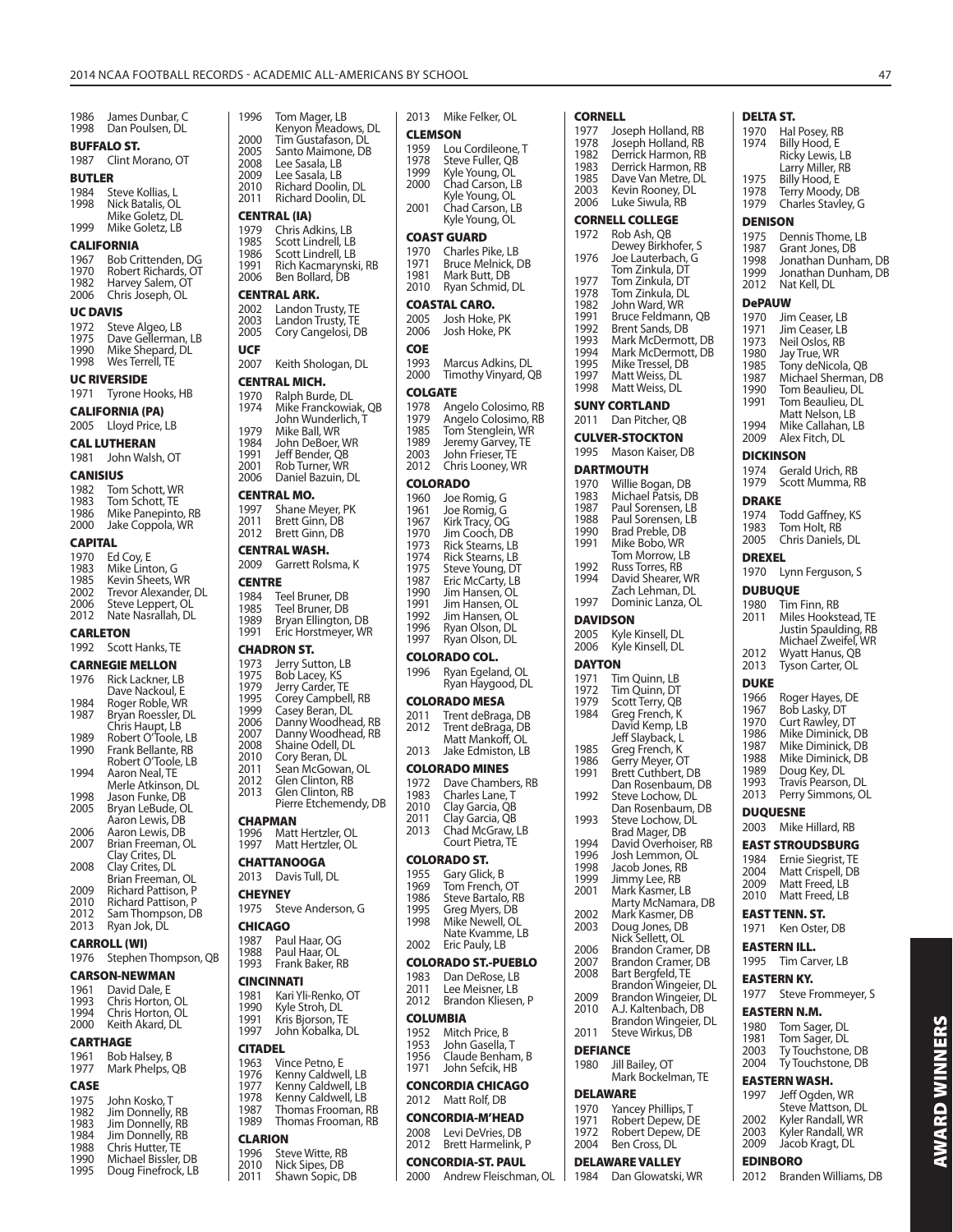1986 James Dunbar, C
1998 Dan Poulsen, DL

**BUFFALO ST.**
1987 Clint Morano, OT

**BUTLER**
1984 Steve Kollias, L
1998 Nick Batalis, OL
Mike Goletz, DL
1999 Mike Goletz, LB

**CALIFORNIA**
1967 Bob Crittenden, DG
1970 Robert Richards, OT
1982 Harvey Salem, OT
2006 Chris Joseph, OL

**UC DAVIS**
1972 Steve Algeo, LB
1975 Dave Gellerman, LB
1990 Mike Shepard, DL
1998 Wes Terrell, TE

**UC RIVERSIDE**
1971 Tyrone Hooks, HB

**CALIFORNIA (PA)**
2005 Lloyd Price, LB

**CAL LUTHERAN**
1981 John Walsh, OT

**CANISIUS**
1982 Tom Schott, WR
1983 Tom Schott, TE
1986 Mike Panepinto, RB
2000 Jake Coppola, WR

**CAPITAL**
1970 Ed Coy, E
1983 Mike Linton, G
1985 Kevin Sheets, WR
2002 Trevor Alexander, DL
2006 Steve Leppert, OL
2012 Nate Nasrallah, DL

**CARLETON**
1992 Scott Hanks, TE

**CARNEGIE MELLON**
1976 Rick Lackner, LB
Dave Nackoul, E
1984 Roger Roble, WR
1987 Bryan Roessler, DL
Chris Haupt, LB
1989 Robert O'Toole, LB
1990 Frank Bellante, RB
Robert O'Toole, LB
1994 Aaron Neal, TE
Merle Atkinson, DL
1998 Jason Funke, DB
2005 Bryan LeBude, OL
Aaron Lewis, DB
2006 Aaron Lewis, DB
2007 Brian Freeman, OL
Clay Crites, DL
2008 Clay Crites, DL
Brian Freeman, OL
2009 Richard Pattison, P
2010 Richard Pattison, P
2012 Sam Thompson, DB
2013 Ryan Jok, DL

**CARROLL (WI)**
1976 Stephen Thompson, QB

**CARSON-NEWMAN**
1961 David Dale, E
1993 Chris Horton, OL
1994 Chris Horton, OL
2000 Keith Akard, DL

**CARTHAGE**
1961 Bob Halsey, B
1977 Mark Phelps, QB

**CASE**
1975 John Kosko, T
1982 Jim Donnelly, RB
1983 Jim Donnelly, RB
1984 Jim Donnelly, RB
1988 Chris Hutter, TE
1990 Michael Bissler, DB
1995 Doug Finefrock, LB
1996 Tom Mager, LB
Kenyon Meadows, DL
2000 Tim Gustafson, DL
2005 Santo Maimone, DB
2008 Lee Sasala, LB
2009 Lee Sasala, LB
2010 Richard Doolin, DL
2011 Richard Doolin, DL

**CENTRAL (IA)**
1979 Chris Adkins, LB
1985 Scott Lindrell, LB
1986 Scott Lindrell, LB
1991 Rich Kacmarynski, RB
2006 Ben Bollard, DB

**CENTRAL ARK.**
2002 Landon Trusty, TE
2003 Landon Trusty, TE
2005 Cory Cangelosi, DB

**UCF**
2007 Keith Shologan, DL

**CENTRAL MICH.**
1970 Ralph Burde, DL
1974 Mike Franckowiak, QB
John Wunderlich, T
1979 Mike Ball, WR
1984 John DeBoer, WR
1991 Jeff Bender, QB
2001 Rob Turner, WR
2006 Daniel Bazuin, DL

**CENTRAL MO.**
1997 Shane Meyer, PK
2011 Brett Ginn, DB
2012 Brett Ginn, DB

**CENTRAL WASH.**
2009 Garrett Rolsma, K

**CENTRE**
1984 Teel Bruner, DB
1985 Teel Bruner, DB
1989 Bryan Ellington, DB
1991 Eric Horstmeyer, WR

**CHADRON ST.**
1973 Jerry Sutton, LB
1975 Bob Lacey, KS
1979 Jerry Carder, TE
1995 Corey Campbell, RB
1999 Casey Beran, DL
2006 Danny Woodhead, RB
2007 Danny Woodhead, RB
2008 Shaine Odell, DL
2010 Cory Beran, DL
2011 Sean McGowan, OL
2012 Glen Clinton, RB
2013 Glen Clinton, RB
Pierre Etchemendy, DB

**CHAPMAN**
1996 Matt Hertzler, OL
1997 Matt Hertzler, OL

**CHATTANOOGA**
2013 Davis Tull, DL

**CHEYNEY**
1975 Steve Anderson, G

**CHICAGO**
1987 Paul Haar, OG
1988 Paul Haar, OL
1993 Frank Baker, RB

**CINCINNATI**
1981 Kari Yli-Renko, OT
1990 Kyle Stroh, DL
1991 Kris Bjorson, TE
1997 John Kobalka, DL

**CITADEL**
1963 Vince Petno, E
1976 Kenny Caldwell, LB
1977 Kenny Caldwell, LB
1978 Kenny Caldwell, LB
1987 Thomas Frooman, RB
1989 Thomas Frooman, RB

**CLARION**
1996 Steve Witte, RB
2010 Nick Sipes, DB
2011 Shawn Sopic, DB
2013 Mike Felker, OL

**CLEMSON**
1959 Lou Cordileone, T
1978 Steve Fuller, QB
1999 Kyle Young, OL
2000 Chad Carson, LB
Kyle Young, OL
2001 Chad Carson, LB
Kyle Young, OL

**COAST GUARD**
1970 Charles Pike, LB
1971 Bruce Melnick, DB
1981 Mark Butt, DB
2010 Ryan Schmid, DL

**COASTAL CARO.**
2005 Josh Hoke, PK
2006 Josh Hoke, PK

**COE**
1993 Marcus Adkins, DL
2000 Timothy Vinyard, QB

**COLGATE**
1978 Angelo Colosimo, RB
1979 Angelo Colosimo, RB
1985 Tom Stenglein, WR
1989 Jeremy Garvey, TE
2003 John Frieser, TE
2012 Chris Looney, WR

**COLORADO**
1960 Joe Romig, G
1961 Joe Romig, G
1967 Kirk Tracy, OG
1970 Jim Cooch, DB
1973 Rick Stearns, LB
1974 Rick Stearns, LB
1975 Steve Young, DT
1987 Eric McCarty, LB
1990 Jim Hansen, OL
1991 Jim Hansen, OL
1992 Jim Hansen, OL
1996 Ryan Olson, DL
1997 Ryan Olson, DL

**COLORADO COL.**
1996 Ryan Egeland, OL
Ryan Haygood, DL

**COLORADO MESA**
2011 Trent deBraga, DB
2012 Trent deBraga, DB
Matt Mankoff, OL
2013 Jake Edmiston, LB

**COLORADO MINES**
1972 Dave Chambers, RB
1983 Charles Lane, T
2010 Clay Garcia, QB
2011 Clay Garcia, QB
2013 Chad McGraw, LB
Court Pietra, TE

**COLORADO ST.**
1955 Gary Glick, B
1969 Tom French, OT
1986 Steve Bartalo, RB
1995 Greg Myers, DB
1998 Mike Newell, OL
Nate Kvamme, LB
2002 Eric Pauly, LB

**COLORADO ST.-PUEBLO**
1983 Dan DeRose, LB
2011 Lee Meisner, LB
2012 Brandon Kliesen, P

**COLUMBIA**
1952 Mitch Price, B
1953 John Gasella, T
1956 Claude Benham, B
1971 John Sefcik, HB

**CONCORDIA CHICAGO**
2012 Matt Rolf, DB

**CONCORDIA-M'HEAD**
2008 Levi DeVries, DB
2012 Brett Harmelink, P

**CONCORDIA-ST. PAUL**
2000 Andrew Fleischman, OL

**CORNELL**
1977 Joseph Holland, RB
1978 Joseph Holland, RB
1982 Derrick Harmon, RB
1983 Derrick Harmon, RB
1985 Dave Van Metre, DL
2003 Kevin Rooney, DL
2006 Luke Siwula, RB

**CORNELL COLLEGE**
1972 Rob Ash, QB
Dewey Birkhofer, S
1976 Joe Lauterbach, G
Tom Zinkula, DT
1977 Tom Zinkula, DT
1978 Tom Zinkula, DL
1982 John Ward, WR
1991 Bruce Feldmann, QB
1992 Brent Sands, DB
1993 Mark McDermott, DB
1994 Mark McDermott, DB
1995 Mike Tressel, DB
1997 Matt Weiss, DL
1998 Matt Weiss, DL

**SUNY CORTLAND**
2011 Dan Pitcher, QB

**CULVER-STOCKTON**
1995 Mason Kaiser, DB

**DARTMOUTH**
1970 Willie Bogan, DB
1983 Michael Patsis, DB
1987 Paul Sorensen, LB
1988 Paul Sorensen, LB
1990 Brad Preble, DB
1991 Mike Bobo, WR
Tom Morrow, LB
1992 Russ Torres, RB
1994 David Shearer, WR
Zach Lehman, DL
1997 Dominic Lanza, OL

**DAVIDSON**
2005 Kyle Kinsell, DL
2006 Kyle Kinsell, DL

**DAYTON**
1971 Tim Quinn, LB
1972 Tim Quinn, DT
1979 Scott Terry, QB
1984 Greg French, K
David Kemp, LB
Jeff Slayback, L
1985 Greg French, K
1986 Gerry Meyer, OT
1991 Brett Cuthbert, DB
Dan Rosenbaum, DB
1992 Steve Lochow, DL
Dan Rosenbaum, DB
1993 Steve Lochow, DL
Brad Mager, DB
1994 David Overhoiser, RB
1996 Josh Lemmon, OL
1998 Jacob Jones, RB
1999 Jimmy Lee, RB
2001 Mark Kasmer, LB
Marty McNamara, DB
2002 Mark Kasmer, DB
2003 Doug Jones, DB
Nick Sellett, OL
2006 Brandon Cramer, DB
2007 Brandon Cramer, DB
2008 Bart Bergfeld, TE
Brandon Wingeier, DL
2009 Brandon Wingeier, DL
2010 A.J. Kaltenbach, DB
Brandon Wingeier, DL
2011 Steve Wirkus, DB

**DEFIANCE**
1980 Jill Bailey, OT
Mark Bockelman, TE

**DELAWARE**
1970 Yancey Phillips, T
1971 Robert Depew, DE
1972 Robert Depew, DE
2004 Ben Cross, DL

**DELAWARE VALLEY**
1984 Dan Glowatski, WR

**DELTA ST.**
1970 Hal Posey, RB
1974 Billy Hood, E
Ricky Lewis, LB
Larry Miller, RB
1975 Billy Hood, E
1978 Terry Moody, DB
1979 Charles Stavley, G

**DENISON**
1975 Dennis Thome, LB
1987 Grant Jones, DB
1998 Jonathan Dunham, DB
1999 Jonathan Dunham, DB
2012 Nat Kell, DL

**DePAUW**
1970 Jim Ceaser, LB
1971 Jim Ceaser, LB
1973 Neil Oslos, RB
1980 Jay True, WR
1985 Tony deNicola, QB
1987 Michael Sherman, DB
1990 Tom Beaulieu, DL
1991 Tom Beaulieu, DL
Matt Nelson, LB
1994 Mike Callahan, LB
2009 Alex Fitch, DL

**DICKINSON**
1974 Gerald Urich, RB
1979 Scott Mumma, RB

**DRAKE**
1974 Todd Gaffney, KS
1983 Tom Holt, RB
2005 Chris Daniels, DL

**DREXEL**
1970 Lynn Ferguson, S

**DUBUQUE**
1980 Tim Finn, RB
2011 Miles Hookstead, TE
Justin Spaulding, RB
Michael Zweifel, WR
2012 Wyatt Hanus, QB
2013 Tyson Carter, OL

**DUKE**
1966 Roger Hayes, DE
1967 Bob Lasky, DT
1970 Curt Rawley, DT
1986 Mike Diminick, DB
1987 Mike Diminick, DB
1988 Mike Diminick, DB
1989 Doug Key, DL
1993 Travis Pearson, DL
2013 Perry Simmons, OL

**DUQUESNE**
2003 Mike Hillard, RB

**EAST STROUDSBURG**
1984 Ernie Siegrist, TE
2004 Matt Crispell, DB
2009 Matt Freed, LB
2010 Matt Freed, LB

**EAST TENN. ST.**
1971 Ken Oster, DB

**EASTERN ILL.**
1995 Tim Carver, LB

**EASTERN KY.**
1977 Steve Frommeyer, S

**EASTERN N.M.**
1980 Tom Sager, DL
1981 Tom Sager, DL
2003 Ty Touchstone, DB
2004 Ty Touchstone, DB

**EASTERN WASH.**
1997 Jeff Ogden, WR
Steve Mattson, DL
2002 Kyler Randall, WR
2003 Kyler Randall, WR
2009 Jacob Kragt, DL

**EDINBORO**
2012 Branden Williams, DB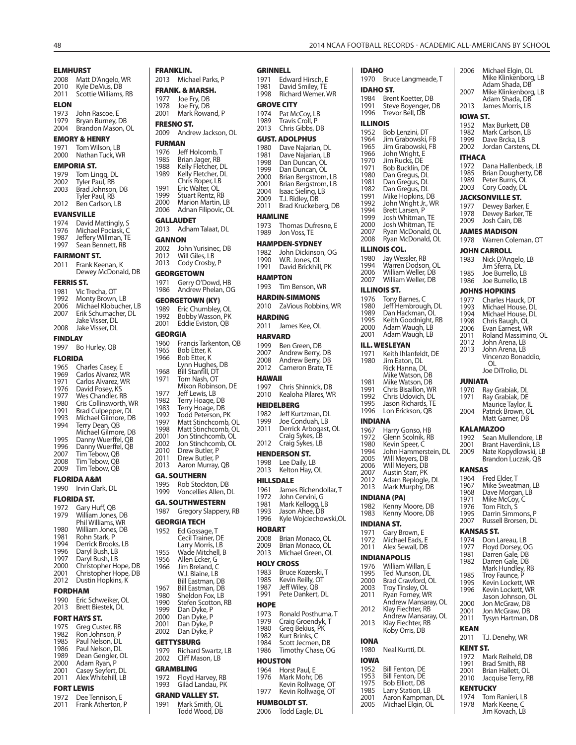**ELMHURST**
2008 Matt D'Angelo, WR
2010 Kyle DeMus, DB
2011 Scottie Williams, RB

**ELON**
1973 John Rascoe, E
1979 Bryan Burney, DB
2004 Brandon Mason, OL

**EMORY & HENRY**
1971 Tom Wilson, LB
2000 Nathan Tuck, WR

**EMPORIA ST.**
1979 Tom Lingg, DL
2002 Tyler Paul, RB
2003 Brad Johnson, DB
Tyler Paul, RB
2012 Ben Carlson, LB

**EVANSVILLE**
1974 David Mattingly, S
1976 Michael Pociask, C
1987 Jeffery Willman, TE
1997 Sean Bennett, RB

**FAIRMONT ST.**
2011 Frank Keenan, K
Dewey McDonald, DB

**FERRIS ST.**
1981 Vic Trecha, OT
1992 Monty Brown, LB
2006 Michael Klobucher, LB
2007 Erik Schumacher, DL
Jake Visser, DL
2008 Jake Visser, DL

**FINDLAY**
1997 Bo Hurley, QB

**FLORIDA**
1965 Charles Casey, E
1969 Carlos Alvarez, WR
1971 Carlos Alvarez, WR
1976 David Posey, KS
1977 Wes Chandler, RB
1980 Cris Collinsworth, WR
1991 Brad Culpepper, DL
1993 Michael Gilmore, DB
1994 Terry Dean, QB
Michael Gilmore, DB
1995 Danny Wuerffel, QB
1996 Danny Wuerffel, QB
2007 Tim Tebow, QB
2008 Tim Tebow, QB
2009 Tim Tebow, QB

**FLORIDA A&M**
1990 Irvin Clark, DL

**FLORIDA ST.**
1972 Gary Huff, QB
1979 William Jones, DB
Phil Williams, WR
1980 William Jones, DB
1981 Rohn Stark, P
1994 Derrick Brooks, LB
1996 Daryl Bush, LB
1997 Daryl Bush, LB
2000 Christopher Hope, DB
2001 Christopher Hope, DB
2012 Dustin Hopkins, K

**FORDHAM**
1990 Eric Schweiker, OL
2013 Brett Biestek, DL

**FORT HAYS ST.**
1975 Greg Custer, RB
1982 Ron Johnson, P
1985 Paul Nelson, DL
1986 Paul Nelson, DL
1989 Dean Gengler, OL
2000 Adam Ryan, P
2001 Casey Seyfert, DL
2011 Alex Whitehill, LB

**FORT LEWIS**
1972 Dee Tennison, E
2011 Frank Atherton, P

**FRANKLIN.**
2013 Michael Parks, P

**FRANK. & MARSH.**
1977 Joe Fry, DB
1978 Joe Fry, DB
2001 Mark Rowand, P

**FRESNO ST.**
2009 Andrew Jackson, OL

**FURMAN**
1976 Jeff Holcomb, T
1985 Brian Jager, RB
1988 Kelly Fletcher, DL
1989 Kelly Fletcher, DL
Chris Roper, LB
1991 Eric Walter, OL
1999 Stuart Rentz, RB
2000 Marion Martin, LB
2006 Adnan Filipovic, OL

**GALLAUDET**
2013 Adham Talaat, DL

**GANNON**
2002 John Yurisinec, DB
2012 Will Giles, LB
2013 Cody Crosby, P

**GEORGETOWN**
1971 Gerry O'Dowd, HB
1986 Andrew Phelan, OG

**GEORGETOWN (KY)**
1989 Eric Chumbley, OL
1992 Bobby Wasson, PK
2001 Eddie Eviston, QB

**GEORGIA**
1960 Francis Tarkenton, QB
1965 Bob Etter, K
1966 Bob Etter, K
Lynn Hughes, DB
1968 Bill Stanfill, DT
1971 Tom Nash, OT
Mixon Robinson, DE
1977 Jeff Lewis, LB
1982 Terry Hoage, DB
1983 Terry Hoage, DB
1992 Todd Peterson, PK
1997 Matt Stinchcomb, OL
1998 Matt Stinchcomb, OL
2001 Jon Stinchcomb, OL
2002 Jon Stinchcomb, OL
2010 Drew Butler, P
2011 Drew Butler, P
2013 Aaron Murray, QB

**GA. SOUTHERN**
1995 Rob Stockton, DB
1999 Voncellies Allen, DL

**GA. SOUTHWESTERN**
1987 Gregory Slappery, RB

**GEORGIA TECH**
1952 Ed Gossage, T
Cecil Trainer, DE
Larry Morris, LB
1955 Wade Mitchell, B
1956 Allen Ecker, G
1966 Jim Breland, C
W.J. Blaine, LB
Bill Eastman, DB
1967 Bill Eastman, DB
1980 Sheldon Fox, LB
1990 Stefen Scotton, RB
1999 Dan Dyke, P
2000 Dan Dyke, P
2001 Dan Dyke, P
2002 Dan Dyke, P

**GETTYSBURG**
1979 Richard Swartz, LB
2002 Cliff Mason, LB

**GRAMBLING**
1972 Floyd Harvey, RB
1993 Gilad Landau, PK

**GRAND VALLEY ST.**
1991 Mark Smith, OL
Todd Wood, DB

**GRINNELL**
1971 Edward Hirsch, E
1981 David Smiley, TE
1998 Richard Wemer, WR

**GROVE CITY**
1974 Pat McCoy, LB
1989 Travis Croll, P
2013 Chris Gibbs, DB

**GUST. ADOLPHUS**
1980 Dave Najarian, DL
1981 Dave Najarian, LB
1998 Dan Duncan, OL
1999 Dan Duncan, OL
2000 Brian Bergstrom, LB
2001 Brian Bergstrom, LB
2004 Isaac Sieling, LB
2009 T.J. Ridley, DB
2011 Brad Kruckeberg, DB

**HAMLINE**
1973 Thomas Dufresne, E
1989 Jon Voss, TE

**HAMPDEN-SYDNEY**
1982 John Dickinson, OG
1990 W.R. Jones, OL
1991 David Brickhill, PK

**HAMPTON**
1993 Tim Benson, WR

**HARDIN-SIMMONS**
2010 ZaVious Robbins, WR

**HARDING**
2011 James Kee, OL

**HARVARD**
1999 Ben Green, DB
2007 Andrew Berry, DB
2008 Andrew Berry, DB
2012 Cameron Brate, TE

**HAWAII**
1997 Chris Shinnick, DB
2010 Kealoha Pilares, WR

**HEIDELBERG**
1982 Jeff Kurtzman, DL
1999 Joe Conduah, LB
2011 Derrick Arbogast, OL
Craig Sykes, LB
2012 Craig Sykes, LB

**HENDERSON ST.**
1998 Lee Daily, LB
2013 Kelton Hay, OL

**HILLSDALE**
1961 James Richendollar, T
1972 John Cervini, G
1981 Mark Kellogg, LB
1993 Jason Ahee, DB
1996 Kyle Wojciechowski, OL

**HOBART**
2008 Brian Monaco, OL
2009 Brian Monaco, OL
2013 Michael Green, OL

**HOLY CROSS**
1983 Bruce Kozerski, T
1985 Kevin Reilly, OT
1987 Jeff Wiley, QB
1991 Pete Dankert, DL

**HOPE**
1973 Ronald Posthuma, T
1979 Craig Groendyk, T
1980 Greg Bekius, PK
1982 Kurt Brinks, C
1984 Scott Jecmen, DB
1986 Timothy Chase, OG

**HOUSTON**
1964 Horst Paul, E
1976 Mark Mohr, DB
Kevin Rollwage, OT
1977 Kevin Rollwage, OT

**HUMBOLDT ST.**
2006 Todd Eagle, DL

**IDAHO**
1970 Bruce Langmeade, T

**IDAHO ST.**
1984 Brent Koetter, DB
1991 Steve Boyenger, DB
1996 Trevor Bell, DB

**ILLINOIS**
1952 Bob Lenzini, DT
1964 Jim Grabowski, FB
1965 Jim Grabowski, FB
1966 John Wright, E
1970 Jim Rucks, DE
1971 Bob Bucklin, DE
1980 Dan Gregus, DL
1981 Dan Gregus, DL
1982 Dan Gregus, DL
1991 Mike Hopkins, DB
1992 John Wright Jr., WR
1994 Brett Larsen, P
1999 Josh Whitman, TE
2000 Josh Whitman, TE
2007 Ryan McDonald, OL
2008 Ryan McDonald, OL

**ILLINOIS COL.**
1980 Jay Wessler, RB
1994 Warren Dodson, OL
2006 William Weller, DB
2007 William Weller, DB

**ILLINOIS ST.**
1976 Tony Barnes, C
1980 Jeff Hembrough, DL
1989 Dan Hackman, OL
1995 Keith Goodnight, RB
2000 Adam Waugh, LB
2001 Adam Waugh, LB

**ILL. WESLEYAN**
1971 Keith Ihlanfeldt, DE
1980 Jim Eaton, DL
Rick Hanna, DL
Mike Watson, DB
1981 Mike Watson, DB
1991 Chris Bisaillon, WR
1992 Chris Udovich, DL
1995 Jason Richards, TE
1996 Lon Erickson, QB

**INDIANA**
1967 Harry Gonso, HB
1972 Glenn Scolnik, RB
1980 Kevin Speer, C
1994 John Hammerstein, DL
2005 Will Meyers, DB
2006 Will Meyers, DB
2007 Austin Starr, PK
2012 Adam Replogle, DL
2013 Mark Murphy, DB

**INDIANA (PA)**
1982 Kenny Moore, DB
1983 Kenny Moore, DB

**INDIANA ST.**
1971 Gary Brown, E
1972 Michael Eads, E
2011 Alex Sewall, DB

**INDIANAPOLIS**
1976 William Willan, E
1995 Ted Munson, DL
2000 Brad Crawford, OL
2003 Troy Tinsley, OL
2011 Ryan Forney, WR
Andrew Mansaray, OL
2012 Klay Fiechter, RB
Andrew Mansaray, OL
2013 Klay Fiechter, RB
Koby Orris, DB

**IONA**
1980 Neal Kurtti, DL

**IOWA**
1952 Bill Fenton, DE
1953 Bill Fenton, DE
1975 Bob Elliott, DB
1985 Larry Station, LB
2001 Aaron Kampman, DL
2005 Michael Elgin, OL
2006 Michael Elgin, OL
Mike Klinkenborg, LB
Adam Shada, DB
2007 Mike Klinkenborg, LB
Adam Shada, DB
2013 James Morris, LB

**IOWA ST.**
1952 Max Burkett, DB
1982 Mark Carlson, LB
1999 Dave Brcka, LB
2002 Jordan Carstens, DL

**ITHACA**
1972 Dana Hallenbeck, LB
1985 Brian Dougherty, DB
1989 Peter Burns, OL
2003 Cory Coady, DL

**JACKSONVILLE ST.**
1977 Dewey Barker, E
1978 Dewey Barker, TE
2009 Josh Cain, DB

**JAMES MADISON**
1978 Warren Coleman, OT

**JOHN CARROLL**
1983 Nick D'Angelo, LB
Jim Sferra, DL
1985 Joe Burrello, LB
1986 Joe Burrello, LB

**JOHNS HOPKINS**
1977 Charles Hauck, DT
1993 Michael House, DL
1994 Michael House, DL
1998 Chris Baugh, OL
2006 Evan Earnest, WR
2011 Roland Massimino, OL
2012 John Arena, LB
2013 John Arena, LB
Vincenzo Bonaddio, OL
Joe DiTrolio, DL

**JUNIATA**
1970 Ray Grabiak, DL
1971 Ray Grabiak, DE
Maurice Taylor, IL
2004 Patrick Brown, OL
Matt Garner, DB

**KALAMAZOO**
1992 Sean Mullendore, LB
2001 Brant Haverdink, LB
2009 Nate Kopydlowski, LB
Brandon Luczak, QB

**KANSAS**
1964 Fred Elder, T
1967 Mike Sweatman, LB
1968 Dave Morgan, LB
1971 Mike McCoy, C
1976 Tom Fitch, S
1995 Darrin Simmons, P
2007 Russell Brorsen, DL

**KANSAS ST.**
1974 Don Lareau, LB
1977 Floyd Dorsey, OG
1981 Darren Gale, DB
1982 Darren Gale, DB
Mark Hundley, RB
1985 Troy Faunce, P
1995 Kevin Lockett, WR
1996 Kevin Lockett, WR
Jason Johnson, OL
2000 Jon McGraw, DB
2001 Jon McGraw, DB
2011 Tysyn Hartman, DB

**KEAN**
2011 T.J. Denehy, WR

**KENT ST.**
1972 Mark Reiheld, DB
1991 Brad Smith, RB
2001 Brian Hallett, OL
2010 Jacquise Terry, RB

**KENTUCKY**
1974 Tom Ranieri, LB
1978 Mark Keene, C
Jim Kovach, LB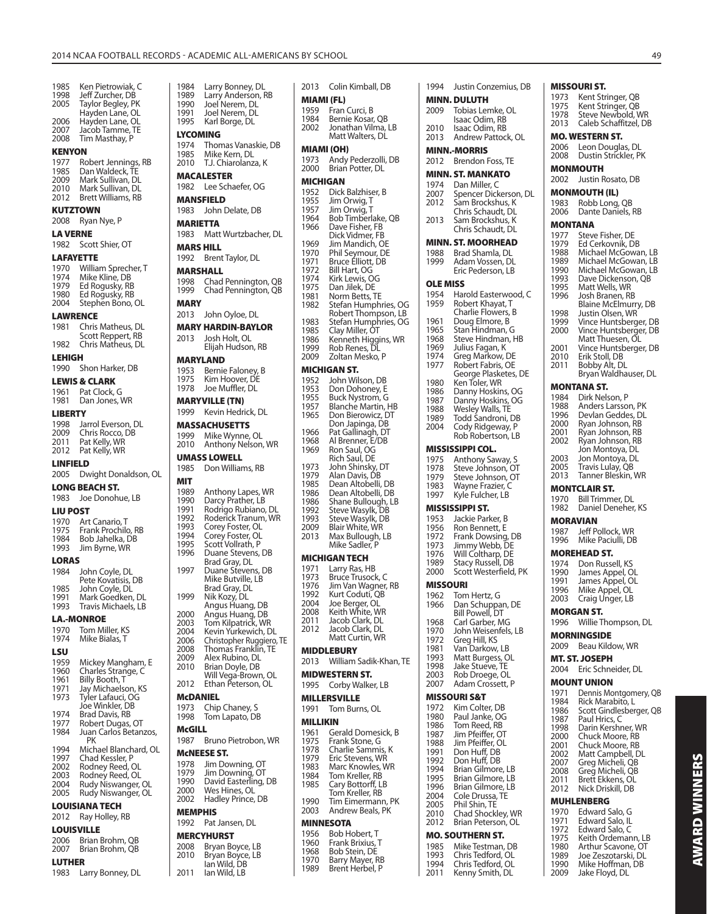1985 Ken Pietrowiak, C
1998 Jeff Zurcher, DB
2005 Taylor Begley, PK
Hayden Lane, OL
2006 Hayden Lane, OL
2007 Jacob Tamme, TE
2008 Tim Masthay, P

**KENYON**
1977 Robert Jennings, RB
1985 Dan Waldeck, TE
2009 Mark Sullivan, DL
2010 Mark Sullivan, DL
2012 Brett Williams, RB

**KUTZTOWN**
2008 Ryan Nye, P

**LA VERNE**
1982 Scott Shier, OT

**LAFAYETTE**
1970 William Sprecher, T
1974 Mike Kline, DB
1979 Ed Rogusky, RB
1980 Ed Rogusky, RB
2004 Stephen Bono, OL

**LAWRENCE**
1981 Chris Matheus, DL
Scott Reppert, RB
1982 Chris Matheus, DL

**LEHIGH**
1990 Shon Harker, DB

**LEWIS & CLARK**
1961 Pat Clock, G
1981 Dan Jones, WR

**LIBERTY**
1998 Jarrol Everson, DL
2009 Chris Rocco, DB
2011 Pat Kelly, WR
2012 Pat Kelly, WR

**LINFIELD**
2005 Dwight Donaldson, OL

**LONG BEACH ST.**
1983 Joe Donohue, LB

**LIU POST**
1970 Art Canario, T
1975 Frank Prochilo, RB
1984 Bob Jahelka, DB
1993 Jim Byrne, WR

**LORAS**
1984 John Coyle, DL
Pete Kovatisis, DB
1985 John Coyle, DL
1991 Mark Goedken, DL
1993 Travis Michaels, LB

**LA.-MONROE**
1970 Tom Miller, KS
1974 Mike Bialas, T

**LSU**
1959 Mickey Mangham, E
1960 Charles Strange, C
1961 Billy Booth, T
1971 Jay Michaelson, KS
1973 Tyler Lafauci, OG
Joe Winkler, DB
1974 Brad Davis, RB
1977 Robert Dugas, OT
1984 Juan Carlos Betanzos, PK
1994 Michael Blanchard, OL
1997 Chad Kessler, P
2002 Rodney Reed, OL
2003 Rodney Reed, OL
2004 Rudy Niswanger, OL
2005 Rudy Niswanger, OL

**LOUISIANA TECH**
2012 Ray Holley, RB

**LOUISVILLE**
2006 Brian Brohm, QB
2007 Brian Brohm, QB

**LUTHER**
1983 Larry Bonney, DL
1984 Larry Bonney, DL
1989 Larry Anderson, RB
1990 Joel Nerem, DL
1991 Joel Nerem, DL
1995 Karl Borge, DL

**LYCOMING**
1974 Thomas Vanaskie, DB
1985 Mike Kern, DL
2010 T.J. Chiarolanza, K

**MACALESTER**
1982 Lee Schaefer, OG

**MANSFIELD**
1983 John Delate, DB

**MARIETTA**
1983 Matt Wurtzbacher, DL

**MARS HILL**
1992 Brent Taylor, DL

**MARSHALL**
1998 Chad Pennington, QB
1999 Chad Pennington, QB

**MARY**
2013 John Oyloe, DL

**MARY HARDIN-BAYLOR**
2013 Josh Holt, OL
Elijah Hudson, RB

**MARYLAND**
1953 Bernie Faloney, B
1975 Kim Hoover, DE
1978 Joe Muffler, DL

**MARYVILLE (TN)**
1999 Kevin Hedrick, DL

**MASSACHUSETTS**
1999 Mike Wynne, OL
2010 Anthony Nelson, WR

**UMASS LOWELL**
1985 Don Williams, RB

**MIT**
1989 Anthony Lapes, WR
1990 Darcy Prather, LB
1991 Rodrigo Rubiano, DL
1992 Roderick Tranum, WR
1993 Corey Foster, OL
1994 Corey Foster, OL
1995 Scott Vollrath, P
1996 Duane Stevens, DB
Brad Gray, DL
1997 Duane Stevens, DB
Mike Butville, LB
Brad Gray, DL
1999 Nik Kozy, DL
Angus Huang, DB
2000 Angus Huang, DB
2003 Tom Kilpatrick, WR
2004 Kevin Yurkewich, DL
2006 Christopher Ruggiero, TE
2008 Thomas Franklin, TE
2009 Alex Rubino, DL
2010 Brian Doyle, DB
Will Vega-Brown, OL
2012 Ethan Peterson, OL

**McDANIEL**
1973 Chip Chaney, S
1998 Tom Lapato, DB

**McGILL**
1987 Bruno Pietrobon, WR

**McNEESE ST.**
1978 Jim Downing, OT
1979 Jim Downing, OT
1990 David Easterling, DB
2000 Wes Hines, OL
2002 Hadley Prince, DB

**MEMPHIS**
1992 Pat Jansen, DL

**MERCYHURST**
2008 Bryan Boyce, LB
2010 Bryan Boyce, LB
Ian Wild, DB
2011 Ian Wild, LB
2013 Colin Kimball, DB

**MIAMI (FL)**
1959 Fran Curci, B
1984 Bernie Kosar, QB
2002 Jonathan Vilma, LB
Matt Walters, DL

**MIAMI (OH)**
1973 Andy Pederzolli, DB
2000 Brian Potter, DL

**MICHIGAN**
1952 Dick Balzhiser, B
1955 Jim Orwig, T
1957 Jim Orwig, T
1964 Bob Timberlake, QB
1966 Dave Fisher, FB
Dick Vidmer, FB
1969 Jim Mandich, OE
1970 Phil Seymour, DE
1971 Bruce Elliott, DB
1972 Bill Hart, OG
1974 Kirk Lewis, OG
1975 Dan Jilek, DE
1981 Norm Betts, TE
1982 Stefan Humphries, OG
Robert Thompson, LB
1983 Stefan Humphries, OG
1985 Clay Miller, OT
1986 Kenneth Higgins, WR
1999 Rob Renes, DL
2009 Zoltan Mesko, P

**MICHIGAN ST.**
1952 John Wilson, DB
1953 Don Dohoney, E
1955 Buck Nystrom, G
1957 Blanche Martin, HB
1965 Don Bierowicz, DT
Don Japinga, DB
1966 Pat Gallinagh, DT
1968 Al Brenner, E/DB
1969 Ron Saul, OG
Rich Saul, DE
1973 John Shinsky, DT
1979 Alan Davis, DB
1985 Dean Altobelli, DB
1986 Dean Altobelli, DB
1986 Shane Bullough, LB
1992 Steve Wasylk, DB
1993 Steve Wasylk, DB
2009 Blair White, WR
2013 Max Bullough, LB
Mike Sadler, P

**MICHIGAN TECH**
1971 Larry Ras, HB
1973 Bruce Trusock, C
1976 Jim Van Wagner, RB
1992 Kurt Coduti, QB
2004 Joe Berger, OL
2008 Keith White, WR
2011 Jacob Clark, DL
2012 Jacob Clark, DL
Matt Curtin, WR

**MIDDLEBURY**
2013 William Sadik-Khan, TE

**MIDWESTERN ST.**
1995 Corby Walker, LB

**MILLERSVILLE**
1991 Tom Burns, OL

**MILLIKIN**
1961 Gerald Domesick, B
1975 Frank Stone, G
1978 Charlie Sammis, K
1979 Eric Stevens, WR
1983 Marc Knowles, WR
1984 Tom Kreller, RB
1985 Cary Bottorff, LB
Tom Kreller, RB
1990 Tim Eimermann, PK
2003 Andrew Beals, PK

**MINNESOTA**
1956 Bob Hobert, T
1960 Frank Brixius, T
1968 Bob Stein, DE
1970 Barry Mayer, RB
1989 Brent Herbel, P
1994 Justin Conzemius, DB

**MINN. DULUTH**
2009 Tobias Lemke, OL
Isaac Odim, RB
2010 Isaac Odim, RB
2013 Andrew Pattock, OL

**MINN.-MORRIS**
2012 Brendon Foss, TE

**MINN. ST. MANKATO**
1974 Dan Miller, C
2007 Spencer Dickerson, DL
2012 Sam Brockshus, K
Chris Schaudt, DL
2013 Sam Brockshus, K
Chris Schaudt, DL

**MINN. ST. MOORHEAD**
1988 Brad Shamla, DL
1999 Adam Vossen, DL
Eric Pederson, LB

**OLE MISS**
1954 Harold Easterwood, C
1959 Robert Khayat, T
Charlie Flowers, B
1961 Doug Elmore, B
1965 Stan Hindman, G
1968 Steve Hindman, HB
1969 Julius Fagan, K
1974 Greg Markow, DE
1977 Robert Fabris, OE
George Plasketes, DE
1980 Ken Toler, WR
1986 Danny Hoskins, OG
1987 Danny Hoskins, OG
1988 Wesley Walls, TE
1989 Todd Sandroni, DB
2004 Cody Ridgeway, P
Rob Robertson, LB

**MISSISSIPPI COL.**
1975 Anthony Saway, S
1978 Steve Johnson, OT
1979 Steve Johnson, OT
1983 Wayne Frazier, C
1997 Kyle Fulcher, LB

**MISSISSIPPI ST.**
1953 Jackie Parker, B
1956 Ron Bennett, E
1972 Frank Dowsing, DB
1973 Jimmy Webb, DE
1976 Will Coltharp, DE
1989 Stacy Russell, DB
2000 Scott Westerfield, PK

**MISSOURI**
1962 Tom Hertz, G
1966 Dan Schuppan, DE
Bill Powell, DT
1968 Carl Garber, MG
1970 John Weisenfels, LB
1972 Greg Hill, KS
1981 Van Darkow, LB
1993 Matt Burgess, OL
1998 Jake Stueve, TE
2003 Rob Droege, OL
2007 Adam Crossett, P

**MISSOURI S&T**
1972 Kim Colter, DB
1980 Paul Janke, OG
1986 Tom Reed, RB
1987 Jim Pfeiffer, OT
1988 Jim Pfeiffer, OL
1991 Don Huff, DB
1992 Don Huff, DB
1994 Brian Gilmore, LB
1995 Brian Gilmore, LB
1996 Brian Gilmore, LB
2004 Cole Drussa, TE
2005 Phil Shin, TE
2010 Chad Shockley, WR
2012 Brian Peterson, OL

**MO. SOUTHERN ST.**
1985 Mike Testman, DB
1993 Chris Tedford, OL
1994 Chris Tedford, OL
2011 Kenny Smith, DL

**MISSOURI ST.**
1973 Kent Stringer, QB
1975 Kent Stringer, QB
1978 Steve Newbold, WR
2013 Caleb Schaffitzel, DB

**MO. WESTERN ST.**
2006 Leon Douglas, DL
2008 Dustin Strickler, PK

**MONMOUTH**
2002 Justin Rosato, DB

**MONMOUTH (IL)**
1983 Robb Long, QB
2006 Dante Daniels, RB

**MONTANA**
1977 Steve Fisher, DE
1979 Ed Cerkovnik, DB
1988 Michael McGowan, LB
1989 Michael McGowan, LB
1990 Michael McGowan, LB
1993 Dave Dickenson, QB
1995 Matt Wells, WR
1996 Josh Branen, RB
Blaine McElmurry, DB
1998 Justin Olsen, WR
1999 Vince Huntsberger, DB
2000 Vince Huntsberger, DB
Matt Thuesen, OL
2001 Vince Huntsberger, DB
2010 Erik Stoll, DB
2011 Bobby Alt, DL
Bryan Waldhauser, DL

**MONTANA ST.**
1984 Dirk Nelson, P
1988 Anders Larsson, PK
1996 Devlan Geddes, DL
2000 Ryan Johnson, RB
2001 Ryan Johnson, RB
2002 Ryan Johnson, RB
Jon Montoya, DL
2003 Jon Montoya, DL
2005 Travis Lulay, QB
2013 Tanner Bleskin, WR

**MONTCLAIR ST.**
1970 Bill Trimmer, DL
1982 Daniel Deneher, KS

**MORAVIAN**
1987 Jeff Pollock, WR
1996 Mike Paciulli, DB

**MOREHEAD ST.**
1974 Don Russell, KS
1990 James Appel, OL
1991 James Appel, OL
1996 Mike Appel, OL
2003 Craig Unger, LB

**MORGAN ST.**
1996 Willie Thompson, DL

**MORNINGSIDE**
2009 Beau Kildow, WR

**MT. ST. JOSEPH**
2004 Eric Schneider, DL

**MOUNT UNION**
1971 Dennis Montgomery, QB
1984 Rick Marabito, L
1986 Scott Gindlesberger, QB
1987 Paul Hrics, C
1998 Darin Kershner, WR
2000 Chuck Moore, RB
2001 Chuck Moore, RB
2002 Matt Campbell, DL
2007 Greg Micheli, QB
2008 Greg Micheli, QB
2011 Brett Ekkens, OL
2012 Nick Driskill, DB

**MUHLENBERG**
1970 Edward Salo, G
1971 Edward Salo, IL
1972 Edward Salo, C
1975 Keith Ordemann, LB
1980 Arthur Scavone, OT
1989 Joe Zeszotarski, DL
1990 Mike Hoffman, DB
2009 Jake Floyd, DL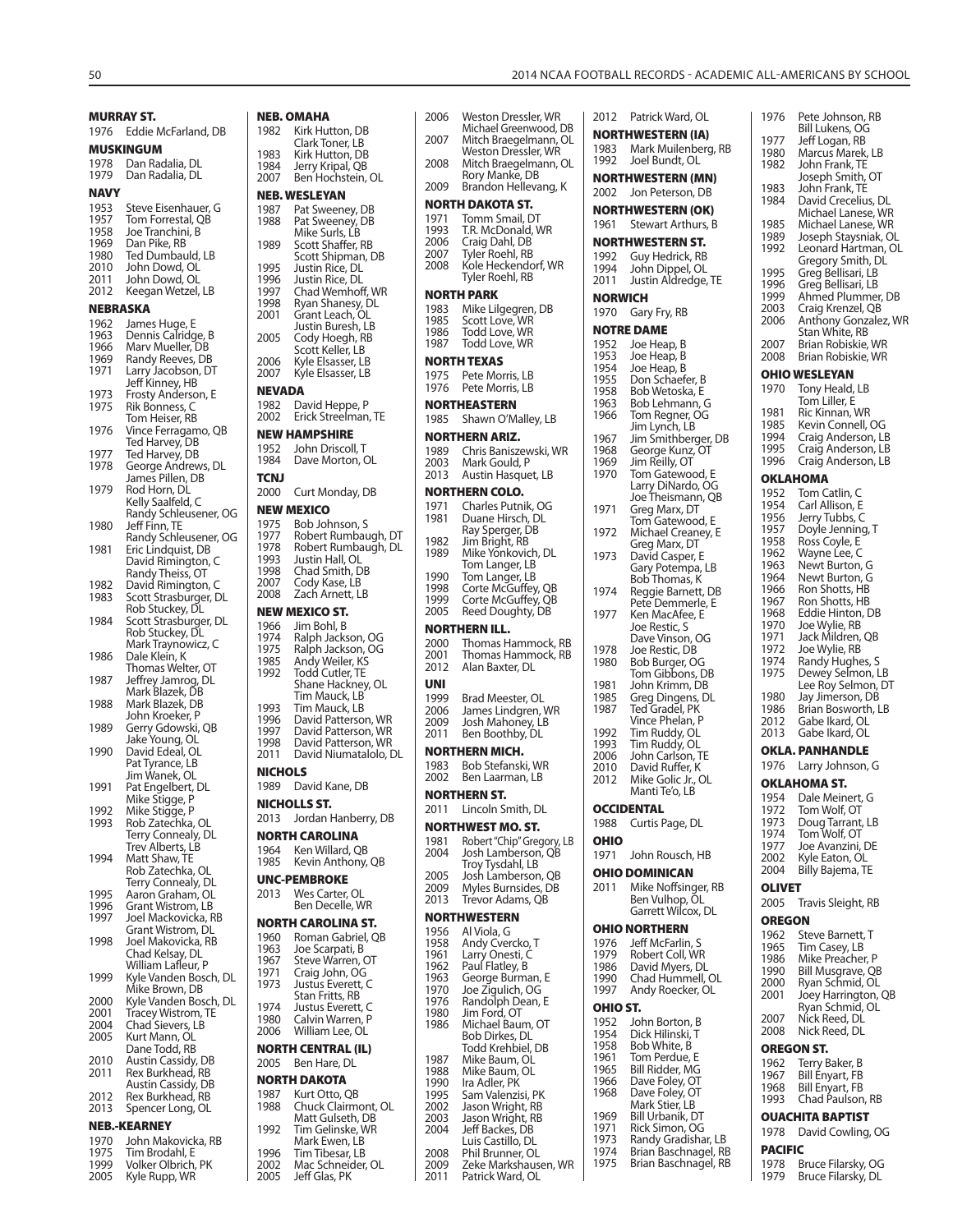### MURRAY ST.

1976 Eddie McFarland, DB

### MUSKINGUM

1978 Dan Radalia, DL
1979 Dan Radalia, DL

### NAVY

1953 Steve Eisenhauer, G
1957 Tom Forrestal, QB
1958 Joe Tranchini, B
1969 Dan Pike, RB
1980 Ted Dumbauld, LB
2010 John Dowd, OL
2011 John Dowd, OL
2012 Keegan Wetzel, LB

### NEBRASKA

1962 James Huge, E
1963 Dennis Calridge, B
1966 Marv Mueller, DB
1969 Randy Reeves, DB
1971 Larry Jacobson, DT
Jeff Kinney, HB
1973 Frosty Anderson, E
1975 Rik Bonness, C
Tom Heiser, RB
1976 Vince Ferragamo, QB
Ted Harvey, DB
1977 Ted Harvey, DB
1978 George Andrews, DL
James Pillen, DB
1979 Rod Horn, DL
Kelly Saalfeld, C
Randy Schleusener, OG
1980 Jeff Finn, TE
Randy Schleusener, OG
1981 Eric Lindquist, DB
David Rimington, C
Randy Theiss, OT
1982 David Rimington, C
1983 Scott Strasburger, DL
Rob Stuckey, DL
1984 Scott Strasburger, DL
Rob Stuckey, DL
Mark Traynowicz, C
1986 Dale Klein, K
Thomas Welter, OT
1987 Jeffrey Jamrog, DL
Mark Blazek, DB
1988 Mark Blazek, DB
John Kroeker, P
1989 Gerry Gdowski, QB
Jake Young, OL
1990 David Edeal, OL
Pat Tyrance, LB
Jim Wanek, OL
1991 Pat Engelbert, DL
Mike Stigge, P
1992 Mike Stigge, P
1993 Rob Zatechka, OL
Terry Connealy, DL
Trev Alberts, LB
1994 Matt Shaw, TE
Rob Zatechka, OL
Terry Connealy, DL
1995 Aaron Graham, OL
1996 Grant Wistrom, LB
1997 Joel Mackovicka, RB
Grant Wistrom, DL
1998 Joel Makovicka, RB
Chad Kelsay, DL
William Lafleur, P
1999 Kyle Vanden Bosch, DL
Mike Brown, DB
2000 Kyle Vanden Bosch, DL
2001 Tracey Wistrom, TE
2004 Chad Sievers, LB
2005 Kurt Mann, OL
Dane Todd, RB
2010 Austin Cassidy, DB
2011 Rex Burkhead, RB
Austin Cassidy, DB
2012 Rex Burkhead, RB
2013 Spencer Long, OL

### NEB.-KEARNEY

1970 John Makovicka, RB
1975 Tim Brodahl, E
1999 Volker Olbrich, PK
2005 Kyle Rupp, WR

### NEB. OMAHA

1982 Kirk Hutton, DB
Clark Toner, LB
1983 Kirk Hutton, DB
1984 Jerry Kripal, QB
2007 Ben Hochstein, OL

### NEB. WESLEYAN

1987 Pat Sweeney, DB
1988 Pat Sweeney, DB
Mike Surls, LB
1989 Scott Shaffer, RB
Scott Shipman, DB
1995 Justin Rice, DL
1996 Justin Rice, DL
1997 Chad Wemhoff, WR
1998 Ryan Shanesy, DL
2001 Grant Leach, OL
Justin Buresh, LB
2005 Cody Hoegh, RB
Scott Keller, LB
2006 Kyle Elsasser, LB
2007 Kyle Elsasser, LB

### NEVADA

1982 David Heppe, P
2002 Erick Streelman, TE

### NEW HAMPSHIRE

1952 John Driscoll, T
1984 Dave Morton, OL

### TCNJ

2000 Curt Monday, DB

### NEW MEXICO

1975 Bob Johnson, S
1977 Robert Rumbaugh, DT
1978 Robert Rumbaugh, DL
1993 Justin Hall, OL
1998 Chad Smith, DB
2007 Cody Kase, LB
2008 Zach Arnett, LB

### NEW MEXICO ST.

1966 Jim Bohl, B
1974 Ralph Jackson, OG
1975 Ralph Jackson, OG
1985 Andy Weiler, KS
1992 Todd Cutler, TE
Shane Hackney, OL
Tim Mauck, LB
1993 Tim Mauck, LB
1996 David Patterson, WR
1997 David Patterson, WR
1998 David Patterson, WR
2011 David Niumatalolo, DL

### NICHOLS

1989 David Kane, DB

### NICHOLLS ST.

2013 Jordan Hanberry, DB

### NORTH CAROLINA

1964 Ken Willard, QB
1985 Kevin Anthony, QB

### UNC-PEMBROKE

2013 Wes Carter, OL
Ben Decelle, WR

### NORTH CAROLINA ST.

1960 Roman Gabriel, QB
1963 Joe Scarpati, B
1967 Steve Warren, OT
1971 Craig John, OG
1973 Justus Everett, C
Stan Fritts, RB
1974 Justus Everett, C
1980 Calvin Warren, P
2006 William Lee, OL

### NORTH CENTRAL (IL)

2005 Ben Hare, DL

### NORTH DAKOTA

1987 Kurt Otto, QB
1988 Chuck Clairmont, OL
Matt Gulseth, DB
1992 Tim Gelinske, WR
Mark Ewen, LB
1996 Tim Tibesar, LB
2002 Mac Schneider, OL
2005 Jeff Glas, PK
2006 Weston Dressler, WR
Michael Greenwood, DB
2007 Mitch Braegelmann, OL
Weston Dressler, WR
2008 Mitch Braegelmann, OL
Rory Manke, DB
2009 Brandon Hellevang, K

### NORTH DAKOTA ST.

1971 Tomm Smail, DT
1993 T.R. McDonald, WR
2006 Craig Dahl, DB
2007 Tyler Roehl, RB
2008 Kole Heckendorf, WR
Tyler Roehl, RB

### NORTH PARK

1983 Mike Lilgegren, DB
1985 Scott Love, WR
1986 Todd Love, WR
1987 Todd Love, WR

### NORTH TEXAS

1975 Pete Morris, LB
1976 Pete Morris, LB

### NORTHEASTERN

1985 Shawn O'Malley, LB

### NORTHERN ARIZ.

1989 Chris Baniszewski, WR
2003 Mark Gould, P
2013 Austin Hasquet, LB

### NORTHERN COLO.

1971 Charles Putnik, OG
1981 Duane Hirsch, DL
Ray Sperger, DB
1982 Jim Bright, RB
1989 Mike Yonkovich, DL
Tom Langer, LB
1990 Tom Langer, LB
1998 Corte McGuffey, QB
1999 Corte McGuffey, QB
2005 Reed Doughty, DB

### NORTHERN ILL.

2000 Thomas Hammock, RB
2001 Thomas Hammock, RB
2012 Alan Baxter, DL

### UNI

1999 Brad Meester, OL
2006 James Lindgren, WR
2009 Josh Mahoney, LB
2011 Ben Boothby, DL

### NORTHERN MICH.

1983 Bob Stefanski, WR
2002 Ben Laarman, LB

### NORTHERN ST.

2011 Lincoln Smith, DL

### NORTHWEST MO. ST.

1981 Robert "Chip" Gregory, LB
2004 Josh Lamberson, QB
Troy Tysdahl, LB
2005 Josh Lamberson, QB
2009 Myles Burnsides, DB
2013 Trevor Adams, QB

### NORTHWESTERN

1956 Al Viola, G
1958 Andy Cvercko, T
1961 Larry Onesti, C
1962 Paul Flatley, B
1963 George Burman, E
1970 Joe Zigulich, OG
1976 Randolph Dean, E
1980 Jim Ford, OT
1986 Michael Baum, OT
Bob Dirkes, DL
Todd Krehbiel, DB
1987 Mike Baum, OL
1988 Mike Baum, OL
1990 Ira Adler, PK
1995 Sam Valenzisi, PK
2002 Jason Wright, RB
2003 Jason Wright, RB
2004 Jeff Backes, DB
Luis Castillo, DL
2008 Phil Brunner, OL
2009 Zeke Markshausen, WR
2011 Patrick Ward, OL
2012 Patrick Ward, OL

### NORTHWESTERN (IA)

1983 Mark Muilenberg, RB
1992 Joel Bundt, OL

### NORTHWESTERN (MN)

2002 Jon Peterson, DB

### NORTHWESTERN (OK)

1961 Stewart Arthurs, B

### NORTHWESTERN ST.

1992 Guy Hedrick, RB
1994 John Dippel, OL
2011 Justin Aldredge, TE

### NORWICH

1970 Gary Fry, RB

### NOTRE DAME

1952 Joe Heap, B
1953 Joe Heap, B
1954 Joe Heap, B
1955 Don Schaefer, B
1958 Bob Wetoska, E
1963 Bob Lehmann, G
1966 Tom Regner, OG
Jim Lynch, LB
1967 Jim Smithberger, DB
1968 George Kunz, OT
1969 Jim Reilly, OT
1970 Tom Gatewood, E
Larry DiNardo, OG
Joe Theismann, QB
1971 Greg Marx, DT
Tom Gatewood, E
1972 Michael Creaney, E
Greg Marx, DT
1973 David Casper, E
Gary Potempa, LB
Bob Thomas, K
1974 Reggie Barnett, DB
Pete Demmerle, E
1977 Ken MacAfee, E
Joe Restic, S
Dave Vinson, OG
1978 Joe Restic, DB
1980 Bob Burger, OG
Tom Gibbons, DB
1981 John Krimm, DB
1985 Greg Dingens, DL
1987 Ted Gradel, PK
Vince Phelan, P
1992 Tim Ruddy, OL
1993 Tim Ruddy, OL
2006 John Carlson, TE
2010 David Ruffer, K
2012 Mike Golic Jr., OL
Manti Te'o, LB

### OCCIDENTAL

1988 Curtis Page, DL

### OHIO

1971 John Rousch, HB

### OHIO DOMINICAN

2011 Mike Noffsinger, RB
Ben Vulhop, OL
Garrett Wilcox, DL

### OHIO NORTHERN

1976 Jeff McFarlin, S
1979 Robert Coll, WR
1986 David Myers, DL
1990 Chad Hummell, OL
1997 Andy Roecker, OL

### OHIO ST.

1952 John Borton, B
1954 Dick Hilinski, T
1958 Bob White, B
1961 Tom Perdue, E
1965 Bill Ridder, MG
1966 Dave Foley, OT
1968 Dave Foley, OT
Mark Stier, LB
1969 Bill Urbanik, DT
1971 Rick Simon, OG
1973 Randy Gradishar, LB
1974 Brian Baschnagel, RB
1975 Brian Baschnagel, RB
1976 Pete Johnson, RB
Bill Lukens, OG
1977 Jeff Logan, RB
1980 Marcus Marek, LB
1982 John Frank, TE
Joseph Smith, OT
1983 John Frank, TE
1984 David Crecelius, DL
Michael Lanese, WR
1985 Michael Lanese, WR
1989 Joseph Staysniak, OL
1992 Leonard Hartman, OL
Gregory Smith, DL
1995 Greg Bellisari, LB
1996 Greg Bellisari, LB
1999 Ahmed Plummer, DB
2003 Craig Krenzel, QB
2006 Anthony Gonzalez, WR
Stan White, RB
2007 Brian Robiskie, WR
2008 Brian Robiskie, WR

### OHIO WESLEYAN

1970 Tony Heald, LB
Tom Liller, E
1981 Ric Kinnan, WR
1985 Kevin Connell, OG
1994 Craig Anderson, LB
1995 Craig Anderson, LB
1996 Craig Anderson, LB

### OKLAHOMA

1952 Tom Catlin, C
1954 Carl Allison, E
1956 Jerry Tubbs, C
1957 Doyle Jenning, T
1958 Ross Coyle, E
1962 Wayne Lee, C
1963 Newt Burton, G
1964 Newt Burton, G
1966 Ron Shotts, HB
1967 Ron Shotts, HB
1968 Eddie Hinton, DB
1970 Joe Wylie, RB
1971 Jack Mildren, QB
1972 Joe Wylie, RB
1974 Randy Hughes, S
1975 Dewey Selmon, LB
Lee Roy Selmon, DT
1980 Jay Jimerson, DB
1986 Brian Bosworth, LB
2012 Gabe Ikard, OL
2013 Gabe Ikard, OL

### OKLA. PANHANDLE

1976 Larry Johnson, G

### OKLAHOMA ST.

1954 Dale Meinert, G
1972 Tom Wolf, OT
1973 Doug Tarrant, LB
1974 Tom Wolf, OT
1977 Joe Avanzini, DE
2002 Kyle Eaton, OL
2004 Billy Bajema, TE

### OLIVET

2005 Travis Sleight, RB

### OREGON

1962 Steve Barnett, T
1965 Tim Casey, LB
1986 Mike Preacher, P
1990 Bill Musgrave, QB
2000 Ryan Schmid, OL
2001 Joey Harrington, QB
Ryan Schmid, OL
2007 Nick Reed, DL
2008 Nick Reed, DL

### OREGON ST.

1962 Terry Baker, B
1967 Bill Enyart, FB
1968 Bill Enyart, FB
1993 Chad Paulson, RB

### OUACHITA BAPTIST

1978 David Cowling, OG

### PACIFIC

1978 Bruce Filarsky, OG
1979 Bruce Filarsky, DL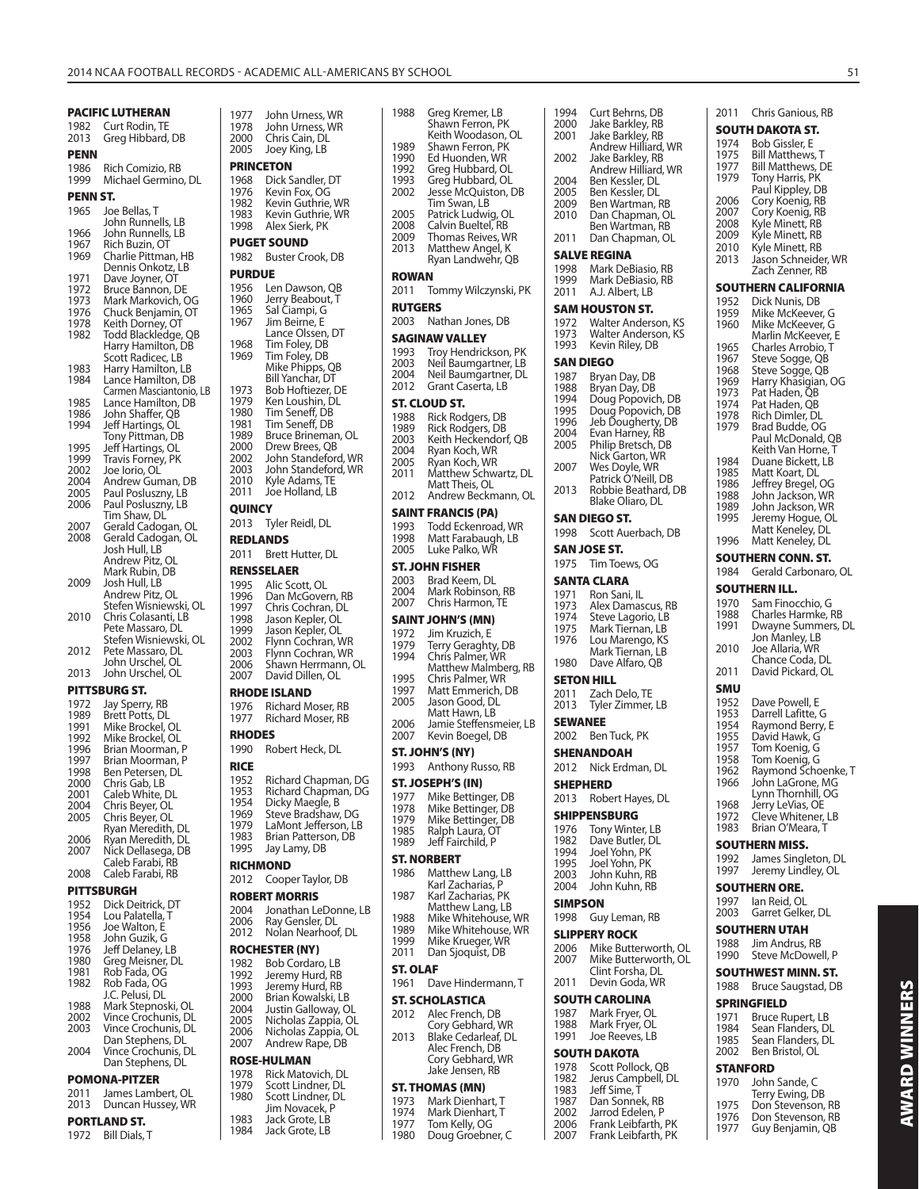**PACIFIC LUTHERAN**
1982 Curt Rodin, TE
2013 Greg Hibbard, DB

**PENN**
1986 Rich Comizio, RB
1999 Michael Germino, DL

**PENN ST.**
1965 Joe Bellas, T
John Runnells, LB
1966 John Runnells, LB
1967 Rich Buzin, OT
1969 Charlie Pittman, HB
Dennis Onkotz, LB
1971 Dave Joyner, OT
1972 Bruce Bannon, DE
1973 Mark Markovich, OG
1976 Chuck Benjamin, OT
1978 Keith Dorney, OT
1982 Todd Blackledge, QB
Harry Hamilton, DB
Scott Radicec, LB
1983 Harry Hamilton, LB
1984 Lance Hamilton, DB
Carmen Masciantonio, LB
1985 Lance Hamilton, DB
1986 John Shaffer, QB
1994 Jeff Hartings, OL
Tony Pittman, DB
1995 Jeff Hartings, OL
1999 Travis Forney, PK
2002 Joe Iorio, OL
2004 Andrew Guman, DB
2005 Paul Posluszny, LB
2006 Paul Posluszny, LB
Tim Shaw, DL
2007 Gerald Cadogan, OL
2008 Gerald Cadogan, OL
Josh Hull, LB
Andrew Pitz, OL
Mark Rubin, DB
2009 Josh Hull, LB
Andrew Pitz, OL
Stefen Wisniewski, OL
2010 Chris Colasanti, LB
Pete Massaro, DL
Stefen Wisniewski, OL
2012 Pete Massaro, DL
John Urschel, OL
2013 John Urschel, OL

**PITTSBURG ST.**
1972 Jay Sperry, RB
1989 Brett Potts, DL
1991 Mike Brockel, OL
1992 Mike Brockel, OL
1996 Brian Moorman, P
1997 Brian Moorman, P
1998 Ben Petersen, DL
2000 Chris Gab, LB
2001 Caleb White, DL
2004 Chris Beyer, OL
2005 Chris Beyer, OL
Ryan Meredith, DL
2006 Ryan Meredith, DL
2007 Nick Dellasega, DB
Caleb Farabi, RB
2008 Caleb Farabi, RB

**PITTSBURGH**
1952 Dick Deitrick, DT
1954 Lou Palatella, T
1956 Joe Walton, E
1958 John Guzik, G
1976 Jeff Delaney, LB
1980 Greg Meisner, DL
1981 Rob Fada, OG
1982 Rob Fada, OG
J.C. Pelusi, DL
1988 Mark Stepnoski, OL
2002 Vince Crochunis, DL
2003 Vince Crochunis, DL
Dan Stephens, DL
2004 Vince Crochunis, DL
Dan Stephens, DL

**POMONA-PITZER**
2011 James Lambert, OL
2013 Duncan Hussey, WR

**PORTLAND ST.**
1972 Bill Dials, T
1977 John Urness, WR
1978 John Urness, WR
2000 Chris Cain, DL
2005 Joey King, LB

**PRINCETON**
1968 Dick Sandler, DT
1976 Kevin Fox, OG
1982 Kevin Guthrie, WR
1983 Kevin Guthrie, WR
1998 Alex Sierk, PK

**PUGET SOUND**
1982 Buster Crook, DB

**PURDUE**
1956 Len Dawson, QB
1960 Jerry Beabout, T
1965 Sal Ciampi, G
1967 Jim Beirne, E
Lance Olssen, DT
1968 Tim Foley, DB
1969 Tim Foley, DB
Mike Phipps, QB
Bill Yanchar, DT
1973 Bob Hoftiezer, DE
1979 Ken Loushin, DL
1980 Tim Seneff, DB
1981 Tim Seneff, DB
1989 Bruce Brineman, OL
2000 Drew Brees, QB
2002 John Standeford, WR
2003 John Standeford, WR
2010 Kyle Adams, TE
2011 Joe Holland, LB

**QUINCY**
2013 Tyler Reidl, DL

**REDLANDS**
2011 Brett Hutter, DL

**RENSSELAER**
1995 Alic Scott, OL
1996 Dan McGovern, RB
1997 Chris Cochran, DL
1998 Jason Kepler, OL
1999 Jason Kepler, OL
2002 Flynn Cochran, WR
2003 Flynn Cochran, WR
2006 Shawn Herrmann, OL
2007 David Dillen, OL

**RHODE ISLAND**
1976 Richard Moser, RB
1977 Richard Moser, RB

**RHODES**
1990 Robert Heck, DL

**RICE**
1952 Richard Chapman, DG
1953 Richard Chapman, DG
1954 Dicky Maegle, B
1969 Steve Bradshaw, DG
1979 LaMont Jefferson, LB
1983 Brian Patterson, DB
1995 Jay Lamy, DB

**RICHMOND**
2012 Cooper Taylor, DB

**ROBERT MORRIS**
2004 Jonathan LeDonne, LB
2006 Ray Gensler, DL
2012 Nolan Nearhoof, DL

**ROCHESTER (NY)**
1982 Bob Cordaro, LB
1992 Jeremy Hurd, RB
1993 Jeremy Hurd, RB
2000 Brian Kowalski, LB
2004 Justin Galloway, OL
2005 Nicholas Zappia, OL
2006 Nicholas Zappia, OL
2007 Andrew Rape, DB

**ROSE-HULMAN**
1978 Rick Matovich, DL
1979 Scott Lindner, DL
1980 Scott Lindner, DL
Jim Novacek, P
1983 Jack Grote, LB
1984 Jack Grote, LB
1988 Greg Kremer, LB
Shawn Ferron, PK
Keith Woodason, OL
1989 Shawn Ferron, PK
1990 Ed Huonden, WR
1992 Greg Hubbard, OL
1993 Greg Hubbard, OL
2002 Jesse McQuiston, DB
Tim Swan, LB
2005 Patrick Ludwig, OL
2008 Calvin Bueltel, RB
2009 Thomas Reives, WR
2013 Matthew Angel, K
Ryan Landwehr, QB

**ROWAN**
2011 Tommy Wilczynski, PK

**RUTGERS**
2003 Nathan Jones, DB

**SAGINAW VALLEY**
1993 Troy Hendrickson, PK
2003 Neil Baumgartner, LB
2004 Neil Baumgartner, DL
2012 Grant Caserta, LB

**ST. CLOUD ST.**
1988 Rick Rodgers, DB
1989 Rick Rodgers, DB
2003 Keith Heckendorf, QB
2004 Ryan Koch, WR
2005 Ryan Koch, WR
2011 Matthew Schwartz, DL
Matt Theis, OL
2012 Andrew Beckmann, OL

**SAINT FRANCIS (PA)**
1993 Todd Eckenroad, WR
1998 Matt Farabaugh, LB
2005 Luke Palko, WR

**ST. JOHN FISHER**
2003 Brad Keem, DL
2004 Mark Robinson, RB
2007 Chris Harmon, TE

**SAINT JOHN'S (MN)**
1972 Jim Kruzich, E
1979 Terry Geraghty, DB
1994 Chris Palmer, WR
Matthew Malmberg, RB
1995 Chris Palmer, WR
1997 Matt Emmerich, DB
2005 Jason Good, DL
Matt Hawn, LB
2006 Jamie Steffensmeier, LB
2007 Kevin Boegel, DB

**ST. JOHN'S (NY)**
1993 Anthony Russo, RB

**ST. JOSEPH'S (IN)**
1977 Mike Bettinger, DB
1978 Mike Bettinger, DB
1979 Mike Bettinger, DB
1985 Ralph Laura, OT
1989 Jeff Fairchild, P

**ST. NORBERT**
1986 Matthew Lang, LB
Karl Zacharias, P
1987 Karl Zacharias, PK
Matthew Lang, LB
1988 Mike Whitehouse, WR
1989 Mike Whitehouse, WR
1999 Mike Krueger, WR
2011 Dan Sjoquist, DB

**ST. OLAF**
1961 Dave Hindermann, T

**ST. SCHOLASTICA**
2012 Alec French, DB
Cory Gebhard, WR
2013 Blake Cedarleaf, DL
Alec French, DB
Cory Gebhard, WR
Jake Jensen, RB

**ST. THOMAS (MN)**
1973 Mark Dienhart, T
1974 Mark Dienhart, T
1977 Tom Kelly, OG
1980 Doug Groebner, C
1994 Curt Behrns, DB
2000 Jake Barkley, RB
2001 Jake Barkley, RB
Andrew Hilliard, WR
2002 Jake Barkley, RB
Andrew Hilliard, WR
2004 Ben Kessler, DL
2005 Ben Kessler, DL
2009 Ben Wartman, RB
2010 Dan Chapman, OL
Ben Wartman, RB
2011 Dan Chapman, OL

**SALVE REGINA**
1998 Mark DeBiasio, RB
1999 Mark DeBiasio, RB
2011 A.J. Albert, LB

**SAM HOUSTON ST.**
1972 Walter Anderson, KS
1973 Walter Anderson, KS
1993 Kevin Riley, DB

**SAN DIEGO**
1987 Bryan Day, DB
1988 Bryan Day, DB
1994 Doug Popovich, DB
1995 Doug Popovich, DB
1996 Jeb Dougherty, DB
2004 Evan Harney, RB
2005 Philip Bretsch, DB
Nick Garton, WR
2007 Wes Doyle, WR
Patrick O'Neill, DB
2013 Robbie Beathard, DB
Blake Oliaro, DL

**SAN DIEGO ST.**
1998 Scott Auerbach, DB

**SAN JOSE ST.**
1975 Tim Toews, OG

**SANTA CLARA**
1971 Ron Sani, IL
1973 Alex Damascus, RB
1974 Steve Lagorio, LB
1975 Mark Tiernan, LB
1976 Lou Marengo, KS
Mark Tiernan, LB
1980 Dave Alfaro, QB

**SETON HILL**
2011 Zach Delo, TE
2013 Tyler Zimmer, LB

**SEWANEE**
2002 Ben Tuck, PK

**SHENANDOAH**
2012 Nick Erdman, DL

**SHEPHERD**
2013 Robert Hayes, DL

**SHIPPENSBURG**
1976 Tony Winter, LB
1982 Dave Butler, DL
1994 Joel Yohn, PK
1995 Joel Yohn, PK
2003 John Kuhn, RB
2004 John Kuhn, RB

**SIMPSON**
1998 Guy Leman, RB

**SLIPPERY ROCK**
2006 Mike Butterworth, OL
2007 Mike Butterworth, OL
Clint Forsha, DL
2011 Devin Goda, WR

**SOUTH CAROLINA**
1987 Mark Fryer, OL
1988 Mark Fryer, OL
1991 Joe Reeves, LB

**SOUTH DAKOTA**
1978 Scott Pollock, QB
1982 Jerus Campbell, DL
1983 Jeff Sime, T
1987 Dan Sonnek, RB
2002 Jarrod Edelen, P
2006 Frank Leibfarth, PK
2007 Frank Leibfarth, PK
2011 Chris Ganious, RB

**SOUTH DAKOTA ST.**
1974 Bob Gissler, E
1975 Bill Matthews, T
1977 Bill Matthews, DE
1979 Tony Harris, PK
Paul Kippley, DB
2006 Cory Koenig, RB
2007 Cory Koenig, RB
2008 Kyle Minett, RB
2009 Kyle Minett, RB
2010 Kyle Minett, RB
2013 Jason Schneider, WR
Zach Zenner, RB

**SOUTHERN CALIFORNIA**
1952 Dick Nunis, DB
1959 Mike McKeever, G
1960 Mike McKeever, G
Marlin McKeever, E
1965 Charles Arrobio, T
1967 Steve Sogge, QB
1968 Steve Sogge, QB
1969 Harry Khasigian, OG
1973 Pat Haden, QB
1974 Pat Haden, QB
1978 Rich Dimler, DL
1979 Brad Budde, OG
Paul McDonald, QB
Keith Van Horne, T
1984 Duane Bickett, LB
1985 Matt Koart, DL
1986 Jeffrey Bregel, OG
1988 John Jackson, WR
1989 John Jackson, WR
1995 Jeremy Hogue, OL
Matt Keneley, DL
1996 Matt Keneley, DL

**SOUTHERN CONN. ST.**
1984 Gerald Carbonaro, OL

**SOUTHERN ILL.**
1970 Sam Finocchio, G
1988 Charles Harmke, RB
1991 Dwayne Summers, DL
Jon Manley, LB
2010 Joe Allaria, WR
Chance Coda, DL
2011 David Pickard, OL

**SMU**
1952 Dave Powell, E
1953 Darrell Lafitte, G
1954 Raymond Berry, E
1955 David Hawk, G
1957 Tom Koenig, G
1958 Tom Koenig, G
1962 Raymond Schoenke, T
1966 John LaGrone, MG
Lynn Thornhill, OG
1968 Jerry LeVias, OE
1972 Cleve Whitener, LB
1983 Brian O'Meara, T

**SOUTHERN MISS.**
1992 James Singleton, DL
1997 Jeremy Lindley, OL

**SOUTHERN ORE.**
1997 Ian Reid, OL
2003 Garret Gelker, DL

**SOUTHERN UTAH**
1988 Jim Andrus, RB
1990 Steve McDowell, P

**SOUTHWEST MINN. ST.**
1988 Bruce Saugstad, DB

**SPRINGFIELD**
1971 Bruce Rupert, LB
1984 Sean Flanders, DL
1985 Sean Flanders, DL
2002 Ben Bristol, OL

**STANFORD**
1970 John Sande, C
Terry Ewing, DB
1975 Don Stevenson, RB
1976 Don Stevenson, RB
1977 Guy Benjamin, QB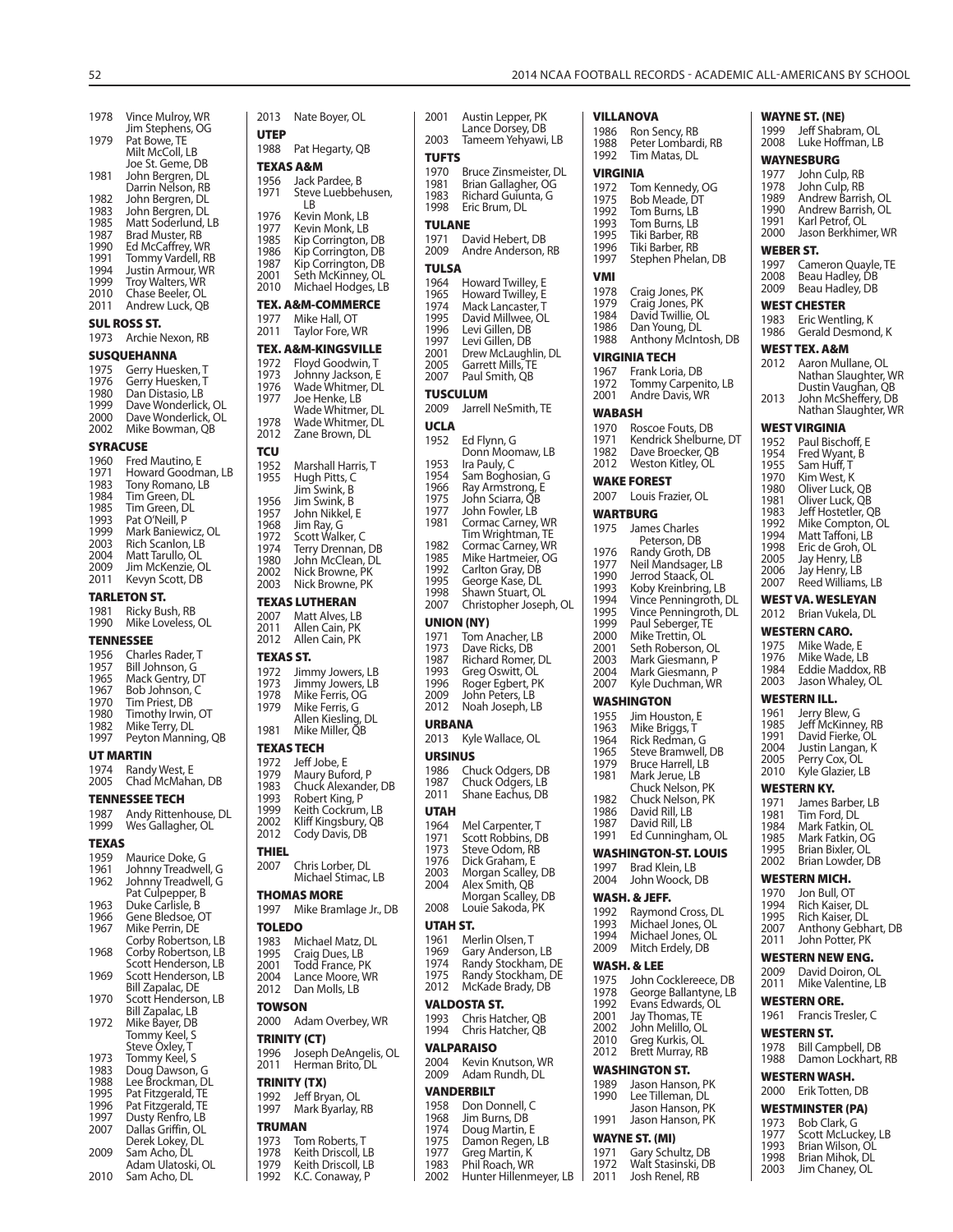1978 Vince Mulroy, WR
Jim Stephens, OG
1979 Pat Bowe, TE
Milt McColl, LB
Joe St. Geme, DB
1981 John Bergren, DL
Darrin Nelson, RB
1982 John Bergren, DL
1983 John Bergren, DL
1985 Matt Soderlund, LB
1987 Brad Muster, RB
1990 Ed McCaffrey, WR
1991 Tommy Vardell, RB
1994 Justin Armour, WR
1999 Troy Walters, WR
2010 Chase Beeler, OL
2011 Andrew Luck, QB

### SUL ROSS ST.
1973 Archie Nexon, RB

### SUSQUEHANNA
1975 Gerry Huesken, T
1976 Gerry Huesken, T
1980 Dan Distasio, LB
1999 Dave Wonderlick, OL
2000 Dave Wonderlick, OL
2002 Mike Bowman, QB

### SYRACUSE
1960 Fred Mautino, E
1971 Howard Goodman, LB
1983 Tony Romano, LB
1984 Tim Green, DL
1985 Tim Green, DL
1993 Pat O'Neill, P
1999 Mark Baniewicz, OL
2003 Rich Scanlon, LB
2004 Matt Tarullo, OL
2009 Jim McKenzie, OL
2011 Kevyn Scott, DB

### TARLETON ST.
1981 Ricky Bush, RB
1990 Mike Loveless, OL

### TENNESSEE
1956 Charles Rader, T
1957 Bill Johnson, G
1965 Mack Gentry, DT
1967 Bob Johnson, C
1970 Tim Priest, DB
1980 Timothy Irwin, OT
1982 Mike Terry, DL
1997 Peyton Manning, QB

### UT MARTIN
1974 Randy West, E
2005 Chad McMahan, DB

### TENNESSEE TECH
1987 Andy Rittenhouse, DL
1999 Wes Gallagher, OL

### TEXAS
1959 Maurice Doke, G
1961 Johnny Treadwell, G
1962 Johnny Treadwell, G
Pat Culpepper, B
1963 Duke Carlisle, B
1966 Gene Bledsoe, OT
1967 Mike Perrin, DE
Corby Robertson, LB
1968 Corby Robertson, LB
Scott Henderson, LB
1969 Scott Henderson, LB
Bill Zapalac, DE
1970 Scott Henderson, LB
Bill Zapalac, LB
1972 Mike Bayer, DB
Tommy Keel, S
Steve Oxley, T
1973 Tommy Keel, S
1983 Doug Dawson, G
1988 Lee Brockman, DL
1995 Pat Fitzgerald, TE
1996 Pat Fitzgerald, TE
1997 Dusty Renfro, LB
2007 Dallas Griffin, OL
Derek Lokey, DL
2009 Sam Acho, DL
Adam Ulatoski, OL
2010 Sam Acho, DL
2013 Nate Boyer, OL

### UTEP
1988 Pat Hegarty, QB

### TEXAS A&M
1956 Jack Pardee, B
1971 Steve Luebbehusen, LB
1976 Kevin Monk, LB
1977 Kevin Monk, LB
1985 Kip Corrington, DB
1986 Kip Corrington, DB
1987 Kip Corrington, DB
2001 Seth McKinney, OL
2010 Michael Hodges, LB

### TEX. A&M-COMMERCE
1977 Mike Hall, OT
2011 Taylor Fore, WR

### TEX. A&M-KINGSVILLE
1972 Floyd Goodwin, T
1973 Johnny Jackson, E
1976 Wade Whitmer, DL
1977 Joe Henke, LB
Wade Whitmer, DL
1978 Wade Whitmer, DL
2012 Zane Brown, DL

### TCU
1952 Marshall Harris, T
1955 Hugh Pitts, C
Jim Swink, B
1956 Jim Swink, B
1957 John Nikkel, E
1968 Jim Ray, G
1972 Scott Walker, C
1974 Terry Drennan, DB
1980 John McClean, DL
2002 Nick Browne, PK
2003 Nick Browne, PK

### TEXAS LUTHERAN
2007 Matt Alves, LB
2011 Allen Cain, PK
2012 Allen Cain, PK

### TEXAS ST.
1972 Jimmy Jowers, LB
1973 Jimmy Jowers, LB
1978 Mike Ferris, OG
1979 Mike Ferris, G
Allen Kiesling, DL
1981 Mike Miller, QB

### TEXAS TECH
1972 Jeff Jobe, E
1979 Maury Buford, P
1983 Chuck Alexander, DB
1993 Robert King, P
1999 Keith Cockrum, LB
2002 Kliff Kingsbury, QB
2012 Cody Davis, DB

### THIEL
2007 Chris Lorber, DL
Michael Stimac, LB

### THOMAS MORE
1997 Mike Bramlage Jr., DB

### TOLEDO
1983 Michael Matz, DL
1995 Craig Dues, LB
2001 Todd France, PK
2004 Lance Moore, WR
2012 Dan Molls, LB

### TOWSON
2000 Adam Overbey, WR

### TRINITY (CT)
1996 Joseph DeAngelis, OL
2011 Herman Brito, DL

### TRINITY (TX)
1992 Jeff Bryan, OL
1997 Mark Byarlay, RB

### TRUMAN
1973 Tom Roberts, T
1978 Keith Driscoll, LB
1979 Keith Driscoll, LB
1992 K.C. Conaway, P
2001 Austin Lepper, PK
Lance Dorsey, DB
2003 Tameem Yehyawi, LB

### TUFTS
1970 Bruce Zinsmeister, DL
1981 Brian Gallagher, OG
1983 Richard Guiunta, G
1998 Eric Brum, DL

### TULANE
1971 David Hebert, DB
2009 Andre Anderson, RB

### TULSA
1964 Howard Twilley, E
1965 Howard Twilley, E
1974 Mack Lancaster, T
1995 David Millwee, OL
1996 Levi Gillen, DB
1997 Levi Gillen, DB
2001 Drew McLaughlin, DL
2005 Garrett Mills, TE
2007 Paul Smith, QB

### TUSCULUM
2009 Jarrell NeSmith, TE

### UCLA
1952 Ed Flynn, G
Donn Moomaw, LB
1953 Ira Pauly, C
1954 Sam Boghosian, G
1966 Ray Armstrong, E
1975 John Sciarra, QB
1977 John Fowler, LB
1981 Cormac Carney, WR
Tim Wrightman, TE
1982 Cormac Carney, WR
1985 Mike Hartmeier, OG
1992 Carlton Gray, DB
1995 George Kase, DL
1998 Shawn Stuart, OL
2007 Christopher Joseph, OL

### UNION (NY)
1971 Tom Anacher, LB
1973 Dave Ricks, DB
1987 Richard Romer, DL
1993 Greg Oswitt, OL
1996 Roger Egbert, PK
2009 John Peters, LB
2012 Noah Joseph, LB

### URBANA
2013 Kyle Wallace, OL

### URSINUS
1986 Chuck Odgers, DB
1987 Chuck Odgers, LB
2011 Shane Eachus, DB

### UTAH
1964 Mel Carpenter, T
1971 Scott Robbins, DB
1973 Steve Odom, RB
1976 Dick Graham, E
2003 Morgan Scalley, DB
2004 Alex Smith, QB
Morgan Scalley, DB
2008 Louie Sakoda, PK

### UTAH ST.
1961 Merlin Olsen, T
1969 Gary Anderson, LB
1974 Randy Stockham, DE
1975 Randy Stockham, DE
2012 McKade Brady, DB

### VALDOSTA ST.
1993 Chris Hatcher, QB
1994 Chris Hatcher, QB

### VALPARAISO
2004 Kevin Knutson, WR
2009 Adam Rundh, DL

### VANDERBILT
1958 Don Donnell, C
1968 Jim Burns, DB
1974 Doug Martin, E
1975 Damon Regen, LB
1977 Greg Martin, K
1983 Phil Roach, WR
2002 Hunter Hillenmeyer, LB

### VILLANOVA
1986 Ron Sency, RB
1988 Peter Lombardi, RB
1992 Tim Matas, DL

### VIRGINIA
1972 Tom Kennedy, OG
1975 Bob Meade, DT
1992 Tom Burns, LB
1993 Tom Burns, LB
1995 Tiki Barber, RB
1996 Tiki Barber, RB
1997 Stephen Phelan, DB

### VMI
1978 Craig Jones, PK
1979 Craig Jones, PK
1984 David Twillie, OL
1986 Dan Young, DL
1988 Anthony McIntosh, DB

### VIRGINIA TECH
1967 Frank Loria, DB
1972 Tommy Carpenito, LB
2001 Andre Davis, WR

### WABASH
1970 Roscoe Fouts, DB
1971 Kendrick Shelburne, DT
1982 Dave Broecker, QB
2012 Weston Kitley, OL

### WAKE FOREST
2007 Louis Frazier, OL

### WARTBURG
1975 James Charles Peterson, DB
1976 Randy Groth, DB
1977 Neil Mandsager, LB
1990 Jerrod Staack, OL
1993 Koby Kreinbring, LB
1994 Vince Penningroth, DL
1995 Vince Penningroth, DL
1999 Paul Seberger, TE
2000 Mike Trettin, OL
2001 Seth Roberson, OL
2003 Mark Giesmann, P
2004 Mark Giesmann, P
2007 Kyle Duchman, WR

### WASHINGTON
1955 Jim Houston, E
1963 Mike Briggs, T
1964 Rick Redman, G
1965 Steve Bramwell, DB
1979 Bruce Harrell, LB
1981 Mark Jerue, LB
Chuck Nelson, PK
1982 Chuck Nelson, PK
1986 David Rill, LB
1987 David Rill, LB
1991 Ed Cunningham, OL

### WASHINGTON-ST. LOUIS
1997 Brad Klein, LB
2004 John Woock, DB

### WASH. & JEFF.
1992 Raymond Cross, DL
1993 Michael Jones, OL
1994 Michael Jones, OL
2009 Mitch Erdely, DB

### WASH. & LEE
1975 John Cocklereece, DB
1978 George Ballantyne, LB
1992 Evans Edwards, OL
2001 Jay Thomas, TE
2002 John Melillo, OL
2010 Greg Kurkis, OL
2012 Brett Murray, RB

### WASHINGTON ST.
1989 Jason Hanson, PK
1990 Lee Tilleman, DL
Jason Hanson, PK
1991 Jason Hanson, PK

### WAYNE ST. (MI)
1971 Gary Schultz, DB
1972 Walt Stasinski, DB
2011 Josh Renel, RB

### WAYNE ST. (NE)
1999 Jeff Shabram, OL
2008 Luke Hoffman, LB

### WAYNESBURG
1977 John Culp, RB
1978 John Culp, RB
1989 Andrew Barrish, OL
1990 Andrew Barrish, OL
1991 Karl Petrof, OL
2000 Jason Berkhimer, WR

### WEBER ST.
1997 Cameron Quayle, TE
2008 Beau Hadley, DB
2009 Beau Hadley, DB

### WEST CHESTER
1983 Eric Wentling, K
1986 Gerald Desmond, K

### WEST TEX. A&M
2012 Aaron Mullane, OL
Nathan Slaughter, WR
Dustin Vaughan, QB
2013 John McSheffery, DB
Nathan Slaughter, WR

### WEST VIRGINIA
1952 Paul Bischoff, E
1954 Fred Wyant, B
1955 Sam Huff, T
1970 Kim West, K
1980 Oliver Luck, QB
1981 Oliver Luck, QB
1983 Jeff Hostetler, QB
1992 Mike Compton, OL
1994 Matt Taffoni, LB
1998 Eric de Groh, OL
2005 Jay Henry, LB
2006 Jay Henry, LB
2007 Reed Williams, LB

### WEST VA. WESLEYAN
2012 Brian Vukela, DL

### WESTERN CARO.
1975 Mike Wade, E
1976 Mike Wade, LB
1984 Eddie Maddox, RB
2003 Jason Whaley, OL

### WESTERN ILL.
1961 Jerry Blew, G
1985 Jeff McKinney, RB
1991 David Fierke, OL
2004 Justin Langan, K
2005 Perry Cox, OL
2010 Kyle Glazier, LB

### WESTERN KY.
1971 James Barber, LB
1981 Tim Ford, DL
1984 Mark Fatkin, OL
1985 Mark Fatkin, OG
1995 Brian Bixler, OL
2002 Brian Lowder, DB

### WESTERN MICH.
1970 Jon Bull, OT
1994 Rich Kaiser, DL
1995 Rich Kaiser, DL
2007 Anthony Gebhart, DB
2011 John Potter, PK

### WESTERN NEW ENG.
2009 David Doiron, OL
2011 Mike Valentine, LB

### WESTERN ORE.
1961 Francis Tresler, C

### WESTERN ST.
1978 Bill Campbell, DB
1988 Damon Lockhart, RB

### WESTERN WASH.
2000 Erik Totten, DB

### WESTMINSTER (PA)
1973 Bob Clark, G
1977 Scott McLuckey, LB
1993 Brian Wilson, OL
1998 Brian Mihok, DL
2003 Jim Chaney, OL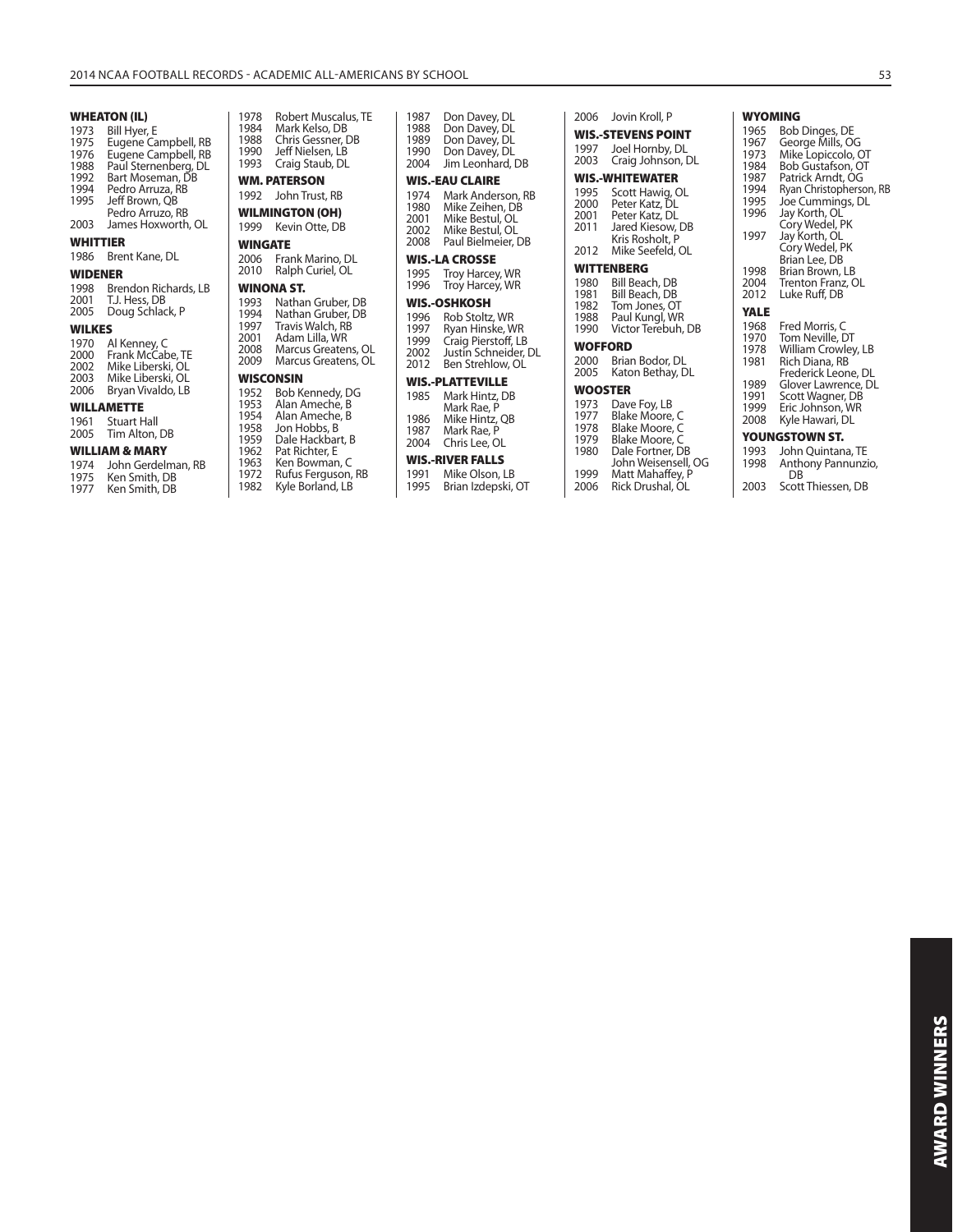### WHEATON (IL)

1973 Bill Hyer, E
1975 Eugene Campbell, RB
1976 Eugene Campbell, RB
1988 Paul Sternenberg, DL
1992 Bart Moseman, DB
1994 Pedro Arruza, RB
1995 Jeff Brown, QB
Pedro Arruzo, RB
2003 James Hoxworth, OL

### WHITTIER

1986 Brent Kane, DL

### WIDENER

1998 Brendon Richards, LB
2001 T.J. Hess, DB
2005 Doug Schlack, P

### WILKES

1970 Al Kenney, C
2000 Frank McCabe, TE
2002 Mike Liberski, OL
2003 Mike Liberski, OL
2006 Bryan Vivaldo, LB

### WILLAMETTE

1961 Stuart Hall
2005 Tim Alton, DB

### WILLIAM & MARY

1974 John Gerdelman, RB
1975 Ken Smith, DB
1977 Ken Smith, DB
1978 Robert Muscalus, TE
1984 Mark Kelso, DB
1988 Chris Gessner, DB
1990 Jeff Nielsen, LB
1993 Craig Staub, DL

### WM. PATERSON

1992 John Trust, RB

### WILMINGTON (OH)

1999 Kevin Otte, DB

### WINGATE

2006 Frank Marino, DL
2010 Ralph Curiel, OL

### WINONA ST.

1993 Nathan Gruber, DB
1994 Nathan Gruber, DB
1997 Travis Walch, RB
2001 Adam Lilla, WR
2008 Marcus Greatens, OL
2009 Marcus Greatens, OL

### WISCONSIN

1952 Bob Kennedy, DG
1953 Alan Ameche, B
1954 Alan Ameche, B
1958 Jon Hobbs, B
1959 Dale Hackbart, B
1962 Pat Richter, E
1963 Ken Bowman, C
1972 Rufus Ferguson, RB
1982 Kyle Borland, LB
1987 Don Davey, DL
1988 Don Davey, DL
1989 Don Davey, DL
1990 Don Davey, DL
2004 Jim Leonhard, DB

### WIS.-EAU CLAIRE

1974 Mark Anderson, RB
1980 Mike Zeihen, DB
2001 Mike Bestul, OL
2002 Mike Bestul, OL
2008 Paul Bielmeier, DB

### WIS.-LA CROSSE

1995 Troy Harcey, WR
1996 Troy Harcey, WR

### WIS.-OSHKOSH

1996 Rob Stoltz, WR
1997 Ryan Hinske, WR
1999 Craig Pierstoff, LB
2002 Justin Schneider, DL
2012 Ben Strehlow, OL

### WIS.-PLATTEVILLE

1985 Mark Hintz, DB
Mark Rae, P
1986 Mike Hintz, QB
1987 Mark Rae, P
2004 Chris Lee, OL

### WIS.-RIVER FALLS

1991 Mike Olson, LB
1995 Brian Izdepski, OT
2006 Jovin Kroll, P

### WIS.-STEVENS POINT

1997 Joel Hornby, DL
2003 Craig Johnson, DL

### WIS.-WHITEWATER

1995 Scott Hawig, OL
2000 Peter Katz, DL
2001 Peter Katz, DL
2011 Jared Kiesow, DB
Kris Rosholt, P
2012 Mike Seefeld, OL

### WITTENBERG

1980 Bill Beach, DB
1981 Bill Beach, DB
1982 Tom Jones, OT
1988 Paul Kungl, WR
1990 Victor Terebuh, DB

### WOFFORD

2000 Brian Bodor, DL
2005 Katon Bethay, DL

### WOOSTER

1973 Dave Foy, LB
1977 Blake Moore, C
1978 Blake Moore, C
1979 Blake Moore, C
1980 Dale Fortner, DB
John Weisensell, OG
1999 Matt Mahaffey, P
2006 Rick Drushal, OL

### WYOMING

1965 Bob Dinges, DE
1967 George Mills, OG
1973 Mike Lopiccolo, OT
1984 Bob Gustafson, OT
1987 Patrick Arndt, OG
1994 Ryan Christopherson, RB
1995 Joe Cummings, DL
1996 Jay Korth, OL
Cory Wedel, PK
1997 Jay Korth, OL
Cory Wedel, PK
Brian Lee, DB
1998 Brian Brown, LB
2004 Trenton Franz, OL
2012 Luke Ruff, DB

### YALE

1968 Fred Morris, C
1970 Tom Neville, DT
1978 William Crowley, LB
1981 Rich Diana, RB
Frederick Leone, DL
1989 Glover Lawrence, DL
1991 Scott Wagner, DB
1999 Eric Johnson, WR
2008 Kyle Hawari, DL

### YOUNGSTOWN ST.

1993 John Quintana, TE
1998 Anthony Pannunzio, DB
2003 Scott Thiessen, DB